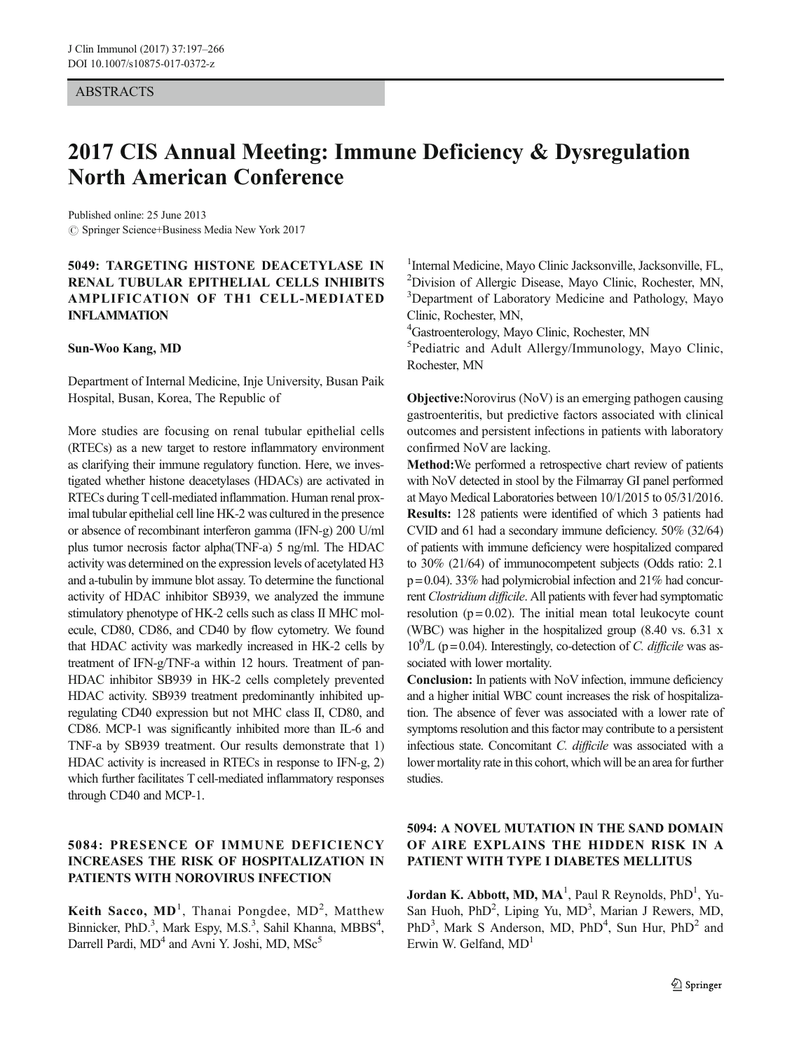ABSTRACTS

# 2017 CIS Annual Meeting: Immune Deficiency & Dysregulation North American Conference

Published online: 25 June 2013
© Springer Science+Business Media New York 2017

## 5049: TARGETING HISTONE DEACETYLASE IN RENAL TUBULAR EPITHELIAL CELLS INHIBITS AMPLIFICATION OF TH1 CELL-MEDIATED INFLAMMATION

**Sun-Woo Kang, MD**

Department of Internal Medicine, Inje University, Busan Paik Hospital, Busan, Korea, The Republic of

More studies are focusing on renal tubular epithelial cells (RTECs) as a new target to restore inflammatory environment as clarifying their immune regulatory function. Here, we investigated whether histone deacetylases (HDACs) are activated in RTECs during T cell-mediated inflammation. Human renal proximal tubular epithelial cell line HK-2 was cultured in the presence or absence of recombinant interferon gamma (IFN-g) 200 U/ml plus tumor necrosis factor alpha(TNF-a) 5 ng/ml. The HDAC activity was determined on the expression levels of acetylated H3 and a-tubulin by immune blot assay. To determine the functional activity of HDAC inhibitor SB939, we analyzed the immune stimulatory phenotype of HK-2 cells such as class II MHC molecule, CD80, CD86, and CD40 by flow cytometry. We found that HDAC activity was markedly increased in HK-2 cells by treatment of IFN-g/TNF-a within 12 hours. Treatment of pan-HDAC inhibitor SB939 in HK-2 cells completely prevented HDAC activity. SB939 treatment predominantly inhibited up-regulating CD40 expression but not MHC class II, CD80, and CD86. MCP-1 was significantly inhibited more than IL-6 and TNF-a by SB939 treatment. Our results demonstrate that 1) HDAC activity is increased in RTECs in response to IFN-g, 2) which further facilitates T cell-mediated inflammatory responses through CD40 and MCP-1.

## 5084: PRESENCE OF IMMUNE DEFICIENCY INCREASES THE RISK OF HOSPITALIZATION IN PATIENTS WITH NOROVIRUS INFECTION

**Keith Sacco, MD**[1], Thanai Pongdee, MD[2], Matthew Binnicker, PhD.[3], Mark Espy, M.S.[3], Sahil Khanna, MBBS[4], Darrell Pardi, MD[4] and Avni Y. Joshi, MD, MSc[5]

[1]Internal Medicine, Mayo Clinic Jacksonville, Jacksonville, FL,
[2]Division of Allergic Disease, Mayo Clinic, Rochester, MN,
[3]Department of Laboratory Medicine and Pathology, Mayo Clinic, Rochester, MN,
[4]Gastroenterology, Mayo Clinic, Rochester, MN
[5]Pediatric and Adult Allergy/Immunology, Mayo Clinic, Rochester, MN

**Objective:**Norovirus (NoV) is an emerging pathogen causing gastroenteritis, but predictive factors associated with clinical outcomes and persistent infections in patients with laboratory confirmed NoV are lacking.

**Method:**We performed a retrospective chart review of patients with NoV detected in stool by the Filmarray GI panel performed at Mayo Medical Laboratories between 10/1/2015 to 05/31/2016.

**Results:** 128 patients were identified of which 3 patients had CVID and 61 had a secondary immune deficiency. 50% (32/64) of patients with immune deficiency were hospitalized compared to 30% (21/64) of immunocompetent subjects (Odds ratio: 2.1 $p = 0.04$). 33% had polymicrobial infection and 21% had concurrent *Clostridium difficile*. All patients with fever had symptomatic resolution ($p = 0.02$). The initial mean total leukocyte count (WBC) was higher in the hospitalized group (8.40 vs. 6.31 x $10^9$/L ($p = 0.04$). Interestingly, co-detection of *C. difficile* was associated with lower mortality.

**Conclusion:** In patients with NoV infection, immune deficiency and a higher initial WBC count increases the risk of hospitalization. The absence of fever was associated with a lower rate of symptoms resolution and this factor may contribute to a persistent infectious state. Concomitant *C. difficile* was associated with a lower mortality rate in this cohort, which will be an area for further studies.

## 5094: A NOVEL MUTATION IN THE SAND DOMAIN OF AIRE EXPLAINS THE HIDDEN RISK IN A PATIENT WITH TYPE I DIABETES MELLITUS

**Jordan K. Abbott, MD, MA**[1], Paul R Reynolds, PhD[1], Yu-San Huoh, PhD[2], Liping Yu, MD[3], Marian J Rewers, MD, PhD[3], Mark S Anderson, MD, PhD[4], Sun Hur, PhD[2] and Erwin W. Gelfand, MD[1]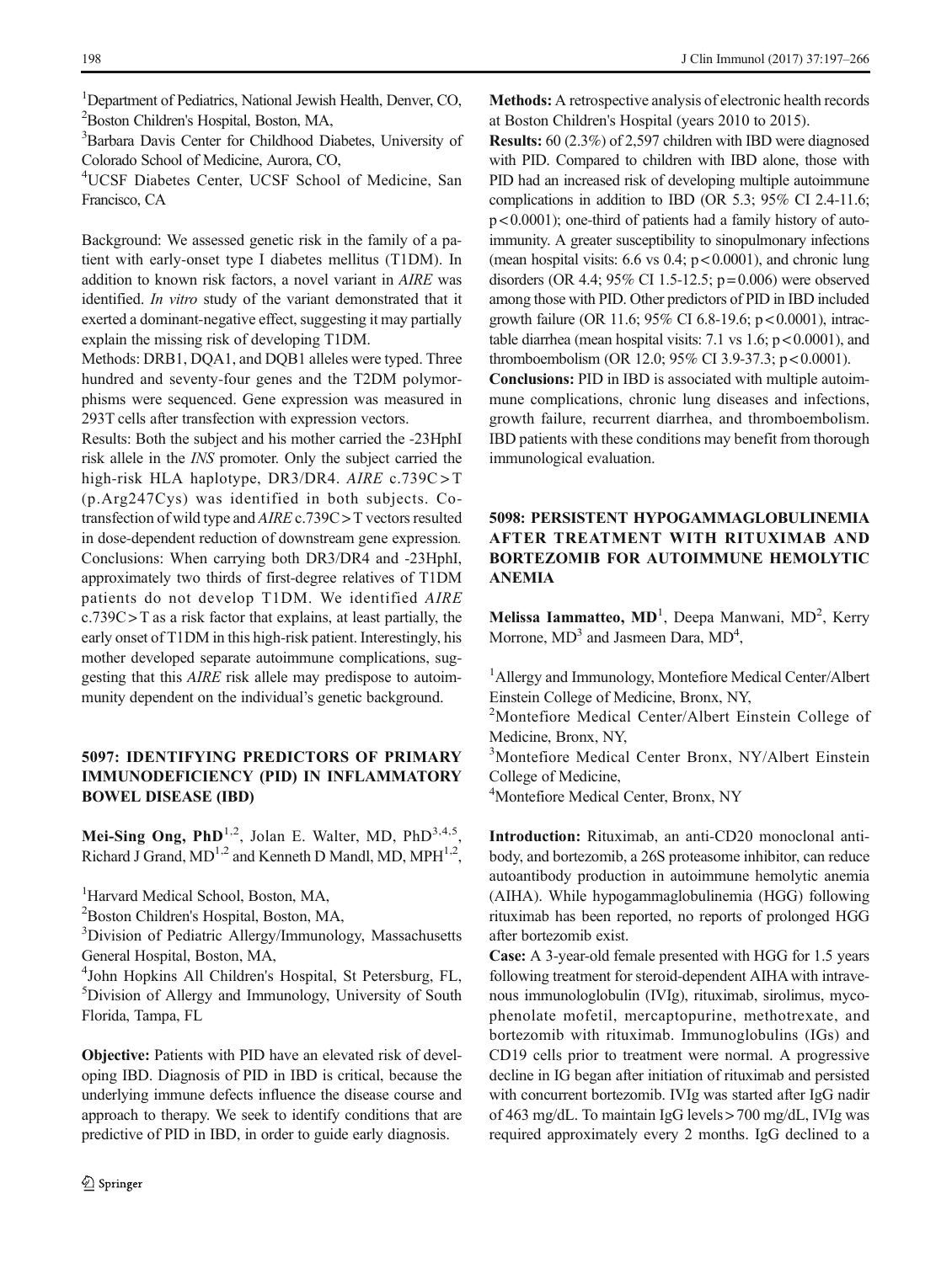[1]Department of Pediatrics, National Jewish Health, Denver, CO,
[2]Boston Children's Hospital, Boston, MA,
[3]Barbara Davis Center for Childhood Diabetes, University of Colorado School of Medicine, Aurora, CO,
[4]UCSF Diabetes Center, UCSF School of Medicine, San Francisco, CA

Background: We assessed genetic risk in the family of a patient with early-onset type I diabetes mellitus (T1DM). In addition to known risk factors, a novel variant in *AIRE* was identified. *In vitro* study of the variant demonstrated that it exerted a dominant-negative effect, suggesting it may partially explain the missing risk of developing T1DM.

Methods: DRB1, DQA1, and DQB1 alleles were typed. Three hundred and seventy-four genes and the T2DM polymorphisms were sequenced. Gene expression was measured in 293T cells after transfection with expression vectors.

Results: Both the subject and his mother carried the -23HphI risk allele in the *INS* promoter. Only the subject carried the high-risk HLA haplotype, DR3/DR4. *AIRE* c.739C > T (p.Arg247Cys) was identified in both subjects. Co-transfection of wild type and *AIRE* c.739C > T vectors resulted in dose-dependent reduction of downstream gene expression.

Conclusions: When carrying both DR3/DR4 and -23HphI, approximately two thirds of first-degree relatives of T1DM patients do not develop T1DM. We identified *AIRE* c.739C > T as a risk factor that explains, at least partially, the early onset of T1DM in this high-risk patient. Interestingly, his mother developed separate autoimmune complications, suggesting that this *AIRE* risk allele may predispose to autoimmunity dependent on the individual's genetic background.

## 5097: IDENTIFYING PREDICTORS OF PRIMARY IMMUNODEFICIENCY (PID) IN INFLAMMATORY BOWEL DISEASE (IBD)

**Mei-Sing Ong, PhD**[1,2], Jolan E. Walter, MD, PhD[3,4,5], Richard J Grand, MD[1,2] and Kenneth D Mandl, MD, MPH[1,2],

[1]Harvard Medical School, Boston, MA,
[2]Boston Children's Hospital, Boston, MA,
[3]Division of Pediatric Allergy/Immunology, Massachusetts General Hospital, Boston, MA,
[4]John Hopkins All Children's Hospital, St Petersburg, FL,
[5]Division of Allergy and Immunology, University of South Florida, Tampa, FL

**Objective:** Patients with PID have an elevated risk of developing IBD. Diagnosis of PID in IBD is critical, because the underlying immune defects influence the disease course and approach to therapy. We seek to identify conditions that are predictive of PID in IBD, in order to guide early diagnosis.

**Methods:** A retrospective analysis of electronic health records at Boston Children's Hospital (years 2010 to 2015).

**Results:** 60 (2.3%) of 2,597 children with IBD were diagnosed with PID. Compared to children with IBD alone, those with PID had an increased risk of developing multiple autoimmune complications in addition to IBD (OR 5.3; 95% CI 2.4-11.6; $p < 0.0001$); one-third of patients had a family history of autoimmunity. A greater susceptibility to sinopulmonary infections (mean hospital visits: 6.6 vs 0.4; $p < 0.0001$), and chronic lung disorders (OR 4.4; 95% CI 1.5-12.5; $p = 0.006$) were observed among those with PID. Other predictors of PID in IBD included growth failure (OR 11.6; 95% CI 6.8-19.6; $p < 0.0001$), intractable diarrhea (mean hospital visits: 7.1 vs 1.6; $p < 0.0001$), and thromboembolism (OR 12.0; 95% CI 3.9-37.3; $p < 0.0001$).

**Conclusions:** PID in IBD is associated with multiple autoimmune complications, chronic lung diseases and infections, growth failure, recurrent diarrhea, and thromboembolism. IBD patients with these conditions may benefit from thorough immunological evaluation.

## 5098: PERSISTENT HYPOGAMMAGLOBULINEMIA AFTER TREATMENT WITH RITUXIMAB AND BORTEZOMIB FOR AUTOIMMUNE HEMOLYTIC ANEMIA

**Melissa Iammatteo, MD**[1], Deepa Manwani, MD[2], Kerry Morrone, MD[3] and Jasmeen Dara, MD[4],

[1]Allergy and Immunology, Montefiore Medical Center/Albert Einstein College of Medicine, Bronx, NY,
[2]Montefiore Medical Center/Albert Einstein College of Medicine, Bronx, NY,
[3]Montefiore Medical Center Bronx, NY/Albert Einstein College of Medicine,
[4]Montefiore Medical Center, Bronx, NY

**Introduction:** Rituximab, an anti-CD20 monoclonal antibody, and bortezomib, a 26S proteasome inhibitor, can reduce autoantibody production in autoimmune hemolytic anemia (AIHA). While hypogammaglobulinemia (HGG) following rituximab has been reported, no reports of prolonged HGG after bortezomib exist.

**Case:** A 3-year-old female presented with HGG for 1.5 years following treatment for steroid-dependent AIHA with intravenous immunologlobulin (IVIg), rituximab, sirolimus, mycophenolate mofetil, mercaptopurine, methotrexate, and bortezomib with rituximab. Immunoglobulins (IGs) and CD19 cells prior to treatment were normal. A progressive decline in IG began after initiation of rituximab and persisted with concurrent bortezomib. IVIg was started after IgG nadir of 463 mg/dL. To maintain IgG levels > 700 mg/dL, IVIg was required approximately every 2 months. IgG declined to a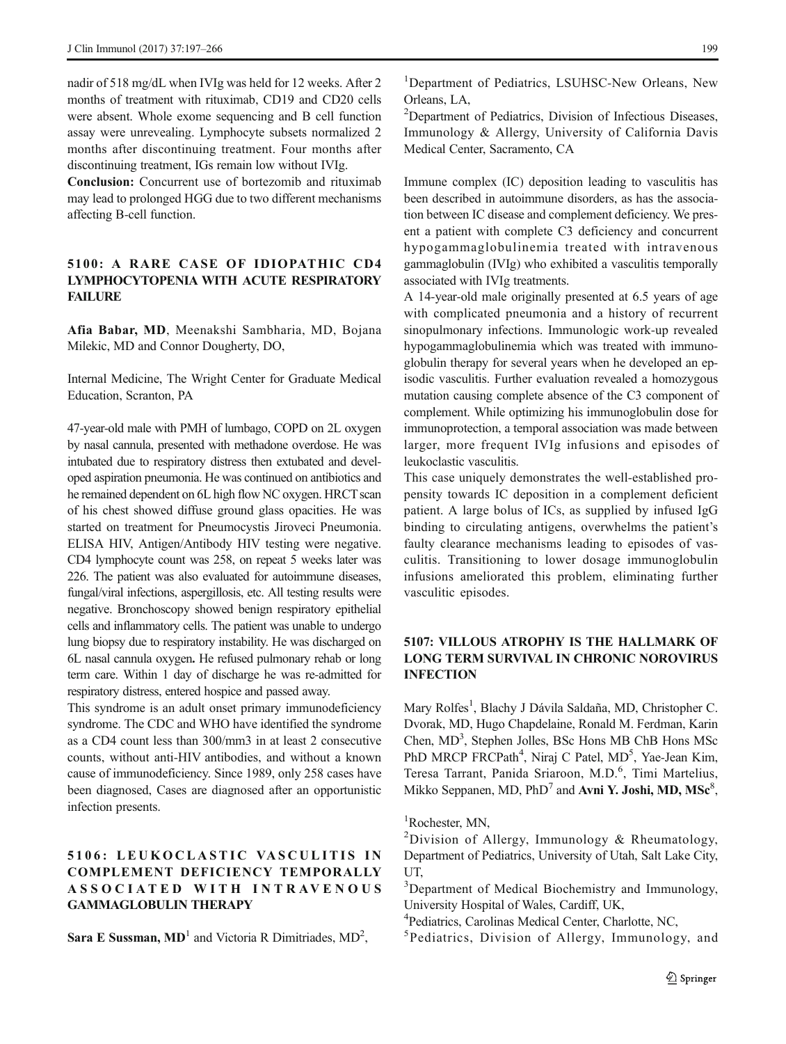nadir of 518 mg/dL when IVIg was held for 12 weeks. After 2 months of treatment with rituximab, CD19 and CD20 cells were absent. Whole exome sequencing and B cell function assay were unrevealing. Lymphocyte subsets normalized 2 months after discontinuing treatment. Four months after discontinuing treatment, IGs remain low without IVIg.

**Conclusion:** Concurrent use of bortezomib and rituximab may lead to prolonged HGG due to two different mechanisms affecting B-cell function.

## 5100: A RARE CASE OF IDIOPATHIC CD4 LYMPHOCYTOPENIA WITH ACUTE RESPIRATORY FAILURE

**Afia Babar, MD**, Meenakshi Sambharia, MD, Bojana Milekic, MD and Connor Dougherty, DO,

Internal Medicine, The Wright Center for Graduate Medical Education, Scranton, PA

47-year-old male with PMH of lumbago, COPD on 2L oxygen by nasal cannula, presented with methadone overdose. He was intubated due to respiratory distress then extubated and developed aspiration pneumonia. He was continued on antibiotics and he remained dependent on 6L high flow NC oxygen. HRCT scan of his chest showed diffuse ground glass opacities. He was started on treatment for Pneumocystis Jiroveci Pneumonia. ELISA HIV, Antigen/Antibody HIV testing were negative. CD4 lymphocyte count was 258, on repeat 5 weeks later was 226. The patient was also evaluated for autoimmune diseases, fungal/viral infections, aspergillosis, etc. All testing results were negative. Bronchoscopy showed benign respiratory epithelial cells and inflammatory cells. The patient was unable to undergo lung biopsy due to respiratory instability. He was discharged on 6L nasal cannula oxygen**.** He refused pulmonary rehab or long term care. Within 1 day of discharge he was re-admitted for respiratory distress, entered hospice and passed away.

This syndrome is an adult onset primary immunodeficiency syndrome. The CDC and WHO have identified the syndrome as a CD4 count less than 300/mm3 in at least 2 consecutive counts, without anti-HIV antibodies, and without a known cause of immunodeficiency. Since 1989, only 258 cases have been diagnosed, Cases are diagnosed after an opportunistic infection presents.

## 5106: LEUKOCLASTIC VASCULITIS IN COMPLEMENT DEFICIENCY TEMPORALLY ASSOCIATED WITH INTRAVENOUS GAMMAGLOBULIN THERAPY

**Sara E Sussman, MD**[1] and Victoria R Dimitriades, MD[2],

[1]Department of Pediatrics, LSUHSC-New Orleans, New Orleans, LA,

[2]Department of Pediatrics, Division of Infectious Diseases, Immunology & Allergy, University of California Davis Medical Center, Sacramento, CA

Immune complex (IC) deposition leading to vasculitis has been described in autoimmune disorders, as has the association between IC disease and complement deficiency. We present a patient with complete C3 deficiency and concurrent hypogammaglobulinemia treated with intravenous gammaglobulin (IVIg) who exhibited a vasculitis temporally associated with IVIg treatments.

A 14-year-old male originally presented at 6.5 years of age with complicated pneumonia and a history of recurrent sinopulmonary infections. Immunologic work-up revealed hypogammaglobulinemia which was treated with immunoglobulin therapy for several years when he developed an episodic vasculitis. Further evaluation revealed a homozygous mutation causing complete absence of the C3 component of complement. While optimizing his immunoglobulin dose for immunoprotection, a temporal association was made between larger, more frequent IVIg infusions and episodes of leukoclastic vasculitis.

This case uniquely demonstrates the well-established propensity towards IC deposition in a complement deficient patient. A large bolus of ICs, as supplied by infused IgG binding to circulating antigens, overwhelms the patient's faulty clearance mechanisms leading to episodes of vasculitis. Transitioning to lower dosage immunoglobulin infusions ameliorated this problem, eliminating further vasculitic episodes.

## 5107: VILLOUS ATROPHY IS THE HALLMARK OF LONG TERM SURVIVAL IN CHRONIC NOROVIRUS INFECTION

Mary Rolfes[1], Blachy J Dávila Saldaña, MD, Christopher C. Dvorak, MD, Hugo Chapdelaine, Ronald M. Ferdman, Karin Chen, MD[3], Stephen Jolles, BSc Hons MB ChB Hons MSc PhD MRCP FRCPath[4], Niraj C Patel, MD[5], Yae-Jean Kim, Teresa Tarrant, Panida Sriaroon, M.D.[6], Timi Martelius, Mikko Seppanen, MD, PhD[7] and **Avni Y. Joshi, MD, MSc**[8],

[1]Rochester, MN,

[2]Division of Allergy, Immunology & Rheumatology, Department of Pediatrics, University of Utah, Salt Lake City, UT,

[3]Department of Medical Biochemistry and Immunology, University Hospital of Wales, Cardiff, UK,

[4]Pediatrics, Carolinas Medical Center, Charlotte, NC,

[5]Pediatrics, Division of Allergy, Immunology, and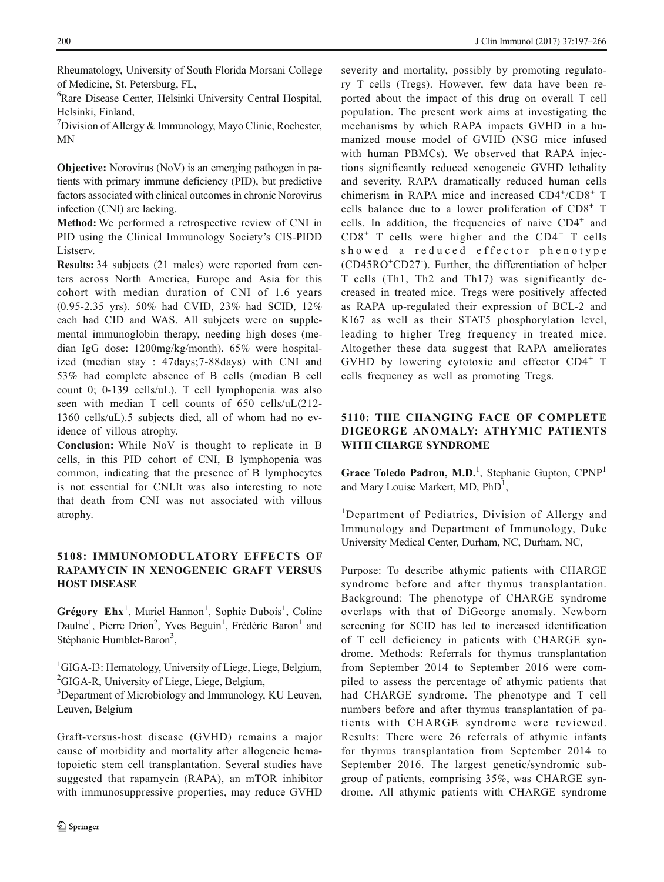Rheumatology, University of South Florida Morsani College of Medicine, St. Petersburg, FL,

[6]Rare Disease Center, Helsinki University Central Hospital, Helsinki, Finland,

[7]Division of Allergy & Immunology, Mayo Clinic, Rochester, MN

**Objective:** Norovirus (NoV) is an emerging pathogen in patients with primary immune deficiency (PID), but predictive factors associated with clinical outcomes in chronic Norovirus infection (CNI) are lacking.

**Method:** We performed a retrospective review of CNI in PID using the Clinical Immunology Society's CIS-PIDD Listserv.

**Results:** 34 subjects (21 males) were reported from centers across North America, Europe and Asia for this cohort with median duration of CNI of 1.6 years (0.95-2.35 yrs). 50% had CVID, 23% had SCID, 12% each had CID and WAS. All subjects were on supplemental immunoglobin therapy, needing high doses (median IgG dose: 1200mg/kg/month). 65% were hospitalized (median stay : 47days;7-88days) with CNI and 53% had complete absence of B cells (median B cell count 0; 0-139 cells/uL). T cell lymphopenia was also seen with median T cell counts of 650 cells/uL(212-1360 cells/uL).5 subjects died, all of whom had no evidence of villous atrophy.

**Conclusion:** While NoV is thought to replicate in B cells, in this PID cohort of CNI, B lymphopenia was common, indicating that the presence of B lymphocytes is not essential for CNI.It was also interesting to note that death from CNI was not associated with villous atrophy.

## 5108: IMMUNOMODULATORY EFFECTS OF RAPAMYCIN IN XENOGENEIC GRAFT VERSUS HOST DISEASE

**Grégory Ehx**[1], Muriel Hannon[1], Sophie Dubois[1], Coline Daulne[1], Pierre Drion[2], Yves Beguin[1], Frédéric Baron[1] and Stéphanie Humblet-Baron[3],

[1]GIGA-I3: Hematology, University of Liege, Liege, Belgium,
[2]GIGA-R, University of Liege, Liege, Belgium,
[3]Department of Microbiology and Immunology, KU Leuven, Leuven, Belgium

Graft-versus-host disease (GVHD) remains a major cause of morbidity and mortality after allogeneic hematopoietic stem cell transplantation. Several studies have suggested that rapamycin (RAPA), an mTOR inhibitor with immunosuppressive properties, may reduce GVHD severity and mortality, possibly by promoting regulatory T cells (Tregs). However, few data have been reported about the impact of this drug on overall T cell population. The present work aims at investigating the mechanisms by which RAPA impacts GVHD in a humanized mouse model of GVHD (NSG mice infused with human PBMCs). We observed that RAPA injections significantly reduced xenogeneic GVHD lethality and severity. RAPA dramatically reduced human cells chimerism in RAPA mice and increased $CD4^+/CD8^+$ T cells balance due to a lower proliferation of $CD8^+$ T cells. In addition, the frequencies of naive $CD4^+$ and $CD8^+$ T cells were higher and the $CD4^+$ T cells showed a reduced effector phenotype ($CD45RO^+CD27^-$). Further, the differentiation of helper T cells (Th1, Th2 and Th17) was significantly decreased in treated mice. Tregs were positively affected as RAPA up-regulated their expression of BCL-2 and KI67 as well as their STAT5 phosphorylation level, leading to higher Treg frequency in treated mice. Altogether these data suggest that RAPA ameliorates GVHD by lowering cytotoxic and effector $CD4^+$ T cells frequency as well as promoting Tregs.

## 5110: THE CHANGING FACE OF COMPLETE DIGEORGE ANOMALY: ATHYMIC PATIENTS WITH CHARGE SYNDROME

**Grace Toledo Padron, M.D.**[1], Stephanie Gupton, CPNP[1] and Mary Louise Markert, MD, PhD[1],

[1]Department of Pediatrics, Division of Allergy and Immunology and Department of Immunology, Duke University Medical Center, Durham, NC, Durham, NC,

Purpose: To describe athymic patients with CHARGE syndrome before and after thymus transplantation. Background: The phenotype of CHARGE syndrome overlaps with that of DiGeorge anomaly. Newborn screening for SCID has led to increased identification of T cell deficiency in patients with CHARGE syndrome. Methods: Referrals for thymus transplantation from September 2014 to September 2016 were compiled to assess the percentage of athymic patients that had CHARGE syndrome. The phenotype and T cell numbers before and after thymus transplantation of patients with CHARGE syndrome were reviewed. Results: There were 26 referrals of athymic infants for thymus transplantation from September 2014 to September 2016. The largest genetic/syndromic subgroup of patients, comprising 35%, was CHARGE syndrome. All athymic patients with CHARGE syndrome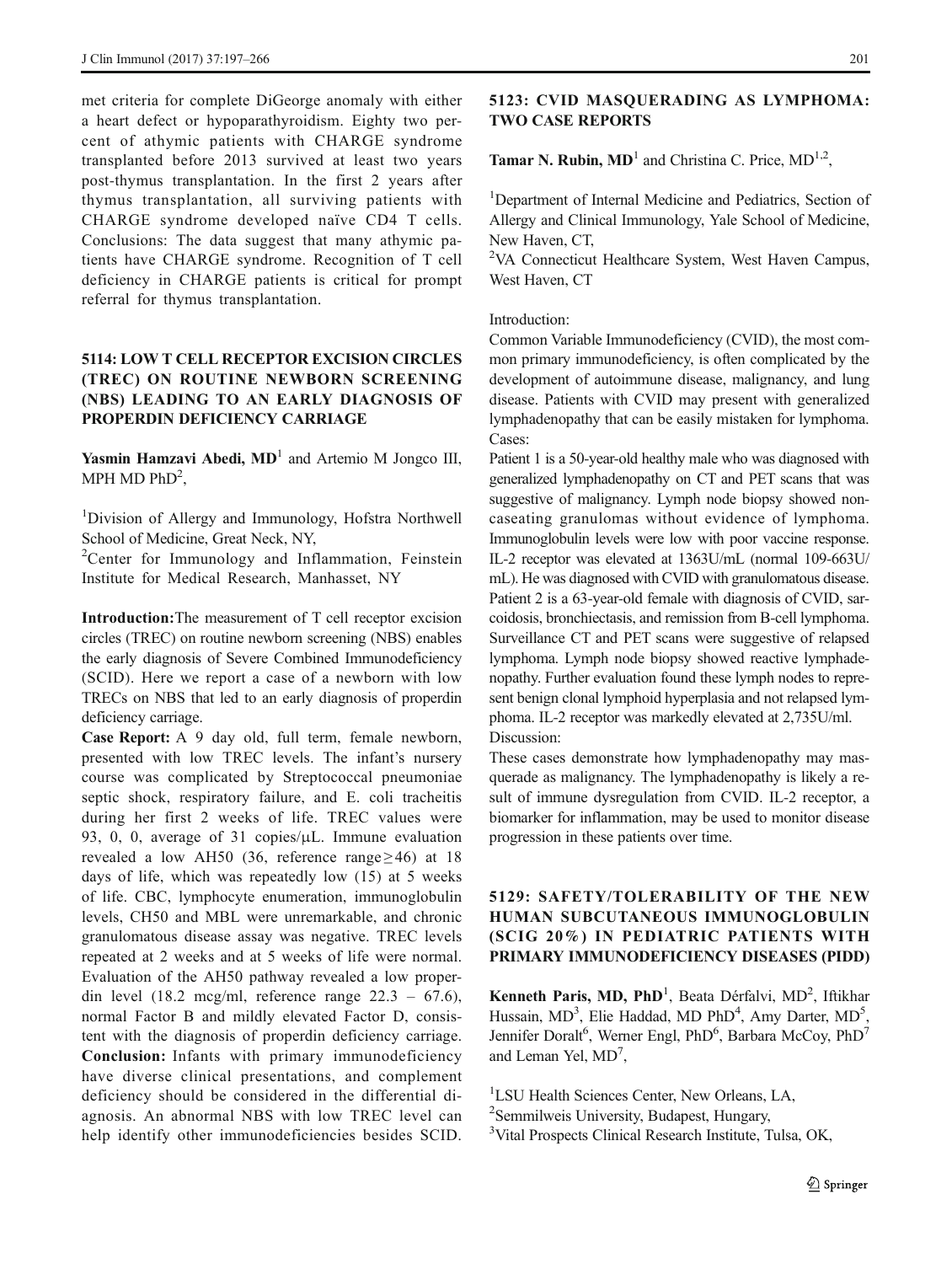met criteria for complete DiGeorge anomaly with either a heart defect or hypoparathyroidism. Eighty two percent of athymic patients with CHARGE syndrome transplanted before 2013 survived at least two years post-thymus transplantation. In the first 2 years after thymus transplantation, all surviving patients with CHARGE syndrome developed naïve CD4 T cells. Conclusions: The data suggest that many athymic patients have CHARGE syndrome. Recognition of T cell deficiency in CHARGE patients is critical for prompt referral for thymus transplantation.

## 5114: LOW T CELL RECEPTOR EXCISION CIRCLES (TREC) ON ROUTINE NEWBORN SCREENING (NBS) LEADING TO AN EARLY DIAGNOSIS OF PROPERDIN DEFICIENCY CARRIAGE

**Yasmin Hamzavi Abedi, MD**[1] and Artemio M Jongco III, MPH MD PhD[2],

[1]Division of Allergy and Immunology, Hofstra Northwell School of Medicine, Great Neck, NY,

[2]Center for Immunology and Inflammation, Feinstein Institute for Medical Research, Manhasset, NY

**Introduction:** The measurement of T cell receptor excision circles (TREC) on routine newborn screening (NBS) enables the early diagnosis of Severe Combined Immunodeficiency (SCID). Here we report a case of a newborn with low TRECs on NBS that led to an early diagnosis of properdin deficiency carriage.

**Case Report:** A 9 day old, full term, female newborn, presented with low TREC levels. The infant's nursery course was complicated by Streptococcal pneumoniae septic shock, respiratory failure, and E. coli tracheitis during her first 2 weeks of life. TREC values were 93, 0, 0, average of 31 copies/μL. Immune evaluation revealed a low AH50 (36, reference range≥46) at 18 days of life, which was repeatedly low (15) at 5 weeks of life. CBC, lymphocyte enumeration, immunoglobulin levels, CH50 and MBL were unremarkable, and chronic granulomatous disease assay was negative. TREC levels repeated at 2 weeks and at 5 weeks of life were normal. Evaluation of the AH50 pathway revealed a low properdin level (18.2 mcg/ml, reference range 22.3 – 67.6), normal Factor B and mildly elevated Factor D, consistent with the diagnosis of properdin deficiency carriage.

**Conclusion:** Infants with primary immunodeficiency have diverse clinical presentations, and complement deficiency should be considered in the differential diagnosis. An abnormal NBS with low TREC level can help identify other immunodeficiencies besides SCID.

## 5123: CVID MASQUERADING AS LYMPHOMA: TWO CASE REPORTS

**Tamar N. Rubin, MD**[1] and Christina C. Price, MD[1,2],

[1]Department of Internal Medicine and Pediatrics, Section of Allergy and Clinical Immunology, Yale School of Medicine, New Haven, CT,

[2]VA Connecticut Healthcare System, West Haven Campus, West Haven, CT

Introduction:

Common Variable Immunodeficiency (CVID), the most common primary immunodeficiency, is often complicated by the development of autoimmune disease, malignancy, and lung disease. Patients with CVID may present with generalized lymphadenopathy that can be easily mistaken for lymphoma.

Cases:

Patient 1 is a 50-year-old healthy male who was diagnosed with generalized lymphadenopathy on CT and PET scans that was suggestive of malignancy. Lymph node biopsy showed non-caseating granulomas without evidence of lymphoma. Immunoglobulin levels were low with poor vaccine response. IL-2 receptor was elevated at 1363U/mL (normal 109-663U/mL). He was diagnosed with CVID with granulomatous disease. Patient 2 is a 63-year-old female with diagnosis of CVID, sarcoidosis, bronchiectasis, and remission from B-cell lymphoma. Surveillance CT and PET scans were suggestive of relapsed lymphoma. Lymph node biopsy showed reactive lymphadenopathy. Further evaluation found these lymph nodes to represent benign clonal lymphoid hyperplasia and not relapsed lymphoma. IL-2 receptor was markedly elevated at 2,735U/ml.

Discussion:

These cases demonstrate how lymphadenopathy may masquerade as malignancy. The lymphadenopathy is likely a result of immune dysregulation from CVID. IL-2 receptor, a biomarker for inflammation, may be used to monitor disease progression in these patients over time.

## 5129: SAFETY/TOLERABILITY OF THE NEW HUMAN SUBCUTANEOUS IMMUNOGLOBULIN (SCIG 20%) IN PEDIATRIC PATIENTS WITH PRIMARY IMMUNODEFICIENCY DISEASES (PIDD)

**Kenneth Paris, MD, PhD**[1], Beata Dérfalvi, MD[2], Iftikhar Hussain, MD[3], Elie Haddad, MD PhD[4], Amy Darter, MD[5], Jennifer Doralt[6], Werner Engl, PhD[6], Barbara McCoy, PhD[7] and Leman Yel, MD[7],

[1]LSU Health Sciences Center, New Orleans, LA,

[2]Semmilweis University, Budapest, Hungary,

[3]Vital Prospects Clinical Research Institute, Tulsa, OK,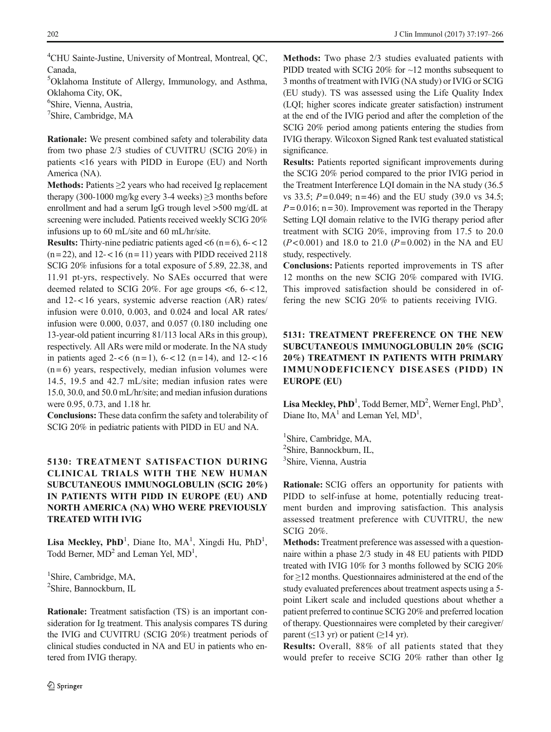[4]CHU Sainte-Justine, University of Montreal, Montreal, QC, Canada,
[5]Oklahoma Institute of Allergy, Immunology, and Asthma, Oklahoma City, OK,
[6]Shire, Vienna, Austria,
[7]Shire, Cambridge, MA

**Rationale:** We present combined safety and tolerability data from two phase 2/3 studies of CUVITRU (SCIG 20%) in patients <16 years with PIDD in Europe (EU) and North America (NA).

**Methods:** Patients ≥2 years who had received Ig replacement therapy (300-1000 mg/kg every 3-4 weeks) ≥3 months before enrollment and had a serum IgG trough level >500 mg/dL at screening were included. Patients received weekly SCIG 20% infusions up to 60 mL/site and 60 mL/hr/site.

**Results:** Thirty-nine pediatric patients aged <6 (n = 6), 6- < 12 (n = 22), and 12- < 16 (n = 11) years with PIDD received 2118 SCIG 20% infusions for a total exposure of 5.89, 22.38, and 11.91 pt-yrs, respectively. No SAEs occurred that were deemed related to SCIG 20%. For age groups <6, 6- < 12, and 12- < 16 years, systemic adverse reaction (AR) rates/infusion were 0.010, 0.003, and 0.024 and local AR rates/infusion were 0.000, 0.037, and 0.057 (0.180 including one 13-year-old patient incurring 81/113 local ARs in this group), respectively. All ARs were mild or moderate. In the NA study in patients aged 2- < 6 (n = 1), 6- < 12 (n = 14), and 12- < 16 (n = 6) years, respectively, median infusion volumes were 14.5, 19.5 and 42.7 mL/site; median infusion rates were 15.0, 30.0, and 50.0 mL/hr/site; and median infusion durations were 0.95, 0.73, and 1.18 hr.

**Conclusions:** These data confirm the safety and tolerability of SCIG 20% in pediatric patients with PIDD in EU and NA.

## 5130: TREATMENT SATISFACTION DURING CLINICAL TRIALS WITH THE NEW HUMAN SUBCUTANEOUS IMMUNOGLOBULIN (SCIG 20%) IN PATIENTS WITH PIDD IN EUROPE (EU) AND NORTH AMERICA (NA) WHO WERE PREVIOUSLY TREATED WITH IVIG

**Lisa Meckley, PhD**[1], Diane Ito, MA[1], Xingdi Hu, PhD[1], Todd Berner, MD[2] and Leman Yel, MD[1],

[1]Shire, Cambridge, MA,
[2]Shire, Bannockburn, IL

**Rationale:** Treatment satisfaction (TS) is an important consideration for Ig treatment. This analysis compares TS during the IVIG and CUVITRU (SCIG 20%) treatment periods of clinical studies conducted in NA and EU in patients who entered from IVIG therapy.

**Methods:** Two phase 2/3 studies evaluated patients with PIDD treated with SCIG 20% for ~12 months subsequent to 3 months of treatment with IVIG (NA study) or IVIG or SCIG (EU study). TS was assessed using the Life Quality Index (LQI; higher scores indicate greater satisfaction) instrument at the end of the IVIG period and after the completion of the SCIG 20% period among patients entering the studies from IVIG therapy. Wilcoxon Signed Rank test evaluated statistical significance.

**Results:** Patients reported significant improvements during the SCIG 20% period compared to the prior IVIG period in the Treatment Interference LQI domain in the NA study (36.5 vs 33.5; $P = 0.049$; n = 46) and the EU study (39.0 vs 34.5; $P = 0.016$; n = 30). Improvement was reported in the Therapy Setting LQI domain relative to the IVIG therapy period after treatment with SCIG 20%, improving from 17.5 to 20.0 ($P < 0.001$) and 18.0 to 21.0 ($P = 0.002$) in the NA and EU study, respectively.

**Conclusions:** Patients reported improvements in TS after 12 months on the new SCIG 20% compared with IVIG. This improved satisfaction should be considered in offering the new SCIG 20% to patients receiving IVIG.

## 5131: TREATMENT PREFERENCE ON THE NEW SUBCUTANEOUS IMMUNOGLOBULIN 20% (SCIG 20%) TREATMENT IN PATIENTS WITH PRIMARY IMMUNODEFICIENCY DISEASES (PIDD) IN EUROPE (EU)

**Lisa Meckley, PhD**[1], Todd Berner, MD[2], Werner Engl, PhD[3], Diane Ito, MA[1] and Leman Yel, MD[1],

[1]Shire, Cambridge, MA,
[2]Shire, Bannockburn, IL,
[3]Shire, Vienna, Austria

**Rationale:** SCIG offers an opportunity for patients with PIDD to self-infuse at home, potentially reducing treatment burden and improving satisfaction. This analysis assessed treatment preference with CUVITRU, the new SCIG 20%.

**Methods:** Treatment preference was assessed with a questionnaire within a phase 2/3 study in 48 EU patients with PIDD treated with IVIG 10% for 3 months followed by SCIG 20% for ≥12 months. Questionnaires administered at the end of the study evaluated preferences about treatment aspects using a 5-point Likert scale and included questions about whether a patient preferred to continue SCIG 20% and preferred location of therapy. Questionnaires were completed by their caregiver/parent (≤13 yr) or patient (≥14 yr).

**Results:** Overall, 88% of all patients stated that they would prefer to receive SCIG 20% rather than other Ig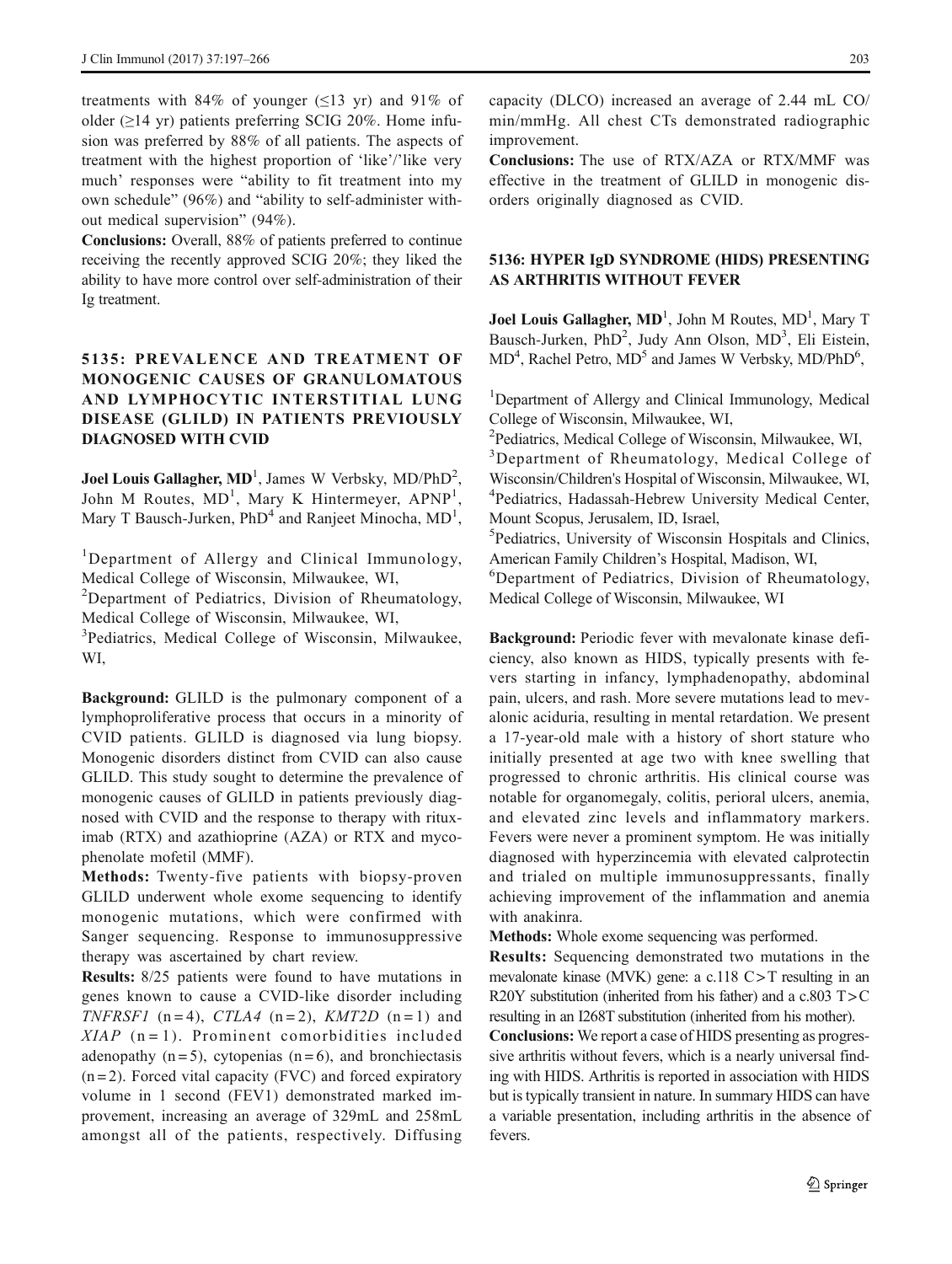treatments with 84% of younger (≤13 yr) and 91% of older (≥14 yr) patients preferring SCIG 20%. Home infusion was preferred by 88% of all patients. The aspects of treatment with the highest proportion of 'like'/'like very much' responses were "ability to fit treatment into my own schedule" (96%) and "ability to self-administer without medical supervision" (94%).

**Conclusions:** Overall, 88% of patients preferred to continue receiving the recently approved SCIG 20%; they liked the ability to have more control over self-administration of their Ig treatment.

### 5135: PREVALENCE AND TREATMENT OF MONOGENIC CAUSES OF GRANULOMATOUS AND LYMPHOCYTIC INTERSTITIAL LUNG DISEASE (GLILD) IN PATIENTS PREVIOUSLY DIAGNOSED WITH CVID

**Joel Louis Gallagher, MD**[1], James W Verbsky, MD/PhD[2], John M Routes, MD[1], Mary K Hintermeyer, APNP[1], Mary T Bausch-Jurken, PhD[4] and Ranjeet Minocha, MD[1],

[1]Department of Allergy and Clinical Immunology, Medical College of Wisconsin, Milwaukee, WI,
[2]Department of Pediatrics, Division of Rheumatology, Medical College of Wisconsin, Milwaukee, WI,
[3]Pediatrics, Medical College of Wisconsin, Milwaukee, WI,

**Background:** GLILD is the pulmonary component of a lymphoproliferative process that occurs in a minority of CVID patients. GLILD is diagnosed via lung biopsy. Monogenic disorders distinct from CVID can also cause GLILD. This study sought to determine the prevalence of monogenic causes of GLILD in patients previously diagnosed with CVID and the response to therapy with rituximab (RTX) and azathioprine (AZA) or RTX and mycophenolate mofetil (MMF).

**Methods:** Twenty-five patients with biopsy-proven GLILD underwent whole exome sequencing to identify monogenic mutations, which were confirmed with Sanger sequencing. Response to immunosuppressive therapy was ascertained by chart review.

**Results:** 8/25 patients were found to have mutations in genes known to cause a CVID-like disorder including *TNFRSF1* (n = 4), *CTLA4* (n = 2), *KMT2D* (n = 1) and *XIAP* (n = 1). Prominent comorbidities included adenopathy (n = 5), cytopenias (n = 6), and bronchiectasis (n = 2). Forced vital capacity (FVC) and forced expiratory volume in 1 second (FEV1) demonstrated marked improvement, increasing an average of 329mL and 258mL amongst all of the patients, respectively. Diffusing capacity (DLCO) increased an average of 2.44 mL CO/min/mmHg. All chest CTs demonstrated radiographic improvement.

**Conclusions:** The use of RTX/AZA or RTX/MMF was effective in the treatment of GLILD in monogenic disorders originally diagnosed as CVID.

### 5136: HYPER IgD SYNDROME (HIDS) PRESENTING AS ARTHRITIS WITHOUT FEVER

**Joel Louis Gallagher, MD**[1], John M Routes, MD[1], Mary T Bausch-Jurken, PhD[2], Judy Ann Olson, MD[3], Eli Eistein, MD[4], Rachel Petro, MD[5] and James W Verbsky, MD/PhD[6],

[1]Department of Allergy and Clinical Immunology, Medical College of Wisconsin, Milwaukee, WI,
[2]Pediatrics, Medical College of Wisconsin, Milwaukee, WI,
[3]Department of Rheumatology, Medical College of Wisconsin/Children's Hospital of Wisconsin, Milwaukee, WI,
[4]Pediatrics, Hadassah-Hebrew University Medical Center, Mount Scopus, Jerusalem, ID, Israel,
[5]Pediatrics, University of Wisconsin Hospitals and Clinics, American Family Children's Hospital, Madison, WI,
[6]Department of Pediatrics, Division of Rheumatology, Medical College of Wisconsin, Milwaukee, WI

**Background:** Periodic fever with mevalonate kinase deficiency, also known as HIDS, typically presents with fevers starting in infancy, lymphadenopathy, abdominal pain, ulcers, and rash. More severe mutations lead to mevalonic aciduria, resulting in mental retardation. We present a 17-year-old male with a history of short stature who initially presented at age two with knee swelling that progressed to chronic arthritis. His clinical course was notable for organomegaly, colitis, perioral ulcers, anemia, and elevated zinc levels and inflammatory markers. Fevers were never a prominent symptom. He was initially diagnosed with hyperzincemia with elevated calprotectin and trialed on multiple immunosuppressants, finally achieving improvement of the inflammation and anemia with anakinra.

**Methods:** Whole exome sequencing was performed.

**Results:** Sequencing demonstrated two mutations in the mevalonate kinase (MVK) gene: a c.118 C>T resulting in an R20Y substitution (inherited from his father) and a c.803 T>C resulting in an I268T substitution (inherited from his mother).

**Conclusions:** We report a case of HIDS presenting as progressive arthritis without fevers, which is a nearly universal finding with HIDS. Arthritis is reported in association with HIDS but is typically transient in nature. In summary HIDS can have a variable presentation, including arthritis in the absence of fevers.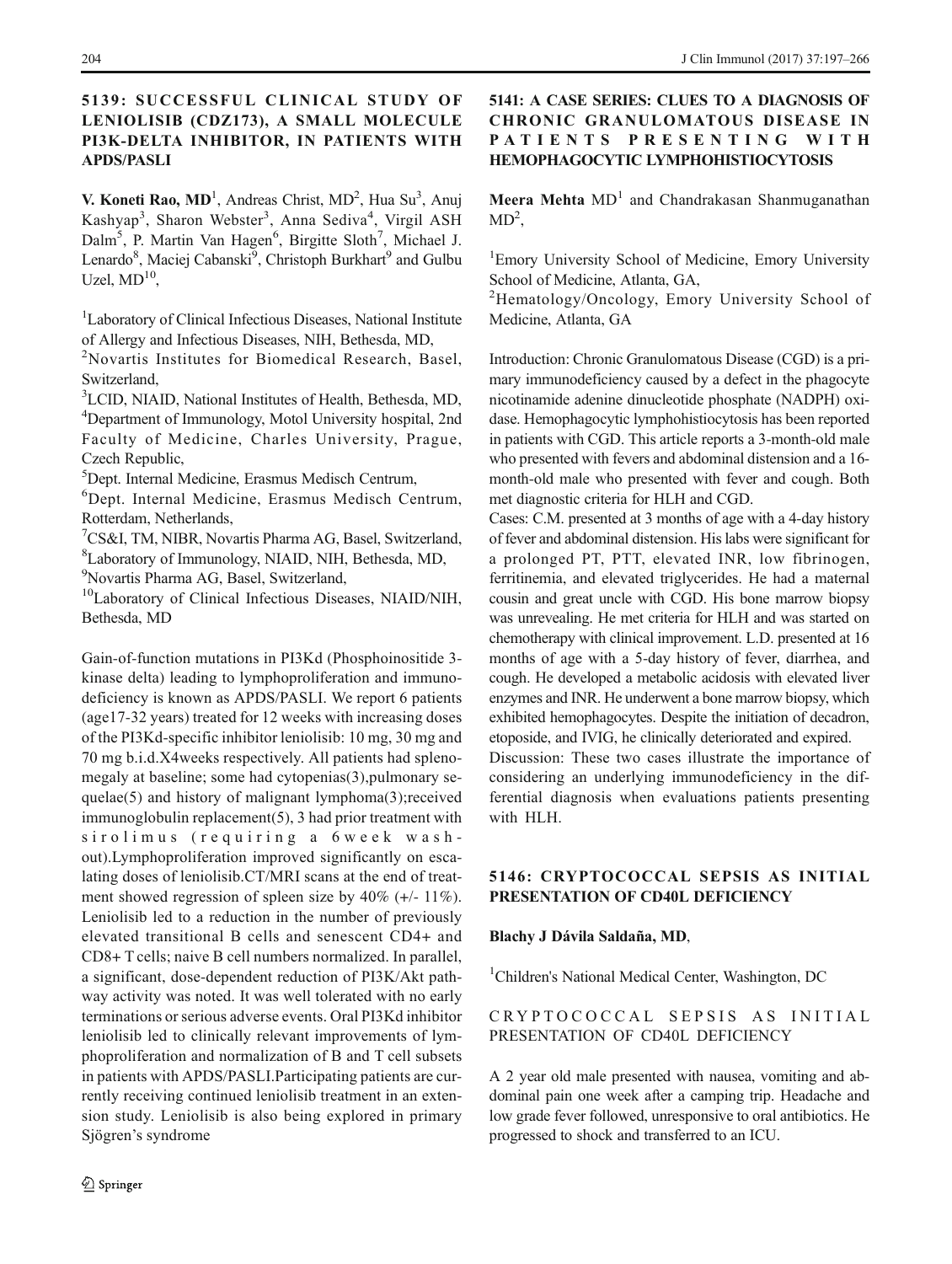## 5139: SUCCESSFUL CLINICAL STUDY OF LENIOLISIB (CDZ173), A SMALL MOLECULE PI3K-DELTA INHIBITOR, IN PATIENTS WITH APDS/PASLI

**V. Koneti Rao, MD**[1], Andreas Christ, MD[2], Hua Su[3], Anuj Kashyap[3], Sharon Webster[3], Anna Sediva[4], Virgil ASH Dalm[5], P. Martin Van Hagen[6], Birgitte Sloth[7], Michael J. Lenardo[8], Maciej Cabanski[9], Christoph Burkhart[9] and Gulbu Uzel, MD[10],

[1]Laboratory of Clinical Infectious Diseases, National Institute of Allergy and Infectious Diseases, NIH, Bethesda, MD,
[2]Novartis Institutes for Biomedical Research, Basel, Switzerland,
[3]LCID, NIAID, National Institutes of Health, Bethesda, MD,
[4]Department of Immunology, Motol University hospital, 2nd Faculty of Medicine, Charles University, Prague, Czech Republic,
[5]Dept. Internal Medicine, Erasmus Medisch Centrum,
[6]Dept. Internal Medicine, Erasmus Medisch Centrum, Rotterdam, Netherlands,
[7]CS&I, TM, NIBR, Novartis Pharma AG, Basel, Switzerland,
[8]Laboratory of Immunology, NIAID, NIH, Bethesda, MD,
[9]Novartis Pharma AG, Basel, Switzerland,
[10]Laboratory of Clinical Infectious Diseases, NIAID/NIH, Bethesda, MD

Gain-of-function mutations in PI3Kd (Phosphoinositide 3-kinase delta) leading to lymphoproliferation and immunodeficiency is known as APDS/PASLI. We report 6 patients (age17-32 years) treated for 12 weeks with increasing doses of the PI3Kd-specific inhibitor leniolisib: 10 mg, 30 mg and 70 mg b.i.d.X4weeks respectively. All patients had splenomegaly at baseline; some had cytopenias(3),pulmonary sequelae(5) and history of malignant lymphoma(3);received immunoglobulin replacement(5), 3 had prior treatment with sirolimus (requiring a 6week wash-out).Lymphoproliferation improved significantly on escalating doses of leniolisib.CT/MRI scans at the end of treatment showed regression of spleen size by 40% (+/- 11%). Leniolisib led to a reduction in the number of previously elevated transitional B cells and senescent CD4+ and CD8+ T cells; naive B cell numbers normalized. In parallel, a significant, dose-dependent reduction of PI3K/Akt pathway activity was noted. It was well tolerated with no early terminations or serious adverse events. Oral PI3Kd inhibitor leniolisib led to clinically relevant improvements of lymphoproliferation and normalization of B and T cell subsets in patients with APDS/PASLI.Participating patients are currently receiving continued leniolisib treatment in an extension study. Leniolisib is also being explored in primary Sjögren's syndrome

## 5141: A CASE SERIES: CLUES TO A DIAGNOSIS OF CHRONIC GRANULOMATOUS DISEASE IN PATIENTS PRESENTING WITH HEMOPHAGOCYTIC LYMPHOHISTIOCYTOSIS

**Meera Mehta** MD[1] and Chandrakasan Shanmuganathan MD[2],

[1]Emory University School of Medicine, Emory University School of Medicine, Atlanta, GA,
[2]Hematology/Oncology, Emory University School of Medicine, Atlanta, GA

Introduction: Chronic Granulomatous Disease (CGD) is a primary immunodeficiency caused by a defect in the phagocyte nicotinamide adenine dinucleotide phosphate (NADPH) oxidase. Hemophagocytic lymphohistiocytosis has been reported in patients with CGD. This article reports a 3-month-old male who presented with fevers and abdominal distension and a 16-month-old male who presented with fever and cough. Both met diagnostic criteria for HLH and CGD.

Cases: C.M. presented at 3 months of age with a 4-day history of fever and abdominal distension. His labs were significant for a prolonged PT, PTT, elevated INR, low fibrinogen, ferritinemia, and elevated triglycerides. He had a maternal cousin and great uncle with CGD. His bone marrow biopsy was unrevealing. He met criteria for HLH and was started on chemotherapy with clinical improvement. L.D. presented at 16 months of age with a 5-day history of fever, diarrhea, and cough. He developed a metabolic acidosis with elevated liver enzymes and INR. He underwent a bone marrow biopsy, which exhibited hemophagocytes. Despite the initiation of decadron, etoposide, and IVIG, he clinically deteriorated and expired.

Discussion: These two cases illustrate the importance of considering an underlying immunodeficiency in the differential diagnosis when evaluations patients presenting with HLH.

## 5146: CRYPTOCOCCAL SEPSIS AS INITIAL PRESENTATION OF CD40L DEFICIENCY

**Blachy J Dávila Saldaña, MD**,

[1]Children's National Medical Center, Washington, DC

CRYPTOCOCCAL SEPSIS AS INITIAL PRESENTATION OF CD40L DEFICIENCY

A 2 year old male presented with nausea, vomiting and abdominal pain one week after a camping trip. Headache and low grade fever followed, unresponsive to oral antibiotics. He progressed to shock and transferred to an ICU.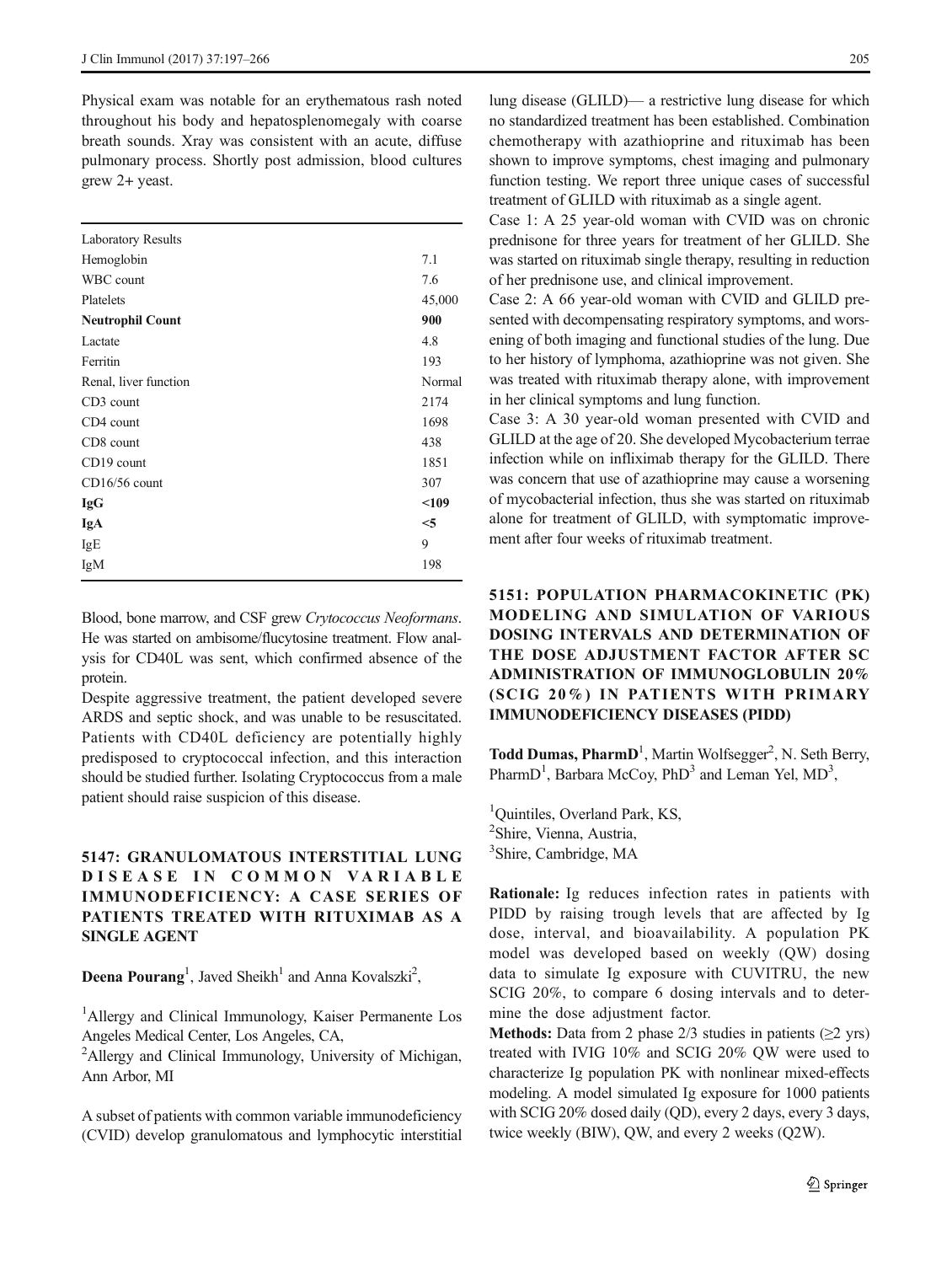Physical exam was notable for an erythematous rash noted throughout his body and hepatosplenomegaly with coarse breath sounds. Xray was consistent with an acute, diffuse pulmonary process. Shortly post admission, blood cultures grew 2+ yeast.

| Laboratory Results | |
|---|---|
| Hemoglobin | 7.1 |
| WBC count | 7.6 |
| Platelets | 45,000 |
| **Neutrophil Count** | **900** |
| Lactate | 4.8 |
| Ferritin | 193 |
| Renal, liver function | Normal |
| CD3 count | 2174 |
| CD4 count | 1698 |
| CD8 count | 438 |
| CD19 count | 1851 |
| CD16/56 count | 307 |
| **IgG** | **<109** |
| **IgA** | **<5** |
| IgE | 9 |
| IgM | 198 |

Blood, bone marrow, and CSF grew *Crytococcus Neoformans*. He was started on ambisome/flucytosine treatment. Flow analysis for CD40L was sent, which confirmed absence of the protein.

Despite aggressive treatment, the patient developed severe ARDS and septic shock, and was unable to be resuscitated. Patients with CD40L deficiency are potentially highly predisposed to cryptococcal infection, and this interaction should be studied further. Isolating Cryptococcus from a male patient should raise suspicion of this disease.

## 5147: GRANULOMATOUS INTERSTITIAL LUNG DISEASE IN COMMON VARIABLE IMMUNODEFICIENCY: A CASE SERIES OF PATIENTS TREATED WITH RITUXIMAB AS A SINGLE AGENT

**Deena Pourang**[1], Javed Sheikh[1] and Anna Kovalszki[2],

[1]Allergy and Clinical Immunology, Kaiser Permanente Los Angeles Medical Center, Los Angeles, CA,
[2]Allergy and Clinical Immunology, University of Michigan, Ann Arbor, MI

A subset of patients with common variable immunodeficiency (CVID) develop granulomatous and lymphocytic interstitial lung disease (GLILD)— a restrictive lung disease for which no standardized treatment has been established. Combination chemotherapy with azathioprine and rituximab has been shown to improve symptoms, chest imaging and pulmonary function testing. We report three unique cases of successful treatment of GLILD with rituximab as a single agent.

Case 1: A 25 year-old woman with CVID was on chronic prednisone for three years for treatment of her GLILD. She was started on rituximab single therapy, resulting in reduction of her prednisone use, and clinical improvement.

Case 2: A 66 year-old woman with CVID and GLILD presented with decompensating respiratory symptoms, and worsening of both imaging and functional studies of the lung. Due to her history of lymphoma, azathioprine was not given. She was treated with rituximab therapy alone, with improvement in her clinical symptoms and lung function.

Case 3: A 30 year-old woman presented with CVID and GLILD at the age of 20. She developed Mycobacterium terrae infection while on infliximab therapy for the GLILD. There was concern that use of azathioprine may cause a worsening of mycobacterial infection, thus she was started on rituximab alone for treatment of GLILD, with symptomatic improvement after four weeks of rituximab treatment.

## 5151: POPULATION PHARMACOKINETIC (PK) MODELING AND SIMULATION OF VARIOUS DOSING INTERVALS AND DETERMINATION OF THE DOSE ADJUSTMENT FACTOR AFTER SC ADMINISTRATION OF IMMUNOGLOBULIN 20% (SCIG 20%) IN PATIENTS WITH PRIMARY IMMUNODEFICIENCY DISEASES (PIDD)

**Todd Dumas, PharmD**[1], Martin Wolfsegger[2], N. Seth Berry, PharmD[1], Barbara McCoy, PhD[3] and Leman Yel, MD[3],

[1]Quintiles, Overland Park, KS,
[2]Shire, Vienna, Austria,
[3]Shire, Cambridge, MA

**Rationale:** Ig reduces infection rates in patients with PIDD by raising trough levels that are affected by Ig dose, interval, and bioavailability. A population PK model was developed based on weekly (QW) dosing data to simulate Ig exposure with CUVITRU, the new SCIG 20%, to compare 6 dosing intervals and to determine the dose adjustment factor.

**Methods:** Data from 2 phase 2/3 studies in patients ($\geq$2 yrs) treated with IVIG 10% and SCIG 20% QW were used to characterize Ig population PK with nonlinear mixed-effects modeling. A model simulated Ig exposure for 1000 patients with SCIG 20% dosed daily (QD), every 2 days, every 3 days, twice weekly (BIW), QW, and every 2 weeks (Q2W).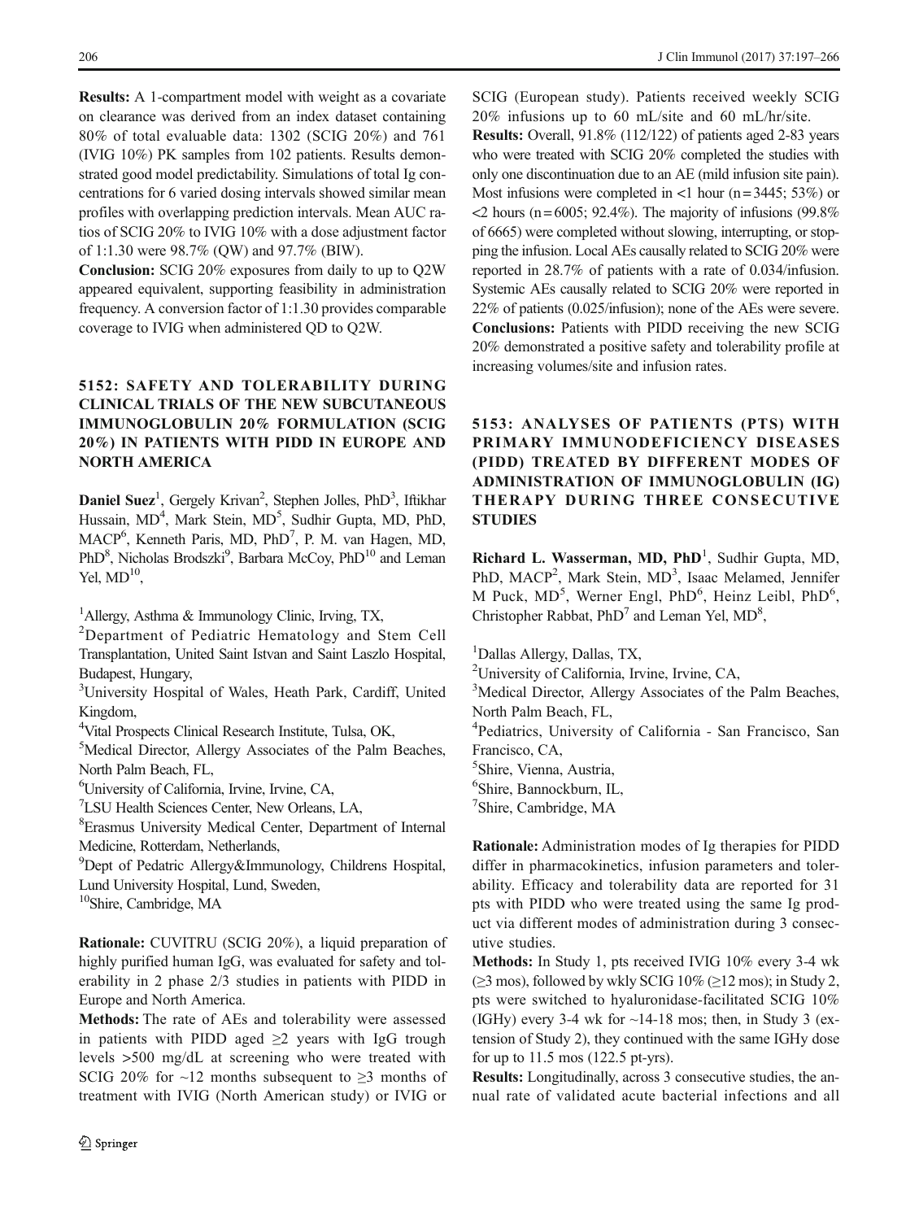**Results:** A 1-compartment model with weight as a covariate on clearance was derived from an index dataset containing 80% of total evaluable data: 1302 (SCIG 20%) and 761 (IVIG 10%) PK samples from 102 patients. Results demonstrated good model predictability. Simulations of total Ig concentrations for 6 varied dosing intervals showed similar mean profiles with overlapping prediction intervals. Mean AUC ratios of SCIG 20% to IVIG 10% with a dose adjustment factor of 1:1.30 were 98.7% (QW) and 97.7% (BIW).

**Conclusion:** SCIG 20% exposures from daily to up to Q2W appeared equivalent, supporting feasibility in administration frequency. A conversion factor of 1:1.30 provides comparable coverage to IVIG when administered QD to Q2W.

## 5152: SAFETY AND TOLERABILITY DURING CLINICAL TRIALS OF THE NEW SUBCUTANEOUS IMMUNOGLOBULIN 20% FORMULATION (SCIG 20%) IN PATIENTS WITH PIDD IN EUROPE AND NORTH AMERICA

**Daniel Suez**[1], Gergely Krivan[2], Stephen Jolles, PhD[3], Iftikhar Hussain, MD[4], Mark Stein, MD[5], Sudhir Gupta, MD, PhD, MACP[6], Kenneth Paris, MD, PhD[7], P. M. van Hagen, MD, PhD[8], Nicholas Brodszki[9], Barbara McCoy, PhD[10] and Leman Yel, MD[10],

[1]Allergy, Asthma & Immunology Clinic, Irving, TX,
[2]Department of Pediatric Hematology and Stem Cell Transplantation, United Saint Istvan and Saint Laszlo Hospital, Budapest, Hungary,
[3]University Hospital of Wales, Heath Park, Cardiff, United Kingdom,
[4]Vital Prospects Clinical Research Institute, Tulsa, OK,
[5]Medical Director, Allergy Associates of the Palm Beaches, North Palm Beach, FL,
[6]University of California, Irvine, Irvine, CA,
[7]LSU Health Sciences Center, New Orleans, LA,
[8]Erasmus University Medical Center, Department of Internal Medicine, Rotterdam, Netherlands,
[9]Dept of Pedatric Allergy&Immunology, Childrens Hospital, Lund University Hospital, Lund, Sweden,
[10]Shire, Cambridge, MA

**Rationale:** CUVITRU (SCIG 20%), a liquid preparation of highly purified human IgG, was evaluated for safety and tolerability in 2 phase 2/3 studies in patients with PIDD in Europe and North America.

**Methods:** The rate of AEs and tolerability were assessed in patients with PIDD aged ≥2 years with IgG trough levels >500 mg/dL at screening who were treated with SCIG 20% for ~12 months subsequent to ≥3 months of treatment with IVIG (North American study) or IVIG or SCIG (European study). Patients received weekly SCIG 20% infusions up to 60 mL/site and 60 mL/hr/site.

**Results:** Overall, 91.8% (112/122) of patients aged 2-83 years who were treated with SCIG 20% completed the studies with only one discontinuation due to an AE (mild infusion site pain). Most infusions were completed in <1 hour (n = 3445; 53%) or <2 hours (n = 6005; 92.4%). The majority of infusions (99.8% of 6665) were completed without slowing, interrupting, or stopping the infusion. Local AEs causally related to SCIG 20% were reported in 28.7% of patients with a rate of 0.034/infusion. Systemic AEs causally related to SCIG 20% were reported in 22% of patients (0.025/infusion); none of the AEs were severe.

**Conclusions:** Patients with PIDD receiving the new SCIG 20% demonstrated a positive safety and tolerability profile at increasing volumes/site and infusion rates.

## 5153: ANALYSES OF PATIENTS (PTS) WITH PRIMARY IMMUNODEFICIENCY DISEASES (PIDD) TREATED BY DIFFERENT MODES OF ADMINISTRATION OF IMMUNOGLOBULIN (IG) THERAPY DURING THREE CONSECUTIVE STUDIES

**Richard L. Wasserman, MD, PhD**[1], Sudhir Gupta, MD, PhD, MACP[2], Mark Stein, MD[3], Isaac Melamed, Jennifer M Puck, MD[5], Werner Engl, PhD[6], Heinz Leibl, PhD[6], Christopher Rabbat, PhD[7] and Leman Yel, MD[8],

[1]Dallas Allergy, Dallas, TX,
[2]University of California, Irvine, Irvine, CA,
[3]Medical Director, Allergy Associates of the Palm Beaches, North Palm Beach, FL,
[4]Pediatrics, University of California - San Francisco, San Francisco, CA,
[5]Shire, Vienna, Austria,
[6]Shire, Bannockburn, IL,
[7]Shire, Cambridge, MA

**Rationale:** Administration modes of Ig therapies for PIDD differ in pharmacokinetics, infusion parameters and tolerability. Efficacy and tolerability data are reported for 31 pts with PIDD who were treated using the same Ig product via different modes of administration during 3 consecutive studies.

**Methods:** In Study 1, pts received IVIG 10% every 3-4 wk (≥3 mos), followed by wkly SCIG 10% (≥12 mos); in Study 2, pts were switched to hyaluronidase-facilitated SCIG 10% (IGHy) every 3-4 wk for ~14-18 mos; then, in Study 3 (extension of Study 2), they continued with the same IGHy dose for up to 11.5 mos (122.5 pt-yrs).

**Results:** Longitudinally, across 3 consecutive studies, the annual rate of validated acute bacterial infections and all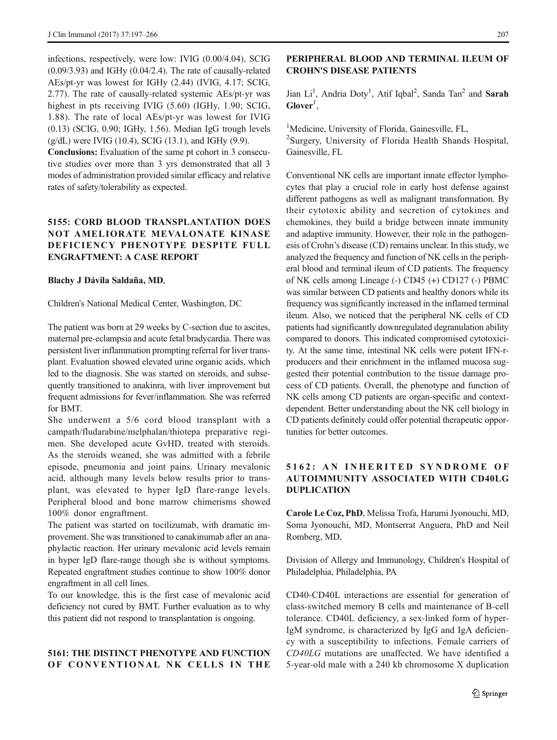infections, respectively, were low: IVIG (0.00/4.04), SCIG (0.09/3.93) and IGHy (0.04/2.4). The rate of causally-related AEs/pt-yr was lowest for IGHy (2.44) (IVIG, 4.17; SCIG, 2.77). The rate of causally-related systemic AEs/pt-yr was highest in pts receiving IVIG (5.60) (IGHy, 1.90; SCIG, 1.88). The rate of local AEs/pt-yr was lowest for IVIG (0.13) (SCIG, 0.90; IGHy, 1.56). Median IgG trough levels (g/dL) were IVIG (10.4), SCIG (13.1), and IGHy (9.9).

**Conclusions:** Evaluation of the same pt cohort in 3 consecutive studies over more than 3 yrs demonstrated that all 3 modes of administration provided similar efficacy and relative rates of safety/tolerability as expected.

## 5155: CORD BLOOD TRANSPLANTATION DOES NOT AMELIORATE MEVALONATE KINASE DEFICIENCY PHENOTYPE DESPITE FULL ENGRAFTMENT: A CASE REPORT

**Blachy J Dávila Saldaña, MD**,

Children's National Medical Center, Washington, DC

The patient was born at 29 weeks by C-section due to ascites, maternal pre-eclampsia and acute fetal bradycardia. There was persistent liver inflammation prompting referral for liver transplant. Evaluation showed elevated urine organic acids, which led to the diagnosis. She was started on steroids, and subsequently transitioned to anakinra, with liver improvement but frequent admissions for fever/inflammation. She was referred for BMT.

She underwent a 5/6 cord blood transplant with a campath/fludarabine/melphalan/thiotepa preparative regimen. She developed acute GvHD, treated with steroids. As the steroids weaned, she was admitted with a febrile episode, pneumonia and joint pains. Urinary mevalonic acid, although many levels below results prior to transplant, was elevated to hyper IgD flare-range levels. Peripheral blood and bone marrow chimerisms showed 100% donor engraftment.

The patient was started on tocilizumab, with dramatic improvement. She was transitioned to canakinumab after an anaphylactic reaction. Her urinary mevalonic acid levels remain in hyper IgD flare-range though she is without symptoms. Repeated engraftment studies continue to show 100% donor engraftment in all cell lines.

To our knowledge, this is the first case of mevalonic acid deficiency not cured by BMT. Further evaluation as to why this patient did not respond to transplantation is ongoing.

## 5161: THE DISTINCT PHENOTYPE AND FUNCTION OF CONVENTIONAL NK CELLS IN THE PERIPHERAL BLOOD AND TERMINAL ILEUM OF CROHN'S DISEASE PATIENTS

Jian Li[1], Andria Doty[1], Atif Iqbal[2], Sanda Tan[2] and **Sarah Glover**[1],

[1]Medicine, University of Florida, Gainesville, FL,
[2]Surgery, University of Florida Health Shands Hospital, Gainesville, FL

Conventional NK cells are important innate effector lymphocytes that play a crucial role in early host defense against different pathogens as well as malignant transformation. By their cytotoxic ability and secretion of cytokines and chemokines, they build a bridge between innate immunity and adaptive immunity. However, their role in the pathogenesis of Crohn's disease (CD) remains unclear. In this study, we analyzed the frequency and function of NK cells in the peripheral blood and terminal ileum of CD patients. The frequency of NK cells among Lineage (-) CD45 (+) CD127 (-) PBMC was similar between CD patients and healthy donors while its frequency was significantly increased in the inflamed terminal ileum. Also, we noticed that the peripheral NK cells of CD patients had significantly downregulated degranulation ability compared to donors. This indicated compromised cytotoxicity. At the same time, intestinal NK cells were potent IFN-r-producers and their enrichment in the inflamed mucosa suggested their potential contribution to the tissue damage process of CD patients. Overall, the phenotype and function of NK cells among CD patients are organ-specific and context-dependent. Better understanding about the NK cell biology in CD patients definitely could offer potential therapeutic opportunities for better outcomes.

## 5162: AN INHERITED SYNDROME OF AUTOIMMUNITY ASSOCIATED WITH CD40LG DUPLICATION

**Carole Le Coz, PhD**, Melissa Trofa, Harumi Jyonouchi, MD, Soma Jyonouchi, MD, Montserrat Anguera, PhD and Neil Romberg, MD,

Division of Allergy and Immunology, Children's Hospital of Philadelphia, Philadelphia, PA

CD40-CD40L interactions are essential for generation of class-switched memory B cells and maintenance of B-cell tolerance. CD40L deficiency, a sex-linked form of hyper-IgM syndrome, is characterized by IgG and IgA deficiency with a susceptibility to infections. Female carriers of *CD40LG* mutations are unaffected. We have identified a 5-year-old male with a 240 kb chromosome X duplication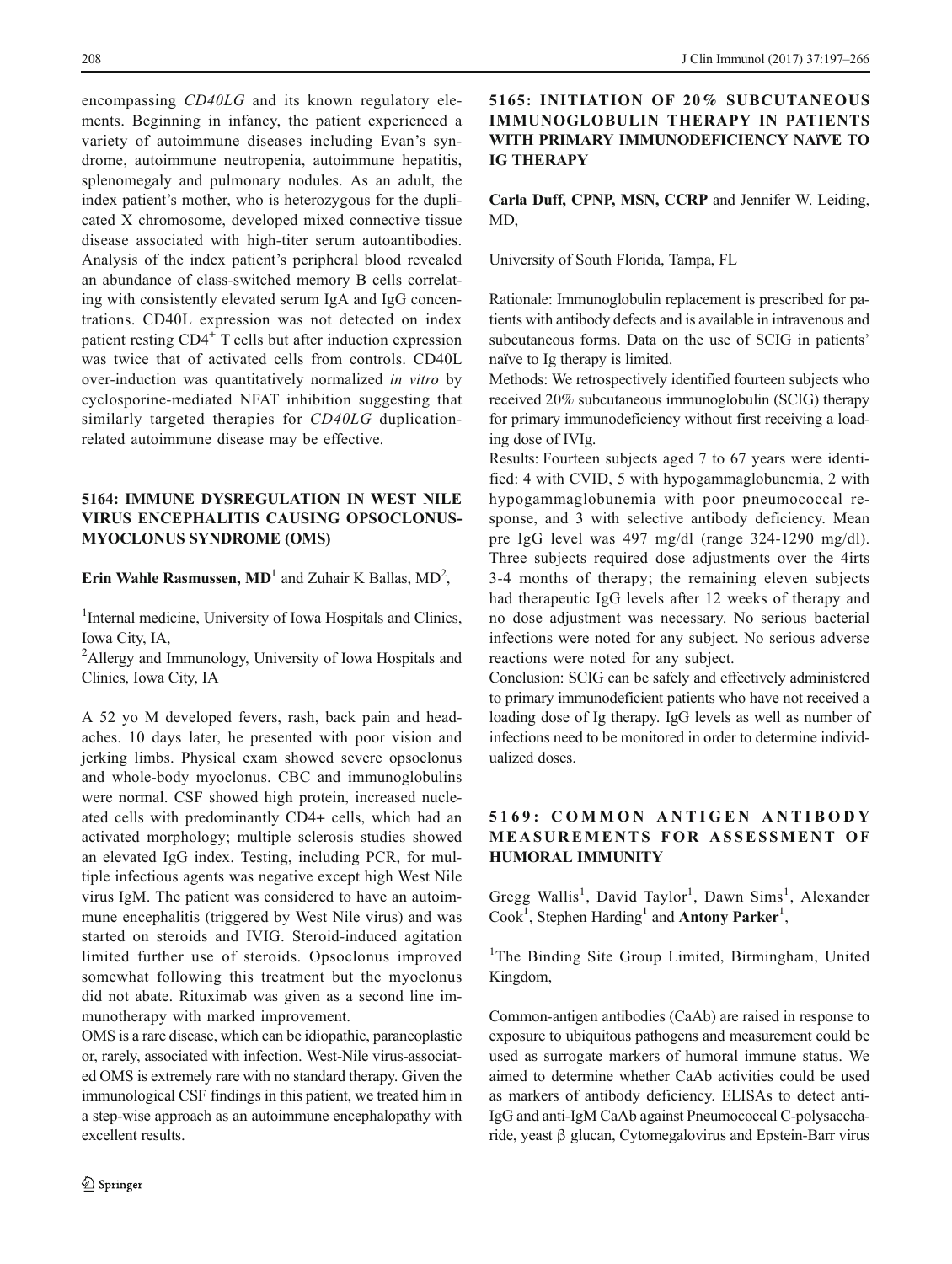encompassing *CD40LG* and its known regulatory elements. Beginning in infancy, the patient experienced a variety of autoimmune diseases including Evan's syndrome, autoimmune neutropenia, autoimmune hepatitis, splenomegaly and pulmonary nodules. As an adult, the index patient's mother, who is heterozygous for the duplicated X chromosome, developed mixed connective tissue disease associated with high-titer serum autoantibodies. Analysis of the index patient's peripheral blood revealed an abundance of class-switched memory B cells correlating with consistently elevated serum IgA and IgG concentrations. CD40L expression was not detected on index patient resting $CD4^+$ T cells but after induction expression was twice that of activated cells from controls. CD40L over-induction was quantitatively normalized *in vitro* by cyclosporine-mediated NFAT inhibition suggesting that similarly targeted therapies for *CD40LG* duplication-related autoimmune disease may be effective.

### 5164: IMMUNE DYSREGULATION IN WEST NILE VIRUS ENCEPHALITIS CAUSING OPSOCLONUS-MYOCLONUS SYNDROME (OMS)

**Erin Wahle Rasmussen, MD**[1] and Zuhair K Ballas, MD[2],

[1]Internal medicine, University of Iowa Hospitals and Clinics, Iowa City, IA,

[2]Allergy and Immunology, University of Iowa Hospitals and Clinics, Iowa City, IA

A 52 yo M developed fevers, rash, back pain and headaches. 10 days later, he presented with poor vision and jerking limbs. Physical exam showed severe opsoclonus and whole-body myoclonus. CBC and immunoglobulins were normal. CSF showed high protein, increased nucleated cells with predominantly CD4+ cells, which had an activated morphology; multiple sclerosis studies showed an elevated IgG index. Testing, including PCR, for multiple infectious agents was negative except high West Nile virus IgM. The patient was considered to have an autoimmune encephalitis (triggered by West Nile virus) and was started on steroids and IVIG. Steroid-induced agitation limited further use of steroids. Opsoclonus improved somewhat following this treatment but the myoclonus did not abate. Rituximab was given as a second line immunotherapy with marked improvement.

OMS is a rare disease, which can be idiopathic, paraneoplastic or, rarely, associated with infection. West-Nile virus-associated OMS is extremely rare with no standard therapy. Given the immunological CSF findings in this patient, we treated him in a step-wise approach as an autoimmune encephalopathy with excellent results.

### 5165: INITIATION OF 20% SUBCUTANEOUS IMMUNOGLOBULIN THERAPY IN PATIENTS WITH PRIMARY IMMUNODEFICIENCY NAïVE TO IG THERAPY

**Carla Duff, CPNP, MSN, CCRP** and Jennifer W. Leiding, MD,

University of South Florida, Tampa, FL

Rationale: Immunoglobulin replacement is prescribed for patients with antibody defects and is available in intravenous and subcutaneous forms. Data on the use of SCIG in patients' naïve to Ig therapy is limited.

Methods: We retrospectively identified fourteen subjects who received 20% subcutaneous immunoglobulin (SCIG) therapy for primary immunodeficiency without first receiving a loading dose of IVIg.

Results: Fourteen subjects aged 7 to 67 years were identified: 4 with CVID, 5 with hypogammaglobunemia, 2 with hypogammaglobunemia with poor pneumococcal response, and 3 with selective antibody deficiency. Mean pre IgG level was 497 mg/dl (range 324-1290 mg/dl). Three subjects required dose adjustments over the 4irts 3-4 months of therapy; the remaining eleven subjects had therapeutic IgG levels after 12 weeks of therapy and no dose adjustment was necessary. No serious bacterial infections were noted for any subject. No serious adverse reactions were noted for any subject.

Conclusion: SCIG can be safely and effectively administered to primary immunodeficient patients who have not received a loading dose of Ig therapy. IgG levels as well as number of infections need to be monitored in order to determine individualized doses.

### 5169: COMMON ANTIGEN ANTIBODY MEASUREMENTS FOR ASSESSMENT OF HUMORAL IMMUNITY

Gregg Wallis[1], David Taylor[1], Dawn Sims[1], Alexander Cook[1], Stephen Harding[1] and **Antony Parker**[1],

[1]The Binding Site Group Limited, Birmingham, United Kingdom,

Common-antigen antibodies (CaAb) are raised in response to exposure to ubiquitous pathogens and measurement could be used as surrogate markers of humoral immune status. We aimed to determine whether CaAb activities could be used as markers of antibody deficiency. ELISAs to detect anti-IgG and anti-IgM CaAb against Pneumococcal C-polysaccharide, yeast β glucan, Cytomegalovirus and Epstein-Barr virus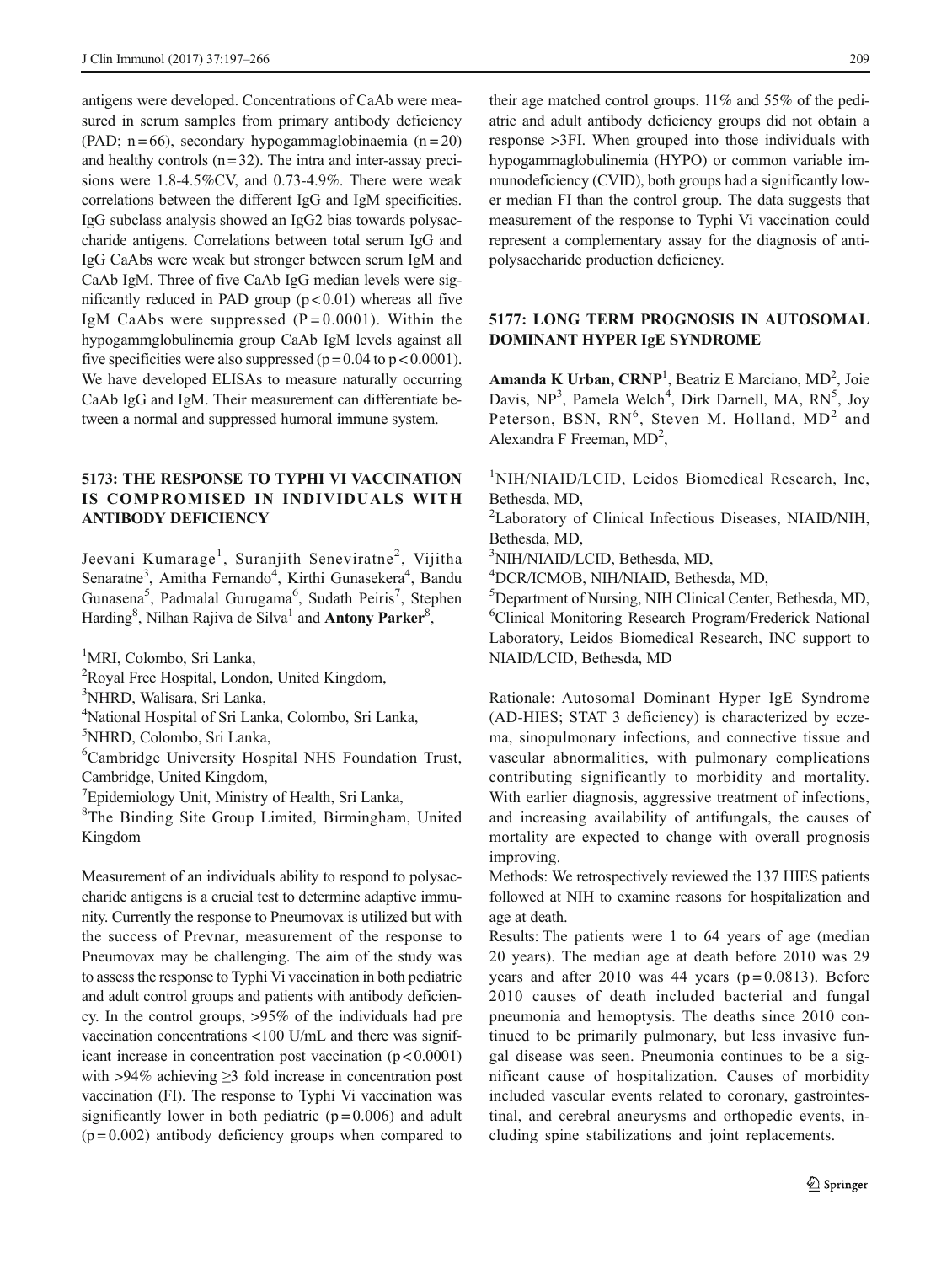antigens were developed. Concentrations of CaAb were measured in serum samples from primary antibody deficiency (PAD; n = 66), secondary hypogammaglobinaemia (n = 20) and healthy controls (n = 32). The intra and inter-assay precisions were 1.8-4.5%CV, and 0.73-4.9%. There were weak correlations between the different IgG and IgM specificities. IgG subclass analysis showed an IgG2 bias towards polysaccharide antigens. Correlations between total serum IgG and IgG CaAbs were weak but stronger between serum IgM and CaAb IgM. Three of five CaAb IgG median levels were significantly reduced in PAD group ($p < 0.01$) whereas all five IgM CaAbs were suppressed ($P = 0.0001$). Within the hypogammglobulinemia group CaAb IgM levels against all five specificities were also suppressed ($p = 0.04$ to $p < 0.0001$). We have developed ELISAs to measure naturally occurring CaAb IgG and IgM. Their measurement can differentiate between a normal and suppressed humoral immune system.

## 5173: THE RESPONSE TO TYPHI VI VACCINATION IS COMPROMISED IN INDIVIDUALS WITH ANTIBODY DEFICIENCY

Jeevani Kumarage[1], Suranjith Seneviratne[2], Vijitha Senaratne[3], Amitha Fernando[4], Kirthi Gunasekera[4], Bandu Gunasena[5], Padmalal Gurugama[6], Sudath Peiris[7], Stephen Harding[8], Nilhan Rajiva de Silva[1] and **Antony Parker**[8],

[1]MRI, Colombo, Sri Lanka,
[2]Royal Free Hospital, London, United Kingdom,
[3]NHRD, Walisara, Sri Lanka,
[4]National Hospital of Sri Lanka, Colombo, Sri Lanka,
[5]NHRD, Colombo, Sri Lanka,
[6]Cambridge University Hospital NHS Foundation Trust, Cambridge, United Kingdom,
[7]Epidemiology Unit, Ministry of Health, Sri Lanka,
[8]The Binding Site Group Limited, Birmingham, United Kingdom

Measurement of an individuals ability to respond to polysaccharide antigens is a crucial test to determine adaptive immunity. Currently the response to Pneumovax is utilized but with the success of Prevnar, measurement of the response to Pneumovax may be challenging. The aim of the study was to assess the response to Typhi Vi vaccination in both pediatric and adult control groups and patients with antibody deficiency. In the control groups, >95% of the individuals had pre vaccination concentrations <100 U/mL and there was significant increase in concentration post vaccination ($p < 0.0001$) with >94% achieving ≥3 fold increase in concentration post vaccination (FI). The response to Typhi Vi vaccination was significantly lower in both pediatric ($p = 0.006$) and adult ($p = 0.002$) antibody deficiency groups when compared to their age matched control groups. 11% and 55% of the pediatric and adult antibody deficiency groups did not obtain a response >3FI. When grouped into those individuals with hypogammaglobulinemia (HYPO) or common variable immunodeficiency (CVID), both groups had a significantly lower median FI than the control group. The data suggests that measurement of the response to Typhi Vi vaccination could represent a complementary assay for the diagnosis of anti-polysaccharide production deficiency.

## 5177: LONG TERM PROGNOSIS IN AUTOSOMAL DOMINANT HYPER IgE SYNDROME

**Amanda K Urban, CRNP**[1], Beatriz E Marciano, MD[2], Joie Davis, NP[3], Pamela Welch[4], Dirk Darnell, MA, RN[5], Joy Peterson, BSN, RN[6], Steven M. Holland, MD[2] and Alexandra F Freeman, MD[2],

[1]NIH/NIAID/LCID, Leidos Biomedical Research, Inc, Bethesda, MD,
[2]Laboratory of Clinical Infectious Diseases, NIAID/NIH, Bethesda, MD,
[3]NIH/NIAID/LCID, Bethesda, MD,
[4]DCR/ICMOB, NIH/NIAID, Bethesda, MD,
[5]Department of Nursing, NIH Clinical Center, Bethesda, MD,
[6]Clinical Monitoring Research Program/Frederick National Laboratory, Leidos Biomedical Research, INC support to NIAID/LCID, Bethesda, MD

Rationale: Autosomal Dominant Hyper IgE Syndrome (AD-HIES; STAT 3 deficiency) is characterized by eczema, sinopulmonary infections, and connective tissue and vascular abnormalities, with pulmonary complications contributing significantly to morbidity and mortality. With earlier diagnosis, aggressive treatment of infections, and increasing availability of antifungals, the causes of mortality are expected to change with overall prognosis improving.

Methods: We retrospectively reviewed the 137 HIES patients followed at NIH to examine reasons for hospitalization and age at death.

Results: The patients were 1 to 64 years of age (median 20 years). The median age at death before 2010 was 29 years and after 2010 was 44 years ($p = 0.0813$). Before 2010 causes of death included bacterial and fungal pneumonia and hemoptysis. The deaths since 2010 continued to be primarily pulmonary, but less invasive fungal disease was seen. Pneumonia continues to be a significant cause of hospitalization. Causes of morbidity included vascular events related to coronary, gastrointestinal, and cerebral aneurysms and orthopedic events, including spine stabilizations and joint replacements.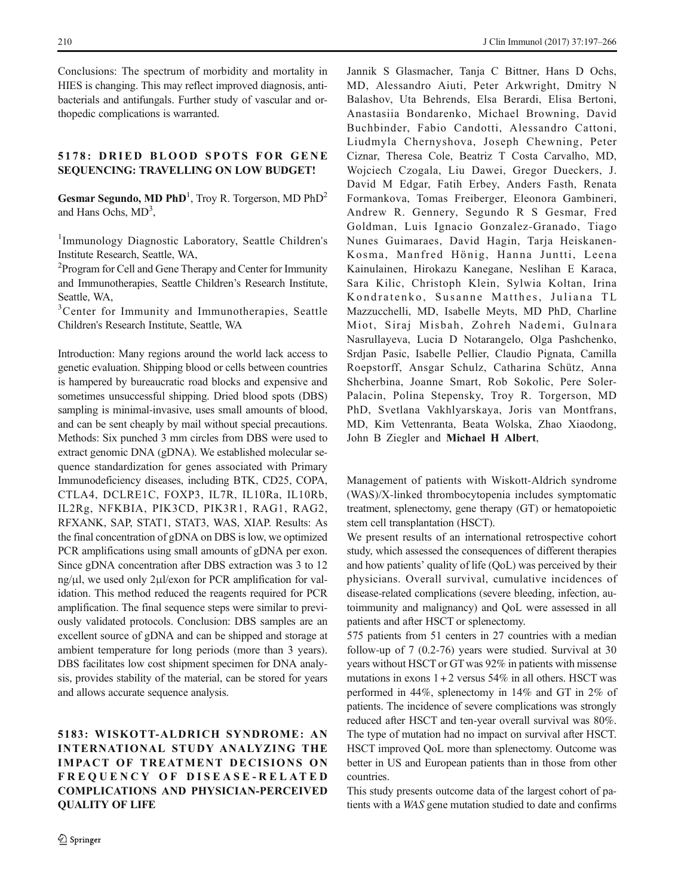Conclusions: The spectrum of morbidity and mortality in HIES is changing. This may reflect improved diagnosis, antibacterials and antifungals. Further study of vascular and orthopedic complications is warranted.

## 5178: DRIED BLOOD SPOTS FOR GENE SEQUENCING: TRAVELLING ON LOW BUDGET!

**Gesmar Segundo, MD PhD**[1], Troy R. Torgerson, MD PhD[2] and Hans Ochs, MD[3],

[1]Immunology Diagnostic Laboratory, Seattle Children's Institute Research, Seattle, WA,

[2]Program for Cell and Gene Therapy and Center for Immunity and Immunotherapies, Seattle Children's Research Institute, Seattle, WA,

[3]Center for Immunity and Immunotherapies, Seattle Children's Research Institute, Seattle, WA

Introduction: Many regions around the world lack access to genetic evaluation. Shipping blood or cells between countries is hampered by bureaucratic road blocks and expensive and sometimes unsuccessful shipping. Dried blood spots (DBS) sampling is minimal-invasive, uses small amounts of blood, and can be sent cheaply by mail without special precautions. Methods: Six punched 3 mm circles from DBS were used to extract genomic DNA (gDNA). We established molecular sequence standardization for genes associated with Primary Immunodeficiency diseases, including BTK, CD25, COPA, CTLA4, DCLRE1C, FOXP3, IL7R, IL10Ra, IL10Rb, IL2Rg, NFKBIA, PIK3CD, PIK3R1, RAG1, RAG2, RFXANK, SAP, STAT1, STAT3, WAS, XIAP. Results: As the final concentration of gDNA on DBS is low, we optimized PCR amplifications using small amounts of gDNA per exon. Since gDNA concentration after DBS extraction was 3 to 12 ng/μl, we used only 2μl/exon for PCR amplification for validation. This method reduced the reagents required for PCR amplification. The final sequence steps were similar to previously validated protocols. Conclusion: DBS samples are an excellent source of gDNA and can be shipped and storage at ambient temperature for long periods (more than 3 years). DBS facilitates low cost shipment specimen for DNA analysis, provides stability of the material, can be stored for years and allows accurate sequence analysis.

## 5183: WISKOTT-ALDRICH SYNDROME: AN INTERNATIONAL STUDY ANALYZING THE IMPACT OF TREATMENT DECISIONS ON FREQUENCY OF DISEASE-RELATED COMPLICATIONS AND PHYSICIAN-PERCEIVED QUALITY OF LIFE

Jannik S Glasmacher, Tanja C Bittner, Hans D Ochs, MD, Alessandro Aiuti, Peter Arkwright, Dmitry N Balashov, Uta Behrends, Elsa Berardi, Elisa Bertoni, Anastasiia Bondarenko, Michael Browning, David Buchbinder, Fabio Candotti, Alessandro Cattoni, Liudmyla Chernyshova, Joseph Chewning, Peter Ciznar, Theresa Cole, Beatriz T Costa Carvalho, MD, Wojciech Czogala, Liu Dawei, Gregor Dueckers, J. David M Edgar, Fatih Erbey, Anders Fasth, Renata Formankova, Tomas Freiberger, Eleonora Gambineri, Andrew R. Gennery, Segundo R S Gesmar, Fred Goldman, Luis Ignacio Gonzalez-Granado, Tiago Nunes Guimaraes, David Hagin, Tarja Heiskanen-Kosma, Manfred Hönig, Hanna Juntti, Leena Kainulainen, Hirokazu Kanegane, Neslihan E Karaca, Sara Kilic, Christoph Klein, Sylwia Koltan, Irina Kondratenko, Susanne Matthes, Juliana TL Mazzucchelli, MD, Isabelle Meyts, MD PhD, Charline Miot, Siraj Misbah, Zohreh Nademi, Gulnara Nasrullayeva, Lucia D Notarangelo, Olga Pashchenko, Srdjan Pasic, Isabelle Pellier, Claudio Pignata, Camilla Roepstorff, Ansgar Schulz, Catharina Schütz, Anna Shcherbina, Joanne Smart, Rob Sokolic, Pere Soler-Palacin, Polina Stepensky, Troy R. Torgerson, MD PhD, Svetlana Vakhlyarskaya, Joris van Montfrans, MD, Kim Vettenranta, Beata Wolska, Zhao Xiaodong, John B Ziegler and **Michael H Albert**,

Management of patients with Wiskott-Aldrich syndrome (WAS)/X-linked thrombocytopenia includes symptomatic treatment, splenectomy, gene therapy (GT) or hematopoietic stem cell transplantation (HSCT).

We present results of an international retrospective cohort study, which assessed the consequences of different therapies and how patients' quality of life (QoL) was perceived by their physicians. Overall survival, cumulative incidences of disease-related complications (severe bleeding, infection, autoimmunity and malignancy) and QoL were assessed in all patients and after HSCT or splenectomy.

575 patients from 51 centers in 27 countries with a median follow-up of 7 (0.2-76) years were studied. Survival at 30 years without HSCT or GT was 92% in patients with missense mutations in exons 1 + 2 versus 54% in all others. HSCT was performed in 44%, splenectomy in 14% and GT in 2% of patients. The incidence of severe complications was strongly reduced after HSCT and ten-year overall survival was 80%. The type of mutation had no impact on survival after HSCT. HSCT improved QoL more than splenectomy. Outcome was better in US and European patients than in those from other countries.

This study presents outcome data of the largest cohort of patients with a *WAS* gene mutation studied to date and confirms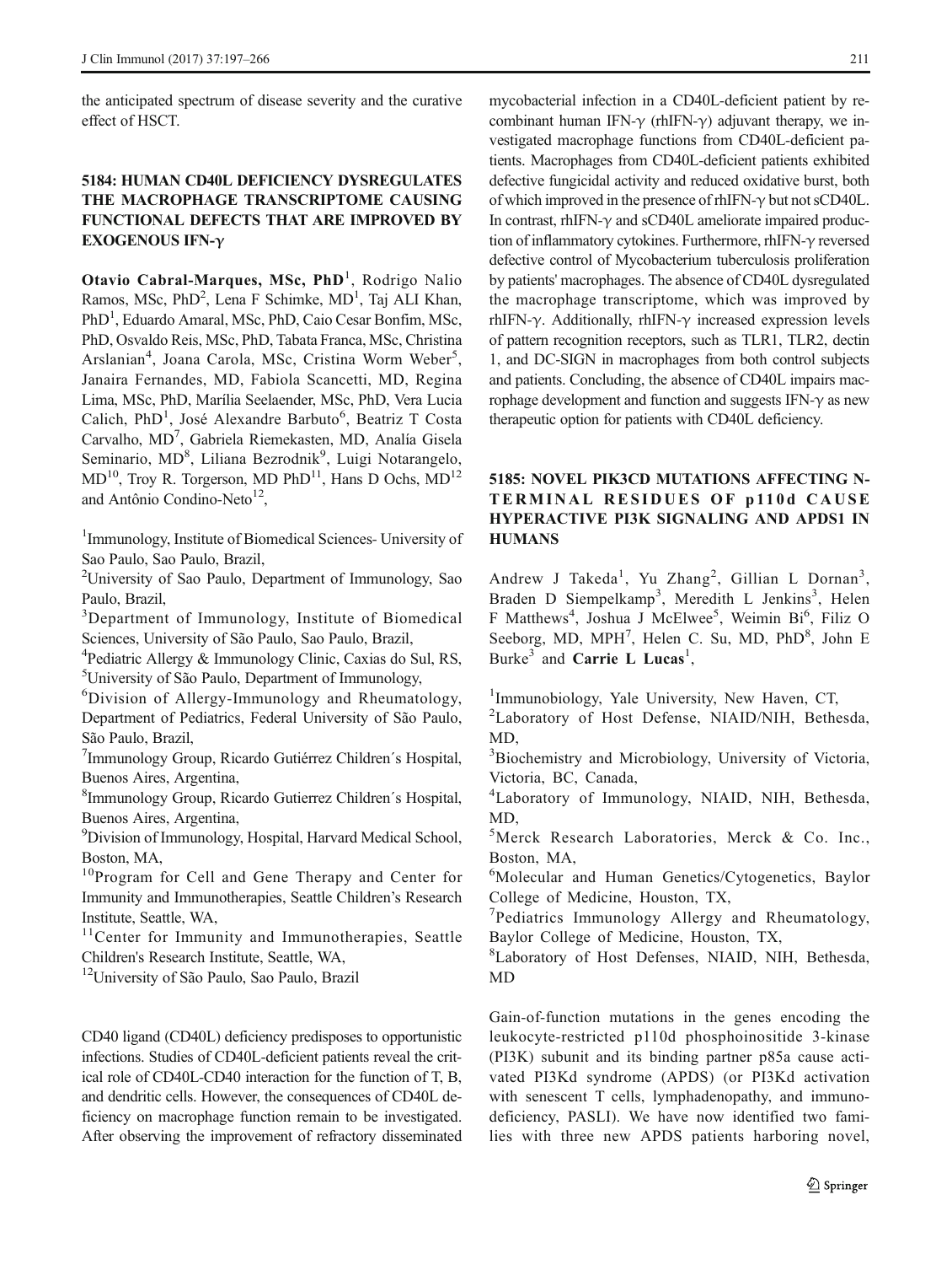the anticipated spectrum of disease severity and the curative effect of HSCT.

### 5184: HUMAN CD40L DEFICIENCY DYSREGULATES THE MACROPHAGE TRANSCRIPTOME CAUSING FUNCTIONAL DEFECTS THAT ARE IMPROVED BY EXOGENOUS IFN-γ

**Otavio Cabral-Marques, MSc, PhD**[1], Rodrigo Nalio Ramos, MSc, PhD[2], Lena F Schimke, MD[1], Taj ALI Khan, PhD[1], Eduardo Amaral, MSc, PhD, Caio Cesar Bonfim, MSc, PhD, Osvaldo Reis, MSc, PhD, Tabata Franca, MSc, Christina Arslanian[4], Joana Carola, MSc, Cristina Worm Weber[5], Janaira Fernandes, MD, Fabiola Scancetti, MD, Regina Lima, MSc, PhD, Marília Seelaender, MSc, PhD, Vera Lucia Calich, PhD[1], José Alexandre Barbuto[6], Beatriz T Costa Carvalho, MD[7], Gabriela Riemekasten, MD, Analía Gisela Seminario, MD[8], Liliana Bezrodnik[9], Luigi Notarangelo, MD[10], Troy R. Torgerson, MD PhD[11], Hans D Ochs, MD[12] and Antônio Condino-Neto[12],

[1]Immunology, Institute of Biomedical Sciences- University of Sao Paulo, Sao Paulo, Brazil,
[2]University of Sao Paulo, Department of Immunology, Sao Paulo, Brazil,
[3]Department of Immunology, Institute of Biomedical Sciences, University of São Paulo, Sao Paulo, Brazil,
[4]Pediatric Allergy & Immunology Clinic, Caxias do Sul, RS,
[5]University of São Paulo, Department of Immunology,
[6]Division of Allergy-Immunology and Rheumatology, Department of Pediatrics, Federal University of São Paulo, São Paulo, Brazil,
[7]Immunology Group, Ricardo Gutiérrez Children´s Hospital, Buenos Aires, Argentina,
[8]Immunology Group, Ricardo Gutierrez Children´s Hospital, Buenos Aires, Argentina,
[9]Division of Immunology, Hospital, Harvard Medical School, Boston, MA,
[10]Program for Cell and Gene Therapy and Center for Immunity and Immunotherapies, Seattle Children's Research Institute, Seattle, WA,
[11]Center for Immunity and Immunotherapies, Seattle Children's Research Institute, Seattle, WA,
[12]University of São Paulo, Sao Paulo, Brazil

CD40 ligand (CD40L) deficiency predisposes to opportunistic infections. Studies of CD40L-deficient patients reveal the critical role of CD40L-CD40 interaction for the function of T, B, and dendritic cells. However, the consequences of CD40L deficiency on macrophage function remain to be investigated. After observing the improvement of refractory disseminated mycobacterial infection in a CD40L-deficient patient by recombinant human IFN-γ (rhIFN-γ) adjuvant therapy, we investigated macrophage functions from CD40L-deficient patients. Macrophages from CD40L-deficient patients exhibited defective fungicidal activity and reduced oxidative burst, both of which improved in the presence of rhIFN-γ but not sCD40L. In contrast, rhIFN-γ and sCD40L ameliorate impaired production of inflammatory cytokines. Furthermore, rhIFN-γ reversed defective control of Mycobacterium tuberculosis proliferation by patients' macrophages. The absence of CD40L dysregulated the macrophage transcriptome, which was improved by rhIFN-γ. Additionally, rhIFN-γ increased expression levels of pattern recognition receptors, such as TLR1, TLR2, dectin 1, and DC-SIGN in macrophages from both control subjects and patients. Concluding, the absence of CD40L impairs macrophage development and function and suggests IFN-γ as new therapeutic option for patients with CD40L deficiency.

### 5185: NOVEL PIK3CD MUTATIONS AFFECTING N-TERMINAL RESIDUES OF p110d CAUSE HYPERACTIVE PI3K SIGNALING AND APDS1 IN HUMANS

Andrew J Takeda[1], Yu Zhang[2], Gillian L Dornan[3], Braden D Siempelkamp[3], Meredith L Jenkins[3], Helen F Matthews[4], Joshua J McElwee[5], Weimin Bi[6], Filiz O Seeborg, MD, MPH[7], Helen C. Su, MD, PhD[8], John E Burke[3] and **Carrie L Lucas**[1],

[1]Immunobiology, Yale University, New Haven, CT,
[2]Laboratory of Host Defense, NIAID/NIH, Bethesda, MD,
[3]Biochemistry and Microbiology, University of Victoria, Victoria, BC, Canada,
[4]Laboratory of Immunology, NIAID, NIH, Bethesda, MD,
[5]Merck Research Laboratories, Merck & Co. Inc., Boston, MA,
[6]Molecular and Human Genetics/Cytogenetics, Baylor College of Medicine, Houston, TX,
[7]Pediatrics Immunology Allergy and Rheumatology, Baylor College of Medicine, Houston, TX,
[8]Laboratory of Host Defenses, NIAID, NIH, Bethesda, MD

Gain-of-function mutations in the genes encoding the leukocyte-restricted p110d phosphoinositide 3-kinase (PI3K) subunit and its binding partner p85a cause activated PI3Kd syndrome (APDS) (or PI3Kd activation with senescent T cells, lymphadenopathy, and immunodeficiency, PASLI). We have now identified two families with three new APDS patients harboring novel,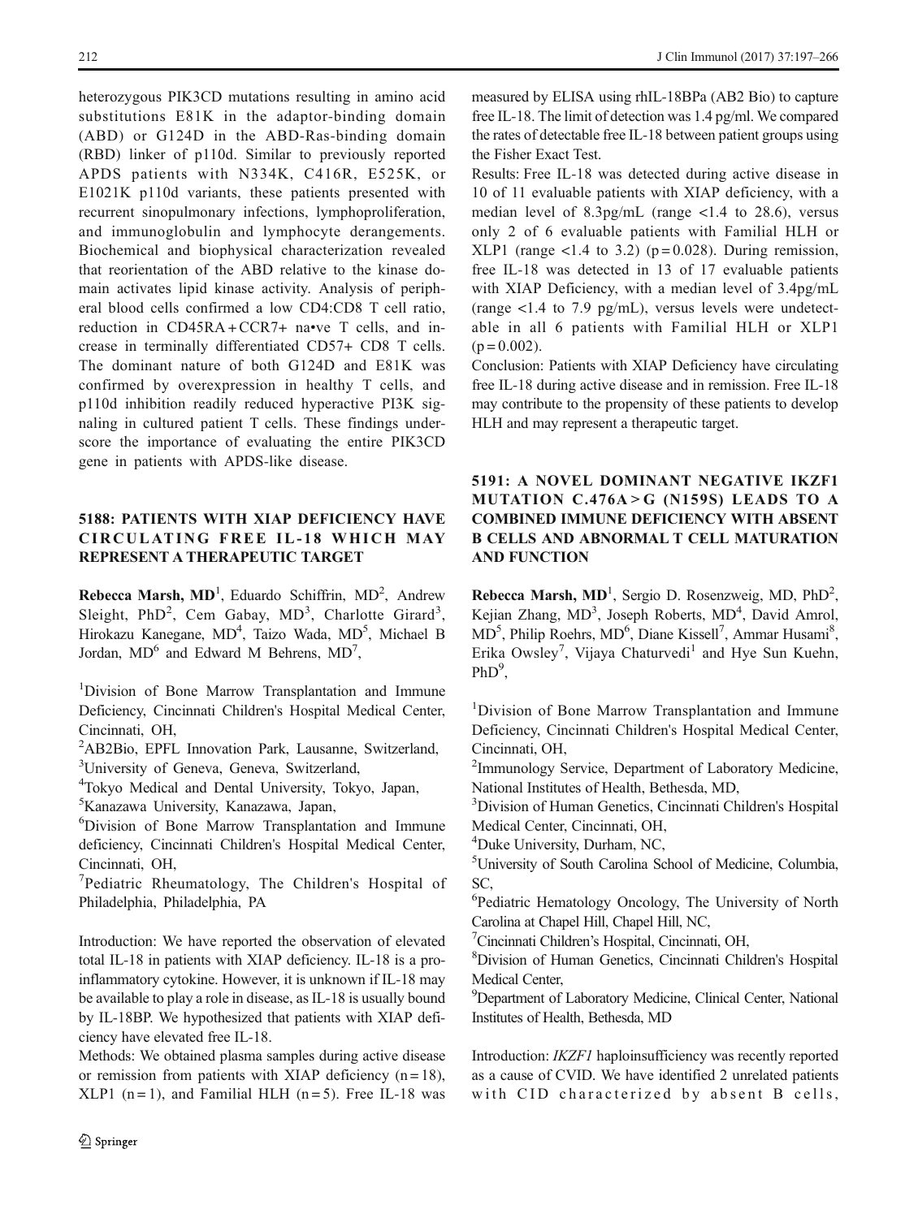heterozygous PIK3CD mutations resulting in amino acid substitutions E81K in the adaptor-binding domain (ABD) or G124D in the ABD-Ras-binding domain (RBD) linker of p110d. Similar to previously reported APDS patients with N334K, C416R, E525K, or E1021K p110d variants, these patients presented with recurrent sinopulmonary infections, lymphoproliferation, and immunoglobulin and lymphocyte derangements. Biochemical and biophysical characterization revealed that reorientation of the ABD relative to the kinase domain activates lipid kinase activity. Analysis of peripheral blood cells confirmed a low CD4:CD8 T cell ratio, reduction in CD45RA+CCR7+ na•ve T cells, and increase in terminally differentiated CD57+ CD8 T cells. The dominant nature of both G124D and E81K was confirmed by overexpression in healthy T cells, and p110d inhibition readily reduced hyperactive PI3K signaling in cultured patient T cells. These findings underscore the importance of evaluating the entire PIK3CD gene in patients with APDS-like disease.

## 5188: PATIENTS WITH XIAP DEFICIENCY HAVE CIRCULATING FREE IL-18 WHICH MAY REPRESENT A THERAPEUTIC TARGET

**Rebecca Marsh, MD**[1], Eduardo Schiffrin, MD[2], Andrew Sleight, PhD[2], Cem Gabay, MD[3], Charlotte Girard[3], Hirokazu Kanegane, MD[4], Taizo Wada, MD[5], Michael B Jordan, MD[6] and Edward M Behrens, MD[7],

[1]Division of Bone Marrow Transplantation and Immune Deficiency, Cincinnati Children's Hospital Medical Center, Cincinnati, OH,
[2]AB2Bio, EPFL Innovation Park, Lausanne, Switzerland,
[3]University of Geneva, Geneva, Switzerland,
[4]Tokyo Medical and Dental University, Tokyo, Japan,
[5]Kanazawa University, Kanazawa, Japan,
[6]Division of Bone Marrow Transplantation and Immune deficiency, Cincinnati Children's Hospital Medical Center, Cincinnati, OH,
[7]Pediatric Rheumatology, The Children's Hospital of Philadelphia, Philadelphia, PA

Introduction: We have reported the observation of elevated total IL-18 in patients with XIAP deficiency. IL-18 is a pro-inflammatory cytokine. However, it is unknown if IL-18 may be available to play a role in disease, as IL-18 is usually bound by IL-18BP. We hypothesized that patients with XIAP deficiency have elevated free IL-18.

Methods: We obtained plasma samples during active disease or remission from patients with XIAP deficiency (n = 18), XLP1 (n = 1), and Familial HLH (n = 5). Free IL-18 was measured by ELISA using rhIL-18BPa (AB2 Bio) to capture free IL-18. The limit of detection was 1.4 pg/ml. We compared the rates of detectable free IL-18 between patient groups using the Fisher Exact Test.

Results: Free IL-18 was detected during active disease in 10 of 11 evaluable patients with XIAP deficiency, with a median level of 8.3pg/mL (range <1.4 to 28.6), versus only 2 of 6 evaluable patients with Familial HLH or XLP1 (range <1.4 to 3.2) (p = 0.028). During remission, free IL-18 was detected in 13 of 17 evaluable patients with XIAP Deficiency, with a median level of 3.4pg/mL (range <1.4 to 7.9 pg/mL), versus levels were undetectable in all 6 patients with Familial HLH or XLP1 (p = 0.002).

Conclusion: Patients with XIAP Deficiency have circulating free IL-18 during active disease and in remission. Free IL-18 may contribute to the propensity of these patients to develop HLH and may represent a therapeutic target.

## 5191: A NOVEL DOMINANT NEGATIVE IKZF1 MUTATION C.476A > G (N159S) LEADS TO A COMBINED IMMUNE DEFICIENCY WITH ABSENT B CELLS AND ABNORMAL T CELL MATURATION AND FUNCTION

**Rebecca Marsh, MD**[1], Sergio D. Rosenzweig, MD, PhD[2], Kejian Zhang, MD[3], Joseph Roberts, MD[4], David Amrol, MD[5], Philip Roehrs, MD[6], Diane Kissell[7], Ammar Husami[8], Erika Owsley[7], Vijaya Chaturvedi[1] and Hye Sun Kuehn, PhD[9],

[1]Division of Bone Marrow Transplantation and Immune Deficiency, Cincinnati Children's Hospital Medical Center, Cincinnati, OH,
[2]Immunology Service, Department of Laboratory Medicine, National Institutes of Health, Bethesda, MD,
[3]Division of Human Genetics, Cincinnati Children's Hospital Medical Center, Cincinnati, OH,
[4]Duke University, Durham, NC,
[5]University of South Carolina School of Medicine, Columbia, SC,
[6]Pediatric Hematology Oncology, The University of North Carolina at Chapel Hill, Chapel Hill, NC,
[7]Cincinnati Children's Hospital, Cincinnati, OH,
[8]Division of Human Genetics, Cincinnati Children's Hospital Medical Center,
[9]Department of Laboratory Medicine, Clinical Center, National Institutes of Health, Bethesda, MD

Introduction: *IKZF1* haploinsufficiency was recently reported as a cause of CVID. We have identified 2 unrelated patients with CID characterized by absent B cells,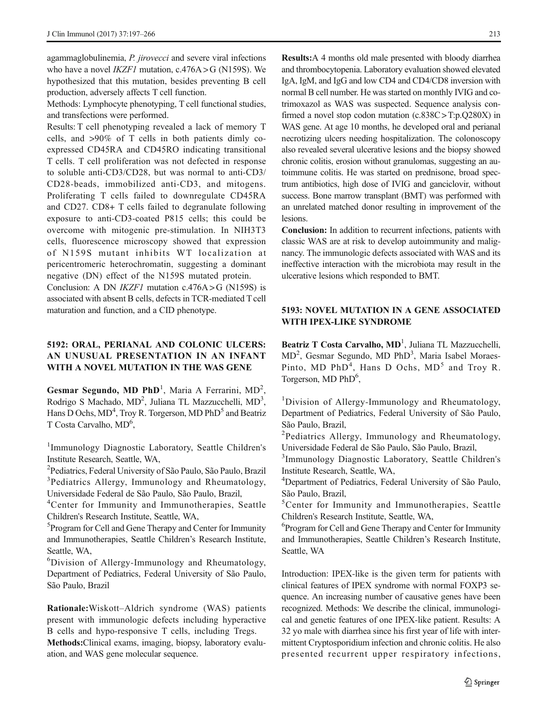agammaglobulinemia, *P. jirovecci* and severe viral infections who have a novel *IKZF1* mutation, c.476A > G (N159S). We hypothesized that this mutation, besides preventing B cell production, adversely affects T cell function.

Methods: Lymphocyte phenotyping, T cell functional studies, and transfections were performed.

Results: T cell phenotyping revealed a lack of memory T cells, and >90% of T cells in both patients dimly co-expressed CD45RA and CD45RO indicating transitional T cells. T cell proliferation was not defected in response to soluble anti-CD3/CD28, but was normal to anti-CD3/CD28-beads, immobilized anti-CD3, and mitogens. Proliferating T cells failed to downregulate CD45RA and CD27. CD8+ T cells failed to degranulate following exposure to anti-CD3-coated P815 cells; this could be overcome with mitogenic pre-stimulation. In NIH3T3 cells, fluorescence microscopy showed that expression of N159S mutant inhibits WT localization at pericentromeric heterochromatin, suggesting a dominant negative (DN) effect of the N159S mutated protein.

Conclusion: A DN *IKZF1* mutation c.476A > G (N159S) is associated with absent B cells, defects in TCR-mediated T cell maturation and function, and a CID phenotype.

## 5192: ORAL, PERIANAL AND COLONIC ULCERS: AN UNUSUAL PRESENTATION IN AN INFANT WITH A NOVEL MUTATION IN THE WAS GENE

**Gesmar Segundo, MD PhD**[1], Maria A Ferrarini, MD[2], Rodrigo S Machado, MD[2], Juliana TL Mazzucchelli, MD[3], Hans D Ochs, MD[4], Troy R. Torgerson, MD PhD[5] and Beatriz T Costa Carvalho, MD[6],

[1]Immunology Diagnostic Laboratory, Seattle Children's Institute Research, Seattle, WA,
[2]Pediatrics, Federal University of São Paulo, São Paulo, Brazil
[3]Pediatrics Allergy, Immunology and Rheumatology, Universidade Federal de São Paulo, São Paulo, Brazil,
[4]Center for Immunity and Immunotherapies, Seattle Children's Research Institute, Seattle, WA,
[5]Program for Cell and Gene Therapy and Center for Immunity and Immunotherapies, Seattle Children's Research Institute, Seattle, WA,
[6]Division of Allergy-Immunology and Rheumatology, Department of Pediatrics, Federal University of São Paulo, São Paulo, Brazil

**Rationale:** Wiskott–Aldrich syndrome (WAS) patients present with immunologic defects including hyperactive B cells and hypo-responsive T cells, including Tregs.

**Methods:** Clinical exams, imaging, biopsy, laboratory evaluation, and WAS gene molecular sequence.

**Results:** A 4 months old male presented with bloody diarrhea and thrombocytopenia. Laboratory evaluation showed elevated IgA, IgM, and IgG and low CD4 and CD4/CD8 inversion with normal B cell number. He was started on monthly IVIG and co-trimoxazol as WAS was suspected. Sequence analysis confirmed a novel stop codon mutation (c.838C > T:p.Q280X) in WAS gene. At age 10 months, he developed oral and perianal necrotizing ulcers needing hospitalization. The colonoscopy also revealed several ulcerative lesions and the biopsy showed chronic colitis, erosion without granulomas, suggesting an autoimmune colitis. He was started on prednisone, broad spectrum antibiotics, high dose of IVIG and ganciclovir, without success. Bone marrow transplant (BMT) was performed with an unrelated matched donor resulting in improvement of the lesions.

**Conclusion:** In addition to recurrent infections, patients with classic WAS are at risk to develop autoimmunity and malignancy. The immunologic defects associated with WAS and its ineffective interaction with the microbiota may result in the ulcerative lesions which responded to BMT.

## 5193: NOVEL MUTATION IN A GENE ASSOCIATED WITH IPEX-LIKE SYNDROME

**Beatriz T Costa Carvalho, MD**[1], Juliana TL Mazzucchelli, MD[2], Gesmar Segundo, MD PhD[3], Maria Isabel Moraes-Pinto, MD PhD[4], Hans D Ochs, MD[5] and Troy R. Torgerson, MD PhD[6],

[1]Division of Allergy-Immunology and Rheumatology, Department of Pediatrics, Federal University of São Paulo, São Paulo, Brazil,
[2]Pediatrics Allergy, Immunology and Rheumatology, Universidade Federal de São Paulo, São Paulo, Brazil,
[3]Immunology Diagnostic Laboratory, Seattle Children's Institute Research, Seattle, WA,
[4]Department of Pediatrics, Federal University of São Paulo, São Paulo, Brazil,
[5]Center for Immunity and Immunotherapies, Seattle Children's Research Institute, Seattle, WA,
[6]Program for Cell and Gene Therapy and Center for Immunity and Immunotherapies, Seattle Children's Research Institute, Seattle, WA

Introduction: IPEX-like is the given term for patients with clinical features of IPEX syndrome with normal FOXP3 sequence. An increasing number of causative genes have been recognized. Methods: We describe the clinical, immunological and genetic features of one IPEX-like patient. Results: A 32 yo male with diarrhea since his first year of life with intermittent Cryptosporidium infection and chronic colitis. He also presented recurrent upper respiratory infections,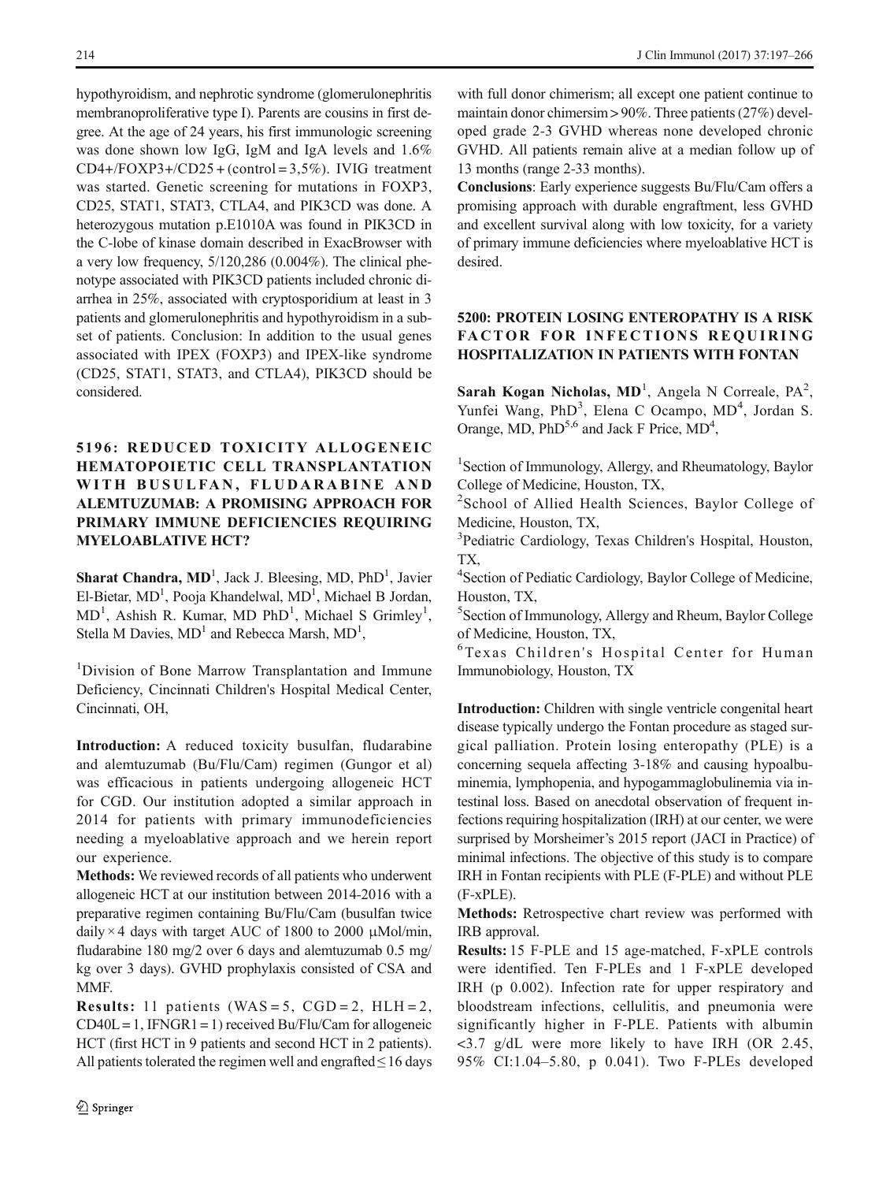hypothyroidism, and nephrotic syndrome (glomerulonephritis membranoproliferative type I). Parents are cousins in first degree. At the age of 24 years, his first immunologic screening was done shown low IgG, IgM and IgA levels and 1.6% CD4+/FOXP3+/CD25 + (control = 3,5%). IVIG treatment was started. Genetic screening for mutations in FOXP3, CD25, STAT1, STAT3, CTLA4, and PIK3CD was done. A heterozygous mutation p.E1010A was found in PIK3CD in the C-lobe of kinase domain described in ExacBrowser with a very low frequency, 5/120,286 (0.004%). The clinical phenotype associated with PIK3CD patients included chronic diarrhea in 25%, associated with cryptosporidium at least in 3 patients and glomerulonephritis and hypothyroidism in a subset of patients. Conclusion: In addition to the usual genes associated with IPEX (FOXP3) and IPEX-like syndrome (CD25, STAT1, STAT3, and CTLA4), PIK3CD should be considered.

## 5196: REDUCED TOXICITY ALLOGENEIC HEMATOPOIETIC CELL TRANSPLANTATION WITH BUSULFAN, FLUDARABINE AND ALEMTUZUMAB: A PROMISING APPROACH FOR PRIMARY IMMUNE DEFICIENCIES REQUIRING MYELOABLATIVE HCT?

**Sharat Chandra, MD**[1], Jack J. Bleesing, MD, PhD[1], Javier El-Bietar, MD[1], Pooja Khandelwal, MD[1], Michael B Jordan, MD[1], Ashish R. Kumar, MD PhD[1], Michael S Grimley[1], Stella M Davies, MD[1] and Rebecca Marsh, MD[1],

[1]Division of Bone Marrow Transplantation and Immune Deficiency, Cincinnati Children's Hospital Medical Center, Cincinnati, OH,

**Introduction:** A reduced toxicity busulfan, fludarabine and alemtuzumab (Bu/Flu/Cam) regimen (Gungor et al) was efficacious in patients undergoing allogeneic HCT for CGD. Our institution adopted a similar approach in 2014 for patients with primary immunodeficiencies needing a myeloablative approach and we herein report our experience.

**Methods:** We reviewed records of all patients who underwent allogeneic HCT at our institution between 2014-2016 with a preparative regimen containing Bu/Flu/Cam (busulfan twice daily × 4 days with target AUC of 1800 to 2000 μMol/min, fludarabine 180 mg/2 over 6 days and alemtuzumab 0.5 mg/kg over 3 days). GVHD prophylaxis consisted of CSA and MMF.

**Results:** 11 patients (WAS = 5, CGD = 2, HLH = 2, CD40L = 1, IFNGR1 = 1) received Bu/Flu/Cam for allogeneic HCT (first HCT in 9 patients and second HCT in 2 patients). All patients tolerated the regimen well and engrafted ≤ 16 days with full donor chimerism; all except one patient continue to maintain donor chimersim > 90%. Three patients (27%) developed grade 2-3 GVHD whereas none developed chronic GVHD. All patients remain alive at a median follow up of 13 months (range 2-33 months).

**Conclusions**: Early experience suggests Bu/Flu/Cam offers a promising approach with durable engraftment, less GVHD and excellent survival along with low toxicity, for a variety of primary immune deficiencies where myeloablative HCT is desired.

## 5200: PROTEIN LOSING ENTEROPATHY IS A RISK FACTOR FOR INFECTIONS REQUIRING HOSPITALIZATION IN PATIENTS WITH FONTAN

**Sarah Kogan Nicholas, MD**[1], Angela N Correale, PA[2], Yunfei Wang, PhD[3], Elena C Ocampo, MD[4], Jordan S. Orange, MD, PhD[5,6] and Jack F Price, MD[4],

[1]Section of Immunology, Allergy, and Rheumatology, Baylor College of Medicine, Houston, TX,

[2]School of Allied Health Sciences, Baylor College of Medicine, Houston, TX,

[3]Pediatric Cardiology, Texas Children's Hospital, Houston, TX,

[4]Section of Pediatric Cardiology, Baylor College of Medicine, Houston, TX,

[5]Section of Immunology, Allergy and Rheum, Baylor College of Medicine, Houston, TX,

[6]Texas Children's Hospital Center for Human Immunobiology, Houston, TX

**Introduction:** Children with single ventricle congenital heart disease typically undergo the Fontan procedure as staged surgical palliation. Protein losing enteropathy (PLE) is a concerning sequela affecting 3-18% and causing hypoalbuminemia, lymphopenia, and hypogammaglobulinemia via intestinal loss. Based on anecdotal observation of frequent infections requiring hospitalization (IRH) at our center, we were surprised by Morsheimer's 2015 report (JACI in Practice) of minimal infections. The objective of this study is to compare IRH in Fontan recipients with PLE (F-PLE) and without PLE (F-xPLE).

**Methods:** Retrospective chart review was performed with IRB approval.

**Results:** 15 F-PLE and 15 age-matched, F-xPLE controls were identified. Ten F-PLEs and 1 F-xPLE developed IRH (p 0.002). Infection rate for upper respiratory and bloodstream infections, cellulitis, and pneumonia were significantly higher in F-PLE. Patients with albumin <3.7 g/dL were more likely to have IRH (OR 2.45, 95% CI:1.04–5.80, p 0.041). Two F-PLEs developed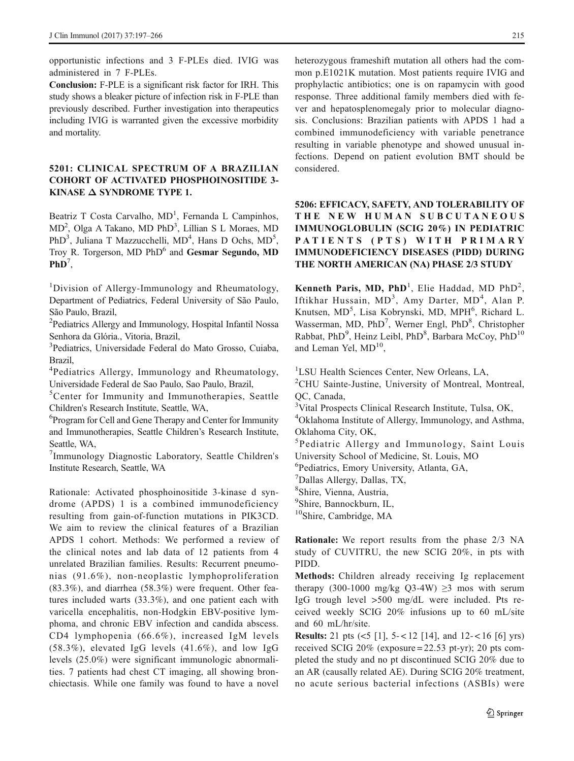opportunistic infections and 3 F-PLEs died. IVIG was administered in 7 F-PLEs.

**Conclusion:** F-PLE is a significant risk factor for IRH. This study shows a bleaker picture of infection risk in F-PLE than previously described. Further investigation into therapeutics including IVIG is warranted given the excessive morbidity and mortality.

### 5201: CLINICAL SPECTRUM OF A BRAZILIAN COHORT OF ACTIVATED PHOSPHOINOSITIDE 3-KINASE Δ SYNDROME TYPE 1.

Beatriz T Costa Carvalho, MD[1], Fernanda L Campinhos, MD[2], Olga A Takano, MD PhD[3], Líllian S L Moraes, MD PhD[3], Juliana T Mazzucchelli, MD[4], Hans D Ochs, MD[5], Troy R. Torgerson, MD PhD[6] and **Gesmar Segundo, MD PhD**[7],

[1]Division of Allergy-Immunology and Rheumatology, Department of Pediatrics, Federal University of São Paulo, São Paulo, Brazil,
[2]Pediatrics Allergy and Immunology, Hospital Infantil Nossa Senhora da Glória., Vitoria, Brazil,
[3]Pediatrics, Universidade Federal do Mato Grosso, Cuiaba, Brazil,
[4]Pediatrics Allergy, Immunology and Rheumatology, Universidade Federal de Sao Paulo, Sao Paulo, Brazil,
[5]Center for Immunity and Immunotherapies, Seattle Children's Research Institute, Seattle, WA,
[6]Program for Cell and Gene Therapy and Center for Immunity and Immunotherapies, Seattle Children's Research Institute, Seattle, WA,
[7]Immunology Diagnostic Laboratory, Seattle Children's Institute Research, Seattle, WA

Rationale: Activated phosphoinositide 3-kinase d syndrome (APDS) 1 is a combined immunodeficiency resulting from gain-of-function mutations in PIK3CD. We aim to review the clinical features of a Brazilian APDS 1 cohort. Methods: We performed a review of the clinical notes and lab data of 12 patients from 4 unrelated Brazilian families. Results: Recurrent pneumonias (91.6%), non-neoplastic lymphoproliferation (83.3%), and diarrhea (58.3%) were frequent. Other features included warts (33.3%), and one patient each with varicella encephalitis, non-Hodgkin EBV-positive lymphoma, and chronic EBV infection and candida abscess. CD4 lymphopenia (66.6%), increased IgM levels (58.3%), elevated IgG levels (41.6%), and low IgG levels (25.0%) were significant immunologic abnormalities. 7 patients had chest CT imaging, all showing bronchiectasis. While one family was found to have a novel heterozygous frameshift mutation all others had the common p.E1021K mutation. Most patients require IVIG and prophylactic antibiotics; one is on rapamycin with good response. Three additional family members died with fever and hepatosplenomegaly prior to molecular diagnosis. Conclusions: Brazilian patients with APDS 1 had a combined immunodeficiency with variable penetrance resulting in variable phenotype and showed unusual infections. Depend on patient evolution BMT should be considered.

### 5206: EFFICACY, SAFETY, AND TOLERABILITY OF THE NEW HUMAN SUBCUTANEOUS IMMUNOGLOBULIN (SCIG 20%) IN PEDIATRIC PATIENTS (PTS) WITH PRIMARY IMMUNODEFICIENCY DISEASES (PIDD) DURING THE NORTH AMERICAN (NA) PHASE 2/3 STUDY

**Kenneth Paris, MD, PhD**[1], Elie Haddad, MD PhD[2], Iftikhar Hussain, MD[3], Amy Darter, MD[4], Alan P. Knutsen, MD[5], Lisa Kobrynski, MD, MPH[6], Richard L. Wasserman, MD, PhD[7], Werner Engl, PhD[8], Christopher Rabbat, PhD[9], Heinz Leibl, PhD[8], Barbara McCoy, PhD[10] and Leman Yel, MD[10],

[1]LSU Health Sciences Center, New Orleans, LA,
[2]CHU Sainte-Justine, University of Montreal, Montreal, QC, Canada,
[3]Vital Prospects Clinical Research Institute, Tulsa, OK,
[4]Oklahoma Institute of Allergy, Immunology, and Asthma, Oklahoma City, OK,
[5]Pediatric Allergy and Immunology, Saint Louis University School of Medicine, St. Louis, MO
[6]Pediatrics, Emory University, Atlanta, GA,
[7]Dallas Allergy, Dallas, TX,
[8]Shire, Vienna, Austria,
[9]Shire, Bannockburn, IL,
[10]Shire, Cambridge, MA

**Rationale:** We report results from the phase 2/3 NA study of CUVITRU, the new SCIG 20%, in pts with PIDD.

**Methods:** Children already receiving Ig replacement therapy (300-1000 mg/kg Q3-4W) ≥3 mos with serum IgG trough level >500 mg/dL were included. Pts received weekly SCIG 20% infusions up to 60 mL/site and 60 mL/hr/site.

**Results:** 21 pts (<5 [1], 5-<12 [14], and 12-<16 [6] yrs) received SCIG 20% (exposure = 22.53 pt-yr); 20 pts completed the study and no pt discontinued SCIG 20% due to an AR (causally related AE). During SCIG 20% treatment, no acute serious bacterial infections (ASBIs) were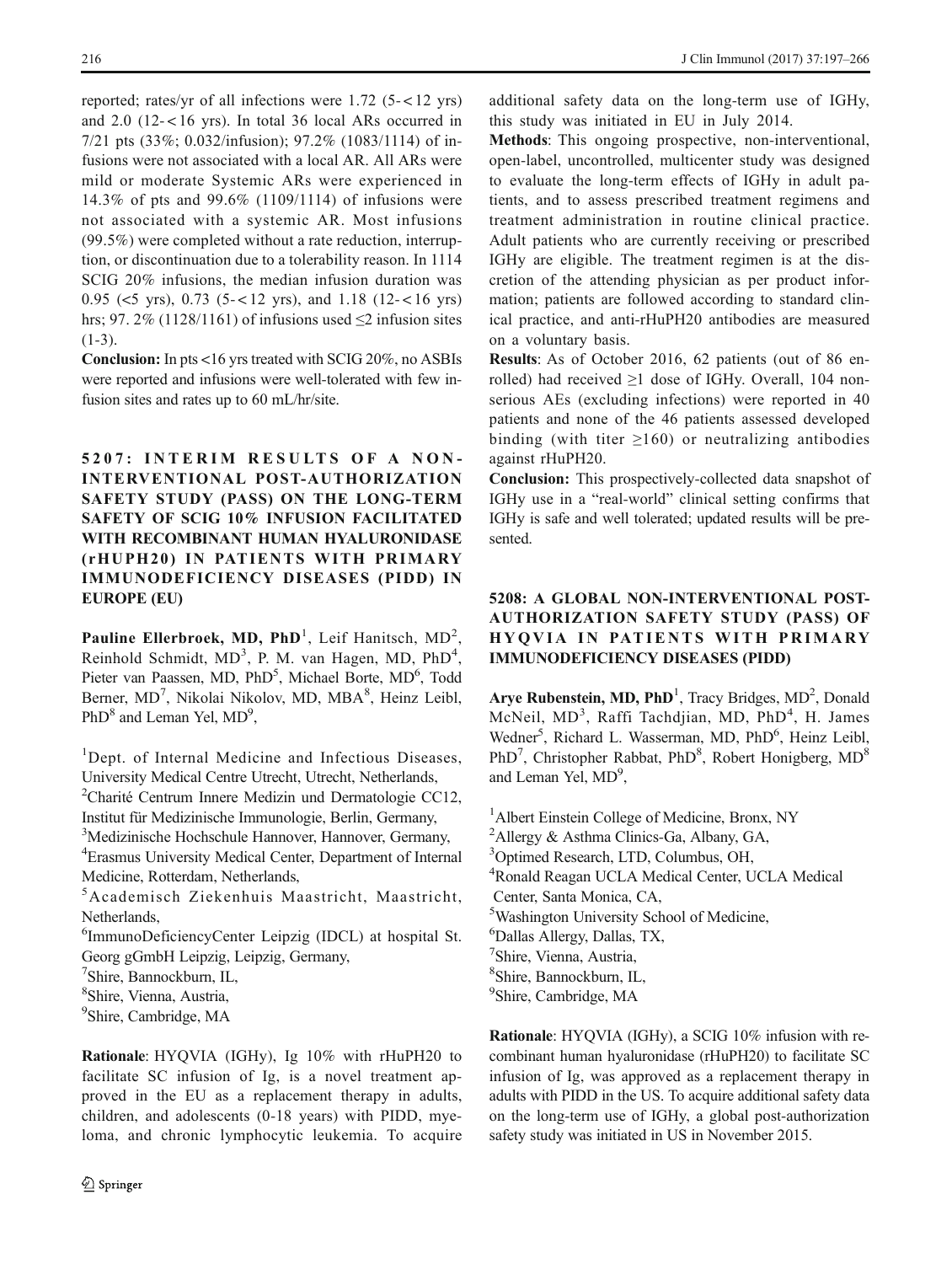reported; rates/yr of all infections were 1.72 (5-<12 yrs) and 2.0 (12-<16 yrs). In total 36 local ARs occurred in 7/21 pts (33%; 0.032/infusion); 97.2% (1083/1114) of infusions were not associated with a local AR. All ARs were mild or moderate Systemic ARs were experienced in 14.3% of pts and 99.6% (1109/1114) of infusions were not associated with a systemic AR. Most infusions (99.5%) were completed without a rate reduction, interruption, or discontinuation due to a tolerability reason. In 1114 SCIG 20% infusions, the median infusion duration was 0.95 (<5 yrs), 0.73 (5-<12 yrs), and 1.18 (12-<16 yrs) hrs; 97. 2% (1128/1161) of infusions used ≤2 infusion sites (1-3).

**Conclusion:** In pts <16 yrs treated with SCIG 20%, no ASBIs were reported and infusions were well-tolerated with few infusion sites and rates up to 60 mL/hr/site.

## 5207: INTERIM RESULTS OF A NON-INTERVENTIONAL POST-AUTHORIZATION SAFETY STUDY (PASS) ON THE LONG-TERM SAFETY OF SCIG 10% INFUSION FACILITATED WITH RECOMBINANT HUMAN HYALURONIDASE (rHUPH20) IN PATIENTS WITH PRIMARY IMMUNODEFICIENCY DISEASES (PIDD) IN EUROPE (EU)

**Pauline Ellerbroek, MD, PhD**[1], Leif Hanitsch, MD[2], Reinhold Schmidt, MD[3], P. M. van Hagen, MD, PhD[4], Pieter van Paassen, MD, PhD[5], Michael Borte, MD[6], Todd Berner, MD[7], Nikolai Nikolov, MD, MBA[8], Heinz Leibl, PhD[8] and Leman Yel, MD[9],

[1]Dept. of Internal Medicine and Infectious Diseases, University Medical Centre Utrecht, Utrecht, Netherlands,
[2]Charité Centrum Innere Medizin und Dermatologie CC12, Institut für Medizinische Immunologie, Berlin, Germany,
[3]Medizinische Hochschule Hannover, Hannover, Germany,
[4]Erasmus University Medical Center, Department of Internal Medicine, Rotterdam, Netherlands,
[5]Academisch Ziekenhuis Maastricht, Maastricht, Netherlands,
[6]ImmunoDeficiencyCenter Leipzig (IDCL) at hospital St. Georg gGmbH Leipzig, Leipzig, Germany,
[7]Shire, Bannockburn, IL,
[8]Shire, Vienna, Austria,
[9]Shire, Cambridge, MA

**Rationale**: HYQVIA (IGHy), Ig 10% with rHuPH20 to facilitate SC infusion of Ig, is a novel treatment approved in the EU as a replacement therapy in adults, children, and adolescents (0-18 years) with PIDD, myeloma, and chronic lymphocytic leukemia. To acquire additional safety data on the long-term use of IGHy, this study was initiated in EU in July 2014.

**Methods**: This ongoing prospective, non-interventional, open-label, uncontrolled, multicenter study was designed to evaluate the long-term effects of IGHy in adult patients, and to assess prescribed treatment regimens and treatment administration in routine clinical practice. Adult patients who are currently receiving or prescribed IGHy are eligible. The treatment regimen is at the discretion of the attending physician as per product information; patients are followed according to standard clinical practice, and anti-rHuPH20 antibodies are measured on a voluntary basis.

**Results**: As of October 2016, 62 patients (out of 86 enrolled) had received ≥1 dose of IGHy. Overall, 104 non-serious AEs (excluding infections) were reported in 40 patients and none of the 46 patients assessed developed binding (with titer ≥160) or neutralizing antibodies against rHuPH20.

**Conclusion:** This prospectively-collected data snapshot of IGHy use in a "real-world" clinical setting confirms that IGHy is safe and well tolerated; updated results will be presented.

## 5208: A GLOBAL NON-INTERVENTIONAL POST-AUTHORIZATION SAFETY STUDY (PASS) OF HYQVIA IN PATIENTS WITH PRIMARY IMMUNODEFICIENCY DISEASES (PIDD)

**Arye Rubenstein, MD, PhD**[1], Tracy Bridges, MD[2], Donald McNeil, MD[3], Raffi Tachdjian, MD, PhD[4], H. James Wedner[5], Richard L. Wasserman, MD, PhD[6], Heinz Leibl, PhD[7], Christopher Rabbat, PhD[8], Robert Honigberg, MD[8] and Leman Yel, MD[9],

[1]Albert Einstein College of Medicine, Bronx, NY
[2]Allergy & Asthma Clinics-Ga, Albany, GA,
[3]Optimed Research, LTD, Columbus, OH,
[4]Ronald Reagan UCLA Medical Center, UCLA Medical Center, Santa Monica, CA,
[5]Washington University School of Medicine,
[6]Dallas Allergy, Dallas, TX,
[7]Shire, Vienna, Austria,
[8]Shire, Bannockburn, IL,
[9]Shire, Cambridge, MA

**Rationale**: HYQVIA (IGHy), a SCIG 10% infusion with recombinant human hyaluronidase (rHuPH20) to facilitate SC infusion of Ig, was approved as a replacement therapy in adults with PIDD in the US. To acquire additional safety data on the long-term use of IGHy, a global post-authorization safety study was initiated in US in November 2015.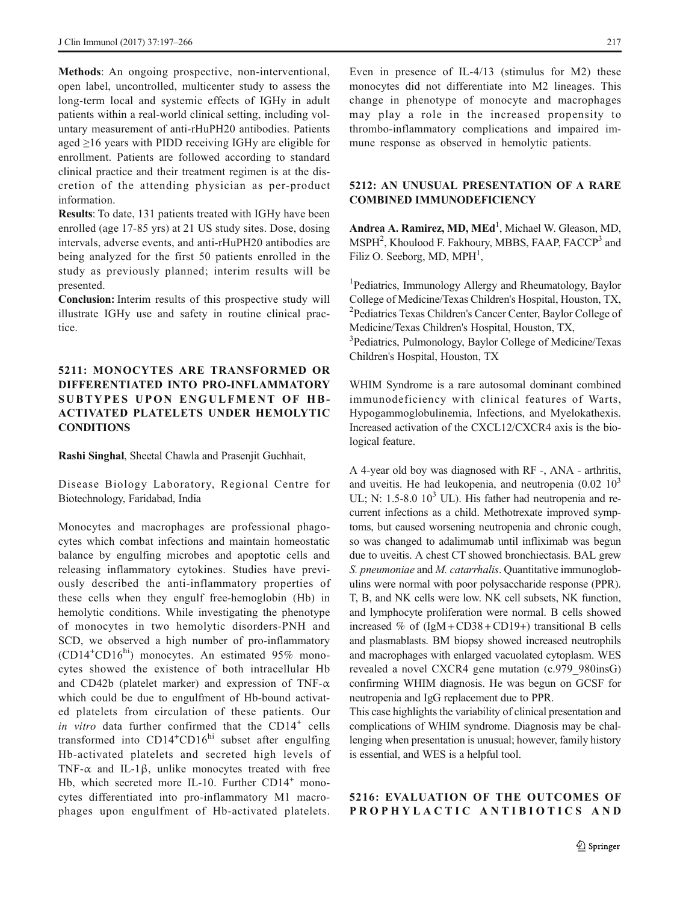**Methods**: An ongoing prospective, non-interventional, open label, uncontrolled, multicenter study to assess the long-term local and systemic effects of IGHy in adult patients within a real-world clinical setting, including voluntary measurement of anti-rHuPH20 antibodies. Patients aged ≥16 years with PIDD receiving IGHy are eligible for enrollment. Patients are followed according to standard clinical practice and their treatment regimen is at the discretion of the attending physician as per-product information.

**Results**: To date, 131 patients treated with IGHy have been enrolled (age 17-85 yrs) at 21 US study sites. Dose, dosing intervals, adverse events, and anti-rHuPH20 antibodies are being analyzed for the first 50 patients enrolled in the study as previously planned; interim results will be presented.

**Conclusion:** Interim results of this prospective study will illustrate IGHy use and safety in routine clinical practice.

## 5211: MONOCYTES ARE TRANSFORMED OR DIFFERENTIATED INTO PRO-INFLAMMATORY SUBTYPES UPON ENGULFMENT OF HB-ACTIVATED PLATELETS UNDER HEMOLYTIC CONDITIONS

**Rashi Singhal**, Sheetal Chawla and Prasenjit Guchhait,

Disease Biology Laboratory, Regional Centre for Biotechnology, Faridabad, India

Monocytes and macrophages are professional phagocytes which combat infections and maintain homeostatic balance by engulfing microbes and apoptotic cells and releasing inflammatory cytokines. Studies have previously described the anti-inflammatory properties of these cells when they engulf free-hemoglobin (Hb) in hemolytic conditions. While investigating the phenotype of monocytes in two hemolytic disorders-PNH and SCD, we observed a high number of pro-inflammatory ($CD14^{+}CD16^{hi}$) monocytes. An estimated 95% monocytes showed the existence of both intracellular Hb and CD42b (platelet marker) and expression of TNF-α which could be due to engulfment of Hb-bound activated platelets from circulation of these patients. Our *in vitro* data further confirmed that the $CD14^{+}$ cells transformed into $CD14^{+}CD16^{hi}$ subset after engulfing Hb-activated platelets and secreted high levels of TNF-α and IL-1β, unlike monocytes treated with free Hb, which secreted more IL-10. Further $CD14^{+}$ monocytes differentiated into pro-inflammatory M1 macrophages upon engulfment of Hb-activated platelets. Even in presence of IL-4/13 (stimulus for M2) these monocytes did not differentiate into M2 lineages. This change in phenotype of monocyte and macrophages may play a role in the increased propensity to thrombo-inflammatory complications and impaired immune response as observed in hemolytic patients.

## 5212: AN UNUSUAL PRESENTATION OF A RARE COMBINED IMMUNODEFICIENCY

**Andrea A. Ramirez, MD, MEd**[1], Michael W. Gleason, MD, MSPH[2], Khoulood F. Fakhoury, MBBS, FAAP, FACCP[3] and Filiz O. Seeborg, MD, MPH[1],

[1]Pediatrics, Immunology Allergy and Rheumatology, Baylor College of Medicine/Texas Children's Hospital, Houston, TX,
[2]Pediatrics Texas Children's Cancer Center, Baylor College of Medicine/Texas Children's Hospital, Houston, TX,
[3]Pediatrics, Pulmonology, Baylor College of Medicine/Texas Children's Hospital, Houston, TX

WHIM Syndrome is a rare autosomal dominant combined immunodeficiency with clinical features of Warts, Hypogammoglobulinemia, Infections, and Myelokathexis. Increased activation of the CXCL12/CXCR4 axis is the biological feature.

A 4-year old boy was diagnosed with RF -, ANA - arthritis, and uveitis. He had leukopenia, and neutropenia (0.02 $10^3$ UL; N: 1.5-8.0 $10^3$ UL). His father had neutropenia and recurrent infections as a child. Methotrexate improved symptoms, but caused worsening neutropenia and chronic cough, so was changed to adalimumab until infliximab was begun due to uveitis. A chest CT showed bronchiectasis. BAL grew *S. pneumoniae* and *M. catarrhalis*. Quantitative immunoglobulins were normal with poor polysaccharide response (PPR). T, B, and NK cells were low. NK cell subsets, NK function, and lymphocyte proliferation were normal. B cells showed increased % of (IgM + CD38 + CD19+) transitional B cells and plasmablasts. BM biopsy showed increased neutrophils and macrophages with enlarged vacuolated cytoplasm. WES revealed a novel CXCR4 gene mutation (c.979_980insG) confirming WHIM diagnosis. He was begun on GCSF for neutropenia and IgG replacement due to PPR.

This case highlights the variability of clinical presentation and complications of WHIM syndrome. Diagnosis may be challenging when presentation is unusual; however, family history is essential, and WES is a helpful tool.

## 5216: EVALUATION OF THE OUTCOMES OF PROPHYLACTIC ANTIBIOTICS AND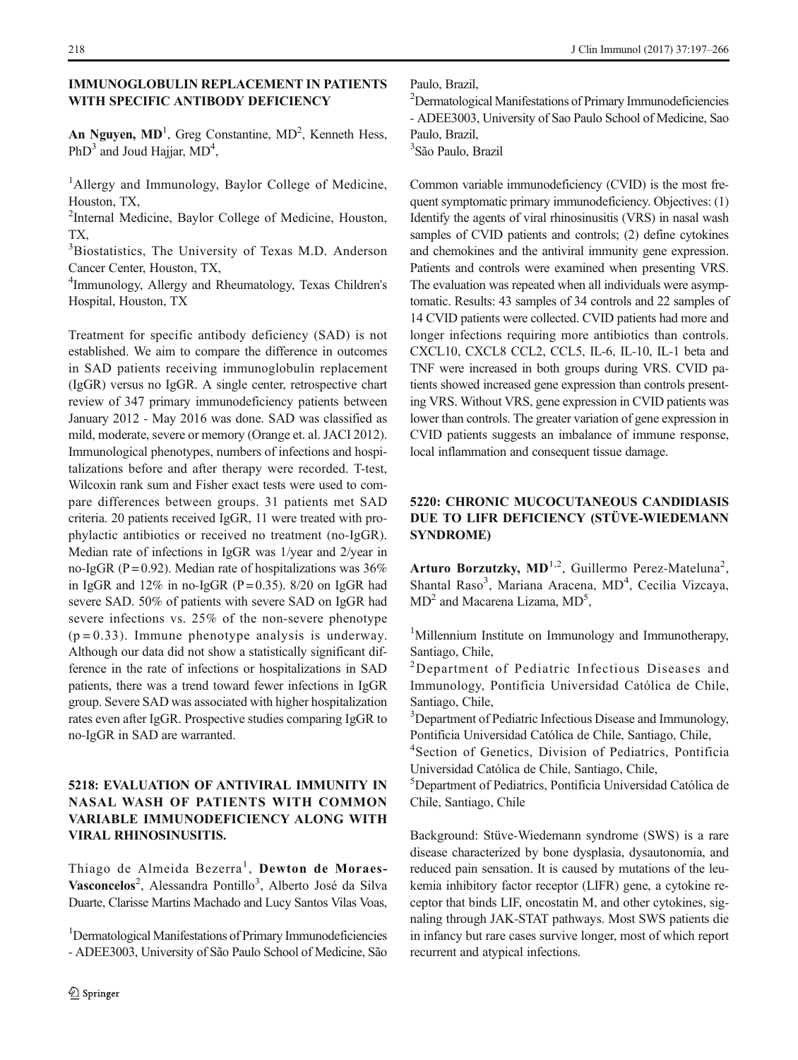## IMMUNOGLOBULIN REPLACEMENT IN PATIENTS WITH SPECIFIC ANTIBODY DEFICIENCY

**An Nguyen, MD**[1], Greg Constantine, MD[2], Kenneth Hess, PhD[3] and Joud Hajjar, MD[4],

[1]Allergy and Immunology, Baylor College of Medicine, Houston, TX,
[2]Internal Medicine, Baylor College of Medicine, Houston, TX,
[3]Biostatistics, The University of Texas M.D. Anderson Cancer Center, Houston, TX,
[4]Immunology, Allergy and Rheumatology, Texas Children's Hospital, Houston, TX

Treatment for specific antibody deficiency (SAD) is not established. We aim to compare the difference in outcomes in SAD patients receiving immunoglobulin replacement (IgGR) versus no IgGR. A single center, retrospective chart review of 347 primary immunodeficiency patients between January 2012 - May 2016 was done. SAD was classified as mild, moderate, severe or memory (Orange et. al. JACI 2012). Immunological phenotypes, numbers of infections and hospitalizations before and after therapy were recorded. T-test, Wilcoxin rank sum and Fisher exact tests were used to compare differences between groups. 31 patients met SAD criteria. 20 patients received IgGR, 11 were treated with prophylactic antibiotics or received no treatment (no-IgGR). Median rate of infections in IgGR was 1/year and 2/year in no-IgGR ($P = 0.92$). Median rate of hospitalizations was 36% in IgGR and 12% in no-IgGR ($P = 0.35$). 8/20 on IgGR had severe SAD. 50% of patients with severe SAD on IgGR had severe infections vs. 25% of the non-severe phenotype ($p = 0.33$). Immune phenotype analysis is underway. Although our data did not show a statistically significant difference in the rate of infections or hospitalizations in SAD patients, there was a trend toward fewer infections in IgGR group. Severe SAD was associated with higher hospitalization rates even after IgGR. Prospective studies comparing IgGR to no-IgGR in SAD are warranted.

## 5218: EVALUATION OF ANTIVIRAL IMMUNITY IN NASAL WASH OF PATIENTS WITH COMMON VARIABLE IMMUNODEFICIENCY ALONG WITH VIRAL RHINOSINUSITIS.

Thiago de Almeida Bezerra[1], **Dewton de Moraes-Vasconcelos**[2], Alessandra Pontillo[3], Alberto José da Silva Duarte, Clarisse Martins Machado and Lucy Santos Vilas Voas,

[1]Dermatological Manifestations of Primary Immunodeficiencies - ADEE3003, University of Sao Paulo School of Medicine, São Paulo, Brazil,
[2]Dermatological Manifestations of Primary Immunodeficiencies - ADEE3003, University of Sao Paulo School of Medicine, Sao Paulo, Brazil,
[3]São Paulo, Brazil

Common variable immunodeficiency (CVID) is the most frequent symptomatic primary immunodeficiency. Objectives: (1) Identify the agents of viral rhinosinusitis (VRS) in nasal wash samples of CVID patients and controls; (2) define cytokines and chemokines and the antiviral immunity gene expression. Patients and controls were examined when presenting VRS. The evaluation was repeated when all individuals were asymptomatic. Results: 43 samples of 34 controls and 22 samples of 14 CVID patients were collected. CVID patients had more and longer infections requiring more antibiotics than controls. CXCL10, CXCL8 CCL2, CCL5, IL-6, IL-10, IL-1 beta and TNF were increased in both groups during VRS. CVID patients showed increased gene expression than controls presenting VRS. Without VRS, gene expression in CVID patients was lower than controls. The greater variation of gene expression in CVID patients suggests an imbalance of immune response, local inflammation and consequent tissue damage.

## 5220: CHRONIC MUCOCUTANEOUS CANDIDIASIS DUE TO LIFR DEFICIENCY (STÜVE-WIEDEMANN SYNDROME)

**Arturo Borzutzky, MD**[1,2], Guillermo Perez-Mateluna[2], Shantal Raso[3], Mariana Aracena, MD[4], Cecilia Vizcaya, MD[2] and Macarena Lizama, MD[5],

[1]Millennium Institute on Immunology and Immunotherapy, Santiago, Chile,
[2]Department of Pediatric Infectious Diseases and Immunology, Pontificia Universidad Católica de Chile, Santiago, Chile,
[3]Department of Pediatric Infectious Disease and Immunology, Pontificia Universidad Católica de Chile, Santiago, Chile,
[4]Section of Genetics, Division of Pediatrics, Pontificia Universidad Católica de Chile, Santiago, Chile,
[5]Department of Pediatrics, Pontificia Universidad Católica de Chile, Santiago, Chile

Background: Stüve-Wiedemann syndrome (SWS) is a rare disease characterized by bone dysplasia, dysautonomia, and reduced pain sensation. It is caused by mutations of the leukemia inhibitory factor receptor (LIFR) gene, a cytokine receptor that binds LIF, oncostatin M, and other cytokines, signaling through JAK-STAT pathways. Most SWS patients die in infancy but rare cases survive longer, most of which report recurrent and atypical infections.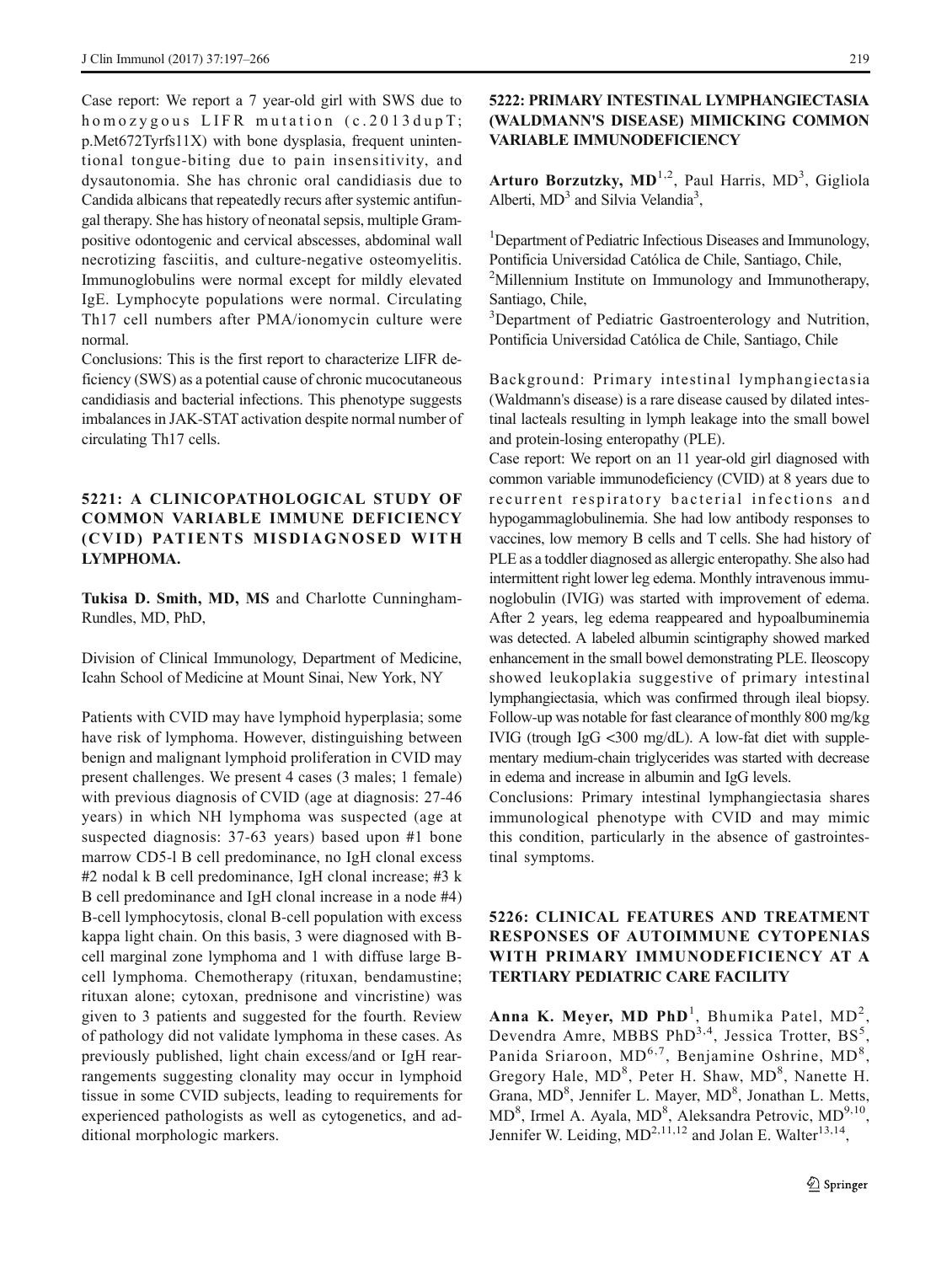Case report: We report a 7 year-old girl with SWS due to homozygous LIFR mutation (c.2013dupT; p.Met672Tyrfs11X) with bone dysplasia, frequent unintentional tongue-biting due to pain insensitivity, and dysautonomia. She has chronic oral candidiasis due to Candida albicans that repeatedly recurs after systemic antifungal therapy. She has history of neonatal sepsis, multiple Gram-positive odontogenic and cervical abscesses, abdominal wall necrotizing fasciitis, and culture-negative osteomyelitis. Immunoglobulins were normal except for mildly elevated IgE. Lymphocyte populations were normal. Circulating Th17 cell numbers after PMA/ionomycin culture were normal.

Conclusions: This is the first report to characterize LIFR deficiency (SWS) as a potential cause of chronic mucocutaneous candidiasis and bacterial infections. This phenotype suggests imbalances in JAK-STAT activation despite normal number of circulating Th17 cells.

## 5221: A CLINICOPATHOLOGICAL STUDY OF COMMON VARIABLE IMMUNE DEFICIENCY (CVID) PATIENTS MISDIAGNOSED WITH LYMPHOMA.

**Tukisa D. Smith, MD, MS** and Charlotte Cunningham-Rundles, MD, PhD,

Division of Clinical Immunology, Department of Medicine, Icahn School of Medicine at Mount Sinai, New York, NY

Patients with CVID may have lymphoid hyperplasia; some have risk of lymphoma. However, distinguishing between benign and malignant lymphoid proliferation in CVID may present challenges. We present 4 cases (3 males; 1 female) with previous diagnosis of CVID (age at diagnosis: 27-46 years) in which NH lymphoma was suspected (age at suspected diagnosis: 37-63 years) based upon #1 bone marrow CD5-l B cell predominance, no IgH clonal excess #2 nodal k B cell predominance, IgH clonal increase; #3 k B cell predominance and IgH clonal increase in a node #4) B-cell lymphocytosis, clonal B-cell population with excess kappa light chain. On this basis, 3 were diagnosed with B-cell marginal zone lymphoma and 1 with diffuse large B-cell lymphoma. Chemotherapy (rituxan, bendamustine; rituxan alone; cytoxan, prednisone and vincristine) was given to 3 patients and suggested for the fourth. Review of pathology did not validate lymphoma in these cases. As previously published, light chain excess/and or IgH rearrangements suggesting clonality may occur in lymphoid tissue in some CVID subjects, leading to requirements for experienced pathologists as well as cytogenetics, and additional morphologic markers.

## 5222: PRIMARY INTESTINAL LYMPHANGIECTASIA (WALDMANN'S DISEASE) MIMICKING COMMON VARIABLE IMMUNODEFICIENCY

**Arturo Borzutzky, MD**[1,2], Paul Harris, MD[3], Gigliola Alberti, MD[3] and Silvia Velandia[3],

[1]Department of Pediatric Infectious Diseases and Immunology, Pontificia Universidad Católica de Chile, Santiago, Chile,
[2]Millennium Institute on Immunology and Immunotherapy, Santiago, Chile,
[3]Department of Pediatric Gastroenterology and Nutrition, Pontificia Universidad Católica de Chile, Santiago, Chile

Background: Primary intestinal lymphangiectasia (Waldmann's disease) is a rare disease caused by dilated intestinal lacteals resulting in lymph leakage into the small bowel and protein-losing enteropathy (PLE).

Case report: We report on an 11 year-old girl diagnosed with common variable immunodeficiency (CVID) at 8 years due to recurrent respiratory bacterial infections and hypogammaglobulinemia. She had low antibody responses to vaccines, low memory B cells and T cells. She had history of PLE as a toddler diagnosed as allergic enteropathy. She also had intermittent right lower leg edema. Monthly intravenous immunoglobulin (IVIG) was started with improvement of edema. After 2 years, leg edema reappeared and hypoalbuminemia was detected. A labeled albumin scintigraphy showed marked enhancement in the small bowel demonstrating PLE. Ileoscopy showed leukoplakia suggestive of primary intestinal lymphangiectasia, which was confirmed through ileal biopsy. Follow-up was notable for fast clearance of monthly 800 mg/kg IVIG (trough IgG <300 mg/dL). A low-fat diet with supplementary medium-chain triglycerides was started with decrease in edema and increase in albumin and IgG levels.

Conclusions: Primary intestinal lymphangiectasia shares immunological phenotype with CVID and may mimic this condition, particularly in the absence of gastrointestinal symptoms.

## 5226: CLINICAL FEATURES AND TREATMENT RESPONSES OF AUTOIMMUNE CYTOPENIAS WITH PRIMARY IMMUNODEFICIENCY AT A TERTIARY PEDIATRIC CARE FACILITY

**Anna K. Meyer, MD PhD**[1], Bhumika Patel, MD[2], Devendra Amre, MBBS PhD[3,4], Jessica Trotter, BS[5], Panida Sriaroon, MD[6,7], Benjamine Oshrine, MD[8], Gregory Hale, MD[8], Peter H. Shaw, MD[8], Nanette H. Grana, MD[8], Jennifer L. Mayer, MD[8], Jonathan L. Metts, MD[8], Irmel A. Ayala, MD[8], Aleksandra Petrovic, MD[9,10], Jennifer W. Leiding, MD[2,11,12] and Jolan E. Walter[13,14],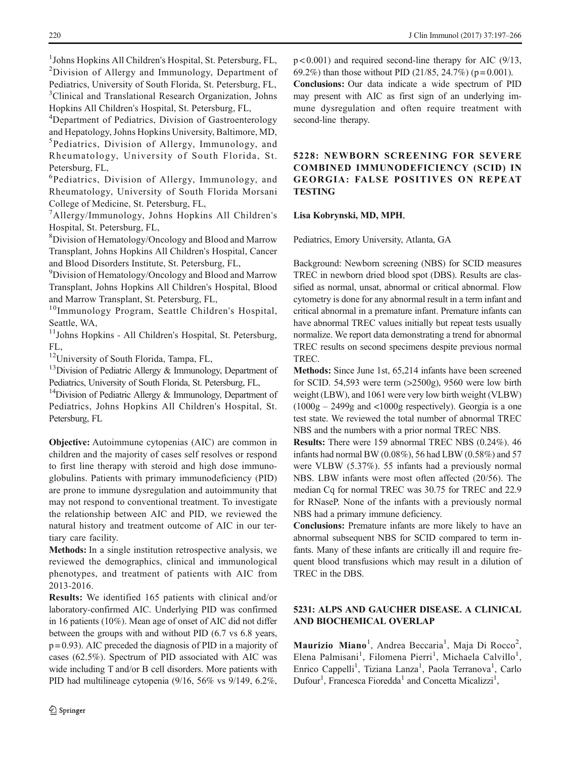[1]Johns Hopkins All Children's Hospital, St. Petersburg, FL,
[2]Division of Allergy and Immunology, Department of Pediatrics, University of South Florida, St. Petersburg, FL,
[3]Clinical and Translational Research Organization, Johns Hopkins All Children's Hospital, St. Petersburg, FL,
[4]Department of Pediatrics, Division of Gastroenterology and Hepatology, Johns Hopkins University, Baltimore, MD,
[5]Pediatrics, Division of Allergy, Immunology, and Rheumatology, University of South Florida, St. Petersburg, FL,
[6]Pediatrics, Division of Allergy, Immunology, and Rheumatology, University of South Florida Morsani College of Medicine, St. Petersburg, FL,
[7]Allergy/Immunology, Johns Hopkins All Children's Hospital, St. Petersburg, FL,
[8]Division of Hematology/Oncology and Blood and Marrow Transplant, Johns Hopkins All Children's Hospital, Cancer and Blood Disorders Institute, St. Petersburg, FL,
[9]Division of Hematology/Oncology and Blood and Marrow Transplant, Johns Hopkins All Children's Hospital, Blood and Marrow Transplant, St. Petersburg, FL,
[10]Immunology Program, Seattle Children's Hospital, Seattle, WA,
[11]Johns Hopkins - All Children's Hospital, St. Petersburg, FL,
[12]University of South Florida, Tampa, FL,
[13]Division of Pediatric Allergy & Immunology, Department of Pediatrics, University of South Florida, St. Petersburg, FL,
[14]Division of Pediatric Allergy & Immunology, Department of Pediatrics, Johns Hopkins All Children's Hospital, St. Petersburg, FL

**Objective:** Autoimmune cytopenias (AIC) are common in children and the majority of cases self resolves or respond to first line therapy with steroid and high dose immunoglobulins. Patients with primary immunodeficiency (PID) are prone to immune dysregulation and autoimmunity that may not respond to conventional treatment. To investigate the relationship between AIC and PID, we reviewed the natural history and treatment outcome of AIC in our tertiary care facility.

**Methods:** In a single institution retrospective analysis, we reviewed the demographics, clinical and immunological phenotypes, and treatment of patients with AIC from 2013-2016.

**Results:** We identified 165 patients with clinical and/or laboratory-confirmed AIC. Underlying PID was confirmed in 16 patients (10%). Mean age of onset of AIC did not differ between the groups with and without PID (6.7 vs 6.8 years, $p = 0.93$). AIC preceded the diagnosis of PID in a majority of cases (62.5%). Spectrum of PID associated with AIC was wide including T and/or B cell disorders. More patients with PID had multilineage cytopenia (9/16, 56% vs 9/149, 6.2%, $p < 0.001$) and required second-line therapy for AIC (9/13, 69.2%) than those without PID (21/85, 24.7%) ($p = 0.001$).

**Conclusions:** Our data indicate a wide spectrum of PID may present with AIC as first sign of an underlying immune dysregulation and often require treatment with second-line therapy.

## 5228: NEWBORN SCREENING FOR SEVERE COMBINED IMMUNODEFICIENCY (SCID) IN GEORGIA: FALSE POSITIVES ON REPEAT TESTING

**Lisa Kobrynski, MD, MPH**,

Pediatrics, Emory University, Atlanta, GA

Background: Newborn screening (NBS) for SCID measures TREC in newborn dried blood spot (DBS). Results are classified as normal, unsat, abnormal or critical abnormal. Flow cytometry is done for any abnormal result in a term infant and critical abnormal in a premature infant. Premature infants can have abnormal TREC values initially but repeat tests usually normalize. We report data demonstrating a trend for abnormal TREC results on second specimens despite previous normal TREC.

**Methods:** Since June 1st, 65,214 infants have been screened for SCID. 54,593 were term (>2500g), 9560 were low birth weight (LBW), and 1061 were very low birth weight (VLBW) (1000g – 2499g and <1000g respectively). Georgia is a one test state. We reviewed the total number of abnormal TREC NBS and the numbers with a prior normal TREC NBS.

**Results:** There were 159 abnormal TREC NBS (0.24%). 46 infants had normal BW (0.08%), 56 had LBW (0.58%) and 57 were VLBW (5.37%). 55 infants had a previously normal NBS. LBW infants were most often affected (20/56). The median Cq for normal TREC was 30.75 for TREC and 22.9 for RNaseP. None of the infants with a previously normal NBS had a primary immune deficiency.

**Conclusions:** Premature infants are more likely to have an abnormal subsequent NBS for SCID compared to term infants. Many of these infants are critically ill and require frequent blood transfusions which may result in a dilution of TREC in the DBS.

## 5231: ALPS AND GAUCHER DISEASE. A CLINICAL AND BIOCHEMICAL OVERLAP

**Maurizio Miano**[1], Andrea Beccaria[1], Maja Di Rocco[2], Elena Palmisani[1], Filomena Pierri[1], Michaela Calvillo[1], Enrico Cappelli[1], Tiziana Lanza[1], Paola Terranova[1], Carlo Dufour[1], Francesca Fioredda[1] and Concetta Micalizzi[1],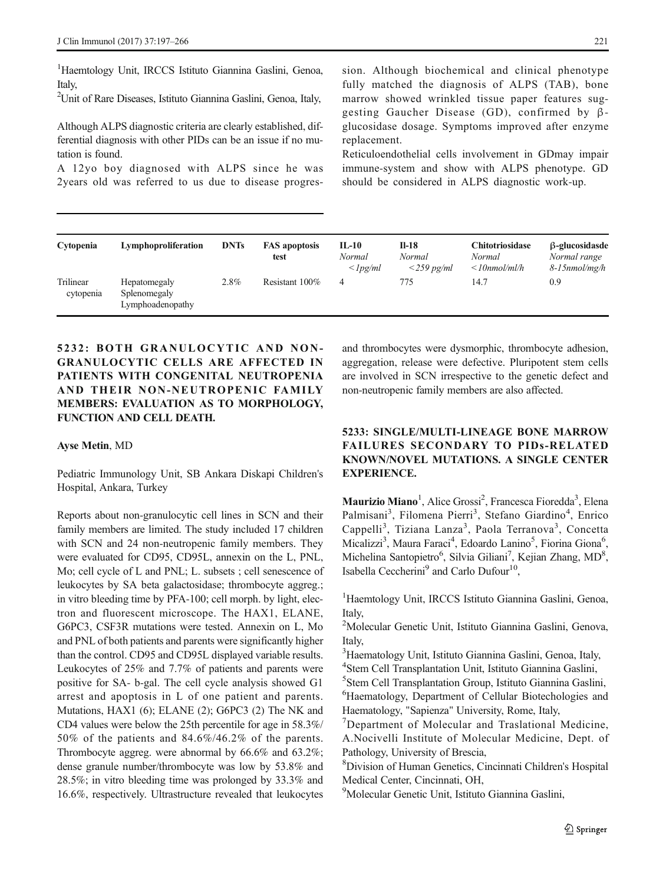[1]Haemtology Unit, IRCCS Istituto Giannina Gaslini, Genoa, Italy,

[2]Unit of Rare Diseases, Istituto Giannina Gaslini, Genoa, Italy,

Although ALPS diagnostic criteria are clearly established, differential diagnosis with other PIDs can be an issue if no mutation is found.

A 12yo boy diagnosed with ALPS since he was 2years old was referred to us due to disease progression. Although biochemical and clinical phenotype fully matched the diagnosis of ALPS (TAB), bone marrow showed wrinkled tissue paper features suggesting Gaucher Disease (GD), confirmed by β-glucosidase dosage. Symptoms improved after enzyme replacement.

Reticuloendothelial cells involvement in GDmay impair immune-system and show with ALPS phenotype. GD should be considered in ALPS diagnostic work-up.

| Cytopenia | Lymphoproliferation | DNTs | FAS apoptosis test | IL-10 *Normal <1pg/ml* | Il-18 *Normal <259 pg/ml* | Chitotriosidase *Normal <10nmol/ml/h* | β-glucosidasde *Normal range 8-15nmol/mg/h* |
|---|---|---|---|---|---|---|---|
| Trilinear cytopenia | Hepatomegaly Splenomegaly Lymphoadenopathy | 2.8% | Resistant 100% | 4 | 775 | 14.7 | 0.9 |

## 5232: BOTH GRANULOCYTIC AND NON-GRANULOCYTIC CELLS ARE AFFECTED IN PATIENTS WITH CONGENITAL NEUTROPENIA AND THEIR NON-NEUTROPENIC FAMILY MEMBERS: EVALUATION AS TO MORPHOLOGY, FUNCTION AND CELL DEATH.

**Ayse Metin**, MD

Pediatric Immunology Unit, SB Ankara Diskapi Children's Hospital, Ankara, Turkey

Reports about non-granulocytic cell lines in SCN and their family members are limited. The study included 17 children with SCN and 24 non-neutropenic family members. They were evaluated for CD95, CD95L, annexin on the L, PNL, Mo; cell cycle of L and PNL; L. subsets ; cell senescence of leukocytes by SA beta galactosidase; thrombocyte aggreg.; in vitro bleeding time by PFA-100; cell morph. by light, electron and fluorescent microscope. The HAX1, ELANE, G6PC3, CSF3R mutations were tested. Annexin on L, Mo and PNL of both patients and parents were significantly higher than the control. CD95 and CD95L displayed variable results. Leukocytes of 25% and 7.7% of patients and parents were positive for SA- b-gal. The cell cycle analysis showed G1 arrest and apoptosis in L of one patient and parents. Mutations, HAX1 (6); ELANE (2); G6PC3 (2) The NK and CD4 values were below the 25th percentile for age in 58.3%/ 50% of the patients and 84.6%/46.2% of the parents. Thrombocyte aggreg. were abnormal by 66.6% and 63.2%; dense granule number/thrombocyte was low by 53.8% and 28.5%; in vitro bleeding time was prolonged by 33.3% and 16.6%, respectively. Ultrastructure revealed that leukocytes and thrombocytes were dysmorphic, thrombocyte adhesion, aggregation, release were defective. Pluripotent stem cells are involved in SCN irrespective to the genetic defect and non-neutropenic family members are also affected.

## 5233: SINGLE/MULTI-LINEAGE BONE MARROW FAILURES SECONDARY TO PIDs-RELATED KNOWN/NOVEL MUTATIONS. A SINGLE CENTER EXPERIENCE.

**Maurizio Miano**[1], Alice Grossi[2], Francesca Fioredda[3], Elena Palmisani[3], Filomena Pierri[3], Stefano Giardino[4], Enrico Cappelli[3], Tiziana Lanza[3], Paola Terranova[3], Concetta Micalizzi[3], Maura Faraci[4], Edoardo Lanino[5], Fiorina Giona[6], Michelina Santopietro[6], Silvia Giliani[7], Kejian Zhang, MD[8], Isabella Ceccherini[9] and Carlo Dufour[10],

[1]Haemtology Unit, IRCCS Istituto Giannina Gaslini, Genoa, Italy,

[2]Molecular Genetic Unit, Istituto Giannina Gaslini, Genova, Italy,

[3]Haematology Unit, Istituto Giannina Gaslini, Genoa, Italy,

[4]Stem Cell Transplantation Unit, Istituto Giannina Gaslini,

[5]Stem Cell Transplantation Group, Istituto Giannina Gaslini,

[6]Haematology, Department of Cellular Biotechologies and Haematology, "Sapienza" University, Rome, Italy,

[7]Department of Molecular and Traslational Medicine, A.Nocivelli Institute of Molecular Medicine, Dept. of Pathology, University of Brescia,

[8]Division of Human Genetics, Cincinnati Children's Hospital Medical Center, Cincinnati, OH,

[9]Molecular Genetic Unit, Istituto Giannina Gaslini,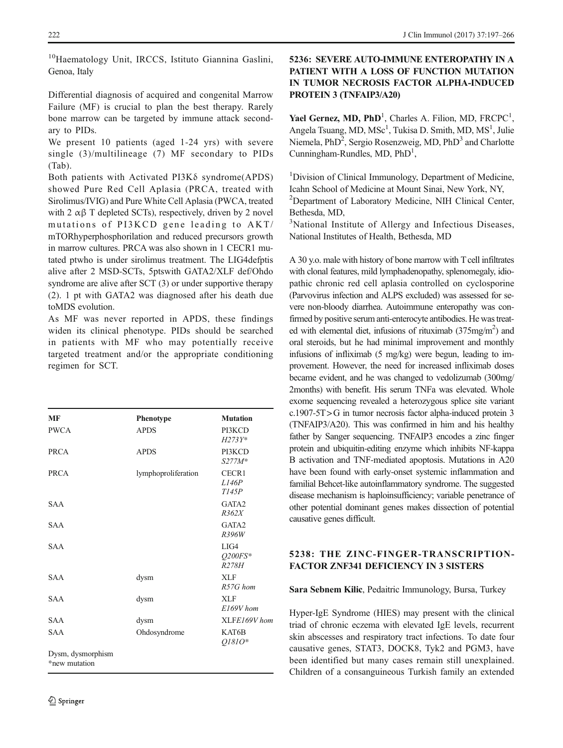[10]Haematology Unit, IRCCS, Istituto Giannina Gaslini, Genoa, Italy

Differential diagnosis of acquired and congenital Marrow Failure (MF) is crucial to plan the best therapy. Rarely bone marrow can be targeted by immune attack secondary to PIDs.

We present 10 patients (aged 1-24 yrs) with severe single (3)/multilineage (7) MF secondary to PIDs (Tab).

Both patients with Activated PI3Kδ syndrome(APDS) showed Pure Red Cell Aplasia (PRCA, treated with Sirolimus/IVIG) and Pure White Cell Aplasia (PWCA, treated with 2 αβ T depleted SCTs), respectively, driven by 2 novel mutations of PI3KCD gene leading to AKT/mTORhyperphosphorilation and reduced precursors growth in marrow cultures. PRCA was also shown in 1 CECR1 mutated ptwho is under sirolimus treatment. The LIG4defptis alive after 2 MSD-SCTs, 5ptswith GATA2/XLF def/Ohdo syndrome are alive after SCT (3) or under supportive therapy (2). 1 pt with GATA2 was diagnosed after his death due toMDS evolution.

As MF was never reported in APDS, these findings widen its clinical phenotype. PIDs should be searched in patients with MF who may potentially receive targeted treatment and/or the appropriate conditioning regimen for SCT.

| MF | Phenotype | Mutation |
|---|---|---|
| PWCA | APDS | PI3KCD *H273Y** |
| PRCA | APDS | PI3KCD *S277M** |
| PRCA | lymphoproliferation | CECR1 *L146P* *T145P* |
| SAA | | GATA2 *R362X* |
| SAA | | GATA2 *R396W* |
| SAA | | LIG4 *Q200FS** *R278H* |
| SAA | dysm | XLF *R57G hom* |
| SAA | dysm | XLF *E169V hom* |
| SAA | dysm | XLF*E169V hom* |
| SAA | Ohdosyndrome | KAT6B *Q181O** |

Dysm, dysmorphism
*new mutation

## 5236: SEVERE AUTO-IMMUNE ENTEROPATHY IN A PATIENT WITH A LOSS OF FUNCTION MUTATION IN TUMOR NECROSIS FACTOR ALPHA-INDUCED PROTEIN 3 (TNFAIP3/A20)

**Yael Gernez, MD, PhD**[1], Charles A. Filion, MD, FRCPC[1], Angela Tsuang, MD, MSc[1], Tukisa D. Smith, MD, MS[1], Julie Niemela, PhD[2], Sergio Rosenzweig, MD, PhD[3] and Charlotte Cunningham-Rundles, MD, PhD[1],

[1]Division of Clinical Immunology, Department of Medicine, Icahn School of Medicine at Mount Sinai, New York, NY,
[2]Department of Laboratory Medicine, NIH Clinical Center, Bethesda, MD,
[3]National Institute of Allergy and Infectious Diseases, National Institutes of Health, Bethesda, MD

A 30 y.o. male with history of bone marrow with T cell infiltrates with clonal features, mild lymphadenopathy, splenomegaly, idiopathic chronic red cell aplasia controlled on cyclosporine (Parvovirus infection and ALPS excluded) was assessed for severe non-bloody diarrhea. Autoimmune enteropathy was confirmed by positive serum anti-enterocyte antibodies. He was treated with elemental diet, infusions of rituximab (375mg/m$^2$) and oral steroids, but he had minimal improvement and monthly infusions of infliximab (5 mg/kg) were begun, leading to improvement. However, the need for increased infliximab doses became evident, and he was changed to vedolizumab (300mg/2months) with benefit. His serum TNFa was elevated. Whole exome sequencing revealed a heterozygous splice site variant c.1907-5T>G in tumor necrosis factor alpha-induced protein 3 (TNFAIP3/A20). This was confirmed in him and his healthy father by Sanger sequencing. TNFAIP3 encodes a zinc finger protein and ubiquitin-editing enzyme which inhibits NF-kappa B activation and TNF-mediated apoptosis. Mutations in A20 have been found with early-onset systemic inflammation and familial Behcet-like autoinflammatory syndrome. The suggested disease mechanism is haploinsufficiency; variable penetrance of other potential dominant genes makes dissection of potential causative genes difficult.

## 5238: THE ZINC-FINGER-TRANSCRIPTION-FACTOR ZNF341 DEFICIENCY IN 3 SISTERS

**Sara Sebnem Kilic**, Pedaitric Immunology, Bursa, Turkey

Hyper-IgE Syndrome (HIES) may present with the clinical triad of chronic eczema with elevated IgE levels, recurrent skin abscesses and respiratory tract infections. To date four causative genes, STAT3, DOCK8, Tyk2 and PGM3, have been identified but many cases remain still unexplained. Children of a consanguineous Turkish family an extended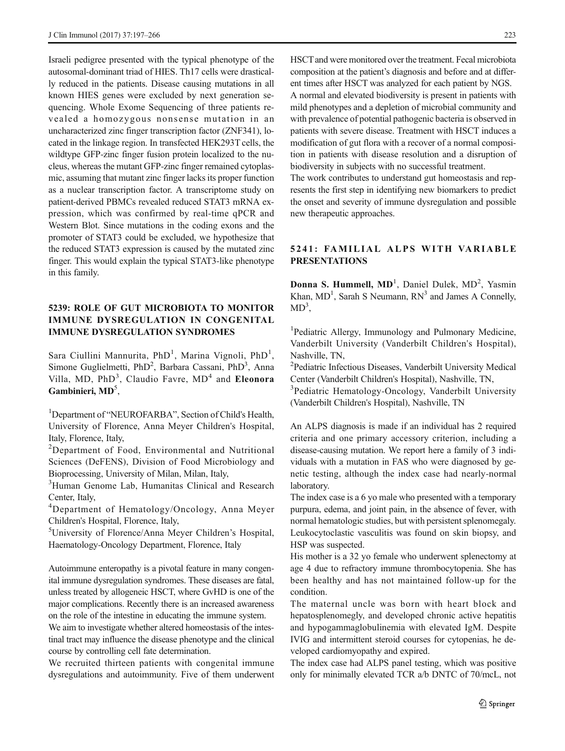Israeli pedigree presented with the typical phenotype of the autosomal-dominant triad of HIES. Th17 cells were drastically reduced in the patients. Disease causing mutations in all known HIES genes were excluded by next generation sequencing. Whole Exome Sequencing of three patients revealed a homozygous nonsense mutation in an uncharacterized zinc finger transcription factor (ZNF341), located in the linkage region. In transfected HEK293T cells, the wildtype GFP-zinc finger fusion protein localized to the nucleus, whereas the mutant GFP-zinc finger remained cytoplasmic, assuming that mutant zinc finger lacks its proper function as a nuclear transcription factor. A transcriptome study on patient-derived PBMCs revealed reduced STAT3 mRNA expression, which was confirmed by real-time qPCR and Western Blot. Since mutations in the coding exons and the promoter of STAT3 could be excluded, we hypothesize that the reduced STAT3 expression is caused by the mutated zinc finger. This would explain the typical STAT3-like phenotype in this family.

## 5239: ROLE OF GUT MICROBIOTA TO MONITOR IMMUNE DYSREGULATION IN CONGENITAL IMMUNE DYSREGULATION SYNDROMES

Sara Ciullini Mannurita, PhD[1], Marina Vignoli, PhD[1], Simone Guglielmetti, PhD[2], Barbara Cassani, PhD[3], Anna Villa, MD, PhD[3], Claudio Favre, MD[4] and **Eleonora Gambinieri, MD**[5],

[1]Department of "NEUROFARBA", Section of Child's Health, University of Florence, Anna Meyer Children's Hospital, Italy, Florence, Italy,

[2]Department of Food, Environmental and Nutritional Sciences (DeFENS), Division of Food Microbiology and Bioprocessing, University of Milan, Milan, Italy,

[3]Human Genome Lab, Humanitas Clinical and Research Center, Italy,

[4]Department of Hematology/Oncology, Anna Meyer Children's Hospital, Florence, Italy,

[5]University of Florence/Anna Meyer Children's Hospital, Haematology-Oncology Department, Florence, Italy

Autoimmune enteropathy is a pivotal feature in many congenital immune dysregulation syndromes. These diseases are fatal, unless treated by allogeneic HSCT, where GvHD is one of the major complications. Recently there is an increased awareness on the role of the intestine in educating the immune system.

We aim to investigate whether altered homeostasis of the intestinal tract may influence the disease phenotype and the clinical course by controlling cell fate determination.

We recruited thirteen patients with congenital immune dysregulations and autoimmunity. Five of them underwent HSCT and were monitored over the treatment. Fecal microbiota composition at the patient's diagnosis and before and at different times after HSCT was analyzed for each patient by NGS.

A normal and elevated biodiversity is present in patients with mild phenotypes and a depletion of microbial community and with prevalence of potential pathogenic bacteria is observed in patients with severe disease. Treatment with HSCT induces a modification of gut flora with a recover of a normal composition in patients with disease resolution and a disruption of biodiversity in subjects with no successful treatment.

The work contributes to understand gut homeostasis and represents the first step in identifying new biomarkers to predict the onset and severity of immune dysregulation and possible new therapeutic approaches.

## 5241: FAMILIAL ALPS WITH VARIABLE PRESENTATIONS

**Donna S. Hummell, MD**[1], Daniel Dulek, MD[2], Yasmin Khan, MD[1], Sarah S Neumann, RN[3] and James A Connelly, MD[3],

[1]Pediatric Allergy, Immunology and Pulmonary Medicine, Vanderbilt University (Vanderbilt Children's Hospital), Nashville, TN,

[2]Pediatric Infectious Diseases, Vanderbilt University Medical Center (Vanderbilt Children's Hospital), Nashville, TN,

[3]Pediatric Hematology-Oncology, Vanderbilt University (Vanderbilt Children's Hospital), Nashville, TN

An ALPS diagnosis is made if an individual has 2 required criteria and one primary accessory criterion, including a disease-causing mutation. We report here a family of 3 individuals with a mutation in FAS who were diagnosed by genetic testing, although the index case had nearly-normal laboratory.

The index case is a 6 yo male who presented with a temporary purpura, edema, and joint pain, in the absence of fever, with normal hematologic studies, but with persistent splenomegaly. Leukocytoclastic vasculitis was found on skin biopsy, and HSP was suspected.

His mother is a 32 yo female who underwent splenectomy at age 4 due to refractory immune thrombocytopenia. She has been healthy and has not maintained follow-up for the condition.

The maternal uncle was born with heart block and hepatosplenomegly, and developed chronic active hepatitis and hypogammaglobulinemia with elevated IgM. Despite IVIG and intermittent steroid courses for cytopenias, he developed cardiomyopathy and expired.

The index case had ALPS panel testing, which was positive only for minimally elevated TCR a/b DNTC of 70/mcL, not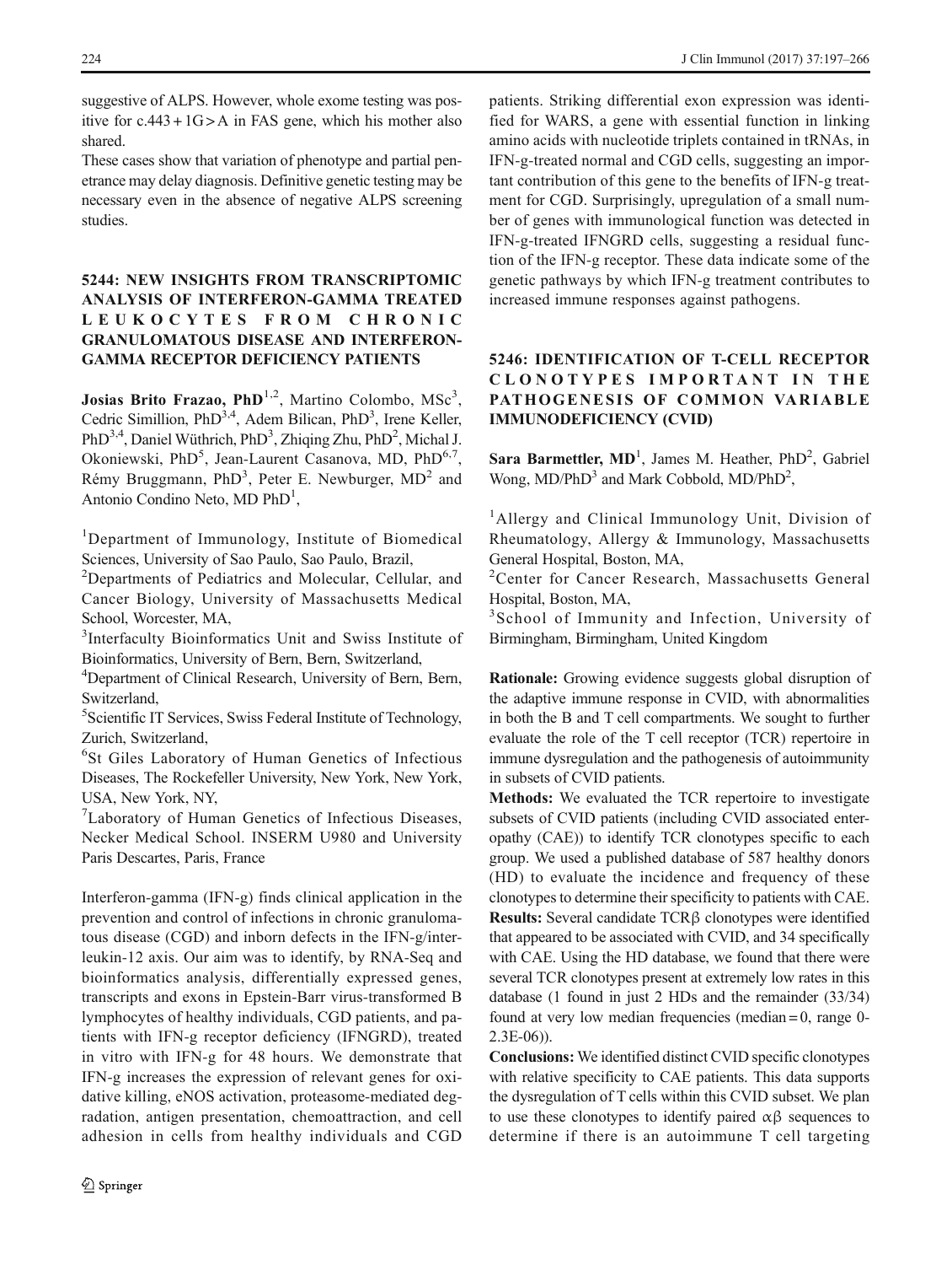suggestive of ALPS. However, whole exome testing was positive for c.443 + 1G > A in FAS gene, which his mother also shared.

These cases show that variation of phenotype and partial penetrance may delay diagnosis. Definitive genetic testing may be necessary even in the absence of negative ALPS screening studies.

## 5244: NEW INSIGHTS FROM TRANSCRIPTOMIC ANALYSIS OF INTERFERON-GAMMA TREATED LEUKOCYTES FROM CHRONIC GRANULOMATOUS DISEASE AND INTERFERON-GAMMA RECEPTOR DEFICIENCY PATIENTS

**Josias Brito Frazao, PhD**[1,2], Martino Colombo, MSc[3], Cedric Simillion, PhD[3,4], Adem Bilican, PhD[3], Irene Keller, PhD[3,4], Daniel Wüthrich, PhD[3], Zhiqing Zhu, PhD[2], Michal J. Okoniewski, PhD[5], Jean-Laurent Casanova, MD, PhD[6,7], Rémy Bruggmann, PhD[3], Peter E. Newburger, MD[2] and Antonio Condino Neto, MD PhD[1],

[1]Department of Immunology, Institute of Biomedical Sciences, University of Sao Paulo, Sao Paulo, Brazil,

[2]Departments of Pediatrics and Molecular, Cellular, and Cancer Biology, University of Massachusetts Medical School, Worcester, MA,

[3]Interfaculty Bioinformatics Unit and Swiss Institute of Bioinformatics, University of Bern, Bern, Switzerland,

[4]Department of Clinical Research, University of Bern, Bern, Switzerland,

[5]Scientific IT Services, Swiss Federal Institute of Technology, Zurich, Switzerland,

[6]St Giles Laboratory of Human Genetics of Infectious Diseases, The Rockefeller University, New York, New York, USA, New York, NY,

[7]Laboratory of Human Genetics of Infectious Diseases, Necker Medical School. INSERM U980 and University Paris Descartes, Paris, France

Interferon-gamma (IFN-g) finds clinical application in the prevention and control of infections in chronic granulomatous disease (CGD) and inborn defects in the IFN-g/interleukin-12 axis. Our aim was to identify, by RNA-Seq and bioinformatics analysis, differentially expressed genes, transcripts and exons in Epstein-Barr virus-transformed B lymphocytes of healthy individuals, CGD patients, and patients with IFN-g receptor deficiency (IFNGRD), treated in vitro with IFN-g for 48 hours. We demonstrate that IFN-g increases the expression of relevant genes for oxidative killing, eNOS activation, proteasome-mediated degradation, antigen presentation, chemoattraction, and cell adhesion in cells from healthy individuals and CGD patients. Striking differential exon expression was identified for WARS, a gene with essential function in linking amino acids with nucleotide triplets contained in tRNAs, in IFN-g-treated normal and CGD cells, suggesting an important contribution of this gene to the benefits of IFN-g treatment for CGD. Surprisingly, upregulation of a small number of genes with immunological function was detected in IFN-g-treated IFNGRD cells, suggesting a residual function of the IFN-g receptor. These data indicate some of the genetic pathways by which IFN-g treatment contributes to increased immune responses against pathogens.

## 5246: IDENTIFICATION OF T-CELL RECEPTOR CLONOTYPES IMPORTANT IN THE PATHOGENESIS OF COMMON VARIABLE IMMUNODEFICIENCY (CVID)

**Sara Barmettler, MD**[1], James M. Heather, PhD[2], Gabriel Wong, MD/PhD[3] and Mark Cobbold, MD/PhD[2],

[1]Allergy and Clinical Immunology Unit, Division of Rheumatology, Allergy & Immunology, Massachusetts General Hospital, Boston, MA,

[2]Center for Cancer Research, Massachusetts General Hospital, Boston, MA,

[3]School of Immunity and Infection, University of Birmingham, Birmingham, United Kingdom

**Rationale:** Growing evidence suggests global disruption of the adaptive immune response in CVID, with abnormalities in both the B and T cell compartments. We sought to further evaluate the role of the T cell receptor (TCR) repertoire in immune dysregulation and the pathogenesis of autoimmunity in subsets of CVID patients.

**Methods:** We evaluated the TCR repertoire to investigate subsets of CVID patients (including CVID associated enteropathy (CAE)) to identify TCR clonotypes specific to each group. We used a published database of 587 healthy donors (HD) to evaluate the incidence and frequency of these clonotypes to determine their specificity to patients with CAE.

**Results:** Several candidate TCRβ clonotypes were identified that appeared to be associated with CVID, and 34 specifically with CAE. Using the HD database, we found that there were several TCR clonotypes present at extremely low rates in this database (1 found in just 2 HDs and the remainder (33/34) found at very low median frequencies (median = 0, range 0-2.3E-06)).

**Conclusions:** We identified distinct CVID specific clonotypes with relative specificity to CAE patients. This data supports the dysregulation of T cells within this CVID subset. We plan to use these clonotypes to identify paired αβ sequences to determine if there is an autoimmune T cell targeting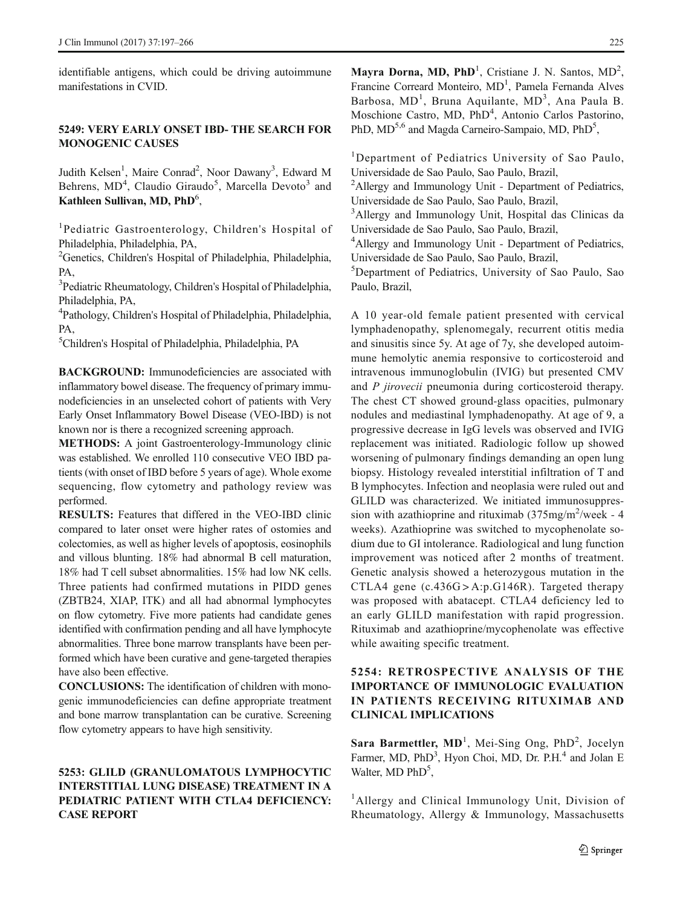identifiable antigens, which could be driving autoimmune manifestations in CVID.

### 5249: VERY EARLY ONSET IBD- THE SEARCH FOR MONOGENIC CAUSES

Judith Kelsen[1], Maire Conrad[2], Noor Dawany[3], Edward M Behrens, MD[4], Claudio Giraudo[5], Marcella Devoto[3] and **Kathleen Sullivan, MD, PhD**[6],

[1]Pediatric Gastroenterology, Children's Hospital of Philadelphia, Philadelphia, PA,
[2]Genetics, Children's Hospital of Philadelphia, Philadelphia, PA,
[3]Pediatric Rheumatology, Children's Hospital of Philadelphia, Philadelphia, PA,
[4]Pathology, Children's Hospital of Philadelphia, Philadelphia, PA,
[5]Children's Hospital of Philadelphia, Philadelphia, PA

**BACKGROUND:** Immunodeficiencies are associated with inflammatory bowel disease. The frequency of primary immunodeficiencies in an unselected cohort of patients with Very Early Onset Inflammatory Bowel Disease (VEO-IBD) is not known nor is there a recognized screening approach.

**METHODS:** A joint Gastroenterology-Immunology clinic was established. We enrolled 110 consecutive VEO IBD patients (with onset of IBD before 5 years of age). Whole exome sequencing, flow cytometry and pathology review was performed.

**RESULTS:** Features that differed in the VEO-IBD clinic compared to later onset were higher rates of ostomies and colectomies, as well as higher levels of apoptosis, eosinophils and villous blunting. 18% had abnormal B cell maturation, 18% had T cell subset abnormalities. 15% had low NK cells. Three patients had confirmed mutations in PIDD genes (ZBTB24, XIAP, ITK) and all had abnormal lymphocytes on flow cytometry. Five more patients had candidate genes identified with confirmation pending and all have lymphocyte abnormalities. Three bone marrow transplants have been performed which have been curative and gene-targeted therapies have also been effective.

**CONCLUSIONS:** The identification of children with monogenic immunodeficiencies can define appropriate treatment and bone marrow transplantation can be curative. Screening flow cytometry appears to have high sensitivity.

### 5253: GLILD (GRANULOMATOUS LYMPHOCYTIC INTERSTITIAL LUNG DISEASE) TREATMENT IN A PEDIATRIC PATIENT WITH CTLA4 DEFICIENCY: CASE REPORT

**Mayra Dorna, MD, PhD**[1], Cristiane J. N. Santos, MD[2], Francine Correard Monteiro, MD[1], Pamela Fernanda Alves Barbosa, MD[1], Bruna Aquilante, MD[3], Ana Paula B. Moschione Castro, MD, PhD[4], Antonio Carlos Pastorino, PhD, MD[5,6] and Magda Carneiro-Sampaio, MD, PhD[5],

[1]Department of Pediatrics University of Sao Paulo, Universidade de Sao Paulo, Sao Paulo, Brazil,
[2]Allergy and Immunology Unit - Department of Pediatrics, Universidade de Sao Paulo, Sao Paulo, Brazil,
[3]Allergy and Immunology Unit, Hospital das Clinicas da Universidade de Sao Paulo, Sao Paulo, Brazil,
[4]Allergy and Immunology Unit - Department of Pediatrics, Universidade de Sao Paulo, Sao Paulo, Brazil,
[5]Department of Pediatrics, University of Sao Paulo, Sao Paulo, Brazil,

A 10 year-old female patient presented with cervical lymphadenopathy, splenomegaly, recurrent otitis media and sinusitis since 5y. At age of 7y, she developed autoimmune hemolytic anemia responsive to corticosteroid and intravenous immunoglobulin (IVIG) but presented CMV and *P jirovecii* pneumonia during corticosteroid therapy. The chest CT showed ground-glass opacities, pulmonary nodules and mediastinal lymphadenopathy. At age of 9, a progressive decrease in IgG levels was observed and IVIG replacement was initiated. Radiologic follow up showed worsening of pulmonary findings demanding an open lung biopsy. Histology revealed interstitial infiltration of T and B lymphocytes. Infection and neoplasia were ruled out and GLILD was characterized. We initiated immunosuppression with azathioprine and rituximab ($375mg/m^2$/week - 4 weeks). Azathioprine was switched to mycophenolate sodium due to GI intolerance. Radiological and lung function improvement was noticed after 2 months of treatment. Genetic analysis showed a heterozygous mutation in the CTLA4 gene (c.436G > A:p.G146R). Targeted therapy was proposed with abatacept. CTLA4 deficiency led to an early GLILD manifestation with rapid progression. Rituximab and azathioprine/mycophenolate was effective while awaiting specific treatment.

### 5254: RETROSPECTIVE ANALYSIS OF THE IMPORTANCE OF IMMUNOLOGIC EVALUATION IN PATIENTS RECEIVING RITUXIMAB AND CLINICAL IMPLICATIONS

**Sara Barmettler, MD**[1], Mei-Sing Ong, PhD[2], Jocelyn Farmer, MD, PhD[3], Hyon Choi, MD, Dr. P.H.[4] and Jolan E Walter, MD PhD[5],

[1]Allergy and Clinical Immunology Unit, Division of Rheumatology, Allergy & Immunology, Massachusetts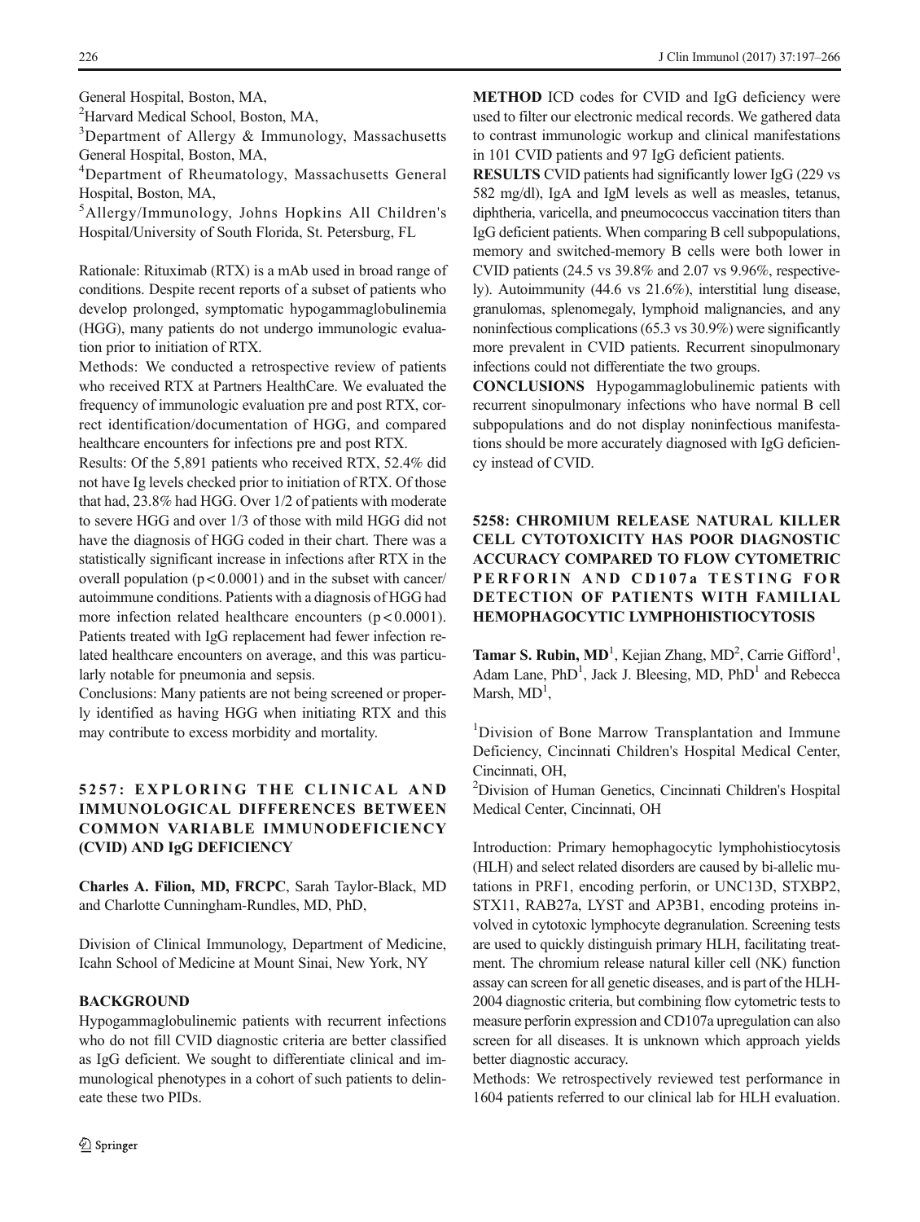General Hospital, Boston, MA,

[2]Harvard Medical School, Boston, MA,

[3]Department of Allergy & Immunology, Massachusetts General Hospital, Boston, MA,

[4]Department of Rheumatology, Massachusetts General Hospital, Boston, MA,

[5]Allergy/Immunology, Johns Hopkins All Children's Hospital/University of South Florida, St. Petersburg, FL

Rationale: Rituximab (RTX) is a mAb used in broad range of conditions. Despite recent reports of a subset of patients who develop prolonged, symptomatic hypogammaglobulinemia (HGG), many patients do not undergo immunologic evaluation prior to initiation of RTX.

Methods: We conducted a retrospective review of patients who received RTX at Partners HealthCare. We evaluated the frequency of immunologic evaluation pre and post RTX, correct identification/documentation of HGG, and compared healthcare encounters for infections pre and post RTX.

Results: Of the 5,891 patients who received RTX, 52.4% did not have Ig levels checked prior to initiation of RTX. Of those that had, 23.8% had HGG. Over 1/2 of patients with moderate to severe HGG and over 1/3 of those with mild HGG did not have the diagnosis of HGG coded in their chart. There was a statistically significant increase in infections after RTX in the overall population ($p < 0.0001$) and in the subset with cancer/autoimmune conditions. Patients with a diagnosis of HGG had more infection related healthcare encounters ($p < 0.0001$). Patients treated with IgG replacement had fewer infection related healthcare encounters on average, and this was particularly notable for pneumonia and sepsis.

Conclusions: Many patients are not being screened or properly identified as having HGG when initiating RTX and this may contribute to excess morbidity and mortality.

## 5257: EXPLORING THE CLINICAL AND IMMUNOLOGICAL DIFFERENCES BETWEEN COMMON VARIABLE IMMUNODEFICIENCY (CVID) AND IgG DEFICIENCY

**Charles A. Filion, MD, FRCPC**, Sarah Taylor-Black, MD and Charlotte Cunningham-Rundles, MD, PhD,

Division of Clinical Immunology, Department of Medicine, Icahn School of Medicine at Mount Sinai, New York, NY

**BACKGROUND**

Hypogammaglobulinemic patients with recurrent infections who do not fill CVID diagnostic criteria are better classified as IgG deficient. We sought to differentiate clinical and immunological phenotypes in a cohort of such patients to delineate these two PIDs.

**METHOD** ICD codes for CVID and IgG deficiency were used to filter our electronic medical records. We gathered data to contrast immunologic workup and clinical manifestations in 101 CVID patients and 97 IgG deficient patients.

**RESULTS** CVID patients had significantly lower IgG (229 vs 582 mg/dl), IgA and IgM levels as well as measles, tetanus, diphtheria, varicella, and pneumococcus vaccination titers than IgG deficient patients. When comparing B cell subpopulations, memory and switched-memory B cells were both lower in CVID patients (24.5 vs 39.8% and 2.07 vs 9.96%, respectively). Autoimmunity (44.6 vs 21.6%), interstitial lung disease, granulomas, splenomegaly, lymphoid malignancies, and any noninfectious complications (65.3 vs 30.9%) were significantly more prevalent in CVID patients. Recurrent sinopulmonary infections could not differentiate the two groups.

**CONCLUSIONS** Hypogammaglobulinemic patients with recurrent sinopulmonary infections who have normal B cell subpopulations and do not display noninfectious manifestations should be more accurately diagnosed with IgG deficiency instead of CVID.

## 5258: CHROMIUM RELEASE NATURAL KILLER CELL CYTOTOXICITY HAS POOR DIAGNOSTIC ACCURACY COMPARED TO FLOW CYTOMETRIC PERFORIN AND CD107a TESTING FOR DETECTION OF PATIENTS WITH FAMILIAL HEMOPHAGOCYTIC LYMPHOHISTIOCYTOSIS

**Tamar S. Rubin, MD**[1], Kejian Zhang, MD[2], Carrie Gifford[1], Adam Lane, PhD[1], Jack J. Bleesing, MD, PhD[1] and Rebecca Marsh, MD[1],

[1]Division of Bone Marrow Transplantation and Immune Deficiency, Cincinnati Children's Hospital Medical Center, Cincinnati, OH,

[2]Division of Human Genetics, Cincinnati Children's Hospital Medical Center, Cincinnati, OH

Introduction: Primary hemophagocytic lymphohistiocytosis (HLH) and select related disorders are caused by bi-allelic mutations in PRF1, encoding perforin, or UNC13D, STXBP2, STX11, RAB27a, LYST and AP3B1, encoding proteins involved in cytotoxic lymphocyte degranulation. Screening tests are used to quickly distinguish primary HLH, facilitating treatment. The chromium release natural killer cell (NK) function assay can screen for all genetic diseases, and is part of the HLH-2004 diagnostic criteria, but combining flow cytometric tests to measure perforin expression and CD107a upregulation can also screen for all diseases. It is unknown which approach yields better diagnostic accuracy.

Methods: We retrospectively reviewed test performance in 1604 patients referred to our clinical lab for HLH evaluation.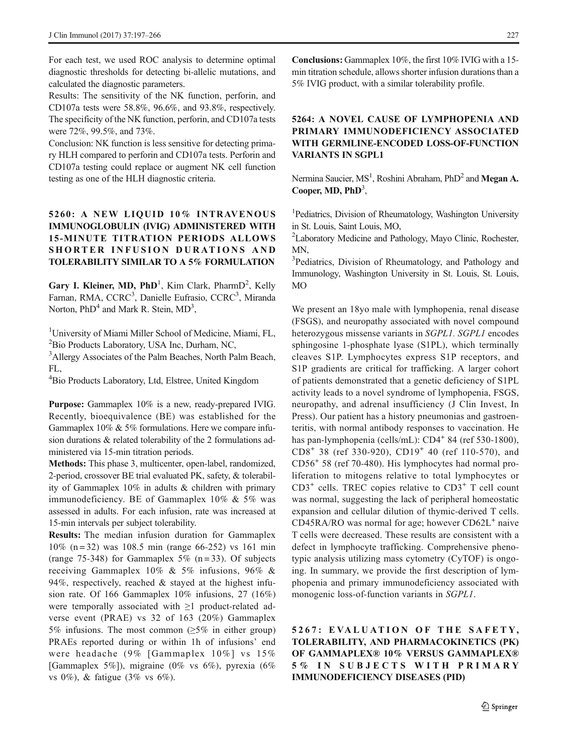For each test, we used ROC analysis to determine optimal diagnostic thresholds for detecting bi-allelic mutations, and calculated the diagnostic parameters.

Results: The sensitivity of the NK function, perforin, and CD107a tests were 58.8%, 96.6%, and 93.8%, respectively. The specificity of the NK function, perforin, and CD107a tests were 72%, 99.5%, and 73%.

Conclusion: NK function is less sensitive for detecting primary HLH compared to perforin and CD107a tests. Perforin and CD107a testing could replace or augment NK cell function testing as one of the HLH diagnostic criteria.

## 5260: A NEW LIQUID 10% INTRAVENOUS IMMUNOGLOBULIN (IVIG) ADMINISTERED WITH 15-MINUTE TITRATION PERIODS ALLOWS SHORTER INFUSION DURATIONS AND TOLERABILITY SIMILAR TO A 5% FORMULATION

**Gary I. Kleiner, MD, PhD**[1], Kim Clark, PharmD[2], Kelly Farnan, RMA, CCRC[3], Danielle Eufrasio, CCRC[3], Miranda Norton, PhD[4] and Mark R. Stein, MD[3],

[1]University of Miami Miller School of Medicine, Miami, FL,
[2]Bio Products Laboratory, USA Inc, Durham, NC,
[3]Allergy Associates of the Palm Beaches, North Palm Beach, FL,
[4]Bio Products Laboratory, Ltd, Elstree, United Kingdom

**Purpose:** Gammaplex 10% is a new, ready-prepared IVIG. Recently, bioequivalence (BE) was established for the Gammaplex 10% & 5% formulations. Here we compare infusion durations & related tolerability of the 2 formulations administered via 15-min titration periods.

**Methods:** This phase 3, multicenter, open-label, randomized, 2-period, crossover BE trial evaluated PK, safety, & tolerability of Gammaplex 10% in adults & children with primary immunodeficiency. BE of Gammaplex 10% & 5% was assessed in adults. For each infusion, rate was increased at 15-min intervals per subject tolerability.

**Results:** The median infusion duration for Gammaplex 10% (n = 32) was 108.5 min (range 66-252) vs 161 min (range 75-348) for Gammaplex 5% (n = 33). Of subjects receiving Gammaplex 10% & 5% infusions, 96% & 94%, respectively, reached & stayed at the highest infusion rate. Of 166 Gammaplex 10% infusions, 27 (16%) were temporally associated with ≥1 product-related adverse event (PRAE) vs 32 of 163 (20%) Gammaplex 5% infusions. The most common (≥5% in either group) PRAEs reported during or within 1h of infusions' end were headache (9% [Gammaplex 10%] vs 15% [Gammaplex 5%]), migraine (0% vs 6%), pyrexia (6% vs 0%), & fatigue (3% vs 6%).

**Conclusions:** Gammaplex 10%, the first 10% IVIG with a 15-min titration schedule, allows shorter infusion durations than a 5% IVIG product, with a similar tolerability profile.

## 5264: A NOVEL CAUSE OF LYMPHOPENIA AND PRIMARY IMMUNODEFICIENCY ASSOCIATED WITH GERMLINE-ENCODED LOSS-OF-FUNCTION VARIANTS IN SGPL1

Nermina Saucier, MS[1], Roshini Abraham, PhD[2] and **Megan A. Cooper, MD, PhD**[3],

[1]Pediatrics, Division of Rheumatology, Washington University in St. Louis, Saint Louis, MO,
[2]Laboratory Medicine and Pathology, Mayo Clinic, Rochester, MN,
[3]Pediatrics, Division of Rheumatology, and Pathology and Immunology, Washington University in St. Louis, St. Louis, MO

We present an 18yo male with lymphopenia, renal disease (FSGS), and neuropathy associated with novel compound heterozygous missense variants in *SGPL1*. *SGPL1* encodes sphingosine 1-phosphate lyase (S1PL), which terminally cleaves S1P. Lymphocytes express S1P receptors, and S1P gradients are critical for trafficking. A larger cohort of patients demonstrated that a genetic deficiency of S1PL activity leads to a novel syndrome of lymphopenia, FSGS, neuropathy, and adrenal insufficiency (J Clin Invest, In Press). Our patient has a history pneumonias and gastroenteritis, with normal antibody responses to vaccination. He has pan-lymphopenia (cells/mL): $CD4^+$ 84 (ref 530-1800), $CD8^+$ 38 (ref 330-920), $CD19^+$ 40 (ref 110-570), and $CD56^+$ 58 (ref 70-480). His lymphocytes had normal proliferation to mitogens relative to total lymphocytes or $CD3^+$ cells. TREC copies relative to $CD3^+$ T cell count was normal, suggesting the lack of peripheral homeostatic expansion and cellular dilution of thymic-derived T cells. CD45RA/RO was normal for age; however $CD62L^+$ naive T cells were decreased. These results are consistent with a defect in lymphocyte trafficking. Comprehensive phenotypic analysis utilizing mass cytometry (CyTOF) is ongoing. In summary, we provide the first description of lymphopenia and primary immunodeficiency associated with monogenic loss-of-function variants in *SGPL1*.

## 5267: EVALUATION OF THE SAFETY, TOLERABILITY, AND PHARMACOKINETICS (PK) OF GAMMAPLEX® 10% VERSUS GAMMAPLEX® 5% IN SUBJECTS WITH PRIMARY IMMUNODEFICIENCY DISEASES (PID)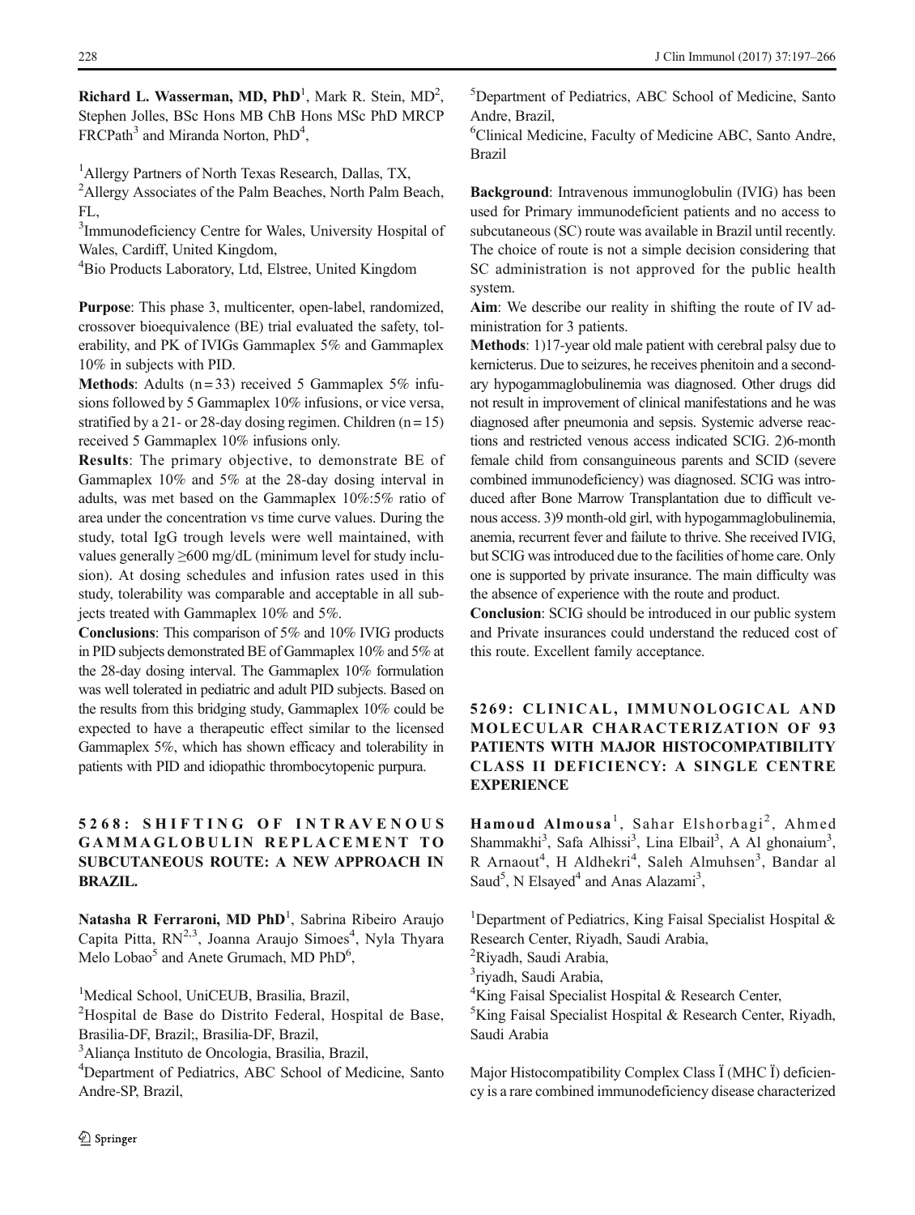**Richard L. Wasserman, MD, PhD**[1], Mark R. Stein, MD[2], Stephen Jolles, BSc Hons MB ChB Hons MSc PhD MRCP FRCPath[3] and Miranda Norton, PhD[4],

[1]Allergy Partners of North Texas Research, Dallas, TX,
[2]Allergy Associates of the Palm Beaches, North Palm Beach, FL,
[3]Immunodeficiency Centre for Wales, University Hospital of Wales, Cardiff, United Kingdom,
[4]Bio Products Laboratory, Ltd, Elstree, United Kingdom

**Purpose**: This phase 3, multicenter, open-label, randomized, crossover bioequivalence (BE) trial evaluated the safety, tolerability, and PK of IVIGs Gammaplex 5% and Gammaplex 10% in subjects with PID.

**Methods**: Adults (n = 33) received 5 Gammaplex 5% infusions followed by 5 Gammaplex 10% infusions, or vice versa, stratified by a 21- or 28-day dosing regimen. Children (n = 15) received 5 Gammaplex 10% infusions only.

**Results**: The primary objective, to demonstrate BE of Gammaplex 10% and 5% at the 28-day dosing interval in adults, was met based on the Gammaplex 10%:5% ratio of area under the concentration vs time curve values. During the study, total IgG trough levels were well maintained, with values generally ≥600 mg/dL (minimum level for study inclusion). At dosing schedules and infusion rates used in this study, tolerability was comparable and acceptable in all subjects treated with Gammaplex 10% and 5%.

**Conclusions**: This comparison of 5% and 10% IVIG products in PID subjects demonstrated BE of Gammaplex 10% and 5% at the 28-day dosing interval. The Gammaplex 10% formulation was well tolerated in pediatric and adult PID subjects. Based on the results from this bridging study, Gammaplex 10% could be expected to have a therapeutic effect similar to the licensed Gammaplex 5%, which has shown efficacy and tolerability in patients with PID and idiopathic thrombocytopenic purpura.

## 5268: SHIFTING OF INTRAVENOUS GAMMAGLOBULIN REPLACEMENT TO SUBCUTANEOUS ROUTE: A NEW APPROACH IN BRAZIL.

**Natasha R Ferraroni, MD PhD**[1], Sabrina Ribeiro Araujo Capita Pitta, RN[2,3], Joanna Araujo Simoes[4], Nyla Thyara Melo Lobao[5] and Anete Grumach, MD PhD[6],

[1]Medical School, UniCEUB, Brasilia, Brazil,
[2]Hospital de Base do Distrito Federal, Hospital de Base, Brasilia-DF, Brazil;, Brasilia-DF, Brazil,
[3]Aliança Instituto de Oncologia, Brasilia, Brazil,
[4]Department of Pediatrics, ABC School of Medicine, Santo Andre-SP, Brazil,
[5]Department of Pediatrics, ABC School of Medicine, Santo Andre, Brazil,
[6]Clinical Medicine, Faculty of Medicine ABC, Santo Andre, Brazil

**Background**: Intravenous immunoglobulin (IVIG) has been used for Primary immunodeficient patients and no access to subcutaneous (SC) route was available in Brazil until recently. The choice of route is not a simple decision considering that SC administration is not approved for the public health system.

**Aim**: We describe our reality in shifting the route of IV administration for 3 patients.

**Methods**: 1)17-year old male patient with cerebral palsy due to kernicterus. Due to seizures, he receives phenitoin and a secondary hypogammaglobulinemia was diagnosed. Other drugs did not result in improvement of clinical manifestations and he was diagnosed after pneumonia and sepsis. Systemic adverse reactions and restricted venous access indicated SCIG. 2)6-month female child from consanguineous parents and SCID (severe combined immunodeficiency) was diagnosed. SCIG was introduced after Bone Marrow Transplantation due to difficult venous access. 3)9 month-old girl, with hypogammaglobulinemia, anemia, recurrent fever and failure to thrive. She received IVIG, but SCIG was introduced due to the facilities of home care. Only one is supported by private insurance. The main difficulty was the absence of experience with the route and product.

**Conclusion**: SCIG should be introduced in our public system and Private insurances could understand the reduced cost of this route. Excellent family acceptance.

## 5269: CLINICAL, IMMUNOLOGICAL AND MOLECULAR CHARACTERIZATION OF 93 PATIENTS WITH MAJOR HISTOCOMPATIBILITY CLASS II DEFICIENCY: A SINGLE CENTRE EXPERIENCE

**Hamoud Almousa**[1], Sahar Elshorbagi[2], Ahmed Shammakhi[3], Safa Alhissi[3], Lina Elbail[3], A Al ghonaium[3], R Arnaout[4], H Aldhekri[4], Saleh Almuhsen[3], Bandar al Saud[5], N Elsayed[4] and Anas Alazami[3],

[1]Department of Pediatrics, King Faisal Specialist Hospital & Research Center, Riyadh, Saudi Arabia,
[2]Riyadh, Saudi Arabia,
[3]riyadh, Saudi Arabia,
[4]King Faisal Specialist Hospital & Research Center,
[5]King Faisal Specialist Hospital & Research Center, Riyadh, Saudi Arabia

Major Histocompatibility Complex Class Ï (MHC Ï) deficiency is a rare combined immunodeficiency disease characterized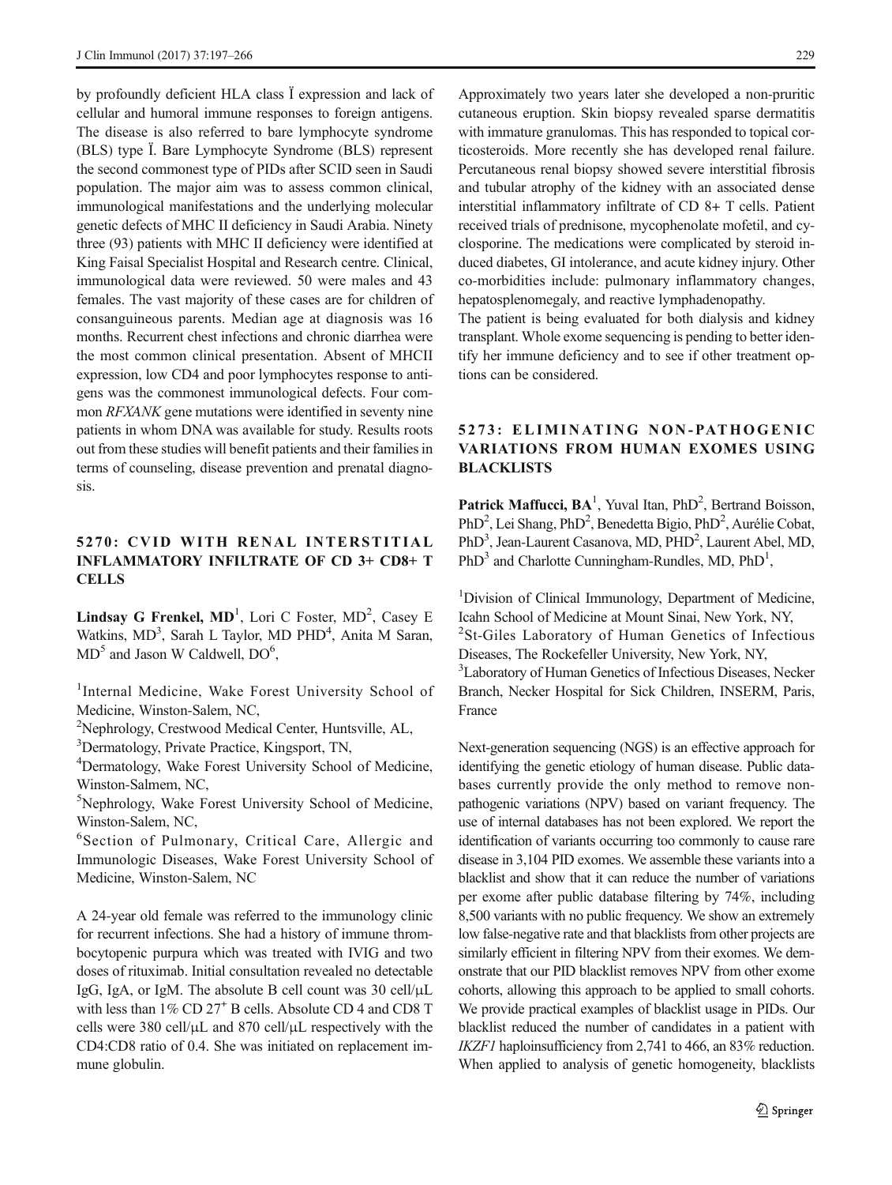by profoundly deficient HLA class Ï expression and lack of cellular and humoral immune responses to foreign antigens. The disease is also referred to bare lymphocyte syndrome (BLS) type Ï. Bare Lymphocyte Syndrome (BLS) represent the second commonest type of PIDs after SCID seen in Saudi population. The major aim was to assess common clinical, immunological manifestations and the underlying molecular genetic defects of MHC II deficiency in Saudi Arabia. Ninety three (93) patients with MHC II deficiency were identified at King Faisal Specialist Hospital and Research centre. Clinical, immunological data were reviewed. 50 were males and 43 females. The vast majority of these cases are for children of consanguineous parents. Median age at diagnosis was 16 months. Recurrent chest infections and chronic diarrhea were the most common clinical presentation. Absent of MHCII expression, low CD4 and poor lymphocytes response to antigens was the commonest immunological defects. Four common *RFXANK* gene mutations were identified in seventy nine patients in whom DNA was available for study. Results roots out from these studies will benefit patients and their families in terms of counseling, disease prevention and prenatal diagnosis.

## 5270: CVID WITH RENAL INTERSTITIAL INFLAMMATORY INFILTRATE OF CD 3+ CD8+ T CELLS

**Lindsay G Frenkel, MD**[1], Lori C Foster, MD[2], Casey E Watkins, MD[3], Sarah L Taylor, MD PHD[4], Anita M Saran, MD[5] and Jason W Caldwell, DO[6],

[1]Internal Medicine, Wake Forest University School of Medicine, Winston-Salem, NC,
[2]Nephrology, Crestwood Medical Center, Huntsville, AL,
[3]Dermatology, Private Practice, Kingsport, TN,
[4]Dermatology, Wake Forest University School of Medicine, Winston-Salmem, NC,
[5]Nephrology, Wake Forest University School of Medicine, Winston-Salem, NC,
[6]Section of Pulmonary, Critical Care, Allergic and Immunologic Diseases, Wake Forest University School of Medicine, Winston-Salem, NC

A 24-year old female was referred to the immunology clinic for recurrent infections. She had a history of immune thrombocytopenic purpura which was treated with IVIG and two doses of rituximab. Initial consultation revealed no detectable IgG, IgA, or IgM. The absolute B cell count was 30 cell/μL with less than 1% CD $27^{+}$ B cells. Absolute CD 4 and CD8 T cells were 380 cell/μL and 870 cell/μL respectively with the CD4:CD8 ratio of 0.4. She was initiated on replacement immune globulin.

Approximately two years later she developed a non-pruritic cutaneous eruption. Skin biopsy revealed sparse dermatitis with immature granulomas. This has responded to topical corticosteroids. More recently she has developed renal failure. Percutaneous renal biopsy showed severe interstitial fibrosis and tubular atrophy of the kidney with an associated dense interstitial inflammatory infiltrate of CD 8+ T cells. Patient received trials of prednisone, mycophenolate mofetil, and cyclosporine. The medications were complicated by steroid induced diabetes, GI intolerance, and acute kidney injury. Other co-morbidities include: pulmonary inflammatory changes, hepatosplenomegaly, and reactive lymphadenopathy.

The patient is being evaluated for both dialysis and kidney transplant. Whole exome sequencing is pending to better identify her immune deficiency and to see if other treatment options can be considered.

## 5273: ELIMINATING NON-PATHOGENIC VARIATIONS FROM HUMAN EXOMES USING BLACKLISTS

**Patrick Maffucci, BA**[1], Yuval Itan, PhD[2], Bertrand Boisson, PhD[2], Lei Shang, PhD[2], Benedetta Bigio, PhD[2], Aurélie Cobat, PhD[3], Jean-Laurent Casanova, MD, PHD[2], Laurent Abel, MD, PhD[3] and Charlotte Cunningham-Rundles, MD, PhD[1],

[1]Division of Clinical Immunology, Department of Medicine, Icahn School of Medicine at Mount Sinai, New York, NY,
[2]St-Giles Laboratory of Human Genetics of Infectious Diseases, The Rockefeller University, New York, NY,
[3]Laboratory of Human Genetics of Infectious Diseases, Necker Branch, Necker Hospital for Sick Children, INSERM, Paris, France

Next-generation sequencing (NGS) is an effective approach for identifying the genetic etiology of human disease. Public databases currently provide the only method to remove non-pathogenic variations (NPV) based on variant frequency. The use of internal databases has not been explored. We report the identification of variants occurring too commonly to cause rare disease in 3,104 PID exomes. We assemble these variants into a blacklist and show that it can reduce the number of variations per exome after public database filtering by 74%, including 8,500 variants with no public frequency. We show an extremely low false-negative rate and that blacklists from other projects are similarly efficient in filtering NPV from their exomes. We demonstrate that our PID blacklist removes NPV from other exome cohorts, allowing this approach to be applied to small cohorts. We provide practical examples of blacklist usage in PIDs. Our blacklist reduced the number of candidates in a patient with *IKZF1* haploinsufficiency from 2,741 to 466, an 83% reduction. When applied to analysis of genetic homogeneity, blacklists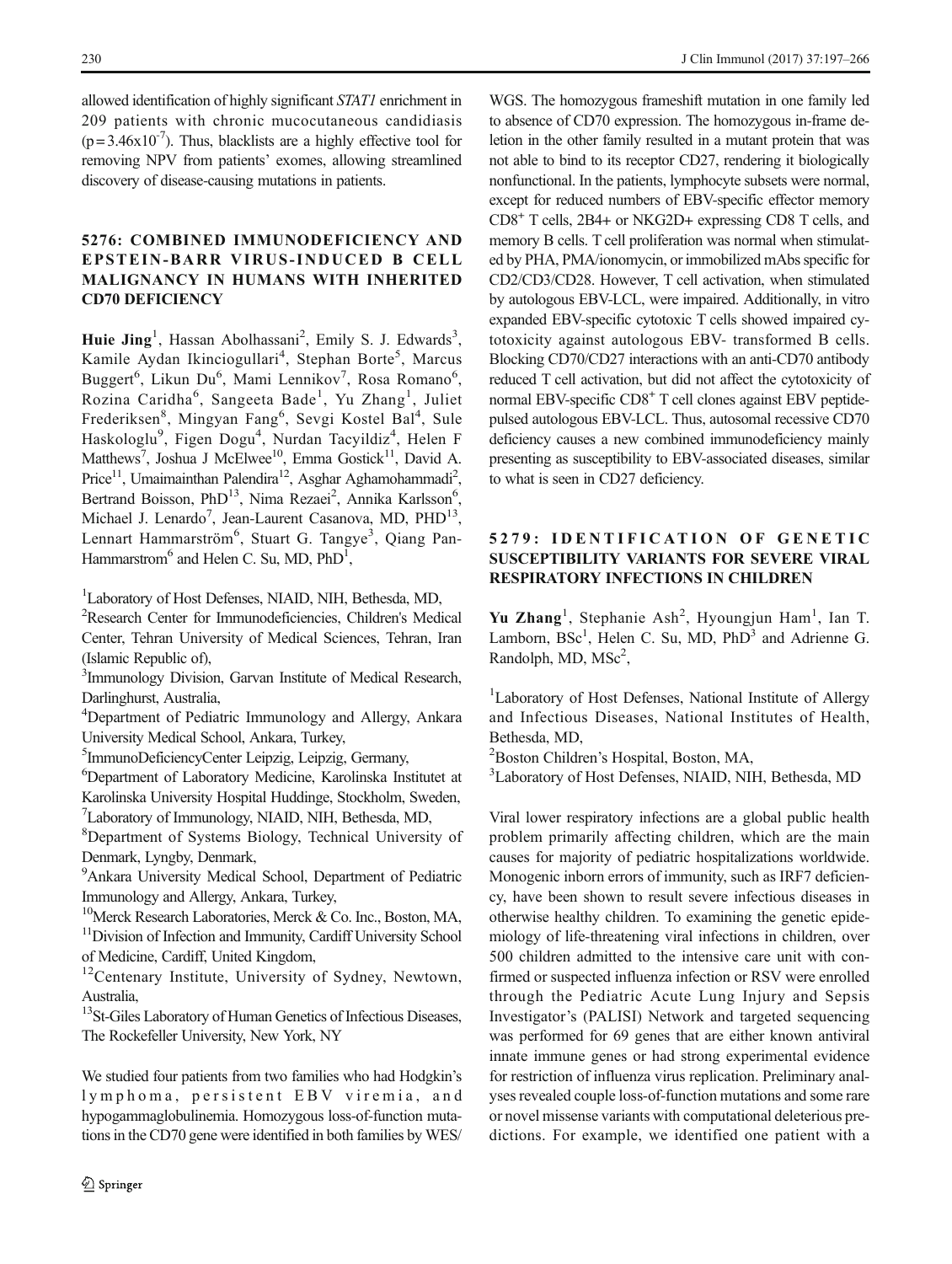allowed identification of highly significant *STAT1* enrichment in 209 patients with chronic mucocutaneous candidiasis ($p = 3.46 \times 10^{-7}$). Thus, blacklists are a highly effective tool for removing NPV from patients' exomes, allowing streamlined discovery of disease-causing mutations in patients.

## 5276: COMBINED IMMUNODEFICIENCY AND EPSTEIN-BARR VIRUS-INDUCED B CELL MALIGNANCY IN HUMANS WITH INHERITED CD70 DEFICIENCY

**Huie Jing**[1], Hassan Abolhassani[2], Emily S. J. Edwards[3], Kamile Aydan Ikinciogullari[4], Stephan Borte[5], Marcus Buggert[6], Likun Du[6], Mami Lennikov[7], Rosa Romano[6], Rozina Caridha[6], Sangeeta Bade[1], Yu Zhang[1], Juliet Frederiksen[8], Mingyan Fang[6], Sevgi Kostel Bal[4], Sule Haskologlu[9], Figen Dogu[4], Nurdan Tacyildiz[4], Helen F Matthews[7], Joshua J McElwee[10], Emma Gostick[11], David A. Price[11], Umaimainthan Palendira[12], Asghar Aghamohammadi[2], Bertrand Boisson, PhD[13], Nima Rezaei[2], Annika Karlsson[6], Michael J. Lenardo[7], Jean-Laurent Casanova, MD, PHD[13], Lennart Hammarström[6], Stuart G. Tangye[3], Qiang Pan-Hammarstrom[6] and Helen C. Su, MD, PhD[1],

[1]Laboratory of Host Defenses, NIAID, NIH, Bethesda, MD,
[2]Research Center for Immunodeficiencies, Children's Medical Center, Tehran University of Medical Sciences, Tehran, Iran (Islamic Republic of),
[3]Immunology Division, Garvan Institute of Medical Research, Darlinghurst, Australia,
[4]Department of Pediatric Immunology and Allergy, Ankara University Medical School, Ankara, Turkey,
[5]ImmunoDeficiencyCenter Leipzig, Leipzig, Germany,
[6]Department of Laboratory Medicine, Karolinska Institutet at Karolinska University Hospital Huddinge, Stockholm, Sweden,
[7]Laboratory of Immunology, NIAID, NIH, Bethesda, MD,
[8]Department of Systems Biology, Technical University of Denmark, Lyngby, Denmark,
[9]Ankara University Medical School, Department of Pediatric Immunology and Allergy, Ankara, Turkey,
[10]Merck Research Laboratories, Merck & Co. Inc., Boston, MA,
[11]Division of Infection and Immunity, Cardiff University School of Medicine, Cardiff, United Kingdom,
[12]Centenary Institute, University of Sydney, Newtown, Australia,
[13]St-Giles Laboratory of Human Genetics of Infectious Diseases, The Rockefeller University, New York, NY

We studied four patients from two families who had Hodgkin's lymphoma, persistent EBV viremia, and hypogammaglobulinemia. Homozygous loss-of-function mutations in the CD70 gene were identified in both families by WES/WGS. The homozygous frameshift mutation in one family led to absence of CD70 expression. The homozygous in-frame deletion in the other family resulted in a mutant protein that was not able to bind to its receptor CD27, rendering it biologically nonfunctional. In the patients, lymphocyte subsets were normal, except for reduced numbers of EBV-specific effector memory $CD8^+$ T cells, 2B4+ or NKG2D+ expressing CD8 T cells, and memory B cells. T cell proliferation was normal when stimulated by PHA, PMA/ionomycin, or immobilized mAbs specific for CD2/CD3/CD28. However, T cell activation, when stimulated by autologous EBV-LCL, were impaired. Additionally, in vitro expanded EBV-specific cytotoxic T cells showed impaired cytotoxicity against autologous EBV- transformed B cells. Blocking CD70/CD27 interactions with an anti-CD70 antibody reduced T cell activation, but did not affect the cytotoxicity of normal EBV-specific $CD8^+$ T cell clones against EBV peptide-pulsed autologous EBV-LCL. Thus, autosomal recessive CD70 deficiency causes a new combined immunodeficiency mainly presenting as susceptibility to EBV-associated diseases, similar to what is seen in CD27 deficiency.

## 5279: IDENTIFICATION OF GENETIC SUSCEPTIBILITY VARIANTS FOR SEVERE VIRAL RESPIRATORY INFECTIONS IN CHILDREN

**Yu Zhang**[1], Stephanie Ash[2], Hyoungjun Ham[1], Ian T. Lamborn, BSc[1], Helen C. Su, MD, PhD[3] and Adrienne G. Randolph, MD, MSc[2],

[1]Laboratory of Host Defenses, National Institute of Allergy and Infectious Diseases, National Institutes of Health, Bethesda, MD,
[2]Boston Children's Hospital, Boston, MA,
[3]Laboratory of Host Defenses, NIAID, NIH, Bethesda, MD

Viral lower respiratory infections are a global public health problem primarily affecting children, which are the main causes for majority of pediatric hospitalizations worldwide. Monogenic inborn errors of immunity, such as IRF7 deficiency, have been shown to result severe infectious diseases in otherwise healthy children. To examining the genetic epidemiology of life-threatening viral infections in children, over 500 children admitted to the intensive care unit with confirmed or suspected influenza infection or RSV were enrolled through the Pediatric Acute Lung Injury and Sepsis Investigator's (PALISI) Network and targeted sequencing was performed for 69 genes that are either known antiviral innate immune genes or had strong experimental evidence for restriction of influenza virus replication. Preliminary analyses revealed couple loss-of-function mutations and some rare or novel missense variants with computational deleterious predictions. For example, we identified one patient with a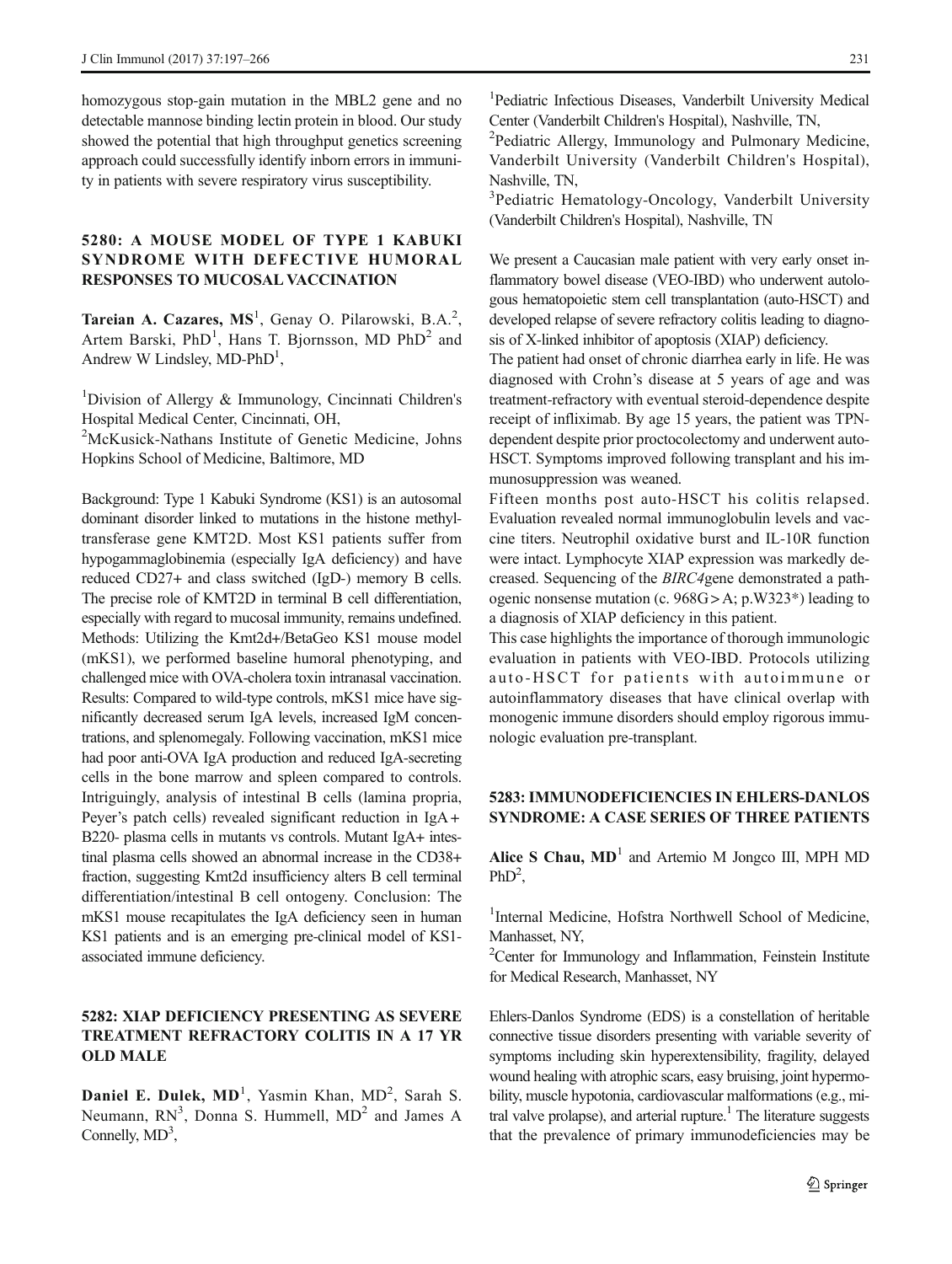homozygous stop-gain mutation in the MBL2 gene and no detectable mannose binding lectin protein in blood. Our study showed the potential that high throughput genetics screening approach could successfully identify inborn errors in immunity in patients with severe respiratory virus susceptibility.

## 5280: A MOUSE MODEL OF TYPE 1 KABUKI SYNDROME WITH DEFECTIVE HUMORAL RESPONSES TO MUCOSAL VACCINATION

**Tareian A. Cazares, MS**[1], Genay O. Pilarowski, B.A.[2], Artem Barski, PhD[1], Hans T. Bjornsson, MD PhD[2] and Andrew W Lindsley, MD-PhD[1],

[1]Division of Allergy & Immunology, Cincinnati Children's Hospital Medical Center, Cincinnati, OH,
[2]McKusick-Nathans Institute of Genetic Medicine, Johns Hopkins School of Medicine, Baltimore, MD

Background: Type 1 Kabuki Syndrome (KS1) is an autosomal dominant disorder linked to mutations in the histone methyltransferase gene KMT2D. Most KS1 patients suffer from hypogammaglobinemia (especially IgA deficiency) and have reduced CD27+ and class switched (IgD-) memory B cells. The precise role of KMT2D in terminal B cell differentiation, especially with regard to mucosal immunity, remains undefined. Methods: Utilizing the Kmt2d+/BetaGeo KS1 mouse model (mKS1), we performed baseline humoral phenotyping, and challenged mice with OVA-cholera toxin intranasal vaccination. Results: Compared to wild-type controls, mKS1 mice have significantly decreased serum IgA levels, increased IgM concentrations, and splenomegaly. Following vaccination, mKS1 mice had poor anti-OVA IgA production and reduced IgA-secreting cells in the bone marrow and spleen compared to controls. Intriguingly, analysis of intestinal B cells (lamina propria, Peyer's patch cells) revealed significant reduction in IgA+ B220- plasma cells in mutants vs controls. Mutant IgA+ intestinal plasma cells showed an abnormal increase in the CD38+ fraction, suggesting Kmt2d insufficiency alters B cell terminal differentiation/intestinal B cell ontogeny. Conclusion: The mKS1 mouse recapitulates the IgA deficiency seen in human KS1 patients and is an emerging pre-clinical model of KS1-associated immune deficiency.

## 5282: XIAP DEFICIENCY PRESENTING AS SEVERE TREATMENT REFRACTORY COLITIS IN A 17 YR OLD MALE

**Daniel E. Dulek, MD**[1], Yasmin Khan, MD[2], Sarah S. Neumann, RN[3], Donna S. Hummell, MD[2] and James A Connelly, MD[3],

[1]Pediatric Infectious Diseases, Vanderbilt University Medical Center (Vanderbilt Children's Hospital), Nashville, TN,
[2]Pediatric Allergy, Immunology and Pulmonary Medicine, Vanderbilt University (Vanderbilt Children's Hospital), Nashville, TN,
[3]Pediatric Hematology-Oncology, Vanderbilt University (Vanderbilt Children's Hospital), Nashville, TN

We present a Caucasian male patient with very early onset inflammatory bowel disease (VEO-IBD) who underwent autologous hematopoietic stem cell transplantation (auto-HSCT) and developed relapse of severe refractory colitis leading to diagnosis of X-linked inhibitor of apoptosis (XIAP) deficiency.

The patient had onset of chronic diarrhea early in life. He was diagnosed with Crohn's disease at 5 years of age and was treatment-refractory with eventual steroid-dependence despite receipt of infliximab. By age 15 years, the patient was TPN-dependent despite prior proctocolectomy and underwent auto-HSCT. Symptoms improved following transplant and his immunosuppression was weaned.

Fifteen months post auto-HSCT his colitis relapsed. Evaluation revealed normal immunoglobulin levels and vaccine titers. Neutrophil oxidative burst and IL-10R function were intact. Lymphocyte XIAP expression was markedly decreased. Sequencing of the *BIRC4*gene demonstrated a pathogenic nonsense mutation (c. 968G>A; p.W323*) leading to a diagnosis of XIAP deficiency in this patient.

This case highlights the importance of thorough immunologic evaluation in patients with VEO-IBD. Protocols utilizing auto-HSCT for patients with autoimmune or autoinflammatory diseases that have clinical overlap with monogenic immune disorders should employ rigorous immunologic evaluation pre-transplant.

## 5283: IMMUNODEFICIENCIES IN EHLERS-DANLOS SYNDROME: A CASE SERIES OF THREE PATIENTS

**Alice S Chau, MD**[1] and Artemio M Jongco III, MPH MD PhD[2],

[1]Internal Medicine, Hofstra Northwell School of Medicine, Manhasset, NY,
[2]Center for Immunology and Inflammation, Feinstein Institute for Medical Research, Manhasset, NY

Ehlers-Danlos Syndrome (EDS) is a constellation of heritable connective tissue disorders presenting with variable severity of symptoms including skin hyperextensibility, fragility, delayed wound healing with atrophic scars, easy bruising, joint hypermobility, muscle hypotonia, cardiovascular malformations (e.g., mitral valve prolapse), and arterial rupture.[1] The literature suggests that the prevalence of primary immunodeficiencies may be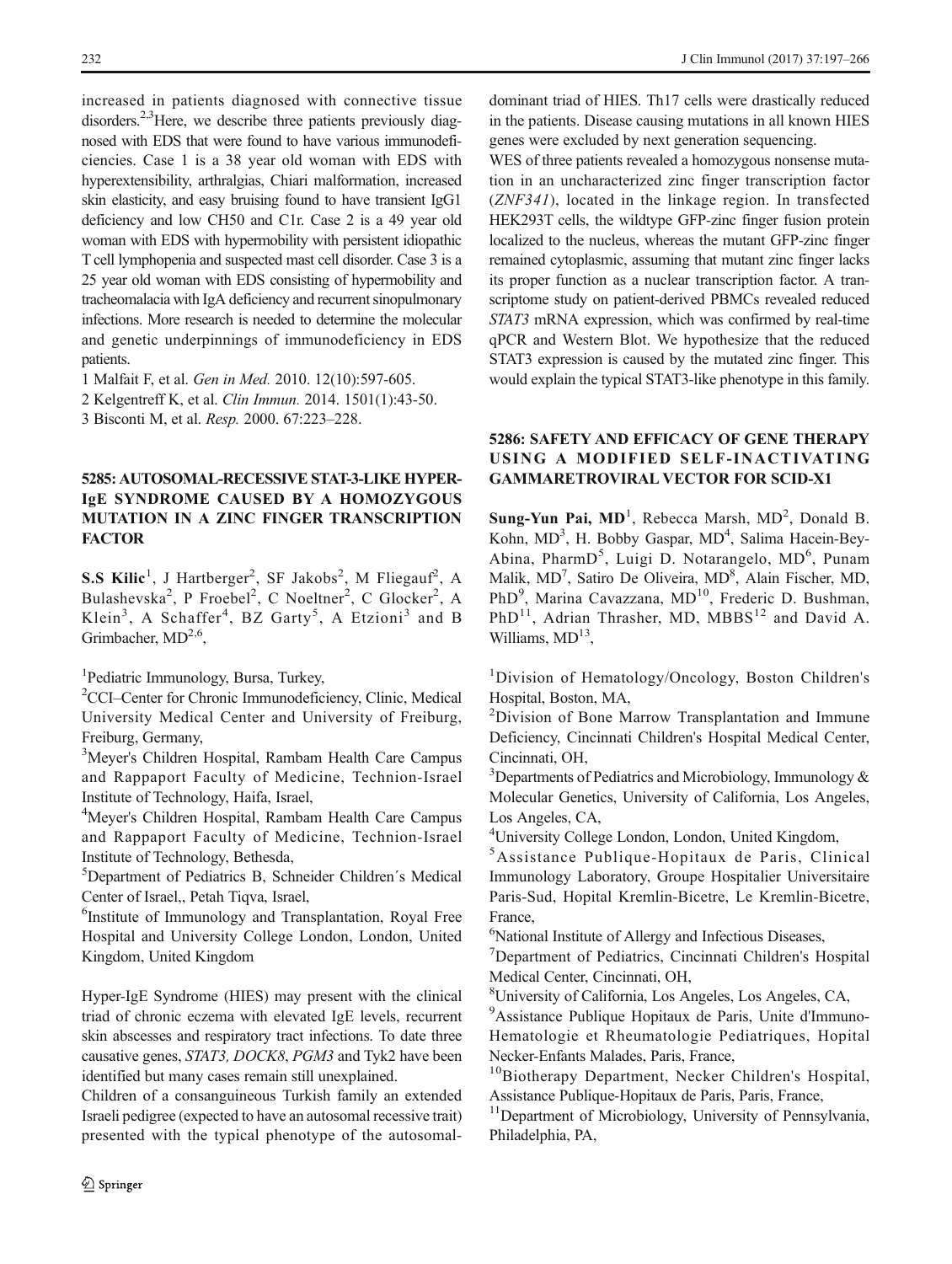increased in patients diagnosed with connective tissue disorders.[2,3]Here, we describe three patients previously diagnosed with EDS that were found to have various immunodeficiencies. Case 1 is a 38 year old woman with EDS with hyperextensibility, arthralgias, Chiari malformation, increased skin elasticity, and easy bruising found to have transient IgG1 deficiency and low CH50 and C1r. Case 2 is a 49 year old woman with EDS with hypermobility with persistent idiopathic T cell lymphopenia and suspected mast cell disorder. Case 3 is a 25 year old woman with EDS consisting of hypermobility and tracheomalacia with IgA deficiency and recurrent sinopulmonary infections. More research is needed to determine the molecular and genetic underpinnings of immunodeficiency in EDS patients.

1 Malfait F, et al. *Gen in Med.* 2010. 12(10):597-605.

2 Kelgentreff K, et al. *Clin Immun.* 2014. 1501(1):43-50.

3 Bisconti M, et al. *Resp.* 2000. 67:223–228.

## 5285: AUTOSOMAL-RECESSIVE STAT-3-LIKE HYPER-IgE SYNDROME CAUSED BY A HOMOZYGOUS MUTATION IN A ZINC FINGER TRANSCRIPTION FACTOR

**S.S Kilic**[1], J Hartberger[2], SF Jakobs[2], M Fliegauf[2], A Bulashevska[2], P Froebel[2], C Noeltner[2], C Glocker[2], A Klein[3], A Schaffer[4], BZ Garty[5], A Etzioni[3] and B Grimbacher, MD[2,6],

[1]Pediatric Immunology, Bursa, Turkey,

[2]CCI–Center for Chronic Immunodeficiency, Clinic, Medical University Medical Center and University of Freiburg, Freiburg, Germany,

[3]Meyer's Children Hospital, Rambam Health Care Campus and Rappaport Faculty of Medicine, Technion-Israel Institute of Technology, Haifa, Israel,

[4]Meyer's Children Hospital, Rambam Health Care Campus and Rappaport Faculty of Medicine, Technion-Israel Institute of Technology, Bethesda,

[5]Department of Pediatrics B, Schneider Children´s Medical Center of Israel,, Petah Tiqva, Israel,

[6]Institute of Immunology and Transplantation, Royal Free Hospital and University College London, London, United Kingdom, United Kingdom

Hyper-IgE Syndrome (HIES) may present with the clinical triad of chronic eczema with elevated IgE levels, recurrent skin abscesses and respiratory tract infections. To date three causative genes, *STAT3, DOCK8*, *PGM3* and Tyk2 have been identified but many cases remain still unexplained.

Children of a consanguineous Turkish family an extended Israeli pedigree (expected to have an autosomal recessive trait) presented with the typical phenotype of the autosomal-dominant triad of HIES. Th17 cells were drastically reduced in the patients. Disease causing mutations in all known HIES genes were excluded by next generation sequencing.

WES of three patients revealed a homozygous nonsense mutation in an uncharacterized zinc finger transcription factor (*ZNF341*), located in the linkage region. In transfected HEK293T cells, the wildtype GFP-zinc finger fusion protein localized to the nucleus, whereas the mutant GFP-zinc finger remained cytoplasmic, assuming that mutant zinc finger lacks its proper function as a nuclear transcription factor. A transcriptome study on patient-derived PBMCs revealed reduced *STAT3* mRNA expression, which was confirmed by real-time qPCR and Western Blot. We hypothesize that the reduced STAT3 expression is caused by the mutated zinc finger. This would explain the typical STAT3-like phenotype in this family.

## 5286: SAFETY AND EFFICACY OF GENE THERAPY USING A MODIFIED SELF-INACTIVATING GAMMARETROVIRAL VECTOR FOR SCID-X1

**Sung-Yun Pai, MD**[1], Rebecca Marsh, MD[2], Donald B. Kohn, MD[3], H. Bobby Gaspar, MD[4], Salima Hacein-Bey-Abina, PharmD[5], Luigi D. Notarangelo, MD[6], Punam Malik, MD[7], Satiro De Oliveira, MD[8], Alain Fischer, MD, PhD[9], Marina Cavazzana, MD[10], Frederic D. Bushman, PhD[11], Adrian Thrasher, MD, MBBS[12] and David A. Williams, MD[13],

[1]Division of Hematology/Oncology, Boston Children's Hospital, Boston, MA,

[2]Division of Bone Marrow Transplantation and Immune Deficiency, Cincinnati Children's Hospital Medical Center, Cincinnati, OH,

[3]Departments of Pediatrics and Microbiology, Immunology & Molecular Genetics, University of California, Los Angeles, Los Angeles, CA,

[4]University College London, London, United Kingdom,

[5]Assistance Publique-Hopitaux de Paris, Clinical Immunology Laboratory, Groupe Hospitalier Universitaire Paris-Sud, Hopital Kremlin-Bicetre, Le Kremlin-Bicetre, France,

[6]National Institute of Allergy and Infectious Diseases,

[7]Department of Pediatrics, Cincinnati Children's Hospital Medical Center, Cincinnati, OH,

[8]University of California, Los Angeles, Los Angeles, CA,

[9]Assistance Publique Hopitaux de Paris, Unite d'Immuno-Hematologie et Rheumatologie Pediatriques, Hopital Necker-Enfants Malades, Paris, France,

[10]Biotherapy Department, Necker Children's Hospital, Assistance Publique-Hopitaux de Paris, Paris, France,

[11]Department of Microbiology, University of Pennsylvania, Philadelphia, PA,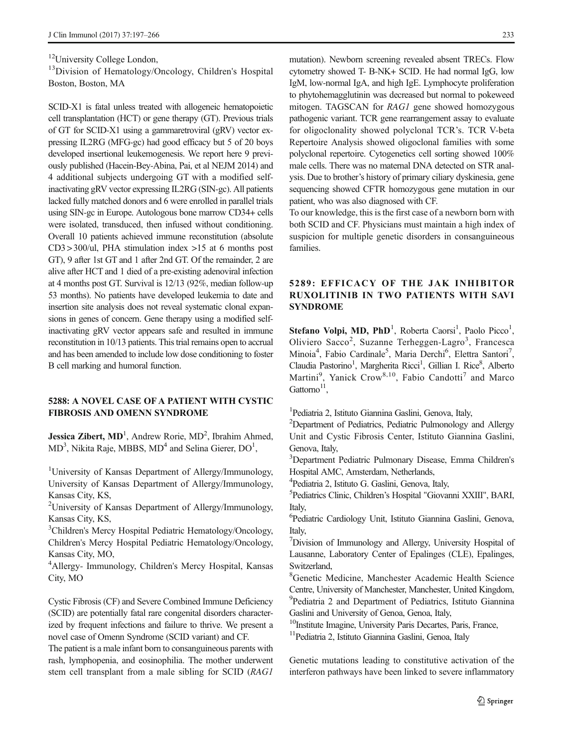[12]University College London,

[13]Division of Hematology/Oncology, Children's Hospital Boston, Boston, MA

SCID-X1 is fatal unless treated with allogeneic hematopoietic cell transplantation (HCT) or gene therapy (GT). Previous trials of GT for SCID-X1 using a gammaretroviral (gRV) vector expressing IL2RG (MFG-gc) had good efficacy but 5 of 20 boys developed insertional leukemogenesis. We report here 9 previously published (Hacein-Bey-Abina, Pai, et al NEJM 2014) and 4 additional subjects undergoing GT with a modified self-inactivating gRV vector expressing IL2RG (SIN-gc). All patients lacked fully matched donors and 6 were enrolled in parallel trials using SIN-gc in Europe. Autologous bone marrow CD34+ cells were isolated, transduced, then infused without conditioning. Overall 10 patients achieved immune reconstitution (absolute CD3 > 300/ul, PHA stimulation index >15 at 6 months post GT), 9 after 1st GT and 1 after 2nd GT. Of the remainder, 2 are alive after HCT and 1 died of a pre-existing adenoviral infection at 4 months post GT. Survival is 12/13 (92%, median follow-up 53 months). No patients have developed leukemia to date and insertion site analysis does not reveal systematic clonal expansions in genes of concern. Gene therapy using a modified self-inactivating gRV vector appears safe and resulted in immune reconstitution in 10/13 patients. This trial remains open to accrual and has been amended to include low dose conditioning to foster B cell marking and humoral function.

## 5288: A NOVEL CASE OF A PATIENT WITH CYSTIC FIBROSIS AND OMENN SYNDROME

**Jessica Zibert, MD**[1], Andrew Rorie, MD[2], Ibrahim Ahmed, MD[3], Nikita Raje, MBBS, MD[4] and Selina Gierer, DO[1],

[1]University of Kansas Department of Allergy/Immunology, University of Kansas Department of Allergy/Immunology, Kansas City, KS,

[2]University of Kansas Department of Allergy/Immunology, Kansas City, KS,

[3]Children's Mercy Hospital Pediatric Hematology/Oncology, Children's Mercy Hospital Pediatric Hematology/Oncology, Kansas City, MO,

[4]Allergy- Immunology, Children's Mercy Hospital, Kansas City, MO

Cystic Fibrosis (CF) and Severe Combined Immune Deficiency (SCID) are potentially fatal rare congenital disorders characterized by frequent infections and failure to thrive. We present a novel case of Omenn Syndrome (SCID variant) and CF.

The patient is a male infant born to consanguineous parents with rash, lymphopenia, and eosinophilia. The mother underwent stem cell transplant from a male sibling for SCID (*RAG1* mutation). Newborn screening revealed absent TRECs. Flow cytometry showed T- B-NK+ SCID. He had normal IgG, low IgM, low-normal IgA, and high IgE. Lymphocyte proliferation to phytohemagglutinin was decreased but normal to pokeweed mitogen. TAGSCAN for *RAG1* gene showed homozygous pathogenic variant. TCR gene rearrangement assay to evaluate for oligoclonality showed polyclonal TCR's. TCR V-beta Repertoire Analysis showed oligoclonal families with some polyclonal repertoire. Cytogenetics cell sorting showed 100% male cells. There was no maternal DNA detected on STR analysis. Due to brother's history of primary ciliary dyskinesia, gene sequencing showed CFTR homozygous gene mutation in our patient, who was also diagnosed with CF.

To our knowledge, this is the first case of a newborn born with both SCID and CF. Physicians must maintain a high index of suspicion for multiple genetic disorders in consanguineous families.

## 5289: EFFICACY OF THE JAK INHIBITOR RUXOLITINIB IN TWO PATIENTS WITH SAVI SYNDROME

**Stefano Volpi, MD, PhD**[1], Roberta Caorsi[1], Paolo Picco[1], Oliviero Sacco[2], Suzanne Terheggen-Lagro[3], Francesca Minoia[4], Fabio Cardinale[5], Maria Derchi[6], Elettra Santori[7], Claudia Pastorino[1], Margherita Ricci[1], Gillian I. Rice[8], Alberto Martini[9], Yanick Crow[8,10], Fabio Candotti[7] and Marco Gattorno[11],

[1]Pediatria 2, Istituto Giannina Gaslini, Genova, Italy,

[2]Department of Pediatrics, Pediatric Pulmonology and Allergy Unit and Cystic Fibrosis Center, Istituto Giannina Gaslini, Genova, Italy,

[3]Department Pediatric Pulmonary Disease, Emma Children's Hospital AMC, Amsterdam, Netherlands,

[4]Pediatria 2, Istituto G. Gaslini, Genova, Italy,

[5]Pediatrics Clinic, Children's Hospital "Giovanni XXIII", BARI, Italy,

[6]Pediatric Cardiology Unit, Istituto Giannina Gaslini, Genova, Italy,

[7]Division of Immunology and Allergy, University Hospital of Lausanne, Laboratory Center of Epalinges (CLE), Epalinges, Switzerland,

[8]Genetic Medicine, Manchester Academic Health Science Centre, University of Manchester, Manchester, United Kingdom,

[9]Pediatria 2 and Department of Pediatrics, Istituto Giannina Gaslini and University of Genoa, Genoa, Italy,

[10]Institute Imagine, University Paris Decartes, Paris, France,

[11]Pediatria 2, Istituto Giannina Gaslini, Genoa, Italy

Genetic mutations leading to constitutive activation of the interferon pathways have been linked to severe inflammatory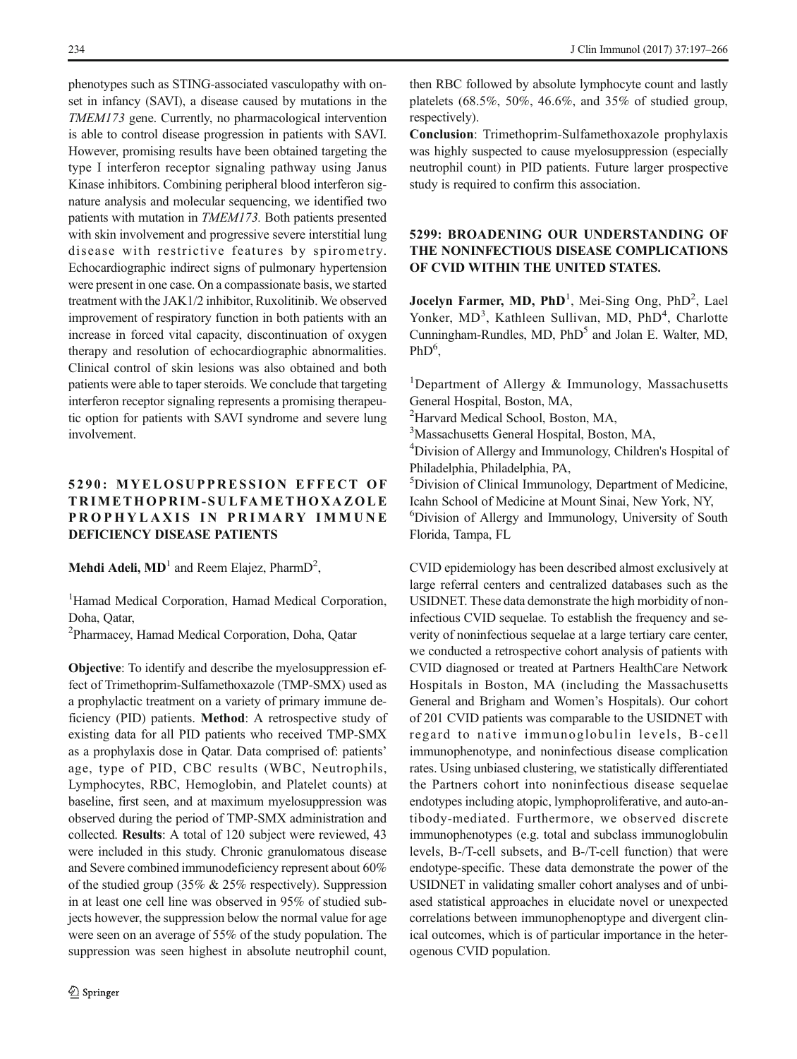phenotypes such as STING-associated vasculopathy with onset in infancy (SAVI), a disease caused by mutations in the *TMEM173* gene. Currently, no pharmacological intervention is able to control disease progression in patients with SAVI. However, promising results have been obtained targeting the type I interferon receptor signaling pathway using Janus Kinase inhibitors. Combining peripheral blood interferon signature analysis and molecular sequencing, we identified two patients with mutation in *TMEM173.* Both patients presented with skin involvement and progressive severe interstitial lung disease with restrictive features by spirometry. Echocardiographic indirect signs of pulmonary hypertension were present in one case. On a compassionate basis, we started treatment with the JAK1/2 inhibitor, Ruxolitinib. We observed improvement of respiratory function in both patients with an increase in forced vital capacity, discontinuation of oxygen therapy and resolution of echocardiographic abnormalities. Clinical control of skin lesions was also obtained and both patients were able to taper steroids. We conclude that targeting interferon receptor signaling represents a promising therapeutic option for patients with SAVI syndrome and severe lung involvement.

### 5290: MYELOSUPPRESSION EFFECT OF TRIMETHOPRIM-SULFAMETHOXAZOLE PROPHYLAXIS IN PRIMARY IMMUNE DEFICIENCY DISEASE PATIENTS

**Mehdi Adeli, MD**[1] and Reem Elajez, PharmD[2],

[1]Hamad Medical Corporation, Hamad Medical Corporation, Doha, Qatar,

[2]Pharmacey, Hamad Medical Corporation, Doha, Qatar

**Objective**: To identify and describe the myelosuppression effect of Trimethoprim-Sulfamethoxazole (TMP-SMX) used as a prophylactic treatment on a variety of primary immune deficiency (PID) patients. **Method**: A retrospective study of existing data for all PID patients who received TMP-SMX as a prophylaxis dose in Qatar. Data comprised of: patients' age, type of PID, CBC results (WBC, Neutrophils, Lymphocytes, RBC, Hemoglobin, and Platelet counts) at baseline, first seen, and at maximum myelosuppression was observed during the period of TMP-SMX administration and collected. **Results**: A total of 120 subject were reviewed, 43 were included in this study. Chronic granulomatous disease and Severe combined immunodeficiency represent about 60% of the studied group (35% & 25% respectively). Suppression in at least one cell line was observed in 95% of studied subjects however, the suppression below the normal value for age were seen on an average of 55% of the study population. The suppression was seen highest in absolute neutrophil count, then RBC followed by absolute lymphocyte count and lastly platelets (68.5%, 50%, 46.6%, and 35% of studied group, respectively).

**Conclusion**: Trimethoprim-Sulfamethoxazole prophylaxis was highly suspected to cause myelosuppression (especially neutrophil count) in PID patients. Future larger prospective study is required to confirm this association.

### 5299: BROADENING OUR UNDERSTANDING OF THE NONINFECTIOUS DISEASE COMPLICATIONS OF CVID WITHIN THE UNITED STATES.

**Jocelyn Farmer, MD, PhD**[1], Mei-Sing Ong, PhD[2], Lael Yonker, MD[3], Kathleen Sullivan, MD, PhD[4], Charlotte Cunningham-Rundles, MD, PhD[5] and Jolan E. Walter, MD, PhD[6],

[1]Department of Allergy & Immunology, Massachusetts General Hospital, Boston, MA,

[2]Harvard Medical School, Boston, MA,

[3]Massachusetts General Hospital, Boston, MA,

[4]Division of Allergy and Immunology, Children's Hospital of Philadelphia, Philadelphia, PA,

[5]Division of Clinical Immunology, Department of Medicine, Icahn School of Medicine at Mount Sinai, New York, NY,

[6]Division of Allergy and Immunology, University of South Florida, Tampa, FL

CVID epidemiology has been described almost exclusively at large referral centers and centralized databases such as the USIDNET. These data demonstrate the high morbidity of noninfectious CVID sequelae. To establish the frequency and severity of noninfectious sequelae at a large tertiary care center, we conducted a retrospective cohort analysis of patients with CVID diagnosed or treated at Partners HealthCare Network Hospitals in Boston, MA (including the Massachusetts General and Brigham and Women's Hospitals). Our cohort of 201 CVID patients was comparable to the USIDNET with regard to native immunoglobulin levels, B-cell immunophenotype, and noninfectious disease complication rates. Using unbiased clustering, we statistically differentiated the Partners cohort into noninfectious disease sequelae endotypes including atopic, lymphoproliferative, and auto-antibody-mediated. Furthermore, we observed discrete immunophenotypes (e.g. total and subclass immunoglobulin levels, B-/T-cell subsets, and B-/T-cell function) that were endotype-specific. These data demonstrate the power of the USIDNET in validating smaller cohort analyses and of unbiased statistical approaches in elucidate novel or unexpected correlations between immunophenoptype and divergent clinical outcomes, which is of particular importance in the heterogeneous CVID population.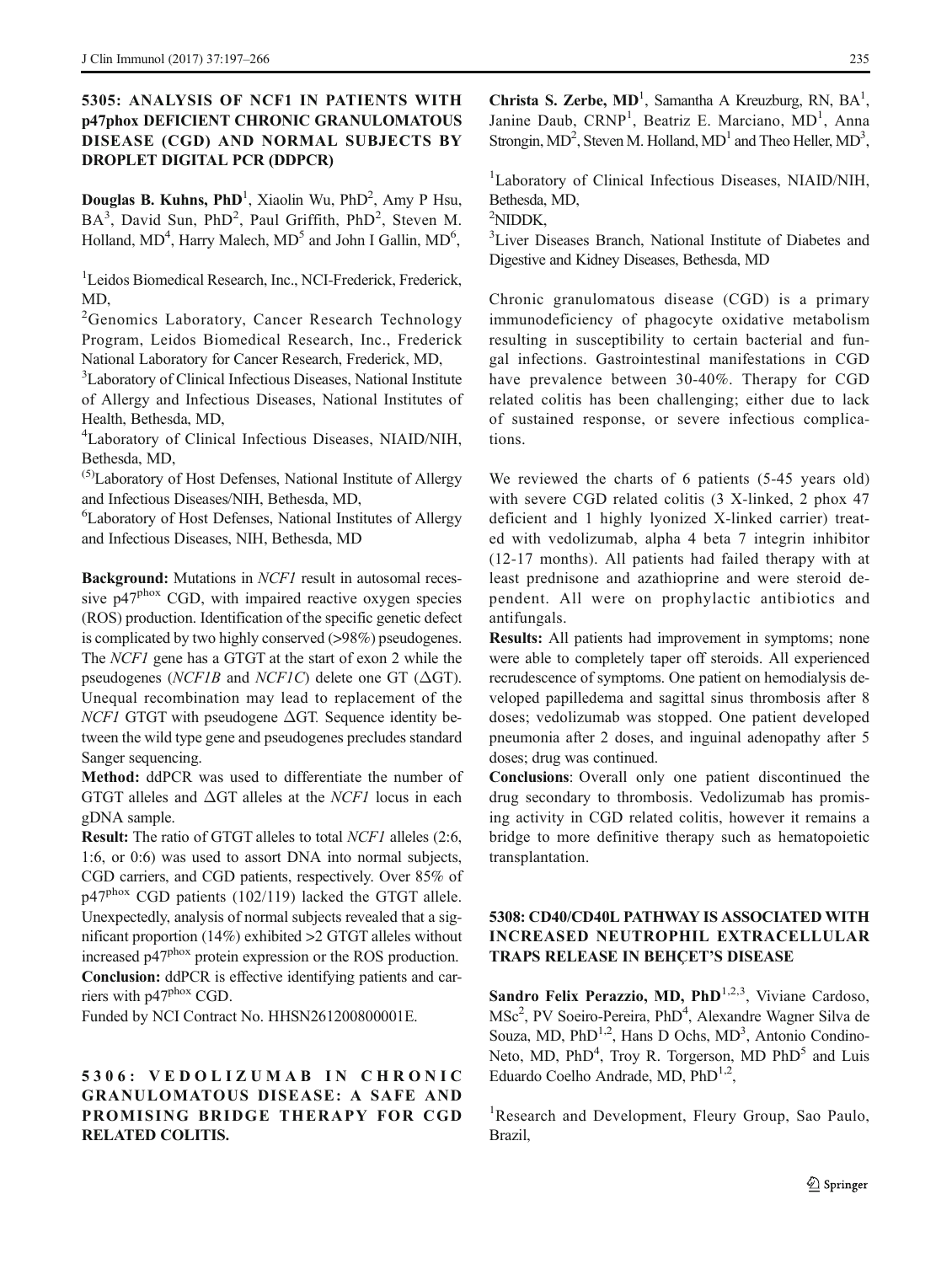## 5305: ANALYSIS OF NCF1 IN PATIENTS WITH p47phox DEFICIENT CHRONIC GRANULOMATOUS DISEASE (CGD) AND NORMAL SUBJECTS BY DROPLET DIGITAL PCR (DDPCR)

**Douglas B. Kuhns, PhD**[1], Xiaolin Wu, PhD[2], Amy P Hsu, BA[3], David Sun, PhD[2], Paul Griffith, PhD[2], Steven M. Holland, MD[4], Harry Malech, MD[5] and John I Gallin, MD[6],

[1]Leidos Biomedical Research, Inc., NCI-Frederick, Frederick, MD,
[2]Genomics Laboratory, Cancer Research Technology Program, Leidos Biomedical Research, Inc., Frederick National Laboratory for Cancer Research, Frederick, MD,
[3]Laboratory of Clinical Infectious Diseases, National Institute of Allergy and Infectious Diseases, National Institutes of Health, Bethesda, MD,
[4]Laboratory of Clinical Infectious Diseases, NIAID/NIH, Bethesda, MD,
[(5)]Laboratory of Host Defenses, National Institute of Allergy and Infectious Diseases/NIH, Bethesda, MD,
[6]Laboratory of Host Defenses, National Institutes of Allergy and Infectious Diseases, NIH, Bethesda, MD

**Background:** Mutations in *NCF1* result in autosomal recessive p47$^{phox}$ CGD, with impaired reactive oxygen species (ROS) production. Identification of the specific genetic defect is complicated by two highly conserved (>98%) pseudogenes. The *NCF1* gene has a GTGT at the start of exon 2 while the pseudogenes (*NCF1B* and *NCF1C*) delete one GT ($\Delta$GT). Unequal recombination may lead to replacement of the *NCF1* GTGT with pseudogene $\Delta$GT. Sequence identity between the wild type gene and pseudogenes precludes standard Sanger sequencing.

**Method:** ddPCR was used to differentiate the number of GTGT alleles and $\Delta$GT alleles at the *NCF1* locus in each gDNA sample.

**Result:** The ratio of GTGT alleles to total *NCF1* alleles (2:6, 1:6, or 0:6) was used to assort DNA into normal subjects, CGD carriers, and CGD patients, respectively. Over 85% of p47$^{phox}$ CGD patients (102/119) lacked the GTGT allele. Unexpectedly, analysis of normal subjects revealed that a significant proportion (14%) exhibited >2 GTGT alleles without increased p47$^{phox}$ protein expression or the ROS production.

**Conclusion:** ddPCR is effective identifying patients and carriers with p47$^{phox}$ CGD.

Funded by NCI Contract No. HHSN261200800001E.

## 5306: VEDOLIZUMAB IN CHRONIC GRANULOMATOUS DISEASE: A SAFE AND PROMISING BRIDGE THERAPY FOR CGD RELATED COLITIS.

**Christa S. Zerbe, MD**[1], Samantha A Kreuzburg, RN, BA[1], Janine Daub, CRNP[1], Beatriz E. Marciano, MD[1], Anna Strongin, MD[2], Steven M. Holland, MD[1] and Theo Heller, MD[3],

[1]Laboratory of Clinical Infectious Diseases, NIAID/NIH, Bethesda, MD,
[2]NIDDK,
[3]Liver Diseases Branch, National Institute of Diabetes and Digestive and Kidney Diseases, Bethesda, MD

Chronic granulomatous disease (CGD) is a primary immunodeficiency of phagocyte oxidative metabolism resulting in susceptibility to certain bacterial and fungal infections. Gastrointestinal manifestations in CGD have prevalence between 30-40%. Therapy for CGD related colitis has been challenging; either due to lack of sustained response, or severe infectious complications.

We reviewed the charts of 6 patients (5-45 years old) with severe CGD related colitis (3 X-linked, 2 phox 47 deficient and 1 highly lyonized X-linked carrier) treated with vedolizumab, alpha 4 beta 7 integrin inhibitor (12-17 months). All patients had failed therapy with at least prednisone and azathioprine and were steroid dependent. All were on prophylactic antibiotics and antifungals.

**Results:** All patients had improvement in symptoms; none were able to completely taper off steroids. All experienced recrudescence of symptoms. One patient on hemodialysis developed papilledema and sagittal sinus thrombosis after 8 doses; vedolizumab was stopped. One patient developed pneumonia after 2 doses, and inguinal adenopathy after 5 doses; drug was continued.

**Conclusions**: Overall only one patient discontinued the drug secondary to thrombosis. Vedolizumab has promising activity in CGD related colitis, however it remains a bridge to more definitive therapy such as hematopoietic transplantation.

## 5308: CD40/CD40L PATHWAY IS ASSOCIATED WITH INCREASED NEUTROPHIL EXTRACELLULAR TRAPS RELEASE IN BEHÇET'S DISEASE

**Sandro Felix Perazzio, MD, PhD**[1,2,3], Viviane Cardoso, MSc[2], PV Soeiro-Pereira, PhD[4], Alexandre Wagner Silva de Souza, MD, PhD[1,2], Hans D Ochs, MD[3], Antonio Condino-Neto, MD, PhD[4], Troy R. Torgerson, MD PhD[5] and Luis Eduardo Coelho Andrade, MD, PhD[1,2],

[1]Research and Development, Fleury Group, Sao Paulo, Brazil,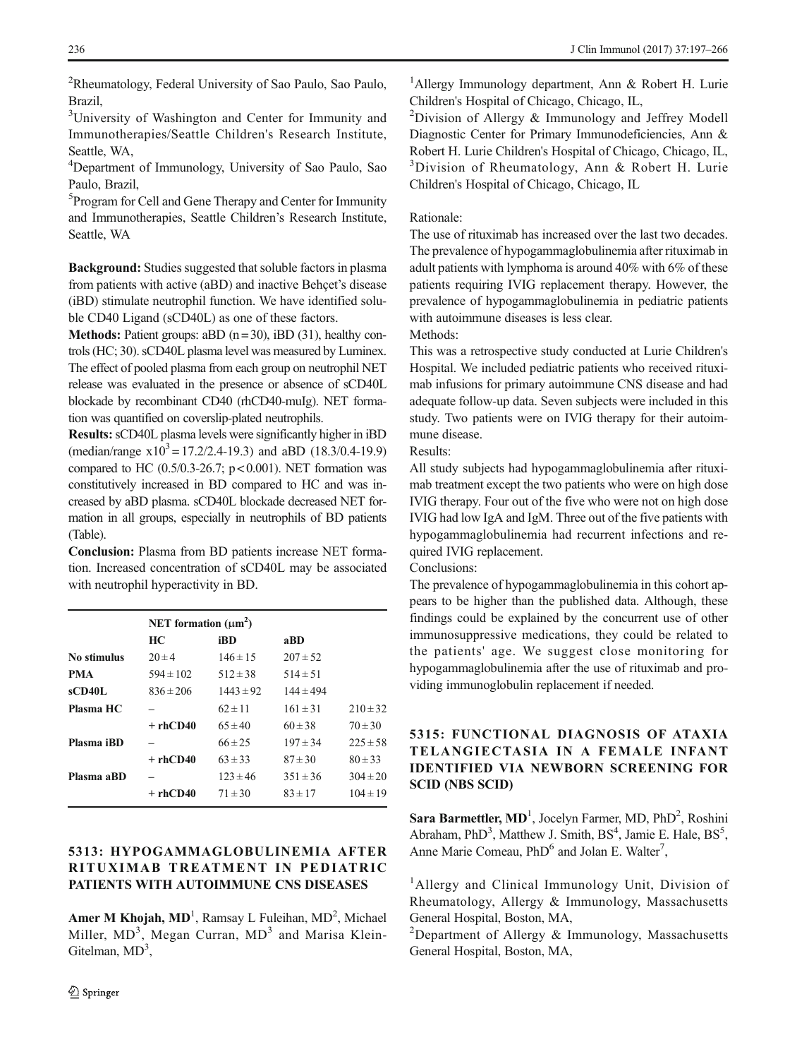[2]Rheumatology, Federal University of Sao Paulo, Sao Paulo, Brazil,
[3]University of Washington and Center for Immunity and Immunotherapies/Seattle Children's Research Institute, Seattle, WA,
[4]Department of Immunology, University of Sao Paulo, Sao Paulo, Brazil,
[5]Program for Cell and Gene Therapy and Center for Immunity and Immunotherapies, Seattle Children's Research Institute, Seattle, WA

**Background:** Studies suggested that soluble factors in plasma from patients with active (aBD) and inactive Behçet's disease (iBD) stimulate neutrophil function. We have identified soluble CD40 Ligand (sCD40L) as one of these factors.

**Methods:** Patient groups: aBD (n = 30), iBD (31), healthy controls (HC; 30). sCD40L plasma level was measured by Luminex. The effect of pooled plasma from each group on neutrophil NET release was evaluated in the presence or absence of sCD40L blockade by recombinant CD40 (rhCD40-muIg). NET formation was quantified on coverslip-plated neutrophils.

**Results:** sCD40L plasma levels were significantly higher in iBD (median/range $x10^3 = 17.2/2.4\text{-}19.3$) and aBD (18.3/0.4-19.9) compared to HC (0.5/0.3-26.7; $p < 0.001$). NET formation was constitutively increased in BD compared to HC and was increased by aBD plasma. sCD40L blockade decreased NET formation in all groups, especially in neutrophils of BD patients (Table).

**Conclusion:** Plasma from BD patients increase NET formation. Increased concentration of sCD40L may be associated with neutrophil hyperactivity in BD.

| | NET formation ($\mu m^2$) | | | |
|---|---|---|---|---|
| | **HC** | **iBD** | **aBD** | |
| **No stimulus** | 20 ± 4 | 146 ± 15 | 207 ± 52 | |
| **PMA** | 594 ± 102 | 512 ± 38 | 514 ± 51 | |
| **sCD40L** | 836 ± 206 | 1443 ± 92 | 144 ± 494 | |
| **Plasma HC** | – | 62 ± 11 | 161 ± 31 | 210 ± 32 |
| | **+ rhCD40** | 65 ± 40 | 60 ± 38 | 70 ± 30 |
| **Plasma iBD** | – | 66 ± 25 | 197 ± 34 | 225 ± 58 |
| | **+ rhCD40** | 63 ± 33 | 87 ± 30 | 80 ± 33 |
| **Plasma aBD** | – | 123 ± 46 | 351 ± 36 | 304 ± 20 |
| | **+ rhCD40** | 71 ± 30 | 83 ± 17 | 104 ± 19 |

## 5313: HYPOGAMMAGLOBULINEMIA AFTER RITUXIMAB TREATMENT IN PEDIATRIC PATIENTS WITH AUTOIMMUNE CNS DISEASES

**Amer M Khojah, MD**[1], Ramsay L Fuleihan, MD[2], Michael Miller, MD[3], Megan Curran, MD[3] and Marisa Klein-Gitelman, MD[3],

[1]Allergy Immunology department, Ann & Robert H. Lurie Children's Hospital of Chicago, Chicago, IL,
[2]Division of Allergy & Immunology and Jeffrey Modell Diagnostic Center for Primary Immunodeficiencies, Ann & Robert H. Lurie Children's Hospital of Chicago, Chicago, IL,
[3]Division of Rheumatology, Ann & Robert H. Lurie Children's Hospital of Chicago, Chicago, IL

Rationale:

The use of rituximab has increased over the last two decades. The prevalence of hypogammaglobulinemia after rituximab in adult patients with lymphoma is around 40% with 6% of these patients requiring IVIG replacement therapy. However, the prevalence of hypogammaglobulinemia in pediatric patients with autoimmune diseases is less clear.

Methods:

This was a retrospective study conducted at Lurie Children's Hospital. We included pediatric patients who received rituximab infusions for primary autoimmune CNS disease and had adequate follow-up data. Seven subjects were included in this study. Two patients were on IVIG therapy for their autoimmune disease.

Results:

All study subjects had hypogammaglobulinemia after rituximab treatment except the two patients who were on high dose IVIG therapy. Four out of the five who were not on high dose IVIG had low IgA and IgM. Three out of the five patients with hypogammaglobulinemia had recurrent infections and required IVIG replacement.

Conclusions:

The prevalence of hypogammaglobulinemia in this cohort appears to be higher than the published data. Although, these findings could be explained by the concurrent use of other immunosuppressive medications, they could be related to the patients' age. We suggest close monitoring for hypogammaglobulinemia after the use of rituximab and providing immunoglobulin replacement if needed.

## 5315: FUNCTIONAL DIAGNOSIS OF ATAXIA TELANGIECTASIA IN A FEMALE INFANT IDENTIFIED VIA NEWBORN SCREENING FOR SCID (NBS SCID)

**Sara Barmettler, MD**[1], Jocelyn Farmer, MD, PhD[2], Roshini Abraham, PhD[3], Matthew J. Smith, BS[4], Jamie E. Hale, BS[5], Anne Marie Comeau, PhD[6] and Jolan E. Walter[7],

[1]Allergy and Clinical Immunology Unit, Division of Rheumatology, Allergy & Immunology, Massachusetts General Hospital, Boston, MA,
[2]Department of Allergy & Immunology, Massachusetts General Hospital, Boston, MA,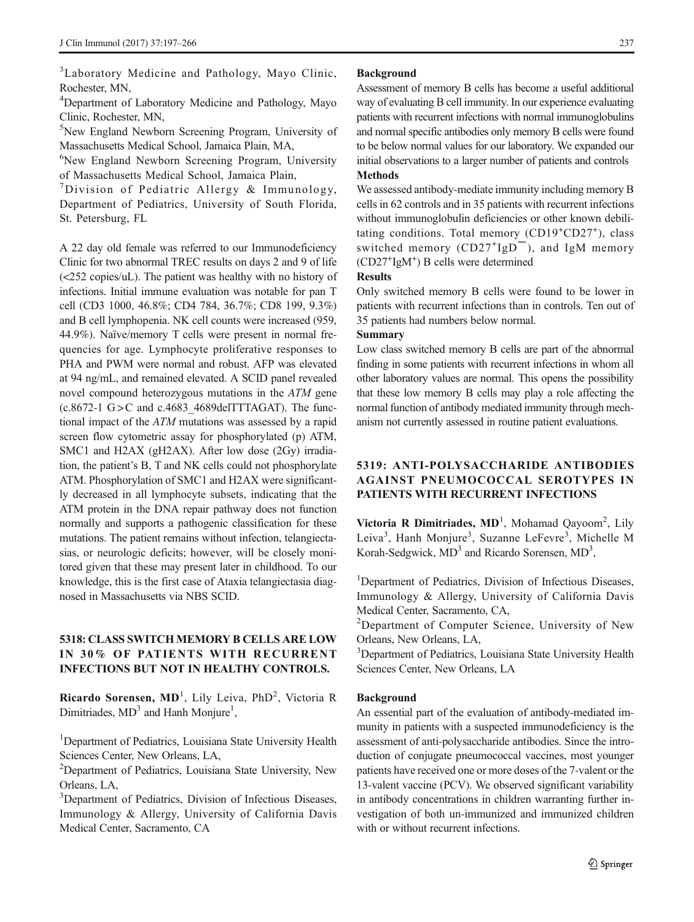[3]Laboratory Medicine and Pathology, Mayo Clinic, Rochester, MN,

[4]Department of Laboratory Medicine and Pathology, Mayo Clinic, Rochester, MN,

[5]New England Newborn Screening Program, University of Massachusetts Medical School, Jamaica Plain, MA,

[6]New England Newborn Screening Program, University of Massachusetts Medical School, Jamaica Plain,

[7]Division of Pediatric Allergy & Immunology, Department of Pediatrics, University of South Florida, St. Petersburg, FL

A 22 day old female was referred to our Immunodeficiency Clinic for two abnormal TREC results on days 2 and 9 of life (<252 copies/uL). The patient was healthy with no history of infections. Initial immune evaluation was notable for pan T cell (CD3 1000, 46.8%; CD4 784, 36.7%; CD8 199, 9.3%) and B cell lymphopenia. NK cell counts were increased (959, 44.9%). Naïve/memory T cells were present in normal frequencies for age. Lymphocyte proliferative responses to PHA and PWM were normal and robust. AFP was elevated at 94 ng/mL, and remained elevated. A SCID panel revealed novel compound heterozygous mutations in the *ATM* gene (c.8672-1 G>C and c.4683_4689delTTTAGAT). The functional impact of the *ATM* mutations was assessed by a rapid screen flow cytometric assay for phosphorylated (p) ATM, SMC1 and H2AX (gH2AX). After low dose (2Gy) irradiation, the patient's B, T and NK cells could not phosphorylate ATM. Phosphorylation of SMC1 and H2AX were significantly decreased in all lymphocyte subsets, indicating that the ATM protein in the DNA repair pathway does not function normally and supports a pathogenic classification for these mutations. The patient remains without infection, telangiectasias, or neurologic deficits; however, will be closely monitored given that these may present later in childhood. To our knowledge, this is the first case of Ataxia telangiectasia diagnosed in Massachusetts via NBS SCID.

## 5318: CLASS SWITCH MEMORY B CELLS ARE LOW IN 30% OF PATIENTS WITH RECURRENT INFECTIONS BUT NOT IN HEALTHY CONTROLS.

**Ricardo Sorensen, MD**[1], Lily Leiva, PhD[2], Victoria R Dimitriades, MD[3] and Hanh Monjure[1],

[1]Department of Pediatrics, Louisiana State University Health Sciences Center, New Orleans, LA,

[2]Department of Pediatrics, Louisiana State University, New Orleans, LA,

[3]Department of Pediatrics, Division of Infectious Diseases, Immunology & Allergy, University of California Davis Medical Center, Sacramento, CA

**Background**

Assessment of memory B cells has become a useful additional way of evaluating B cell immunity. In our experience evaluating patients with recurrent infections with normal immunoglobulins and normal specific antibodies only memory B cells were found to be below normal values for our laboratory. We expanded our initial observations to a larger number of patients and controls

**Methods**

We assessed antibody-mediate immunity including memory B cells in 62 controls and in 35 patients with recurrent infections without immunoglobulin deficiencies or other known debilitating conditions. Total memory ($CD19^{+}CD27^{+}$), class switched memory ($CD27^{+}IgD^{-}$), and IgM memory ($CD27^{+}IgM^{+}$) B cells were determined

**Results**

Only switched memory B cells were found to be lower in patients with recurrent infections than in controls. Ten out of 35 patients had numbers below normal.

**Summary**

Low class switched memory B cells are part of the abnormal finding in some patients with recurrent infections in whom all other laboratory values are normal. This opens the possibility that these low memory B cells may play a role affecting the normal function of antibody mediated immunity through mechanism not currently assessed in routine patient evaluations.

## 5319: ANTI-POLYSACCHARIDE ANTIBODIES AGAINST PNEUMOCOCCAL SEROTYPES IN PATIENTS WITH RECURRENT INFECTIONS

**Victoria R Dimitriades, MD**[1], Mohamad Qayoom[2], Lily Leiva[3], Hanh Monjure[3], Suzanne LeFevre[3], Michelle M Korah-Sedgwick, MD[3] and Ricardo Sorensen, MD[3],

[1]Department of Pediatrics, Division of Infectious Diseases, Immunology & Allergy, University of California Davis Medical Center, Sacramento, CA,

[2]Department of Computer Science, University of New Orleans, New Orleans, LA,

[3]Department of Pediatrics, Louisiana State University Health Sciences Center, New Orleans, LA

**Background**

An essential part of the evaluation of antibody-mediated immunity in patients with a suspected immunodeficiency is the assessment of anti-polysaccharide antibodies. Since the introduction of conjugate pneumococcal vaccines, most younger patients have received one or more doses of the 7-valent or the 13-valent vaccine (PCV). We observed significant variability in antibody concentrations in children warranting further investigation of both un-immunized and immunized children with or without recurrent infections.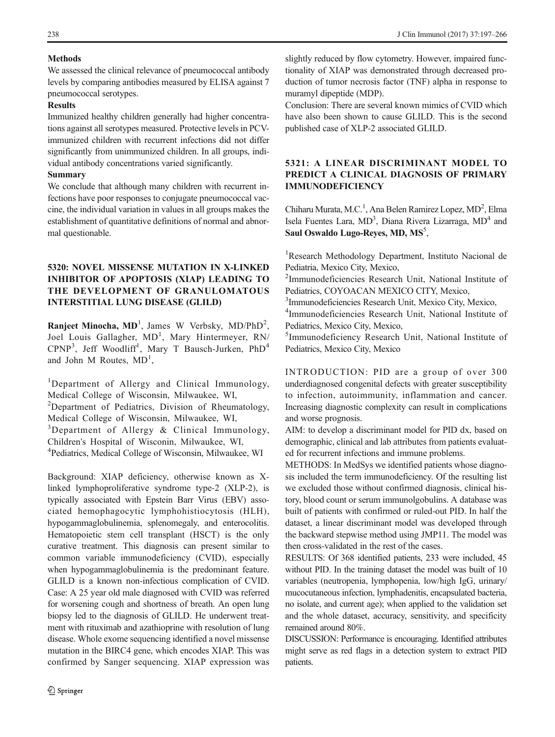**Methods**

We assessed the clinical relevance of pneumococcal antibody levels by comparing antibodies measured by ELISA against 7 pneumococcal serotypes.

**Results**

Immunized healthy children generally had higher concentrations against all serotypes measured. Protective levels in PCV-immunized children with recurrent infections did not differ significantly from unimmunized children. In all groups, individual antibody concentrations varied significantly.

**Summary**

We conclude that although many children with recurrent infections have poor responses to conjugate pneumococcal vaccine, the individual variation in values in all groups makes the establishment of quantitative definitions of normal and abnormal questionable.

## 5320: NOVEL MISSENSE MUTATION IN X-LINKED INHIBITOR OF APOPTOSIS (XIAP) LEADING TO THE DEVELOPMENT OF GRANULOMATOUS INTERSTITIAL LUNG DISEASE (GLILD)

**Ranjeet Minocha, MD**[1], James W Verbsky, MD/PhD[2], Joel Louis Gallagher, MD[1], Mary Hintermeyer, RN/CPNP[3], Jeff Woodliff[1], Mary T Bausch-Jurken, PhD[4] and John M Routes, MD[1],

[1]Department of Allergy and Clinical Immunology, Medical College of Wisconsin, Milwaukee, WI,
[2]Department of Pediatrics, Division of Rheumatology, Medical College of Wisconsin, Milwaukee, WI,
[3]Department of Allergy & Clinical Immunology, Children's Hospital of Wisconin, Milwaukee, WI,
[4]Pediatrics, Medical College of Wisconsin, Milwaukee, WI

Background: XIAP deficiency, otherwise known as X-linked lymphoproliferative syndrome type-2 (XLP-2), is typically associated with Epstein Barr Virus (EBV) associated hemophagocytic lymphohistiocytosis (HLH), hypogammaglobulinemia, splenomegaly, and enterocolitis. Hematopoietic stem cell transplant (HSCT) is the only curative treatment. This diagnosis can present similar to common variable immunodeficiency (CVID), especially when hypogammaglobulinemia is the predominant feature. GLILD is a known non-infectious complication of CVID. Case: A 25 year old male diagnosed with CVID was referred for worsening cough and shortness of breath. An open lung biopsy led to the diagnosis of GLILD. He underwent treatment with rituximab and azathioprine with resolution of lung disease. Whole exome sequencing identified a novel missense mutation in the BIRC4 gene, which encodes XIAP. This was confirmed by Sanger sequencing. XIAP expression was slightly reduced by flow cytometry. However, impaired functionality of XIAP was demonstrated through decreased production of tumor necrosis factor (TNF) alpha in response to muramyl dipeptide (MDP).

Conclusion: There are several known mimics of CVID which have also been shown to cause GLILD. This is the second published case of XLP-2 associated GLILD.

## 5321: A LINEAR DISCRIMINANT MODEL TO PREDICT A CLINICAL DIAGNOSIS OF PRIMARY IMMUNODEFICIENCY

Chiharu Murata, M.C.[1], Ana Belen Ramirez Lopez, MD[2], Elma Isela Fuentes Lara, MD[3], Diana Rivera Lizarraga, MD[4] and **Saul Oswaldo Lugo-Reyes, MD, MS**[5],

[1]Research Methodology Department, Instituto Nacional de Pediatria, Mexico City, Mexico,
[2]Immunodeficiencies Research Unit, National Institute of Pediatrics, COYOACAN MEXICO CITY, Mexico,
[3]Immunodeficiencies Research Unit, Mexico City, Mexico,
[4]Immunodeficiencies Research Unit, National Institute of Pediatrics, Mexico City, Mexico,
[5]Immunodeficiency Research Unit, National Institute of Pediatrics, Mexico City, Mexico

INTRODUCTION: PID are a group of over 300 underdiagnosed congenital defects with greater susceptibility to infection, autoimmunity, inflammation and cancer. Increasing diagnostic complexity can result in complications and worse prognosis.

AIM: to develop a discriminant model for PID dx, based on demographic, clinical and lab attributes from patients evaluated for recurrent infections and immune problems.

METHODS: In MedSys we identified patients whose diagnosis included the term immunodeficiency. Of the resulting list we excluded those without confirmed diagnosis, clinical history, blood count or serum immunolgobulins. A database was built of patients with confirmed or ruled-out PID. In half the dataset, a linear discriminant model was developed through the backward stepwise method using JMP11. The model was then cross-validated in the rest of the cases.

RESULTS: Of 368 identified patients, 233 were included, 45 without PID. In the training dataset the model was built of 10 variables (neutropenia, lymphopenia, low/high IgG, urinary/mucocutaneous infection, lymphadenitis, encapsulated bacteria, no isolate, and current age); when applied to the validation set and the whole dataset, accuracy, sensitivity, and specificity remained around 80%.

DISCUSSION: Performance is encouraging. Identified attributes might serve as red flags in a detection system to extract PID patients.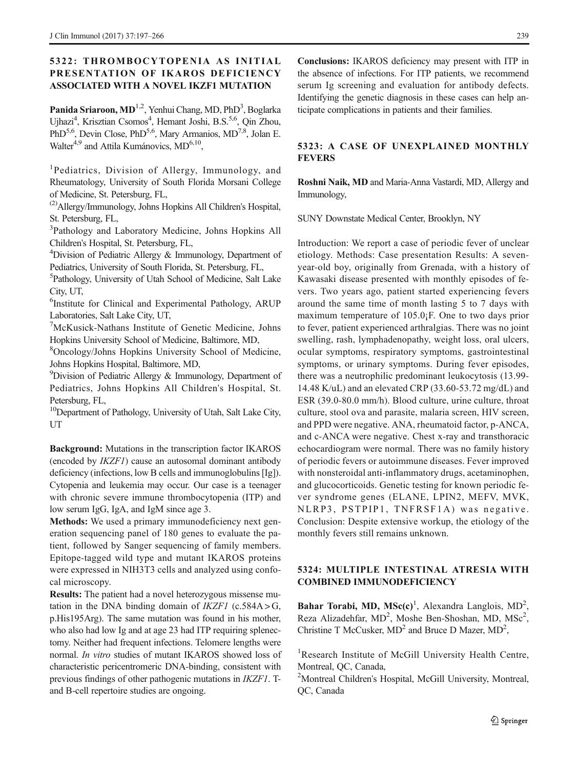## 5322: THROMBOCYTOPENIA AS INITIAL PRESENTATION OF IKAROS DEFICIENCY ASSOCIATED WITH A NOVEL IKZF1 MUTATION

**Panida Sriaroon, MD**[1,2], Yenhui Chang, MD, PhD[3], Boglarka Ujhazi[4], Krisztian Csomos[4], Hemant Joshi, B.S.[5,6], Qin Zhou, PhD[5,6], Devin Close, PhD[5,6], Mary Armanios, MD[7,8], Jolan E. Walter[4,9] and Attila Kumánovics, MD[6,10],

[1]Pediatrics, Division of Allergy, Immunology, and Rheumatology, University of South Florida Morsani College of Medicine, St. Petersburg, FL,

[(2)]Allergy/Immunology, Johns Hopkins All Children's Hospital, St. Petersburg, FL,

[3]Pathology and Laboratory Medicine, Johns Hopkins All Children's Hospital, St. Petersburg, FL,

[4]Division of Pediatric Allergy & Immunology, Department of Pediatrics, University of South Florida, St. Petersburg, FL,

[5]Pathology, University of Utah School of Medicine, Salt Lake City, UT,

[6]Institute for Clinical and Experimental Pathology, ARUP Laboratories, Salt Lake City, UT,

[7]McKusick-Nathans Institute of Genetic Medicine, Johns Hopkins University School of Medicine, Baltimore, MD,

[8]Oncology/Johns Hopkins University School of Medicine, Johns Hopkins Hospital, Baltimore, MD,

[9]Division of Pediatric Allergy & Immunology, Department of Pediatrics, Johns Hopkins All Children's Hospital, St. Petersburg, FL,

[10]Department of Pathology, University of Utah, Salt Lake City, UT

**Background:** Mutations in the transcription factor IKAROS (encoded by *IKZF1*) cause an autosomal dominant antibody deficiency (infections, low B cells and immunoglobulins [Ig]). Cytopenia and leukemia may occur. Our case is a teenager with chronic severe immune thrombocytopenia (ITP) and low serum IgG, IgA, and IgM since age 3.

**Methods:** We used a primary immunodeficiency next generation sequencing panel of 180 genes to evaluate the patient, followed by Sanger sequencing of family members. Epitope-tagged wild type and mutant IKAROS proteins were expressed in NIH3T3 cells and analyzed using confocal microscopy.

**Results:** The patient had a novel heterozygous missense mutation in the DNA binding domain of *IKZF1* (c.584A>G, p.His195Arg). The same mutation was found in his mother, who also had low Ig and at age 23 had ITP requiring splenectomy. Neither had frequent infections. Telomere lengths were normal. *In vitro* studies of mutant IKAROS showed loss of characteristic pericentromeric DNA-binding, consistent with previous findings of other pathogenic mutations in *IKZF1*. T- and B-cell repertoire studies are ongoing.

**Conclusions:** IKAROS deficiency may present with ITP in the absence of infections. For ITP patients, we recommend serum Ig screening and evaluation for antibody defects. Identifying the genetic diagnosis in these cases can help anticipate complications in patients and their families.

## 5323: A CASE OF UNEXPLAINED MONTHLY FEVERS

**Roshni Naik, MD** and Maria-Anna Vastardi, MD, Allergy and Immunology,

SUNY Downstate Medical Center, Brooklyn, NY

Introduction: We report a case of periodic fever of unclear etiology. Methods: Case presentation Results: A seven-year-old boy, originally from Grenada, with a history of Kawasaki disease presented with monthly episodes of fevers. Two years ago, patient started experiencing fevers around the same time of month lasting 5 to 7 days with maximum temperature of 105.0¡F. One to two days prior to fever, patient experienced arthralgias. There was no joint swelling, rash, lymphadenopathy, weight loss, oral ulcers, ocular symptoms, respiratory symptoms, gastrointestinal symptoms, or urinary symptoms. During fever episodes, there was a neutrophilic predominant leukocytosis (13.99-14.48 K/uL) and an elevated CRP (33.60-53.72 mg/dL) and ESR (39.0-80.0 mm/h). Blood culture, urine culture, throat culture, stool ova and parasite, malaria screen, HIV screen, and PPD were negative. ANA, rheumatoid factor, p-ANCA, and c-ANCA were negative. Chest x-ray and transthoracic echocardiogram were normal. There was no family history of periodic fevers or autoimmune diseases. Fever improved with nonsteroidal anti-inflammatory drugs, acetaminophen, and glucocorticoids. Genetic testing for known periodic fever syndrome genes (ELANE, LPIN2, MEFV, MVK, NLRP3, PSTPIP1, TNFRSF1A) was negative. Conclusion: Despite extensive workup, the etiology of the monthly fevers still remains unknown.

## 5324: MULTIPLE INTESTINAL ATRESIA WITH COMBINED IMMUNODEFICIENCY

**Bahar Torabi, MD, MSc(c)**[1], Alexandra Langlois, MD[2], Reza Alizadehfar, MD[2], Moshe Ben-Shoshan, MD, MSc[2], Christine T McCusker, MD[2] and Bruce D Mazer, MD[2],

[1]Research Institute of McGill University Health Centre, Montreal, QC, Canada,

[2]Montreal Children's Hospital, McGill University, Montreal, QC, Canada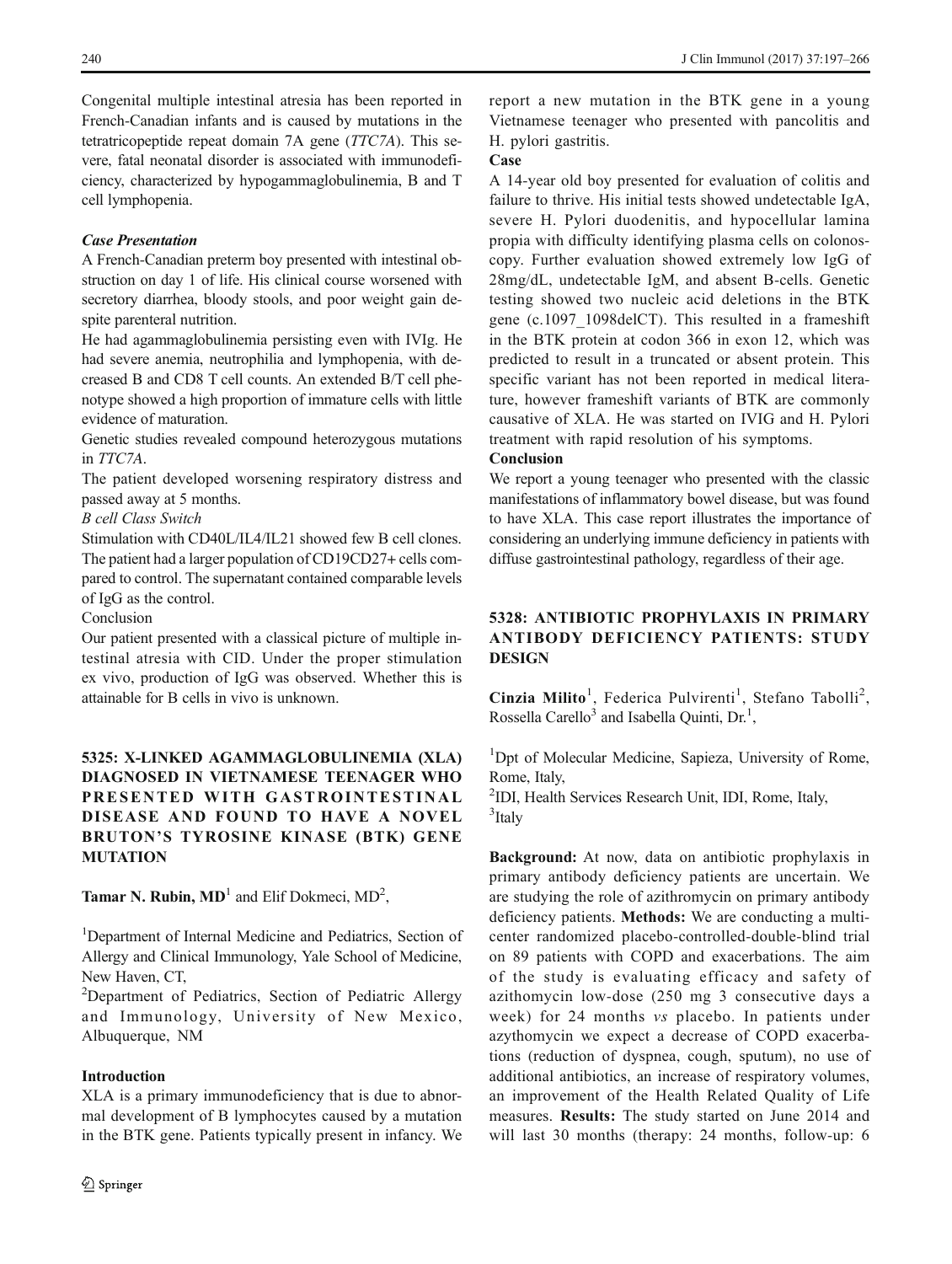Congenital multiple intestinal atresia has been reported in French-Canadian infants and is caused by mutations in the tetratricopeptide repeat domain 7A gene (*TTC7A*). This severe, fatal neonatal disorder is associated with immunodeficiency, characterized by hypogammaglobulinemia, B and T cell lymphopenia.

***Case Presentation***

A French-Canadian preterm boy presented with intestinal obstruction on day 1 of life. His clinical course worsened with secretory diarrhea, bloody stools, and poor weight gain despite parenteral nutrition.

He had agammaglobulinemia persisting even with IVIg. He had severe anemia, neutrophilia and lymphopenia, with decreased B and CD8 T cell counts. An extended B/T cell phenotype showed a high proportion of immature cells with little evidence of maturation.

Genetic studies revealed compound heterozygous mutations in *TTC7A*.

The patient developed worsening respiratory distress and passed away at 5 months.

*B cell Class Switch*

Stimulation with CD40L/IL4/IL21 showed few B cell clones. The patient had a larger population of CD19CD27+ cells compared to control. The supernatant contained comparable levels of IgG as the control.

Conclusion

Our patient presented with a classical picture of multiple intestinal atresia with CID. Under the proper stimulation ex vivo, production of IgG was observed. Whether this is attainable for B cells in vivo is unknown.

## 5325: X-LINKED AGAMMAGLOBULINEMIA (XLA) DIAGNOSED IN VIETNAMESE TEENAGER WHO PRESENTED WITH GASTROINTESTINAL DISEASE AND FOUND TO HAVE A NOVEL BRUTON'S TYROSINE KINASE (BTK) GENE MUTATION

**Tamar N. Rubin, MD**[1] and Elif Dokmeci, MD[2],

[1]Department of Internal Medicine and Pediatrics, Section of Allergy and Clinical Immunology, Yale School of Medicine, New Haven, CT,

[2]Department of Pediatrics, Section of Pediatric Allergy and Immunology, University of New Mexico, Albuquerque, NM

**Introduction**

XLA is a primary immunodeficiency that is due to abnormal development of B lymphocytes caused by a mutation in the BTK gene. Patients typically present in infancy. We report a new mutation in the BTK gene in a young Vietnamese teenager who presented with pancolitis and H. pylori gastritis.

**Case**

A 14-year old boy presented for evaluation of colitis and failure to thrive. His initial tests showed undetectable IgA, severe H. Pylori duodenitis, and hypocellular lamina propia with difficulty identifying plasma cells on colonoscopy. Further evaluation showed extremely low IgG of 28mg/dL, undetectable IgM, and absent B-cells. Genetic testing showed two nucleic acid deletions in the BTK gene (c.1097_1098delCT). This resulted in a frameshift in the BTK protein at codon 366 in exon 12, which was predicted to result in a truncated or absent protein. This specific variant has not been reported in medical literature, however frameshift variants of BTK are commonly causative of XLA. He was started on IVIG and H. Pylori treatment with rapid resolution of his symptoms.

**Conclusion**

We report a young teenager who presented with the classic manifestations of inflammatory bowel disease, but was found to have XLA. This case report illustrates the importance of considering an underlying immune deficiency in patients with diffuse gastrointestinal pathology, regardless of their age.

## 5328: ANTIBIOTIC PROPHYLAXIS IN PRIMARY ANTIBODY DEFICIENCY PATIENTS: STUDY DESIGN

**Cinzia Milito**[1], Federica Pulvirenti[1], Stefano Tabolli[2], Rossella Carello[3] and Isabella Quinti, Dr.[1],

[1]Dpt of Molecular Medicine, Sapieza, University of Rome, Rome, Italy,

[2]IDI, Health Services Research Unit, IDI, Rome, Italy,

[3]Italy

**Background:** At now, data on antibiotic prophylaxis in primary antibody deficiency patients are uncertain. We are studying the role of azithromycin on primary antibody deficiency patients. **Methods:** We are conducting a multicenter randomized placebo-controlled-double-blind trial on 89 patients with COPD and exacerbations. The aim of the study is evaluating efficacy and safety of azithomycin low-dose (250 mg 3 consecutive days a week) for 24 months *vs* placebo. In patients under azythomycin we expect a decrease of COPD exacerbations (reduction of dyspnea, cough, sputum), no use of additional antibiotics, an increase of respiratory volumes, an improvement of the Health Related Quality of Life measures. **Results:** The study started on June 2014 and will last 30 months (therapy: 24 months, follow-up: 6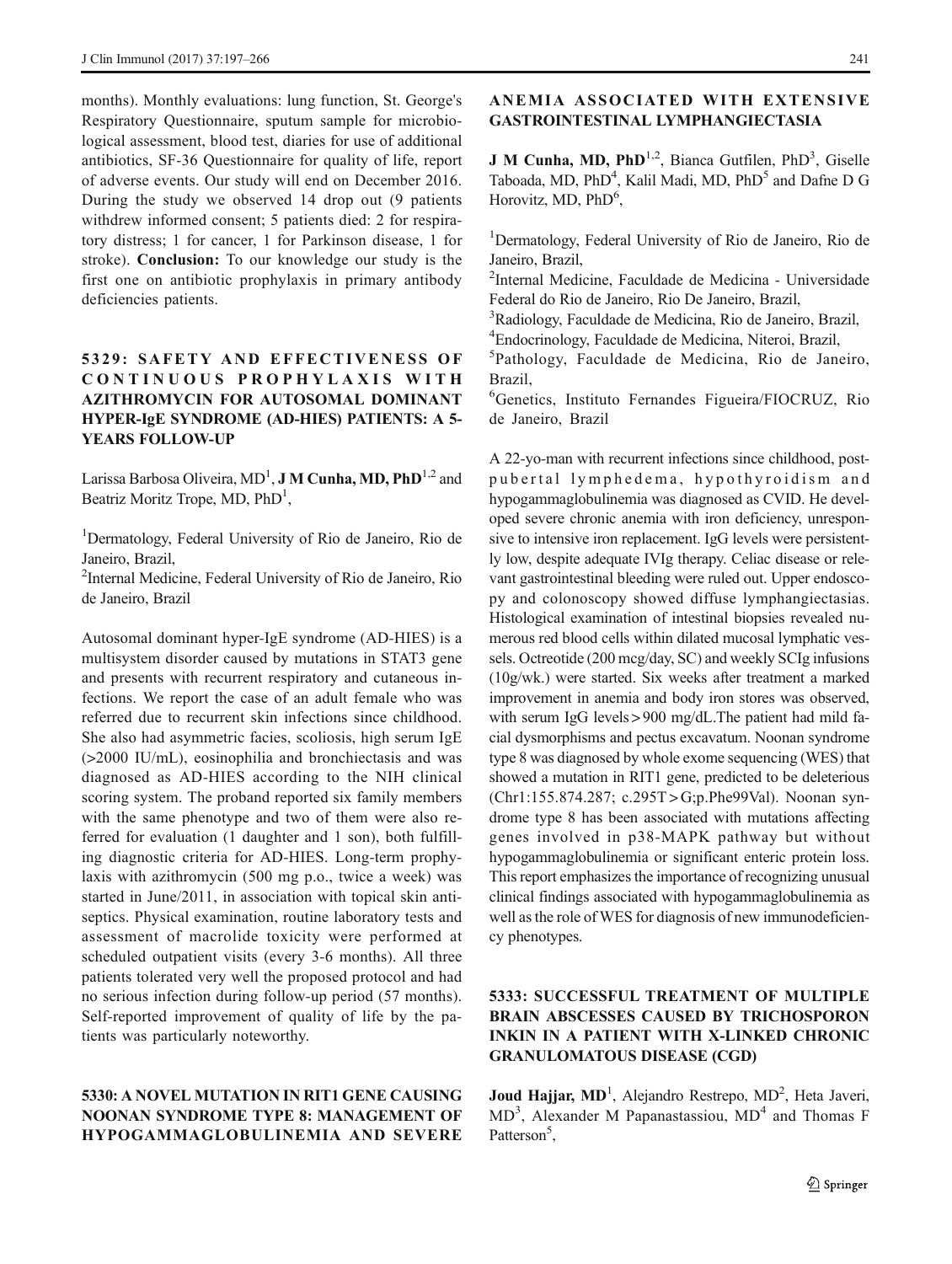months). Monthly evaluations: lung function, St. George's Respiratory Questionnaire, sputum sample for microbiological assessment, blood test, diaries for use of additional antibiotics, SF-36 Questionnaire for quality of life, report of adverse events. Our study will end on December 2016. During the study we observed 14 drop out (9 patients withdrew informed consent; 5 patients died: 2 for respiratory distress; 1 for cancer, 1 for Parkinson disease, 1 for stroke). **Conclusion:** To our knowledge our study is the first one on antibiotic prophylaxis in primary antibody deficiencies patients.

## 5329: SAFETY AND EFFECTIVENESS OF CONTINUOUS PROPHYLAXIS WITH AZITHROMYCIN FOR AUTOSOMAL DOMINANT HYPER-IgE SYNDROME (AD-HIES) PATIENTS: A 5-YEARS FOLLOW-UP

Larissa Barbosa Oliveira, MD[1], **J M Cunha, MD, PhD**[1,2] and Beatriz Moritz Trope, MD, PhD[1],

[1]Dermatology, Federal University of Rio de Janeiro, Rio de Janeiro, Brazil,

[2]Internal Medicine, Federal University of Rio de Janeiro, Rio de Janeiro, Brazil

Autosomal dominant hyper-IgE syndrome (AD-HIES) is a multisystem disorder caused by mutations in STAT3 gene and presents with recurrent respiratory and cutaneous infections. We report the case of an adult female who was referred due to recurrent skin infections since childhood. She also had asymmetric facies, scoliosis, high serum IgE (>2000 IU/mL), eosinophilia and bronchiectasis and was diagnosed as AD-HIES according to the NIH clinical scoring system. The proband reported six family members with the same phenotype and two of them were also referred for evaluation (1 daughter and 1 son), both fulfilling diagnostic criteria for AD-HIES. Long-term prophylaxis with azithromycin (500 mg p.o., twice a week) was started in June/2011, in association with topical skin antiseptics. Physical examination, routine laboratory tests and assessment of macrolide toxicity were performed at scheduled outpatient visits (every 3-6 months). All three patients tolerated very well the proposed protocol and had no serious infection during follow-up period (57 months). Self-reported improvement of quality of life by the patients was particularly noteworthy.

## 5330: A NOVEL MUTATION IN RIT1 GENE CAUSING NOONAN SYNDROME TYPE 8: MANAGEMENT OF HYPOGAMMAGLOBULINEMIA AND SEVERE ANEMIA ASSOCIATED WITH EXTENSIVE GASTROINTESTINAL LYMPHANGIECTASIA

**J M Cunha, MD, PhD**[1,2], Bianca Gutfilen, PhD[3], Giselle Taboada, MD, PhD[4], Kalil Madi, MD, PhD[5] and Dafne D G Horovitz, MD, PhD[6],

[1]Dermatology, Federal University of Rio de Janeiro, Rio de Janeiro, Brazil,

[2]Internal Medicine, Faculdade de Medicina - Universidade Federal do Rio de Janeiro, Rio De Janeiro, Brazil,

[3]Radiology, Faculdade de Medicina, Rio de Janeiro, Brazil,

[4]Endocrinology, Faculdade de Medicina, Niteroi, Brazil,

[5]Pathology, Faculdade de Medicina, Rio de Janeiro, Brazil,

[6]Genetics, Instituto Fernandes Figueira/FIOCRUZ, Rio de Janeiro, Brazil

A 22-yo-man with recurrent infections since childhood, post-pubertal lymphedema, hypothyroidism and hypogammaglobulinemia was diagnosed as CVID. He developed severe chronic anemia with iron deficiency, unresponsive to intensive iron replacement. IgG levels were persistently low, despite adequate IVIg therapy. Celiac disease or relevant gastrointestinal bleeding were ruled out. Upper endoscopy and colonoscopy showed diffuse lymphangiectasias. Histological examination of intestinal biopsies revealed numerous red blood cells within dilated mucosal lymphatic vessels. Octreotide (200 mcg/day, SC) and weekly SCIg infusions (10g/wk.) were started. Six weeks after treatment a marked improvement in anemia and body iron stores was observed, with serum IgG levels > 900 mg/dL.The patient had mild facial dysmorphisms and pectus excavatum. Noonan syndrome type 8 was diagnosed by whole exome sequencing (WES) that showed a mutation in RIT1 gene, predicted to be deleterious (Chr1:155.874.287; c.295T > G;p.Phe99Val). Noonan syndrome type 8 has been associated with mutations affecting genes involved in p38-MAPK pathway but without hypogammaglobulinemia or significant enteric protein loss. This report emphasizes the importance of recognizing unusual clinical findings associated with hypogammaglobulinemia as well as the role of WES for diagnosis of new immunodeficiency phenotypes.

## 5333: SUCCESSFUL TREATMENT OF MULTIPLE BRAIN ABSCESSES CAUSED BY TRICHOSPORON INKIN IN A PATIENT WITH X-LINKED CHRONIC GRANULOMATOUS DISEASE (CGD)

**Joud Hajjar, MD**[1], Alejandro Restrepo, MD[2], Heta Javeri, MD[3], Alexander M Papanastassiou, MD[4] and Thomas F Patterson[5],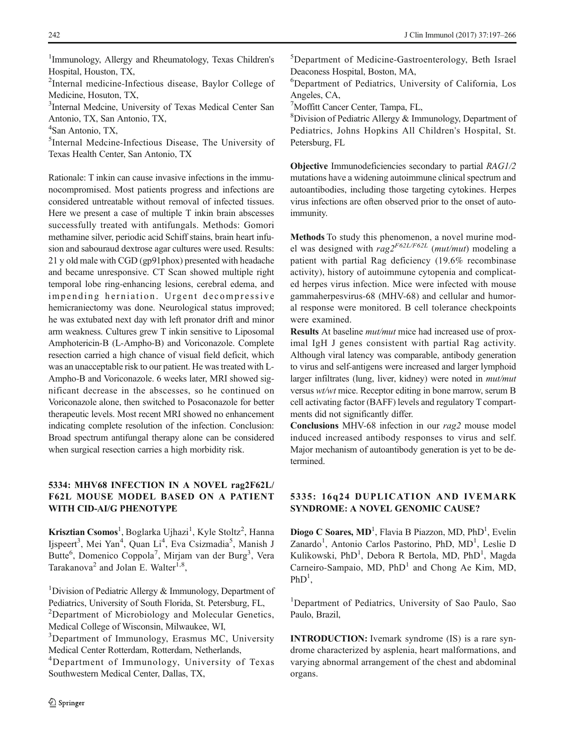[1]Immunology, Allergy and Rheumatology, Texas Children's Hospital, Houston, TX,

[2]Internal medicine-Infectious disease, Baylor College of Medicine, Hosuton, TX,

[3]Internal Medcine, University of Texas Medical Center San Antonio, TX, San Antonio, TX,

[4]San Antonio, TX,

[5]Internal Medcine-Infectious Disease, The University of Texas Health Center, San Antonio, TX

Rationale: T inkin can cause invasive infections in the immunocompromised. Most patients progress and infections are considered untreatable without removal of infected tissues. Here we present a case of multiple T inkin brain abscesses successfully treated with antifungals. Methods: Gomori methamine silver, periodic acid Schiff stains, brain heart infusion and sabouraud dextrose agar cultures were used. Results: 21 y old male with CGD (gp91phox) presented with headache and became unresponsive. CT Scan showed multiple right temporal lobe ring-enhancing lesions, cerebral edema, and impending herniation. Urgent decompressive hemicraniectomy was done. Neurological status improved; he was extubated next day with left pronator drift and minor arm weakness. Cultures grew T inkin sensitive to Liposomal Amphotericin-B (L-Ampho-B) and Voriconazole. Complete resection carried a high chance of visual field deficit, which was an unacceptable risk to our patient. He was treated with L-Ampho-B and Voriconazole. 6 weeks later, MRI showed significant decrease in the abscesses, so he continued on Voriconazole alone, then switched to Posaconazole for better therapeutic levels. Most recent MRI showed no enhancement indicating complete resolution of the infection. Conclusion: Broad spectrum antifungal therapy alone can be considered when surgical resection carries a high morbidity risk.

## 5334: MHV68 INFECTION IN A NOVEL rag2F62L/F62L MOUSE MODEL BASED ON A PATIENT WITH CID-AI/G PHENOTYPE

**Krisztian Csomos**[1], Boglarka Ujhazi[1], Kyle Stoltz[2], Hanna Ijspeert[3], Mei Yan[4], Quan Li[4], Eva Csizmadia[5], Manish J Butte[6], Domenico Coppola[7], Mirjam van der Burg[3], Vera Tarakanova[2] and Jolan E. Walter[1,8],

[1]Division of Pediatric Allergy & Immunology, Department of Pediatrics, University of South Florida, St. Petersburg, FL,

[2]Department of Microbiology and Molecular Genetics, Medical College of Wisconsin, Milwaukee, WI,

[3]Department of Immunology, Erasmus MC, University Medical Center Rotterdam, Rotterdam, Netherlands,

[4]Department of Immunology, University of Texas Southwestern Medical Center, Dallas, TX,

[5]Department of Medicine-Gastroenterology, Beth Israel Deaconess Hospital, Boston, MA,

[6]Department of Pediatrics, University of California, Los Angeles, CA,

[7]Moffitt Cancer Center, Tampa, FL,

[8]Division of Pediatric Allergy & Immunology, Department of Pediatrics, Johns Hopkins All Children's Hospital, St. Petersburg, FL

**Objective** Immunodeficiencies secondary to partial *RAG1/2* mutations have a widening autoimmune clinical spectrum and autoantibodies, including those targeting cytokines. Herpes virus infections are often observed prior to the onset of autoimmunity.

**Methods** To study this phenomenon, a novel murine model was designed with *rag2*$^{F62L/F62L}$ (*mut/mut*) modeling a patient with partial Rag deficiency (19.6% recombinase activity), history of autoimmune cytopenia and complicated herpes virus infection. Mice were infected with mouse gammaherpesvirus-68 (MHV-68) and cellular and humoral response were monitored. B cell tolerance checkpoints were examined.

**Results** At baseline *mut/mut* mice had increased use of proximal IgH J genes consistent with partial Rag activity. Although viral latency was comparable, antibody generation to virus and self-antigens were increased and larger lymphoid larger infiltrates (lung, liver, kidney) were noted in *mut/mut* versus *wt/wt* mice. Receptor editing in bone marrow, serum B cell activating factor (BAFF) levels and regulatory T compartments did not significantly differ.

**Conclusions** MHV-68 infection in our *rag2* mouse model induced increased antibody responses to virus and self. Major mechanism of autoantibody generation is yet to be determined.

## 5335: 16q24 DUPLICATION AND IVEMARK SYNDROME: A NOVEL GENOMIC CAUSE?

**Diogo C Soares, MD**[1], Flavia B Piazzon, MD, PhD[1], Evelin Zanardo[1], Antonio Carlos Pastorino, PhD, MD[1], Leslie D Kulikowski, PhD[1], Debora R Bertola, MD, PhD[1], Magda Carneiro-Sampaio, MD, PhD[1] and Chong Ae Kim, MD, PhD[1],

[1]Department of Pediatrics, University of Sao Paulo, Sao Paulo, Brazil,

**INTRODUCTION:** Ivemark syndrome (IS) is a rare syndrome characterized by asplenia, heart malformations, and varying abnormal arrangement of the chest and abdominal organs.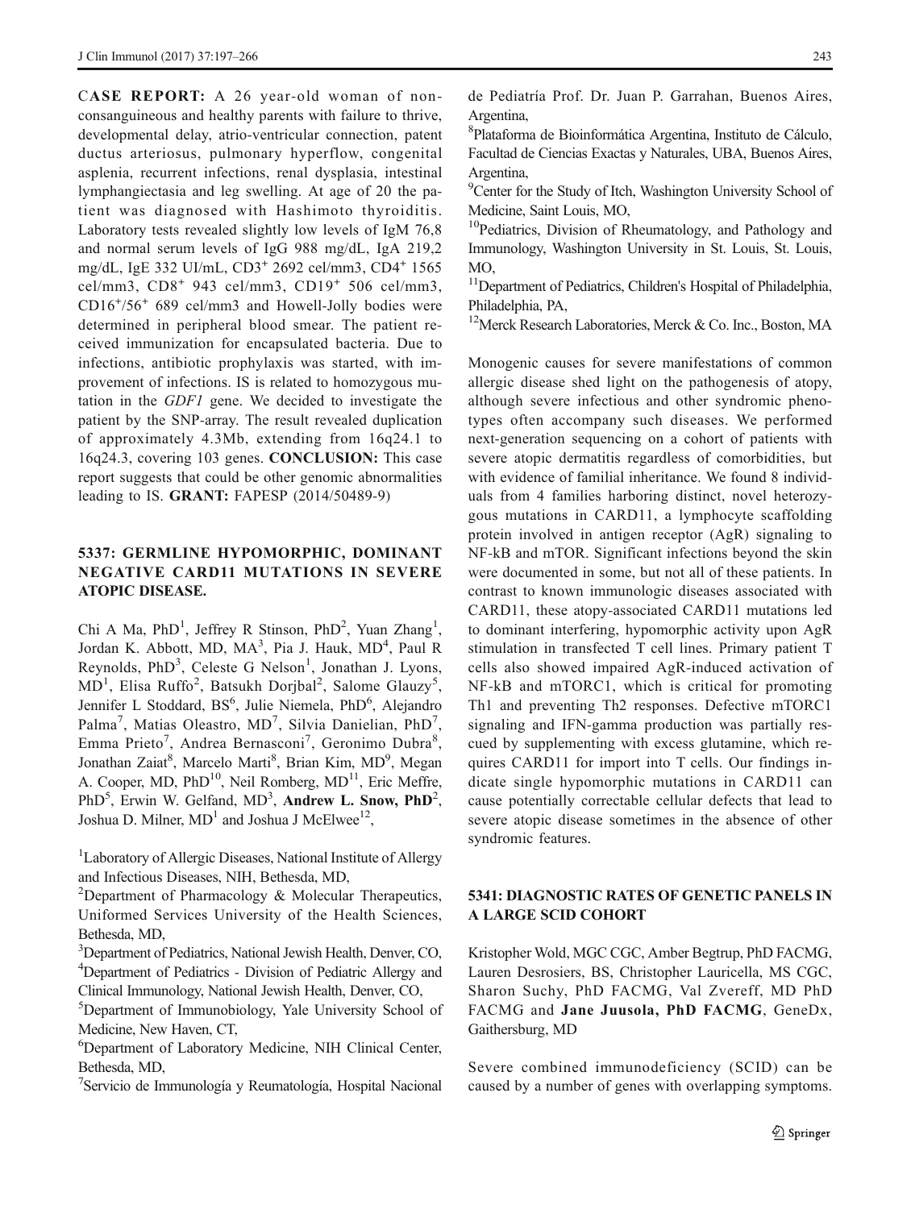**CASE REPORT:** A 26 year-old woman of non-consanguineous and healthy parents with failure to thrive, developmental delay, atrio-ventricular connection, patent ductus arteriosus, pulmonary hyperflow, congenital asplenia, recurrent infections, renal dysplasia, intestinal lymphangiectasia and leg swelling. At age of 20 the patient was diagnosed with Hashimoto thyroiditis. Laboratory tests revealed slightly low levels of IgM 76,8 and normal serum levels of IgG 988 mg/dL, IgA 219,2 mg/dL, IgE 332 UI/mL, $CD3^+$ 2692 cel/mm3, $CD4^+$ 1565 cel/mm3, $CD8^+$ 943 cel/mm3, $CD19^+$ 506 cel/mm3, $CD16^+/56^+$ 689 cel/mm3 and Howell-Jolly bodies were determined in peripheral blood smear. The patient received immunization for encapsulated bacteria. Due to infections, antibiotic prophylaxis was started, with improvement of infections. IS is related to homozygous mutation in the *GDF1* gene. We decided to investigate the patient by the SNP-array. The result revealed duplication of approximately 4.3Mb, extending from 16q24.1 to 16q24.3, covering 103 genes. **CONCLUSION:** This case report suggests that could be other genomic abnormalities leading to IS. **GRANT:** FAPESP (2014/50489-9)

## 5337: GERMLINE HYPOMORPHIC, DOMINANT NEGATIVE CARD11 MUTATIONS IN SEVERE ATOPIC DISEASE.

Chi A Ma, PhD[1], Jeffrey R Stinson, PhD[2], Yuan Zhang[1], Jordan K. Abbott, MD, MA[3], Pia J. Hauk, MD[4], Paul R Reynolds, PhD[3], Celeste G Nelson[1], Jonathan J. Lyons, MD[1], Elisa Ruffo[2], Batsukh Dorjbal[2], Salome Glauzy[5], Jennifer L Stoddard, BS[6], Julie Niemela, PhD[6], Alejandro Palma[7], Matias Oleastro, MD[7], Silvia Danielian, PhD[7], Emma Prieto[7], Andrea Bernasconi[7], Geronimo Dubra[8], Jonathan Zaiat[8], Marcelo Marti[8], Brian Kim, MD[9], Megan A. Cooper, MD, PhD[10], Neil Romberg, MD[11], Eric Meffre, PhD[5], Erwin W. Gelfand, MD[3], **Andrew L. Snow, PhD**[2], Joshua D. Milner, MD[1] and Joshua J McElwee[12],

[1]Laboratory of Allergic Diseases, National Institute of Allergy and Infectious Diseases, NIH, Bethesda, MD,
[2]Department of Pharmacology & Molecular Therapeutics, Uniformed Services University of the Health Sciences, Bethesda, MD,
[3]Department of Pediatrics, National Jewish Health, Denver, CO,
[4]Department of Pediatrics - Division of Pediatric Allergy and Clinical Immunology, National Jewish Health, Denver, CO,
[5]Department of Immunobiology, Yale University School of Medicine, New Haven, CT,
[6]Department of Laboratory Medicine, NIH Clinical Center, Bethesda, MD,
[7]Servicio de Immunología y Reumatología, Hospital Nacional de Pediatría Prof. Dr. Juan P. Garrahan, Buenos Aires, Argentina,
[8]Plataforma de Bioinformática Argentina, Instituto de Cálculo, Facultad de Ciencias Exactas y Naturales, UBA, Buenos Aires, Argentina,
[9]Center for the Study of Itch, Washington University School of Medicine, Saint Louis, MO,
[10]Pediatrics, Division of Rheumatology, and Pathology and Immunology, Washington University in St. Louis, St. Louis, MO,
[11]Department of Pediatrics, Children's Hospital of Philadelphia, Philadelphia, PA,
[12]Merck Research Laboratories, Merck & Co. Inc., Boston, MA

Monogenic causes for severe manifestations of common allergic disease shed light on the pathogenesis of atopy, although severe infectious and other syndromic phenotypes often accompany such diseases. We performed next-generation sequencing on a cohort of patients with severe atopic dermatitis regardless of comorbidities, but with evidence of familial inheritance. We found 8 individuals from 4 families harboring distinct, novel heterozygous mutations in CARD11, a lymphocyte scaffolding protein involved in antigen receptor (AgR) signaling to NF-kB and mTOR. Significant infections beyond the skin were documented in some, but not all of these patients. In contrast to known immunologic diseases associated with CARD11, these atopy-associated CARD11 mutations led to dominant interfering, hypomorphic activity upon AgR stimulation in transfected T cell lines. Primary patient T cells also showed impaired AgR-induced activation of NF-kB and mTORC1, which is critical for promoting Th1 and preventing Th2 responses. Defective mTORC1 signaling and IFN-gamma production was partially rescued by supplementing with excess glutamine, which requires CARD11 for import into T cells. Our findings indicate single hypomorphic mutations in CARD11 can cause potentially correctable cellular defects that lead to severe atopic disease sometimes in the absence of other syndromic features.

## 5341: DIAGNOSTIC RATES OF GENETIC PANELS IN A LARGE SCID COHORT

Kristopher Wold, MGC CGC, Amber Begtrup, PhD FACMG, Lauren Desrosiers, BS, Christopher Lauricella, MS CGC, Sharon Suchy, PhD FACMG, Val Zvereff, MD PhD FACMG and **Jane Juusola, PhD FACMG**, GeneDx, Gaithersburg, MD

Severe combined immunodeficiency (SCID) can be caused by a number of genes with overlapping symptoms.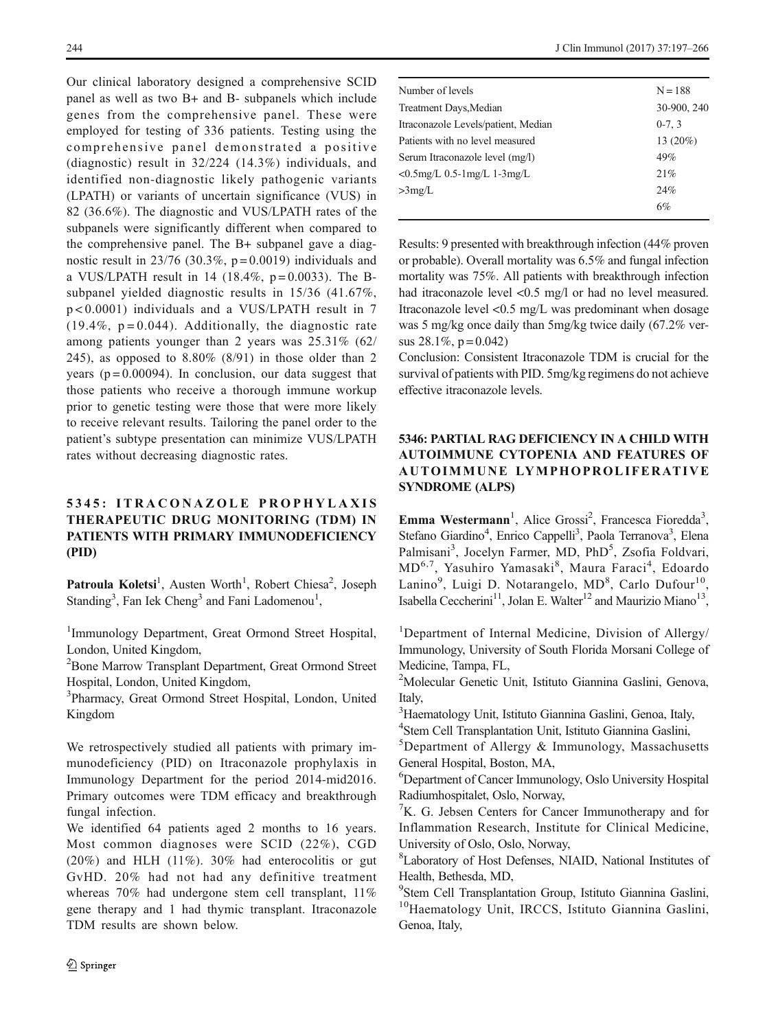Our clinical laboratory designed a comprehensive SCID panel as well as two B+ and B- subpanels which include genes from the comprehensive panel. These were employed for testing of 336 patients. Testing using the comprehensive panel demonstrated a positive (diagnostic) result in 32/224 (14.3%) individuals, and identified non-diagnostic likely pathogenic variants (LPATH) or variants of uncertain significance (VUS) in 82 (36.6%). The diagnostic and VUS/LPATH rates of the subpanels were significantly different when compared to the comprehensive panel. The B+ subpanel gave a diagnostic result in 23/76 (30.3%, $p = 0.0019$) individuals and a VUS/LPATH result in 14 (18.4%, $p = 0.0033$). The B- subpanel yielded diagnostic results in 15/36 (41.67%, $p < 0.0001$) individuals and a VUS/LPATH result in 7 (19.4%, $p = 0.044$). Additionally, the diagnostic rate among patients younger than 2 years was 25.31% (62/245), as opposed to 8.80% (8/91) in those older than 2 years ($p = 0.00094$). In conclusion, our data suggest that those patients who receive a thorough immune workup prior to genetic testing were those that were more likely to receive relevant results. Tailoring the panel order to the patient's subtype presentation can minimize VUS/LPATH rates without decreasing diagnostic rates.

## 5345: ITRACONAZOLE PROPHYLAXIS THERAPEUTIC DRUG MONITORING (TDM) IN PATIENTS WITH PRIMARY IMMUNODEFICIENCY (PID)

**Patroula Koletsi**[1], Austen Worth[1], Robert Chiesa[2], Joseph Standing[3], Fan Iek Cheng[3] and Fani Ladomenou[1],

[1]Immunology Department, Great Ormond Street Hospital, London, United Kingdom,

[2]Bone Marrow Transplant Department, Great Ormond Street Hospital, London, United Kingdom,

[3]Pharmacy, Great Ormond Street Hospital, London, United Kingdom

We retrospectively studied all patients with primary immunodeficiency (PID) on Itraconazole prophylaxis in Immunology Department for the period 2014-mid2016. Primary outcomes were TDM efficacy and breakthrough fungal infection.

We identified 64 patients aged 2 months to 16 years. Most common diagnoses were SCID (22%), CGD (20%) and HLH (11%). 30% had enterocolitis or gut GvHD. 20% had not had any definitive treatment whereas 70% had undergone stem cell transplant, 11% gene therapy and 1 had thymic transplant. Itraconazole TDM results are shown below.

| | |
|---|---|
| Number of levels | N = 188 |
| Treatment Days,Median | 30-900, 240 |
| Itraconazole Levels/patient, Median | 0-7, 3 |
| Patients with no level measured | 13 (20%) |
| Serum Itraconazole level (mg/l) | 49% |
| <0.5mg/L 0.5-1mg/L 1-3mg/L | 21% |
| >3mg/L | 24% |
| | 6% |

Results: 9 presented with breakthrough infection (44% proven or probable). Overall mortality was 6.5% and fungal infection mortality was 75%. All patients with breakthrough infection had itraconazole level <0.5 mg/l or had no level measured. Itraconazole level <0.5 mg/L was predominant when dosage was 5 mg/kg once daily than 5mg/kg twice daily (67.2% versus 28.1%, $p = 0.042$)

Conclusion: Consistent Itraconazole TDM is crucial for the survival of patients with PID. 5mg/kg regimens do not achieve effective itraconazole levels.

## 5346: PARTIAL RAG DEFICIENCY IN A CHILD WITH AUTOIMMUNE CYTOPENIA AND FEATURES OF AUTOIMMUNE LYMPHOPROLIFERATIVE SYNDROME (ALPS)

**Emma Westermann**[1], Alice Grossi[2], Francesca Fioredda[3], Stefano Giardino[4], Enrico Cappelli[3], Paola Terranova[3], Elena Palmisani[3], Jocelyn Farmer, MD, PhD[5], Zsofia Foldvari, MD[6,7], Yasuhiro Yamasaki[8], Maura Faraci[4], Edoardo Lanino[9], Luigi D. Notarangelo, MD[8], Carlo Dufour[10], Isabella Ceccherini[11], Jolan E. Walter[12] and Maurizio Miano[13],

[1]Department of Internal Medicine, Division of Allergy/Immunology, University of South Florida Morsani College of Medicine, Tampa, FL,

[2]Molecular Genetic Unit, Istituto Giannina Gaslini, Genova, Italy,

[3]Haematology Unit, Istituto Giannina Gaslini, Genoa, Italy,

[4]Stem Cell Transplantation Unit, Istituto Giannina Gaslini,

[5]Department of Allergy & Immunology, Massachusetts General Hospital, Boston, MA,

[6]Department of Cancer Immunology, Oslo University Hospital Radiumhospitalet, Oslo, Norway,

[7]K. G. Jebsen Centers for Cancer Immunotherapy and for Inflammation Research, Institute for Clinical Medicine, University of Oslo, Oslo, Norway,

[8]Laboratory of Host Defenses, NIAID, National Institutes of Health, Bethesda, MD,

[9]Stem Cell Transplantation Group, Istituto Giannina Gaslini,

[10]Haematology Unit, IRCCS, Istituto Giannina Gaslini, Genoa, Italy,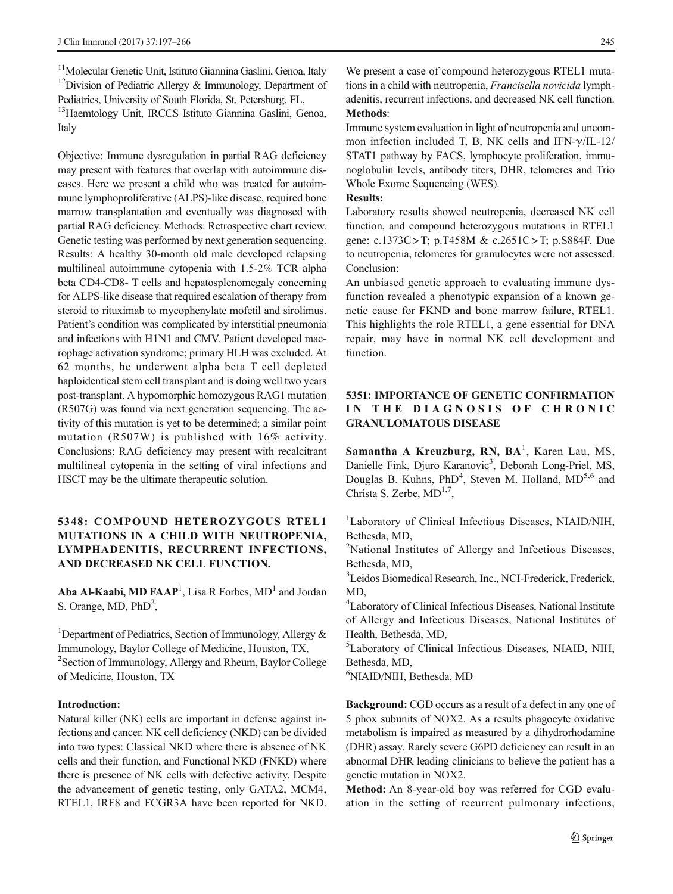[11]Molecular Genetic Unit, Istituto Giannina Gaslini, Genoa, Italy
[12]Division of Pediatric Allergy & Immunology, Department of Pediatrics, University of South Florida, St. Petersburg, FL,
[13]Haematology Unit, IRCCS Istituto Giannina Gaslini, Genoa, Italy

Objective: Immune dysregulation in partial RAG deficiency may present with features that overlap with autoimmune diseases. Here we present a child who was treated for autoimmune lymphoproliferative (ALPS)-like disease, required bone marrow transplantation and eventually was diagnosed with partial RAG deficiency. Methods: Retrospective chart review. Genetic testing was performed by next generation sequencing. Results: A healthy 30-month old male developed relapsing multilineal autoimmune cytopenia with 1.5-2% TCR alpha beta CD4-CD8- T cells and hepatosplenomegaly concerning for ALPS-like disease that required escalation of therapy from steroid to rituximab to mycophenylate mofetil and sirolimus. Patient's condition was complicated by interstitial pneumonia and infections with H1N1 and CMV. Patient developed macrophage activation syndrome; primary HLH was excluded. At 62 months, he underwent alpha beta T cell depleted haploidentical stem cell transplant and is doing well two years post-transplant. A hypomorphic homozygous RAG1 mutation (R507G) was found via next generation sequencing. The activity of this mutation is yet to be determined; a similar point mutation (R507W) is published with 16% activity. Conclusions: RAG deficiency may present with recalcitrant multilineal cytopenia in the setting of viral infections and HSCT may be the ultimate therapeutic solution.

## 5348: COMPOUND HETEROZYGOUS RTEL1 MUTATIONS IN A CHILD WITH NEUTROPENIA, LYMPHADENITIS, RECURRENT INFECTIONS, AND DECREASED NK CELL FUNCTION.

**Aba Al-Kaabi, MD FAAP**[1], Lisa R Forbes, MD[1] and Jordan S. Orange, MD, PhD[2],

[1]Department of Pediatrics, Section of Immunology, Allergy & Immunology, Baylor College of Medicine, Houston, TX,
[2]Section of Immunology, Allergy and Rheum, Baylor College of Medicine, Houston, TX

**Introduction:**
Natural killer (NK) cells are important in defense against infections and cancer. NK cell deficiency (NKD) can be divided into two types: Classical NKD where there is absence of NK cells and their function, and Functional NKD (FNKD) where there is presence of NK cells with defective activity. Despite the advancement of genetic testing, only GATA2, MCM4, RTEL1, IRF8 and FCGR3A have been reported for NKD. We present a case of compound heterozygous RTEL1 mutations in a child with neutropenia, *Francisella novicida* lymphadenitis, recurrent infections, and decreased NK cell function.

**Methods**:
Immune system evaluation in light of neutropenia and uncommon infection included T, B, NK cells and IFN-γ/IL-12/STAT1 pathway by FACS, lymphocyte proliferation, immunoglobulin levels, antibody titers, DHR, telomeres and Trio Whole Exome Sequencing (WES).

**Results:**
Laboratory results showed neutropenia, decreased NK cell function, and compound heterozygous mutations in RTEL1 gene: c.1373C>T; p.T458M & c.2651C>T; p.S884F. Due to neutropenia, telomeres for granulocytes were not assessed.
Conclusion:
An unbiased genetic approach to evaluating immune dysfunction revealed a phenotypic expansion of a known genetic cause for FKND and bone marrow failure, RTEL1. This highlights the role RTEL1, a gene essential for DNA repair, may have in normal NK cell development and function.

## 5351: IMPORTANCE OF GENETIC CONFIRMATION IN THE DIAGNOSIS OF CHRONIC GRANULOMATOUS DISEASE

**Samantha A Kreuzburg, RN, BA**[1], Karen Lau, MS, Danielle Fink, Djuro Karanovic[3], Deborah Long-Priel, MS, Douglas B. Kuhns, PhD[4], Steven M. Holland, MD[5,6] and Christa S. Zerbe, MD[1,7],

[1]Laboratory of Clinical Infectious Diseases, NIAID/NIH, Bethesda, MD,
[2]National Institutes of Allergy and Infectious Diseases, Bethesda, MD,
[3]Leidos Biomedical Research, Inc., NCI-Frederick, Frederick, MD,
[4]Laboratory of Clinical Infectious Diseases, National Institute of Allergy and Infectious Diseases, National Institutes of Health, Bethesda, MD,
[5]Laboratory of Clinical Infectious Diseases, NIAID, NIH, Bethesda, MD,
[6]NIAID/NIH, Bethesda, MD

**Background:** CGD occurs as a result of a defect in any one of 5 phox subunits of NOX2. As a results phagocyte oxidative metabolism is impaired as measured by a dihydrorhodamine (DHR) assay. Rarely severe G6PD deficiency can result in an abnormal DHR leading clinicians to believe the patient has a genetic mutation in NOX2.

**Method:** An 8-year-old boy was referred for CGD evaluation in the setting of recurrent pulmonary infections,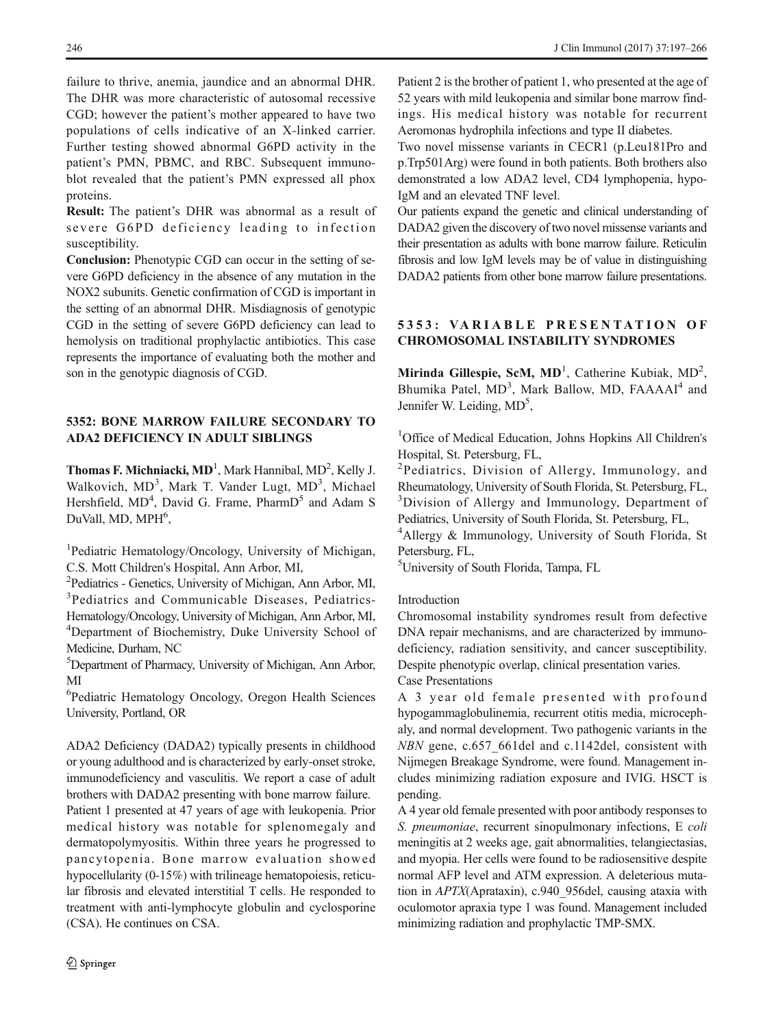failure to thrive, anemia, jaundice and an abnormal DHR. The DHR was more characteristic of autosomal recessive CGD; however the patient's mother appeared to have two populations of cells indicative of an X-linked carrier. Further testing showed abnormal G6PD activity in the patient's PMN, PBMC, and RBC. Subsequent immunoblot revealed that the patient's PMN expressed all phox proteins.

**Result:** The patient's DHR was abnormal as a result of severe G6PD deficiency leading to infection susceptibility.

**Conclusion:** Phenotypic CGD can occur in the setting of severe G6PD deficiency in the absence of any mutation in the NOX2 subunits. Genetic confirmation of CGD is important in the setting of an abnormal DHR. Misdiagnosis of genotypic CGD in the setting of severe G6PD deficiency can lead to hemolysis on traditional prophylactic antibiotics. This case represents the importance of evaluating both the mother and son in the genotypic diagnosis of CGD.

## 5352: BONE MARROW FAILURE SECONDARY TO ADA2 DEFICIENCY IN ADULT SIBLINGS

**Thomas F. Michniacki, MD**[1], Mark Hannibal, MD[2], Kelly J. Walkovich, MD[3], Mark T. Vander Lugt, MD[3], Michael Hershfield, MD[4], David G. Frame, PharmD[5] and Adam S DuVall, MD, MPH[6],

[1]Pediatric Hematology/Oncology, University of Michigan, C.S. Mott Children's Hospital, Ann Arbor, MI,
[2]Pediatrics - Genetics, University of Michigan, Ann Arbor, MI,
[3]Pediatrics and Communicable Diseases, Pediatrics-Hematology/Oncology, University of Michigan, Ann Arbor, MI,
[4]Department of Biochemistry, Duke University School of Medicine, Durham, NC
[5]Department of Pharmacy, University of Michigan, Ann Arbor, MI
[6]Pediatric Hematology Oncology, Oregon Health Sciences University, Portland, OR

ADA2 Deficiency (DADA2) typically presents in childhood or young adulthood and is characterized by early-onset stroke, immunodeficiency and vasculitis. We report a case of adult brothers with DADA2 presenting with bone marrow failure.

Patient 1 presented at 47 years of age with leukopenia. Prior medical history was notable for splenomegaly and dermatopolymyositis. Within three years he progressed to pancytopenia. Bone marrow evaluation showed hypocellularity (0-15%) with trilineage hematopoiesis, reticular fibrosis and elevated interstitial T cells. He responded to treatment with anti-lymphocyte globulin and cyclosporine (CSA). He continues on CSA.

Patient 2 is the brother of patient 1, who presented at the age of 52 years with mild leukopenia and similar bone marrow findings. His medical history was notable for recurrent Aeromonas hydrophila infections and type II diabetes.

Two novel missense variants in CECR1 (p.Leu181Pro and p.Trp501Arg) were found in both patients. Both brothers also demonstrated a low ADA2 level, CD4 lymphopenia, hypo-IgM and an elevated TNF level.

Our patients expand the genetic and clinical understanding of DADA2 given the discovery of two novel missense variants and their presentation as adults with bone marrow failure. Reticulin fibrosis and low IgM levels may be of value in distinguishing DADA2 patients from other bone marrow failure presentations.

## 5353: VARIABLE PRESENTATION OF CHROMOSOMAL INSTABILITY SYNDROMES

**Mirinda Gillespie, ScM, MD**[1], Catherine Kubiak, MD[2], Bhumika Patel, MD[3], Mark Ballow, MD, FAAAAI[4] and Jennifer W. Leiding, MD[5],

[1]Office of Medical Education, Johns Hopkins All Children's Hospital, St. Petersburg, FL,
[2]Pediatrics, Division of Allergy, Immunology, and Rheumatology, University of South Florida, St. Petersburg, FL,
[3]Division of Allergy and Immunology, Department of Pediatrics, University of South Florida, St. Petersburg, FL,
[4]Allergy & Immunology, University of South Florida, St Petersburg, FL,
[5]University of South Florida, Tampa, FL

Introduction

Chromosomal instability syndromes result from defective DNA repair mechanisms, and are characterized by immunodeficiency, radiation sensitivity, and cancer susceptibility. Despite phenotypic overlap, clinical presentation varies.

Case Presentations

A 3 year old female presented with profound hypogammaglobulinemia, recurrent otitis media, microcephaly, and normal development. Two pathogenic variants in the *NBN* gene, c.657_661del and c.1142del, consistent with Nijmegen Breakage Syndrome, were found. Management includes minimizing radiation exposure and IVIG. HSCT is pending.

A 4 year old female presented with poor antibody responses to *S. pneumoniae*, recurrent sinopulmonary infections, E *coli* meningitis at 2 weeks age, gait abnormalities, telangiectasias, and myopia. Her cells were found to be radiosensitive despite normal AFP level and ATM expression. A deleterious mutation in *APTX*(Aprataxin), c.940_956del, causing ataxia with oculomotor apraxia type 1 was found. Management included minimizing radiation and prophylactic TMP-SMX.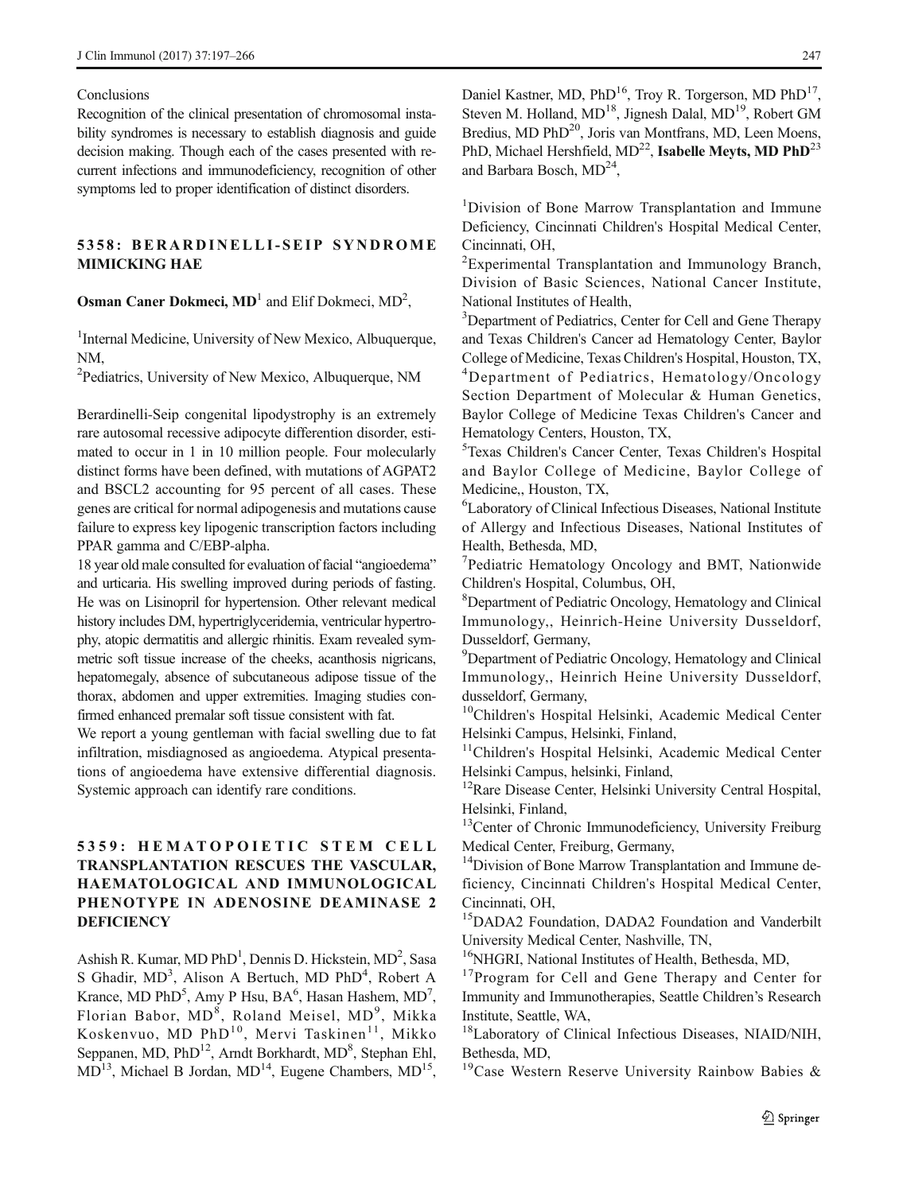Conclusions

Recognition of the clinical presentation of chromosomal instability syndromes is necessary to establish diagnosis and guide decision making. Though each of the cases presented with recurrent infections and immunodeficiency, recognition of other symptoms led to proper identification of distinct disorders.

## 5358: BERARDINELLI-SEIP SYNDROME MIMICKING HAE

**Osman Caner Dokmeci, MD**[1] and Elif Dokmeci, MD[2],

[1]Internal Medicine, University of New Mexico, Albuquerque, NM,

[2]Pediatrics, University of New Mexico, Albuquerque, NM

Berardinelli-Seip congenital lipodystrophy is an extremely rare autosomal recessive adipocyte differention disorder, estimated to occur in 1 in 10 million people. Four molecularly distinct forms have been defined, with mutations of AGPAT2 and BSCL2 accounting for 95 percent of all cases. These genes are critical for normal adipogenesis and mutations cause failure to express key lipogenic transcription factors including PPAR gamma and C/EBP-alpha.

18 year old male consulted for evaluation of facial "angioedema" and urticaria. His swelling improved during periods of fasting. He was on Lisinopril for hypertension. Other relevant medical history includes DM, hypertriglyceridemia, ventricular hypertrophy, atopic dermatitis and allergic rhinitis. Exam revealed symmetric soft tissue increase of the cheeks, acanthosis nigricans, hepatomegaly, absence of subcutaneous adipose tissue of the thorax, abdomen and upper extremities. Imaging studies confirmed enhanced premalar soft tissue consistent with fat.

We report a young gentleman with facial swelling due to fat infiltration, misdiagnosed as angioedema. Atypical presentations of angioedema have extensive differential diagnosis. Systemic approach can identify rare conditions.

## 5359: HEMATOPOIETIC STEM CELL TRANSPLANTATION RESCUES THE VASCULAR, HAEMATOLOGICAL AND IMMUNOLOGICAL PHENOTYPE IN ADENOSINE DEAMINASE 2 DEFICIENCY

Ashish R. Kumar, MD PhD[1], Dennis D. Hickstein, MD[2], Sasa S Ghadir, MD[3], Alison A Bertuch, MD PhD[4], Robert A Krance, MD PhD[5], Amy P Hsu, BA[6], Hasan Hashem, MD[7], Florian Babor, MD[8], Roland Meisel, MD[9], Mikka Koskenvuo, MD PhD[10], Mervi Taskinen[11], Mikko Seppanen, MD, PhD[12], Arndt Borkhardt, MD[8], Stephan Ehl, MD[13], Michael B Jordan, MD[14], Eugene Chambers, MD[15], Daniel Kastner, MD, PhD[16], Troy R. Torgerson, MD PhD[17], Steven M. Holland, MD[18], Jignesh Dalal, MD[19], Robert GM Bredius, MD PhD[20], Joris van Montfrans, MD, Leen Moens, PhD, Michael Hershfield, MD[22], **Isabelle Meyts, MD PhD**[23] and Barbara Bosch, MD[24],

[1]Division of Bone Marrow Transplantation and Immune Deficiency, Cincinnati Children's Hospital Medical Center, Cincinnati, OH,

[2]Experimental Transplantation and Immunology Branch, Division of Basic Sciences, National Cancer Institute, National Institutes of Health,

[3]Department of Pediatrics, Center for Cell and Gene Therapy and Texas Children's Cancer ad Hematology Center, Baylor College of Medicine, Texas Children's Hospital, Houston, TX,

[4]Department of Pediatrics, Hematology/Oncology Section Department of Molecular & Human Genetics, Baylor College of Medicine Texas Children's Cancer and Hematology Centers, Houston, TX,

[5]Texas Children's Cancer Center, Texas Children's Hospital and Baylor College of Medicine, Baylor College of Medicine,, Houston, TX,

[6]Laboratory of Clinical Infectious Diseases, National Institute of Allergy and Infectious Diseases, National Institutes of Health, Bethesda, MD,

[7]Pediatric Hematology Oncology and BMT, Nationwide Children's Hospital, Columbus, OH,

[8]Department of Pediatric Oncology, Hematology and Clinical Immunology,, Heinrich-Heine University Dusseldorf, Dusseldorf, Germany,

[9]Department of Pediatric Oncology, Hematology and Clinical Immunology,, Heinrich Heine University Dusseldorf, dusseldorf, Germany,

[10]Children's Hospital Helsinki, Academic Medical Center Helsinki Campus, Helsinki, Finland,

[11]Children's Hospital Helsinki, Academic Medical Center Helsinki Campus, helsinki, Finland,

[12]Rare Disease Center, Helsinki University Central Hospital, Helsinki, Finland,

[13]Center of Chronic Immunodeficiency, University Freiburg Medical Center, Freiburg, Germany,

[14]Division of Bone Marrow Transplantation and Immune deficiency, Cincinnati Children's Hospital Medical Center, Cincinnati, OH,

[15]DADA2 Foundation, DADA2 Foundation and Vanderbilt University Medical Center, Nashville, TN,

[16]NHGRI, National Institutes of Health, Bethesda, MD,

[17]Program for Cell and Gene Therapy and Center for Immunity and Immunotherapies, Seattle Children's Research Institute, Seattle, WA,

[18]Laboratory of Clinical Infectious Diseases, NIAID/NIH, Bethesda, MD,

[19]Case Western Reserve University Rainbow Babies &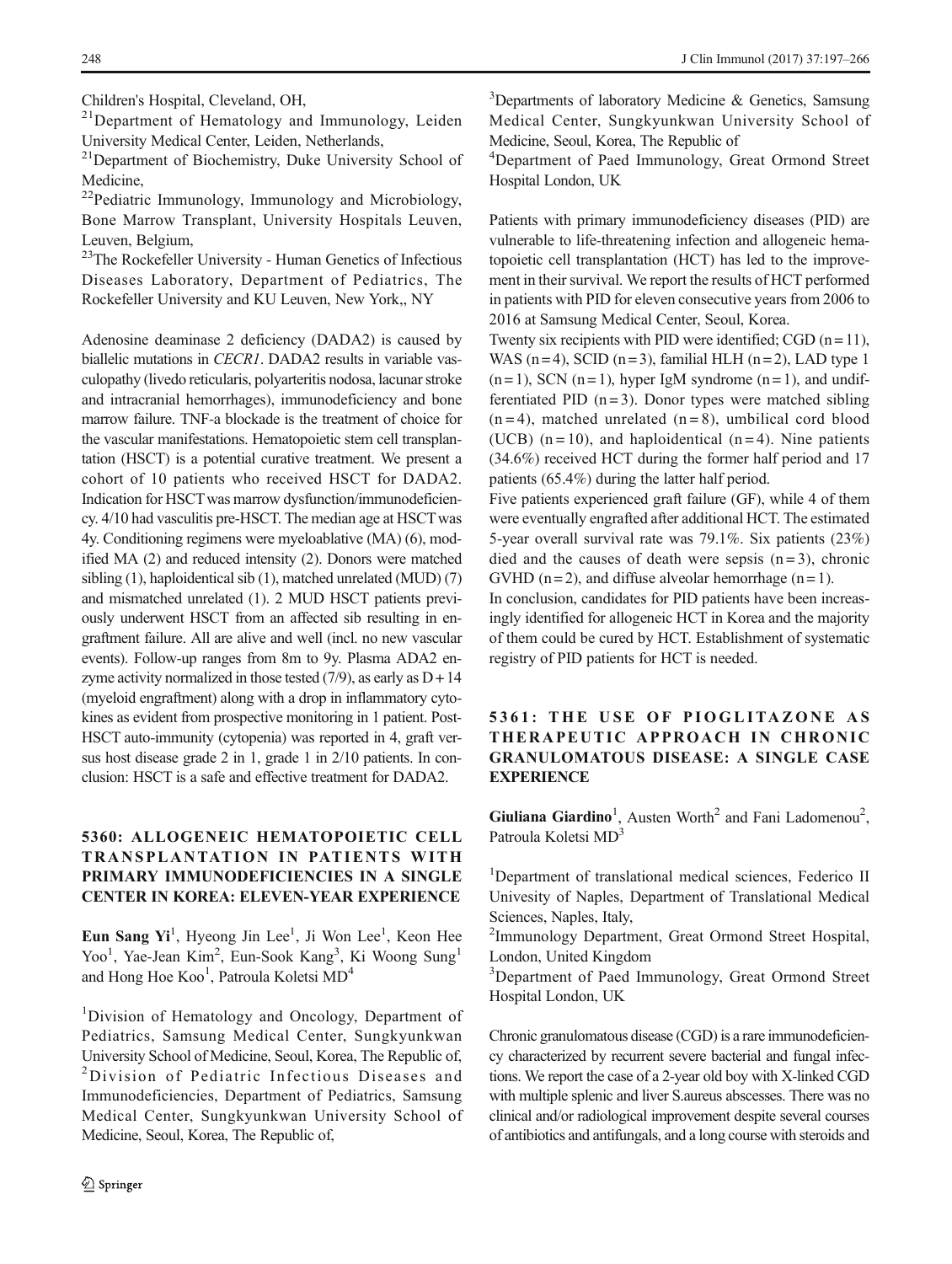Children's Hospital, Cleveland, OH,

[21]Department of Hematology and Immunology, Leiden University Medical Center, Leiden, Netherlands,

[21]Department of Biochemistry, Duke University School of Medicine,

[22]Pediatric Immunology, Immunology and Microbiology, Bone Marrow Transplant, University Hospitals Leuven, Leuven, Belgium,

[23]The Rockefeller University - Human Genetics of Infectious Diseases Laboratory, Department of Pediatrics, The Rockefeller University and KU Leuven, New York,, NY

Adenosine deaminase 2 deficiency (DADA2) is caused by biallelic mutations in *CECR1*. DADA2 results in variable vasculopathy (livedo reticularis, polyarteritis nodosa, lacunar stroke and intracranial hemorrhages), immunodeficiency and bone marrow failure. TNF-a blockade is the treatment of choice for the vascular manifestations. Hematopoietic stem cell transplantation (HSCT) is a potential curative treatment. We present a cohort of 10 patients who received HSCT for DADA2. Indication for HSCT was marrow dysfunction/immunodeficiency. 4/10 had vasculitis pre-HSCT. The median age at HSCT was 4y. Conditioning regimens were myeloablative (MA) (6), modified MA (2) and reduced intensity (2). Donors were matched sibling (1), haploidentical sib (1), matched unrelated (MUD) (7) and mismatched unrelated (1). 2 MUD HSCT patients previously underwent HSCT from an affected sib resulting in engraftment failure. All are alive and well (incl. no new vascular events). Follow-up ranges from 8m to 9y. Plasma ADA2 enzyme activity normalized in those tested (7/9), as early as D + 14 (myeloid engraftment) along with a drop in inflammatory cytokines as evident from prospective monitoring in 1 patient. Post-HSCT auto-immunity (cytopenia) was reported in 4, graft versus host disease grade 2 in 1, grade 1 in 2/10 patients. In conclusion: HSCT is a safe and effective treatment for DADA2.

## 5360: ALLOGENEIC HEMATOPOIETIC CELL TRANSPLANTATION IN PATIENTS WITH PRIMARY IMMUNODEFICIENCIES IN A SINGLE CENTER IN KOREA: ELEVEN-YEAR EXPERIENCE

**Eun Sang Yi**[1], Hyeong Jin Lee[1], Ji Won Lee[1], Keon Hee Yoo[1], Yae-Jean Kim[2], Eun-Sook Kang[3], Ki Woong Sung[1] and Hong Hoe Koo[1], Patroula Koletsi MD[4]

[1]Division of Hematology and Oncology, Department of Pediatrics, Samsung Medical Center, Sungkyunkwan University School of Medicine, Seoul, Korea, The Republic of,

[2]Division of Pediatric Infectious Diseases and Immunodeficiencies, Department of Pediatrics, Samsung Medical Center, Sungkyunkwan University School of Medicine, Seoul, Korea, The Republic of,

[3]Departments of laboratory Medicine & Genetics, Samsung Medical Center, Sungkyunkwan University School of Medicine, Seoul, Korea, The Republic of

[4]Department of Paed Immunology, Great Ormond Street Hospital London, UK

Patients with primary immunodeficiency diseases (PID) are vulnerable to life-threatening infection and allogeneic hematopoietic cell transplantation (HCT) has led to the improvement in their survival. We report the results of HCT performed in patients with PID for eleven consecutive years from 2006 to 2016 at Samsung Medical Center, Seoul, Korea.

Twenty six recipients with PID were identified; CGD (n = 11), WAS (n = 4), SCID (n = 3), familial HLH (n = 2), LAD type 1 (n = 1), SCN (n = 1), hyper IgM syndrome (n = 1), and undifferentiated PID (n = 3). Donor types were matched sibling (n = 4), matched unrelated (n = 8), umbilical cord blood (UCB) (n = 10), and haploidentical (n = 4). Nine patients (34.6%) received HCT during the former half period and 17 patients (65.4%) during the latter half period.

Five patients experienced graft failure (GF), while 4 of them were eventually engrafted after additional HCT. The estimated 5-year overall survival rate was 79.1%. Six patients (23%) died and the causes of death were sepsis (n = 3), chronic GVHD (n = 2), and diffuse alveolar hemorrhage (n = 1).

In conclusion, candidates for PID patients have been increasingly identified for allogeneic HCT in Korea and the majority of them could be cured by HCT. Establishment of systematic registry of PID patients for HCT is needed.

## 5361: THE USE OF PIOGLITAZONE AS THERAPEUTIC APPROACH IN CHRONIC GRANULOMATOUS DISEASE: A SINGLE CASE EXPERIENCE

**Giuliana Giardino**[1], Austen Worth[2] and Fani Ladomenou[2], Patroula Koletsi MD[3]

[1]Department of translational medical sciences, Federico II Univesity of Naples, Department of Translational Medical Sciences, Naples, Italy,

[2]Immunology Department, Great Ormond Street Hospital, London, United Kingdom

[3]Department of Paed Immunology, Great Ormond Street Hospital London, UK

Chronic granulomatous disease (CGD) is a rare immunodeficiency characterized by recurrent severe bacterial and fungal infections. We report the case of a 2-year old boy with X-linked CGD with multiple splenic and liver S.aureus abscesses. There was no clinical and/or radiological improvement despite several courses of antibiotics and antifungals, and a long course with steroids and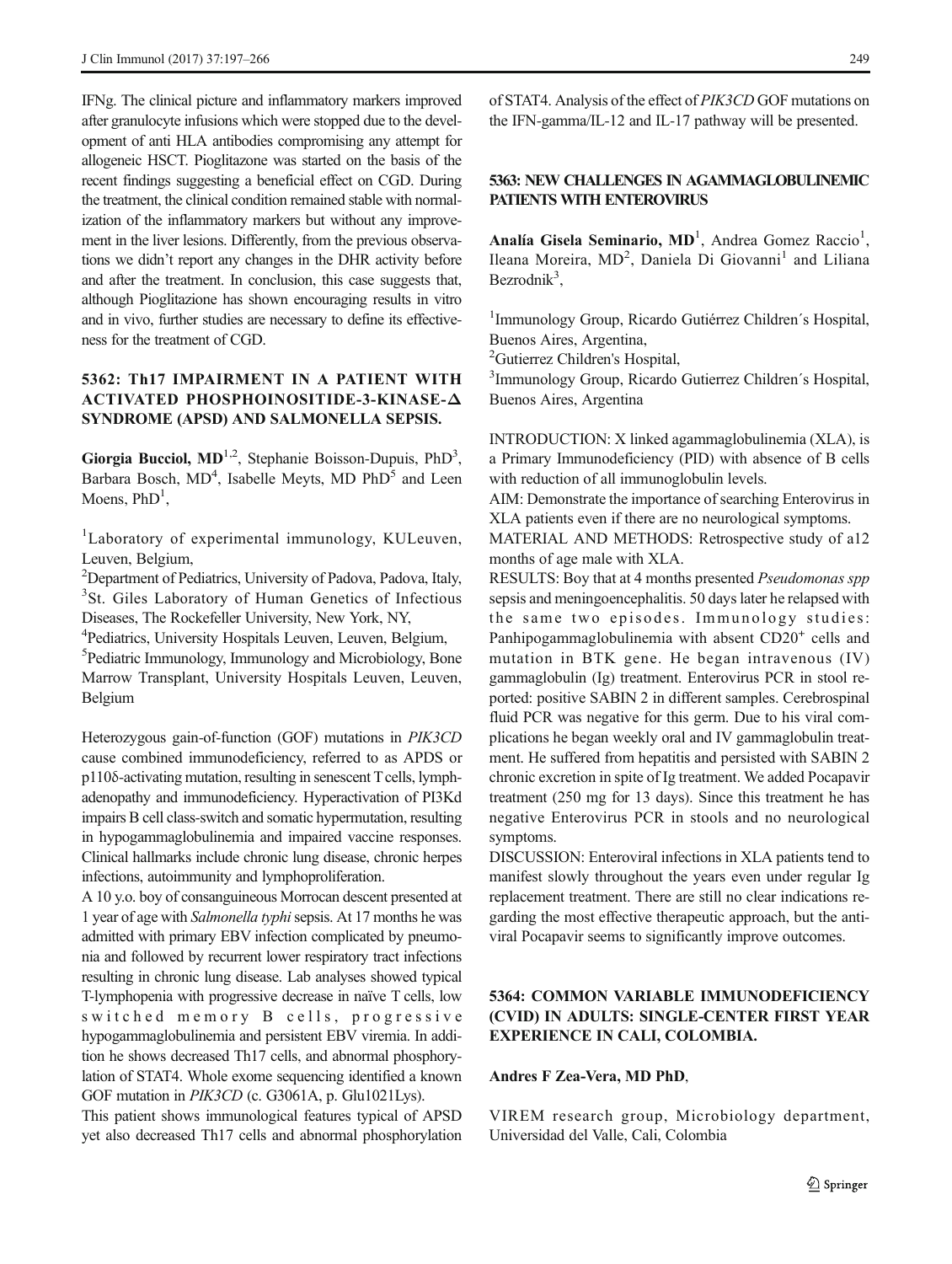IFNg. The clinical picture and inflammatory markers improved after granulocyte infusions which were stopped due to the development of anti HLA antibodies compromising any attempt for allogeneic HSCT. Pioglitazone was started on the basis of the recent findings suggesting a beneficial effect on CGD. During the treatment, the clinical condition remained stable with normalization of the inflammatory markers but without any improvement in the liver lesions. Differently, from the previous observations we didn't report any changes in the DHR activity before and after the treatment. In conclusion, this case suggests that, although Pioglitazione has shown encouraging results in vitro and in vivo, further studies are necessary to define its effectiveness for the treatment of CGD.

## 5362: Th17 IMPAIRMENT IN A PATIENT WITH ACTIVATED PHOSPHOINOSITIDE-3-KINASE-Δ SYNDROME (APSD) AND SALMONELLA SEPSIS.

**Giorgia Bucciol, MD**[1,2], Stephanie Boisson-Dupuis, PhD[3], Barbara Bosch, MD[4], Isabelle Meyts, MD PhD[5] and Leen Moens, PhD[1],

[1]Laboratory of experimental immunology, KULeuven, Leuven, Belgium,
[2]Department of Pediatrics, University of Padova, Padova, Italy,
[3]St. Giles Laboratory of Human Genetics of Infectious Diseases, The Rockefeller University, New York, NY,
[4]Pediatrics, University Hospitals Leuven, Leuven, Belgium,
[5]Pediatric Immunology, Immunology and Microbiology, Bone Marrow Transplant, University Hospitals Leuven, Leuven, Belgium

Heterozygous gain-of-function (GOF) mutations in *PIK3CD* cause combined immunodeficiency, referred to as APDS or p110δ-activating mutation, resulting in senescent T cells, lymphadenopathy and immunodeficiency. Hyperactivation of PI3Kd impairs B cell class-switch and somatic hypermutation, resulting in hypogammaglobulinemia and impaired vaccine responses. Clinical hallmarks include chronic lung disease, chronic herpes infections, autoimmunity and lymphoproliferation.

A 10 y.o. boy of consanguineous Morrocan descent presented at 1 year of age with *Salmonella typhi* sepsis. At 17 months he was admitted with primary EBV infection complicated by pneumonia and followed by recurrent lower respiratory tract infections resulting in chronic lung disease. Lab analyses showed typical T-lymphopenia with progressive decrease in naïve T cells, low switched memory B cells, progressive hypogammaglobulinemia and persistent EBV viremia. In addition he shows decreased Th17 cells, and abnormal phosphorylation of STAT4. Whole exome sequencing identified a known GOF mutation in *PIK3CD* (c. G3061A, p. Glu1021Lys).

This patient shows immunological features typical of APSD yet also decreased Th17 cells and abnormal phosphorylation of STAT4. Analysis of the effect of *PIK3CD* GOF mutations on the IFN-gamma/IL-12 and IL-17 pathway will be presented.

## 5363: NEW CHALLENGES IN AGAMMAGLOBULINEMIC PATIENTS WITH ENTEROVIRUS

**Analía Gisela Seminario, MD**[1], Andrea Gomez Raccio[1], Ileana Moreira, MD[2], Daniela Di Giovanni[1] and Liliana Bezrodnik[3],

[1]Immunology Group, Ricardo Gutiérrez Children´s Hospital, Buenos Aires, Argentina,
[2]Gutierrez Children's Hospital,
[3]Immunology Group, Ricardo Gutierrez Children´s Hospital, Buenos Aires, Argentina

INTRODUCTION: X linked agammaglobulinemia (XLA), is a Primary Immunodeficiency (PID) with absence of B cells with reduction of all immunoglobulin levels.

AIM: Demonstrate the importance of searching Enterovirus in XLA patients even if there are no neurological symptoms.

MATERIAL AND METHODS: Retrospective study of a12 months of age male with XLA.

RESULTS: Boy that at 4 months presented *Pseudomonas spp* sepsis and meningoencephalitis. 50 days later he relapsed with the same two episodes. Immunology studies: Panhipogammaglobulinemia with absent CD20+ cells and mutation in BTK gene. He began intravenous (IV) gammaglobulin (Ig) treatment. Enterovirus PCR in stool reported: positive SABIN 2 in different samples. Cerebrospinal fluid PCR was negative for this germ. Due to his viral complications he began weekly oral and IV gammaglobulin treatment. He suffered from hepatitis and persisted with SABIN 2 chronic excretion in spite of Ig treatment. We added Pocapavir treatment (250 mg for 13 days). Since this treatment he has negative Enterovirus PCR in stools and no neurological symptoms.

DISCUSSION: Enteroviral infections in XLA patients tend to manifest slowly throughout the years even under regular Ig replacement treatment. There are still no clear indications regarding the most effective therapeutic approach, but the antiviral Pocapavir seems to significantly improve outcomes.

## 5364: COMMON VARIABLE IMMUNODEFICIENCY (CVID) IN ADULTS: SINGLE-CENTER FIRST YEAR EXPERIENCE IN CALI, COLOMBIA.

**Andres F Zea-Vera, MD PhD**,

VIREM research group, Microbiology department, Universidad del Valle, Cali, Colombia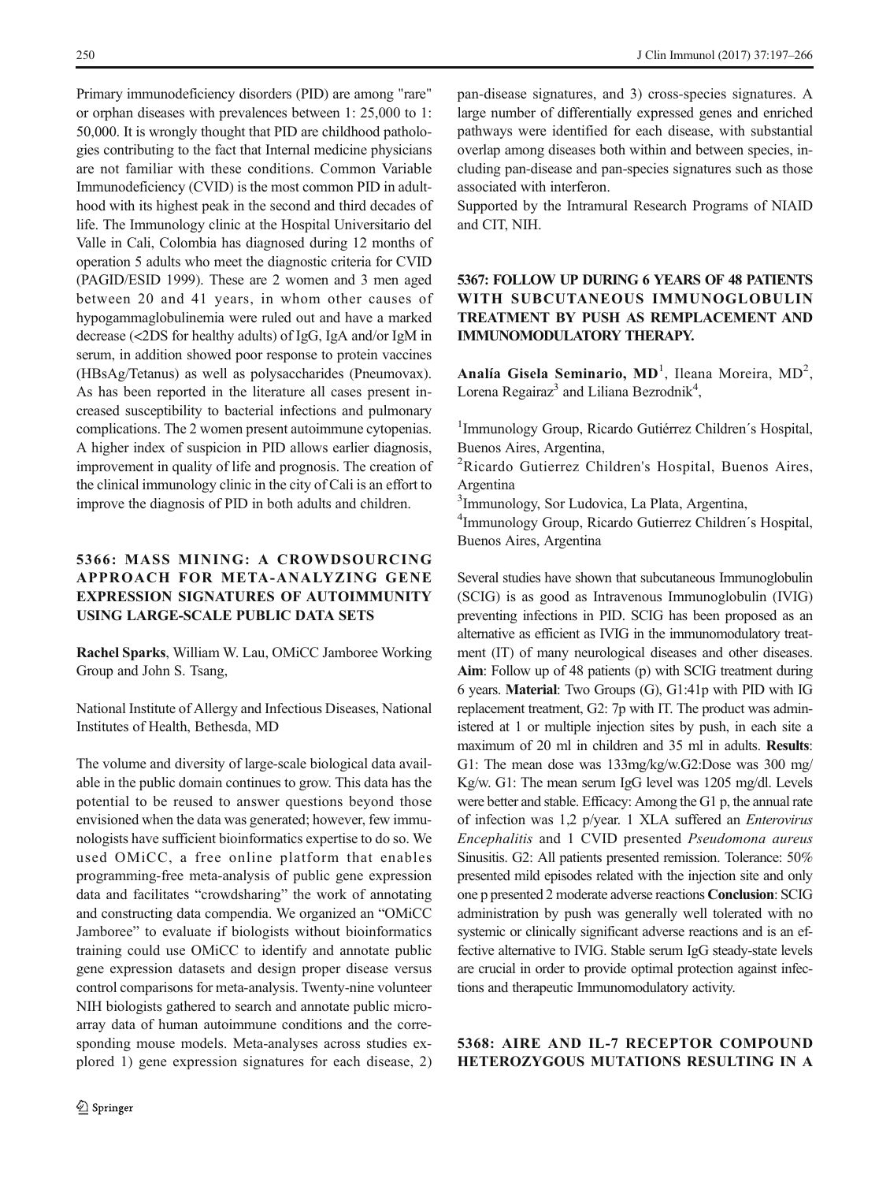Primary immunodeficiency disorders (PID) are among "rare" or orphan diseases with prevalences between 1: 25,000 to 1: 50,000. It is wrongly thought that PID are childhood pathologies contributing to the fact that Internal medicine physicians are not familiar with these conditions. Common Variable Immunodeficiency (CVID) is the most common PID in adulthood with its highest peak in the second and third decades of life. The Immunology clinic at the Hospital Universitario del Valle in Cali, Colombia has diagnosed during 12 months of operation 5 adults who meet the diagnostic criteria for CVID (PAGID/ESID 1999). These are 2 women and 3 men aged between 20 and 41 years, in whom other causes of hypogammaglobulinemia were ruled out and have a marked decrease (<2DS for healthy adults) of IgG, IgA and/or IgM in serum, in addition showed poor response to protein vaccines (HBsAg/Tetanus) as well as polysaccharides (Pneumovax). As has been reported in the literature all cases present increased susceptibility to bacterial infections and pulmonary complications. The 2 women present autoimmune cytopenias. A higher index of suspicion in PID allows earlier diagnosis, improvement in quality of life and prognosis. The creation of the clinical immunology clinic in the city of Cali is an effort to improve the diagnosis of PID in both adults and children.

## 5366: MASS MINING: A CROWDSOURCING APPROACH FOR META-ANALYZING GENE EXPRESSION SIGNATURES OF AUTOIMMUNITY USING LARGE-SCALE PUBLIC DATA SETS

**Rachel Sparks**, William W. Lau, OMiCC Jamboree Working Group and John S. Tsang,

National Institute of Allergy and Infectious Diseases, National Institutes of Health, Bethesda, MD

The volume and diversity of large-scale biological data available in the public domain continues to grow. This data has the potential to be reused to answer questions beyond those envisioned when the data was generated; however, few immunologists have sufficient bioinformatics expertise to do so. We used OMiCC, a free online platform that enables programming-free meta-analysis of public gene expression data and facilitates "crowdsharing" the work of annotating and constructing data compendia. We organized an "OMiCC Jamboree" to evaluate if biologists without bioinformatics training could use OMiCC to identify and annotate public gene expression datasets and design proper disease versus control comparisons for meta-analysis. Twenty-nine volunteer NIH biologists gathered to search and annotate public microarray data of human autoimmune conditions and the corresponding mouse models. Meta-analyses across studies explored 1) gene expression signatures for each disease, 2) pan-disease signatures, and 3) cross-species signatures. A large number of differentially expressed genes and enriched pathways were identified for each disease, with substantial overlap among diseases both within and between species, including pan-disease and pan-species signatures such as those associated with interferon.

Supported by the Intramural Research Programs of NIAID and CIT, NIH.

## 5367: FOLLOW UP DURING 6 YEARS OF 48 PATIENTS WITH SUBCUTANEOUS IMMUNOGLOBULIN TREATMENT BY PUSH AS REMPLACEMENT AND IMMUNOMODULATORY THERAPY.

**Analía Gisela Seminario, MD**[1], Ileana Moreira, MD[2], Lorena Regairaz[3] and Liliana Bezrodnik[4],

[1]Immunology Group, Ricardo Gutiérrez Children´s Hospital, Buenos Aires, Argentina,
[2]Ricardo Gutierrez Children's Hospital, Buenos Aires, Argentina
[3]Immunology, Sor Ludovica, La Plata, Argentina,
[4]Immunology Group, Ricardo Gutierrez Children´s Hospital, Buenos Aires, Argentina

Several studies have shown that subcutaneous Immunoglobulin (SCIG) is as good as Intravenous Immunoglobulin (IVIG) preventing infections in PID. SCIG has been proposed as an alternative as efficient as IVIG in the immunomodulatory treatment (IT) of many neurological diseases and other diseases. **Aim**: Follow up of 48 patients (p) with SCIG treatment during 6 years. **Material**: Two Groups (G), G1:41p with PID with IG replacement treatment, G2: 7p with IT. The product was administered at 1 or multiple injection sites by push, in each site a maximum of 20 ml in children and 35 ml in adults. **Results**: G1: The mean dose was 133mg/kg/w.G2:Dose was 300 mg/Kg/w. G1: The mean serum IgG level was 1205 mg/dl. Levels were better and stable. Efficacy: Among the G1 p, the annual rate of infection was 1,2 p/year. 1 XLA suffered an *Enterovirus Encephalitis* and 1 CVID presented *Pseudomona aureus* Sinusitis. G2: All patients presented remission. Tolerance: 50% presented mild episodes related with the injection site and only one p presented 2 moderate adverse reactions **Conclusion**: SCIG administration by push was generally well tolerated with no systemic or clinically significant adverse reactions and is an effective alternative to IVIG. Stable serum IgG steady-state levels are crucial in order to provide optimal protection against infections and therapeutic Immunomodulatory activity.

## 5368: AIRE AND IL-7 RECEPTOR COMPOUND HETEROZYGOUS MUTATIONS RESULTING IN A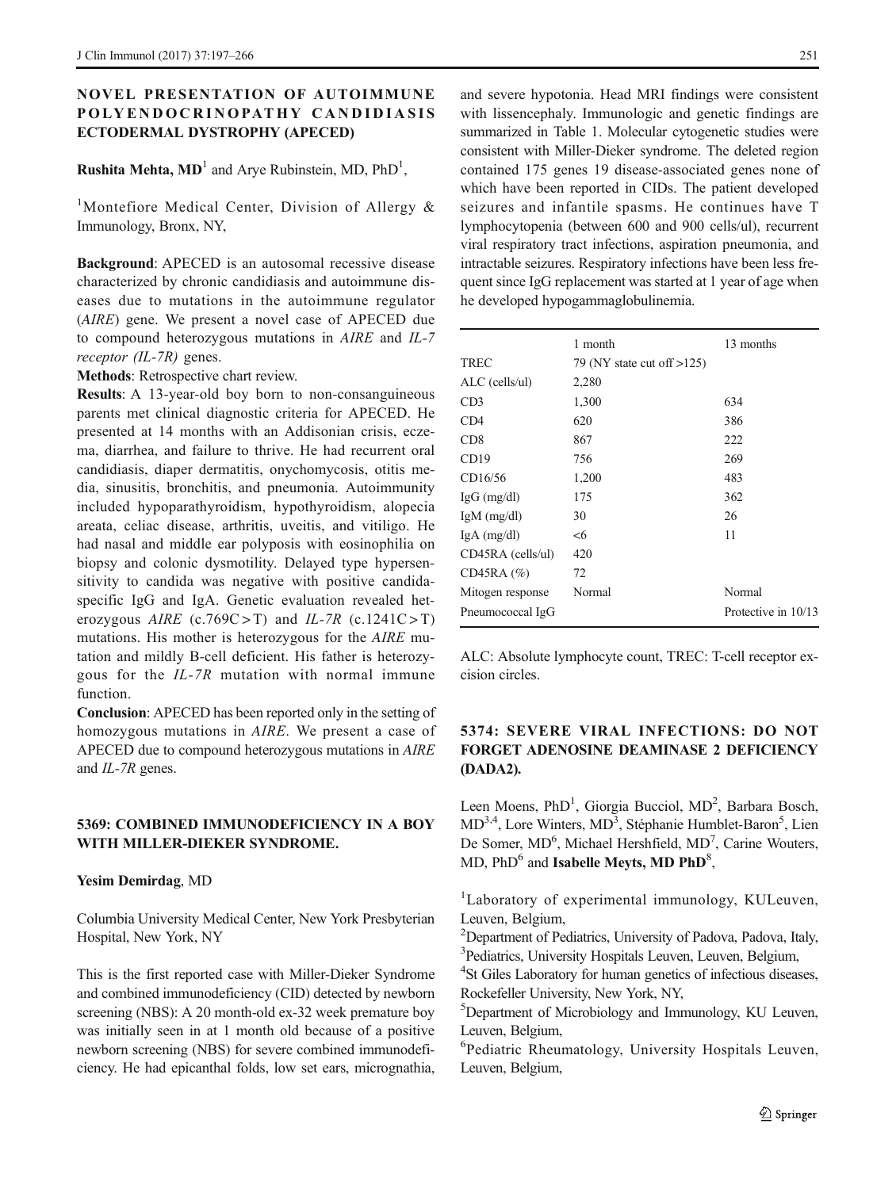## NOVEL PRESENTATION OF AUTOIMMUNE POLYENDOCRINOPATHY CANDIDIASIS ECTODERMAL DYSTROPHY (APECED)

**Rushita Mehta, MD**[1] and Arye Rubinstein, MD, PhD[1],

[1]Montefiore Medical Center, Division of Allergy & Immunology, Bronx, NY,

**Background**: APECED is an autosomal recessive disease characterized by chronic candidiasis and autoimmune diseases due to mutations in the autoimmune regulator (*AIRE*) gene. We present a novel case of APECED due to compound heterozygous mutations in *AIRE* and *IL-7 receptor (IL-7R)* genes.

**Methods**: Retrospective chart review.

**Results**: A 13-year-old boy born to non-consanguineous parents met clinical diagnostic criteria for APECED. He presented at 14 months with an Addisonian crisis, eczema, diarrhea, and failure to thrive. He had recurrent oral candidiasis, diaper dermatitis, onychomycosis, otitis media, sinusitis, bronchitis, and pneumonia. Autoimmunity included hypoparathyroidism, hypothyroidism, alopecia areata, celiac disease, arthritis, uveitis, and vitiligo. He had nasal and middle ear polyposis with eosinophilia on biopsy and colonic dysmotility. Delayed type hypersensitivity to candida was negative with positive candida-specific IgG and IgA. Genetic evaluation revealed heterozygous *AIRE* (c.769C > T) and *IL-7R* (c.1241C > T) mutations. His mother is heterozygous for the *AIRE* mutation and mildly B-cell deficient. His father is heterozygous for the *IL-7R* mutation with normal immune function.

**Conclusion**: APECED has been reported only in the setting of homozygous mutations in *AIRE*. We present a case of APECED due to compound heterozygous mutations in *AIRE* and *IL-7R* genes.

## 5369: COMBINED IMMUNODEFICIENCY IN A BOY WITH MILLER-DIEKER SYNDROME.

**Yesim Demirdag**, MD

Columbia University Medical Center, New York Presbyterian Hospital, New York, NY

This is the first reported case with Miller-Dieker Syndrome and combined immunodeficiency (CID) detected by newborn screening (NBS): A 20 month-old ex-32 week premature boy was initially seen in at 1 month old because of a positive newborn screening (NBS) for severe combined immunodeficiency. He had epicanthal folds, low set ears, micrognathia, and severe hypotonia. Head MRI findings were consistent with lissencephaly. Immunologic and genetic findings are summarized in Table 1. Molecular cytogenetic studies were consistent with Miller-Dieker syndrome. The deleted region contained 175 genes 19 disease-associated genes none of which have been reported in CIDs. The patient developed seizures and infantile spasms. He continues have T lymphocytopenia (between 600 and 900 cells/ul), recurrent viral respiratory tract infections, aspiration pneumonia, and intractable seizures. Respiratory infections have been less frequent since IgG replacement was started at 1 year of age when he developed hypogammaglobulinemia.

| | 1 month | 13 months |
|---|---|---|
| TREC | 79 (NY state cut off >125) | |
| ALC (cells/ul) | 2,280 | |
| CD3 | 1,300 | 634 |
| CD4 | 620 | 386 |
| CD8 | 867 | 222 |
| CD19 | 756 | 269 |
| CD16/56 | 1,200 | 483 |
| IgG (mg/dl) | 175 | 362 |
| IgM (mg/dl) | 30 | 26 |
| IgA (mg/dl) | <6 | 11 |
| CD45RA (cells/ul) | 420 | |
| CD45RA (%) | 72 | |
| Mitogen response | Normal | Normal |
| Pneumococcal IgG | | Protective in 10/13 |

ALC: Absolute lymphocyte count, TREC: T-cell receptor excision circles.

## 5374: SEVERE VIRAL INFECTIONS: DO NOT FORGET ADENOSINE DEAMINASE 2 DEFICIENCY (DADA2).

Leen Moens, PhD[1], Giorgia Bucciol, MD[2], Barbara Bosch, MD[3,4], Lore Winters, MD[3], Stéphanie Humblet-Baron[5], Lien De Somer, MD[6], Michael Hershfield, MD[7], Carine Wouters, MD, PhD[6] and **Isabelle Meyts, MD PhD**[8],

[1]Laboratory of experimental immunology, KULeuven, Leuven, Belgium,

[2]Department of Pediatrics, University of Padova, Padova, Italy,

[3]Pediatrics, University Hospitals Leuven, Leuven, Belgium,

[4]St Giles Laboratory for human genetics of infectious diseases, Rockefeller University, New York, NY,

[5]Department of Microbiology and Immunology, KU Leuven, Leuven, Belgium,

[6]Pediatric Rheumatology, University Hospitals Leuven, Leuven, Belgium,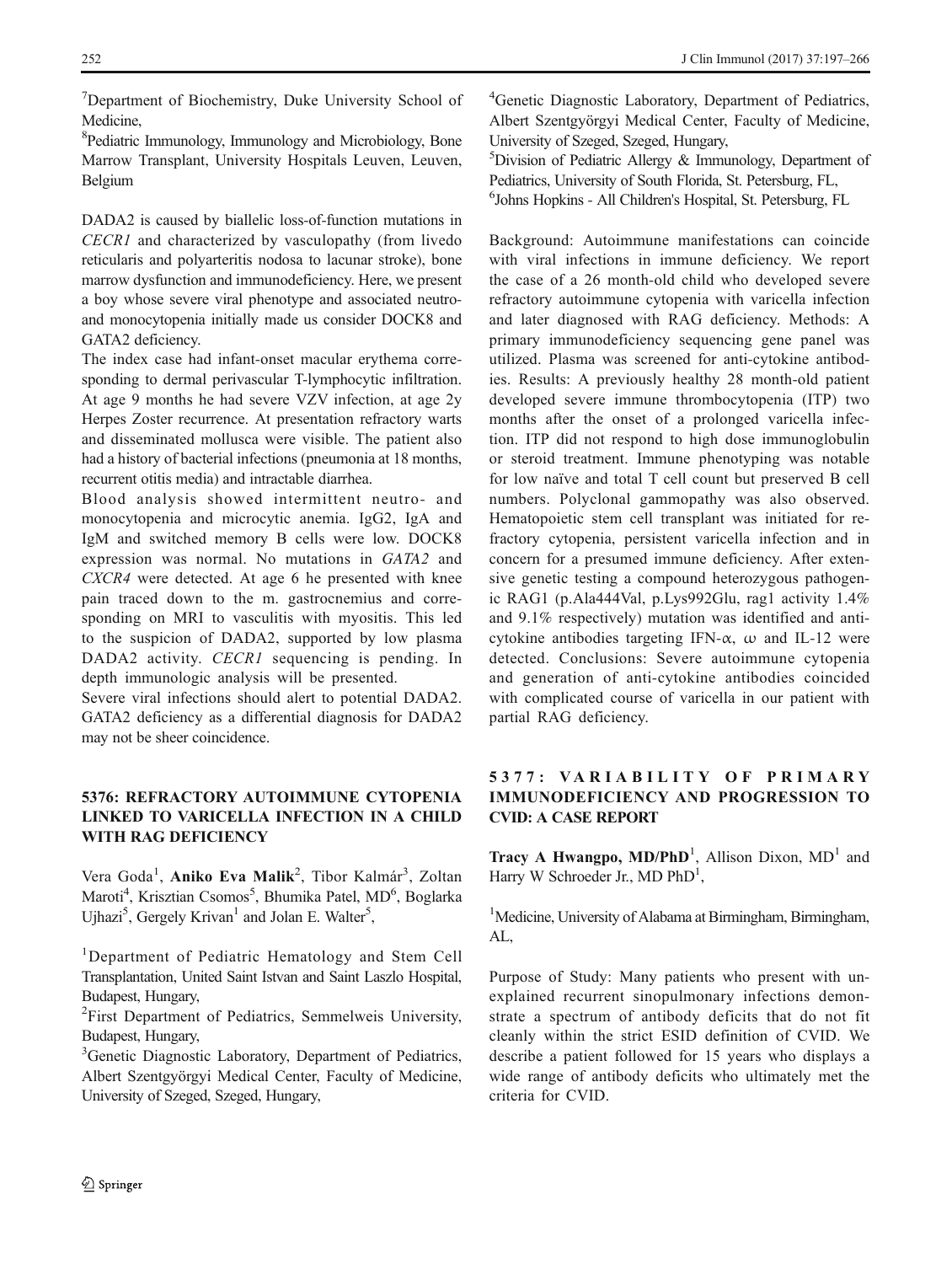[7]Department of Biochemistry, Duke University School of Medicine,

[8]Pediatric Immunology, Immunology and Microbiology, Bone Marrow Transplant, University Hospitals Leuven, Leuven, Belgium

DADA2 is caused by biallelic loss-of-function mutations in *CECR1* and characterized by vasculopathy (from livedo reticularis and polyarteritis nodosa to lacunar stroke), bone marrow dysfunction and immunodeficiency. Here, we present a boy whose severe viral phenotype and associated neutro- and monocytopenia initially made us consider DOCK8 and GATA2 deficiency.

The index case had infant-onset macular erythema corresponding to dermal perivascular T-lymphocytic infiltration. At age 9 months he had severe VZV infection, at age 2y Herpes Zoster recurrence. At presentation refractory warts and disseminated mollusca were visible. The patient also had a history of bacterial infections (pneumonia at 18 months, recurrent otitis media) and intractable diarrhea.

Blood analysis showed intermittent neutro- and monocytopenia and microcytic anemia. IgG2, IgA and IgM and switched memory B cells were low. DOCK8 expression was normal. No mutations in *GATA2* and *CXCR4* were detected. At age 6 he presented with knee pain traced down to the m. gastrocnemius and corresponding on MRI to vasculitis with myositis. This led to the suspicion of DADA2, supported by low plasma DADA2 activity. *CECR1* sequencing is pending. In depth immunologic analysis will be presented.

Severe viral infections should alert to potential DADA2. GATA2 deficiency as a differential diagnosis for DADA2 may not be sheer coincidence.

### 5376: REFRACTORY AUTOIMMUNE CYTOPENIA LINKED TO VARICELLA INFECTION IN A CHILD WITH RAG DEFICIENCY

Vera Goda[1], **Aniko Eva Malik**[2], Tibor Kalmár[3], Zoltan Maroti[4], Krisztian Csomos[5], Bhumika Patel, MD[6], Boglarka Ujhazi[5], Gergely Krivan[1] and Jolan E. Walter[5],

[1]Department of Pediatric Hematology and Stem Cell Transplantation, United Saint Istvan and Saint Laszlo Hospital, Budapest, Hungary,

[2]First Department of Pediatrics, Semmelweis University, Budapest, Hungary,

[3]Genetic Diagnostic Laboratory, Department of Pediatrics, Albert Szentgyörgyi Medical Center, Faculty of Medicine, University of Szeged, Szeged, Hungary,

[4]Genetic Diagnostic Laboratory, Department of Pediatrics, Albert Szentgyörgyi Medical Center, Faculty of Medicine, University of Szeged, Szeged, Hungary,

[5]Division of Pediatric Allergy & Immunology, Department of Pediatrics, University of South Florida, St. Petersburg, FL,

[6]Johns Hopkins - All Children's Hospital, St. Petersburg, FL

Background: Autoimmune manifestations can coincide with viral infections in immune deficiency. We report the case of a 26 month-old child who developed severe refractory autoimmune cytopenia with varicella infection and later diagnosed with RAG deficiency. Methods: A primary immunodeficiency sequencing gene panel was utilized. Plasma was screened for anti-cytokine antibodies. Results: A previously healthy 28 month-old patient developed severe immune thrombocytopenia (ITP) two months after the onset of a prolonged varicella infection. ITP did not respond to high dose immunoglobulin or steroid treatment. Immune phenotyping was notable for low naïve and total T cell count but preserved B cell numbers. Polyclonal gammopathy was also observed. Hematopoietic stem cell transplant was initiated for refractory cytopenia, persistent varicella infection and in concern for a presumed immune deficiency. After extensive genetic testing a compound heterozygous pathogenic RAG1 (p.Ala444Val, p.Lys992Glu, rag1 activity 1.4% and 9.1% respectively) mutation was identified and anti-cytokine antibodies targeting IFN-α, ω and IL-12 were detected. Conclusions: Severe autoimmune cytopenia and generation of anti-cytokine antibodies coincided with complicated course of varicella in our patient with partial RAG deficiency.

### 5377: VARIABILITY OF PRIMARY IMMUNODEFICIENCY AND PROGRESSION TO CVID: A CASE REPORT

**Tracy A Hwangpo, MD/PhD**[1], Allison Dixon, MD[1] and Harry W Schroeder Jr., MD PhD[1],

[1]Medicine, University of Alabama at Birmingham, Birmingham, AL,

Purpose of Study: Many patients who present with unexplained recurrent sinopulmonary infections demonstrate a spectrum of antibody deficits that do not fit cleanly within the strict ESID definition of CVID. We describe a patient followed for 15 years who displays a wide range of antibody deficits who ultimately met the criteria for CVID.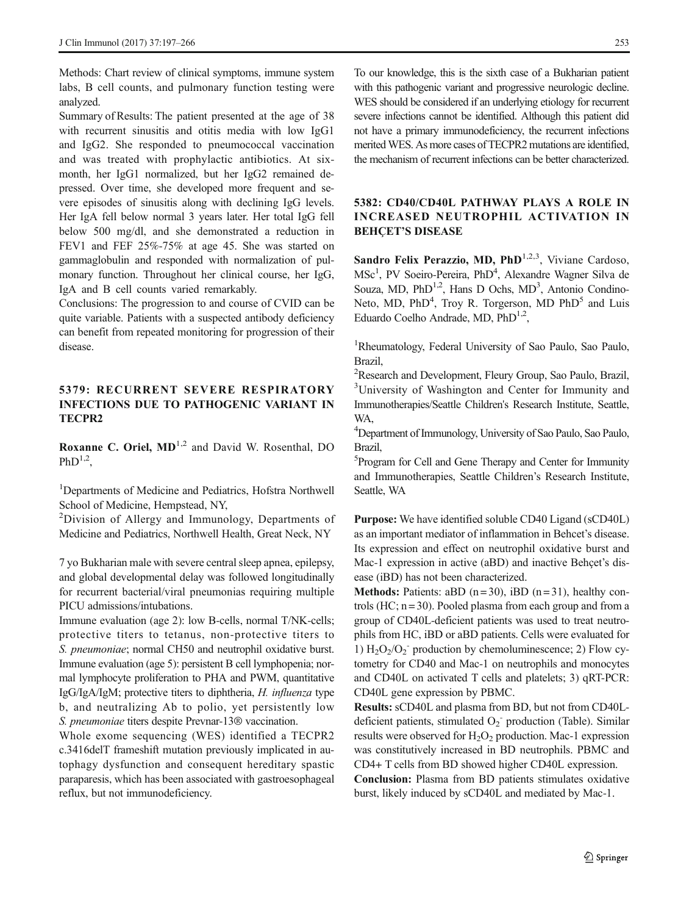Methods: Chart review of clinical symptoms, immune system labs, B cell counts, and pulmonary function testing were analyzed.

Summary of Results: The patient presented at the age of 38 with recurrent sinusitis and otitis media with low IgG1 and IgG2. She responded to pneumococcal vaccination and was treated with prophylactic antibiotics. At six-month, her IgG1 normalized, but her IgG2 remained depressed. Over time, she developed more frequent and severe episodes of sinusitis along with declining IgG levels. Her IgA fell below normal 3 years later. Her total IgG fell below 500 mg/dl, and she demonstrated a reduction in FEV1 and FEF 25%-75% at age 45. She was started on gammaglobulin and responded with normalization of pulmonary function. Throughout her clinical course, her IgG, IgA and B cell counts varied remarkably.

Conclusions: The progression to and course of CVID can be quite variable. Patients with a suspected antibody deficiency can benefit from repeated monitoring for progression of their disease.

## 5379: RECURRENT SEVERE RESPIRATORY INFECTIONS DUE TO PATHOGENIC VARIANT IN TECPR2

**Roxanne C. Oriel, MD**[1,2] and David W. Rosenthal, DO PhD[1,2],

[1]Departments of Medicine and Pediatrics, Hofstra Northwell School of Medicine, Hempstead, NY,

[2]Division of Allergy and Immunology, Departments of Medicine and Pediatrics, Northwell Health, Great Neck, NY

7 yo Bukharian male with severe central sleep apnea, epilepsy, and global developmental delay was followed longitudinally for recurrent bacterial/viral pneumonias requiring multiple PICU admissions/intubations.

Immune evaluation (age 2): low B-cells, normal T/NK-cells; protective titers to tetanus, non-protective titers to *S. pneumoniae*; normal CH50 and neutrophil oxidative burst. Immune evaluation (age 5): persistent B cell lymphopenia; normal lymphocyte proliferation to PHA and PWM, quantitative IgG/IgA/IgM; protective titers to diphtheria, *H. influenza* type b, and neutralizing Ab to polio, yet persistently low *S. pneumoniae* titers despite Prevnar-13® vaccination.

Whole exome sequencing (WES) identified a TECPR2 c.3416delT frameshift mutation previously implicated in autophagy dysfunction and consequent hereditary spastic paraparesis, which has been associated with gastroesophageal reflux, but not immunodeficiency.

To our knowledge, this is the sixth case of a Bukharian patient with this pathogenic variant and progressive neurologic decline. WES should be considered if an underlying etiology for recurrent severe infections cannot be identified. Although this patient did not have a primary immunodeficiency, the recurrent infections merited WES. As more cases of TECPR2 mutations are identified, the mechanism of recurrent infections can be better characterized.

## 5382: CD40/CD40L PATHWAY PLAYS A ROLE IN INCREASED NEUTROPHIL ACTIVATION IN BEHÇET'S DISEASE

**Sandro Felix Perazzio, MD, PhD**[1,2,3], Viviane Cardoso, MSc[1], PV Soeiro-Pereira, PhD[4], Alexandre Wagner Silva de Souza, MD, PhD[1,2], Hans D Ochs, MD[3], Antonio Condino-Neto, MD, PhD[4], Troy R. Torgerson, MD PhD[5] and Luis Eduardo Coelho Andrade, MD, PhD[1,2],

[1]Rheumatology, Federal University of Sao Paulo, Sao Paulo, Brazil,

[2]Research and Development, Fleury Group, Sao Paulo, Brazil,

[3]University of Washington and Center for Immunity and Immunotherapies/Seattle Children's Research Institute, Seattle, WA,

[4]Department of Immunology, University of Sao Paulo, Sao Paulo, Brazil,

[5]Program for Cell and Gene Therapy and Center for Immunity and Immunotherapies, Seattle Children's Research Institute, Seattle, WA

**Purpose:** We have identified soluble CD40 Ligand (sCD40L) as an important mediator of inflammation in Behcet's disease. Its expression and effect on neutrophil oxidative burst and Mac-1 expression in active (aBD) and inactive Behçet's disease (iBD) has not been characterized.

**Methods:** Patients: aBD (n = 30), iBD (n = 31), healthy controls (HC; n = 30). Pooled plasma from each group and from a group of CD40L-deficient patients was used to treat neutrophils from HC, iBD or aBD patients. Cells were evaluated for 1) $H_2O_2/O_2^-$ production by chemoluminescence; 2) Flow cytometry for CD40 and Mac-1 on neutrophils and monocytes and CD40L on activated T cells and platelets; 3) qRT-PCR: CD40L gene expression by PBMC.

**Results:** sCD40L and plasma from BD, but not from CD40L-deficient patients, stimulated $O_2^-$ production (Table). Similar results were observed for $H_2O_2$ production. Mac-1 expression was constitutively increased in BD neutrophils. PBMC and CD4+ T cells from BD showed higher CD40L expression.

**Conclusion:** Plasma from BD patients stimulates oxidative burst, likely induced by sCD40L and mediated by Mac-1.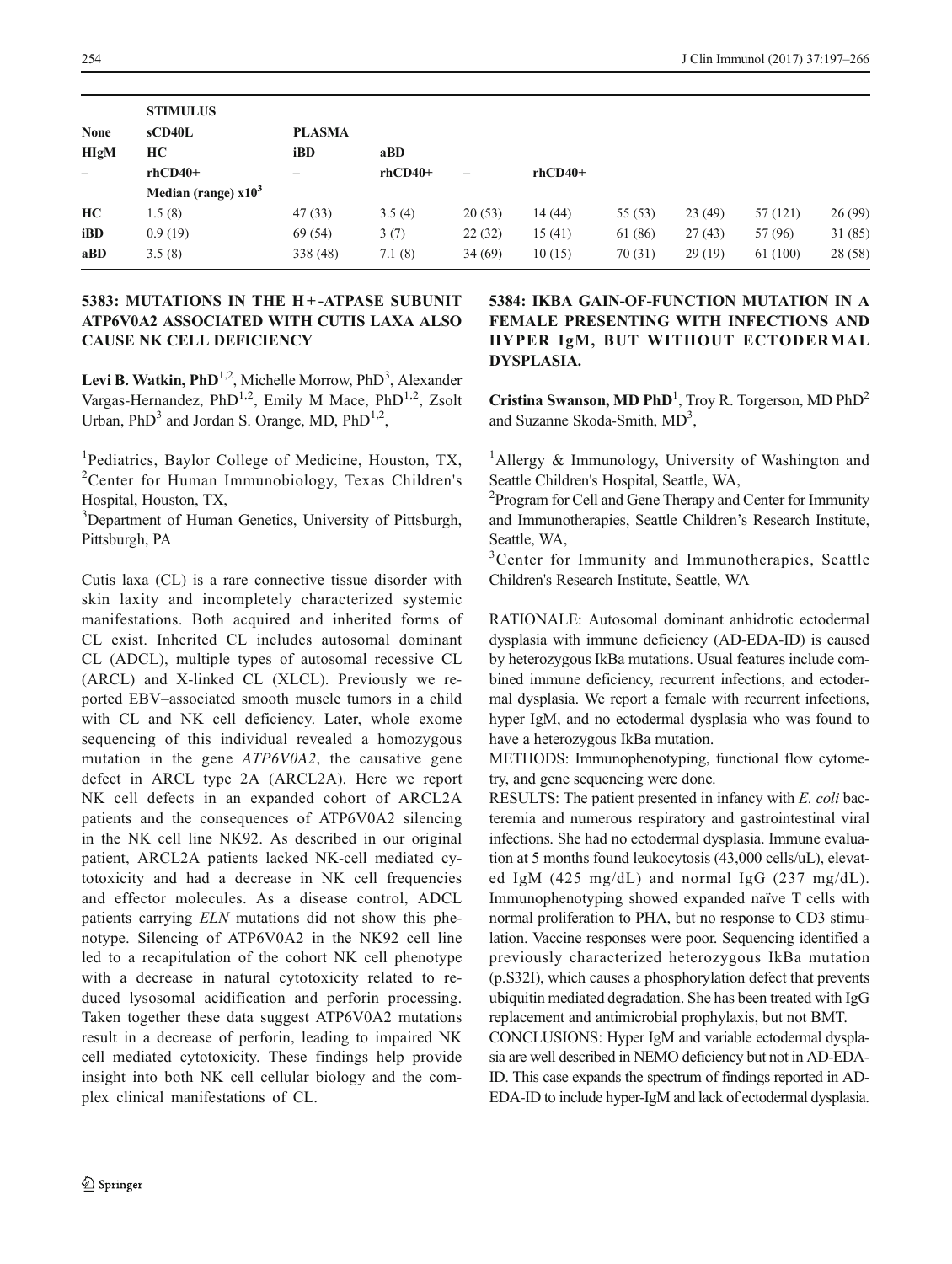| None | STIMULUS sCD40L | PLASMA | | | | | | | |
|---|---|---|---|---|---|---|---|---|---|
| HIgM | HC | iBD | aBD | | | | | | |
| – | rhCD40+ | – | rhCD40+ | – | rhCD40+ | | | | |
| | Median (range) x10$^3$ | | | | | | | | |
| HC | 1.5 (8) | 47 (33) | 3.5 (4) | 20 (53) | 14 (44) | 55 (53) | 23 (49) | 57 (121) | 26 (99) |
| iBD | 0.9 (19) | 69 (54) | 3 (7) | 22 (32) | 15 (41) | 61 (86) | 27 (43) | 57 (96) | 31 (85) |
| aBD | 3.5 (8) | 338 (48) | 7.1 (8) | 34 (69) | 10 (15) | 70 (31) | 29 (19) | 61 (100) | 28 (58) |

## 5383: MUTATIONS IN THE H+-ATPASE SUBUNIT ATP6V0A2 ASSOCIATED WITH CUTIS LAXA ALSO CAUSE NK CELL DEFICIENCY

**Levi B. Watkin, PhD**[1,2], Michelle Morrow, PhD[3], Alexander Vargas-Hernandez, PhD[1,2], Emily M Mace, PhD[1,2], Zsolt Urban, PhD[3] and Jordan S. Orange, MD, PhD[1,2],

[1]Pediatrics, Baylor College of Medicine, Houston, TX, [2]Center for Human Immunobiology, Texas Children's Hospital, Houston, TX,
[3]Department of Human Genetics, University of Pittsburgh, Pittsburgh, PA

Cutis laxa (CL) is a rare connective tissue disorder with skin laxity and incompletely characterized systemic manifestations. Both acquired and inherited forms of CL exist. Inherited CL includes autosomal dominant CL (ADCL), multiple types of autosomal recessive CL (ARCL) and X-linked CL (XLCL). Previously we reported EBV–associated smooth muscle tumors in a child with CL and NK cell deficiency. Later, whole exome sequencing of this individual revealed a homozygous mutation in the gene *ATP6V0A2*, the causative gene defect in ARCL type 2A (ARCL2A). Here we report NK cell defects in an expanded cohort of ARCL2A patients and the consequences of ATP6V0A2 silencing in the NK cell line NK92. As described in our original patient, ARCL2A patients lacked NK-cell mediated cytotoxicity and had a decrease in NK cell frequencies and effector molecules. As a disease control, ADCL patients carrying *ELN* mutations did not show this phenotype. Silencing of ATP6V0A2 in the NK92 cell line led to a recapitulation of the cohort NK cell phenotype with a decrease in natural cytotoxicity related to reduced lysosomal acidification and perforin processing. Taken together these data suggest ATP6V0A2 mutations result in a decrease of perforin, leading to impaired NK cell mediated cytotoxicity. These findings help provide insight into both NK cell cellular biology and the complex clinical manifestations of CL.

## 5384: IKBA GAIN-OF-FUNCTION MUTATION IN A FEMALE PRESENTING WITH INFECTIONS AND HYPER IgM, BUT WITHOUT ECTODERMAL DYSPLASIA.

**Cristina Swanson, MD PhD**[1], Troy R. Torgerson, MD PhD[2] and Suzanne Skoda-Smith, MD[3],

[1]Allergy & Immunology, University of Washington and Seattle Children's Hospital, Seattle, WA,
[2]Program for Cell and Gene Therapy and Center for Immunity and Immunotherapies, Seattle Children's Research Institute, Seattle, WA,
[3]Center for Immunity and Immunotherapies, Seattle Children's Research Institute, Seattle, WA

RATIONALE: Autosomal dominant anhidrotic ectodermal dysplasia with immune deficiency (AD-EDA-ID) is caused by heterozygous IkBa mutations. Usual features include combined immune deficiency, recurrent infections, and ectodermal dysplasia. We report a female with recurrent infections, hyper IgM, and no ectodermal dysplasia who was found to have a heterozygous IkBa mutation.

METHODS: Immunophenotyping, functional flow cytometry, and gene sequencing were done.

RESULTS: The patient presented in infancy with *E. coli* bacteremia and numerous respiratory and gastrointestinal viral infections. She had no ectodermal dysplasia. Immune evaluation at 5 months found leukocytosis (43,000 cells/uL), elevated IgM (425 mg/dL) and normal IgG (237 mg/dL). Immunophenotyping showed expanded naïve T cells with normal proliferation to PHA, but no response to CD3 stimulation. Vaccine responses were poor. Sequencing identified a previously characterized heterozygous IkBa mutation (p.S32I), which causes a phosphorylation defect that prevents ubiquitin mediated degradation. She has been treated with IgG replacement and antimicrobial prophylaxis, but not BMT.

CONCLUSIONS: Hyper IgM and variable ectodermal dysplasia are well described in NEMO deficiency but not in AD-EDA-ID. This case expands the spectrum of findings reported in AD-EDA-ID to include hyper-IgM and lack of ectodermal dysplasia.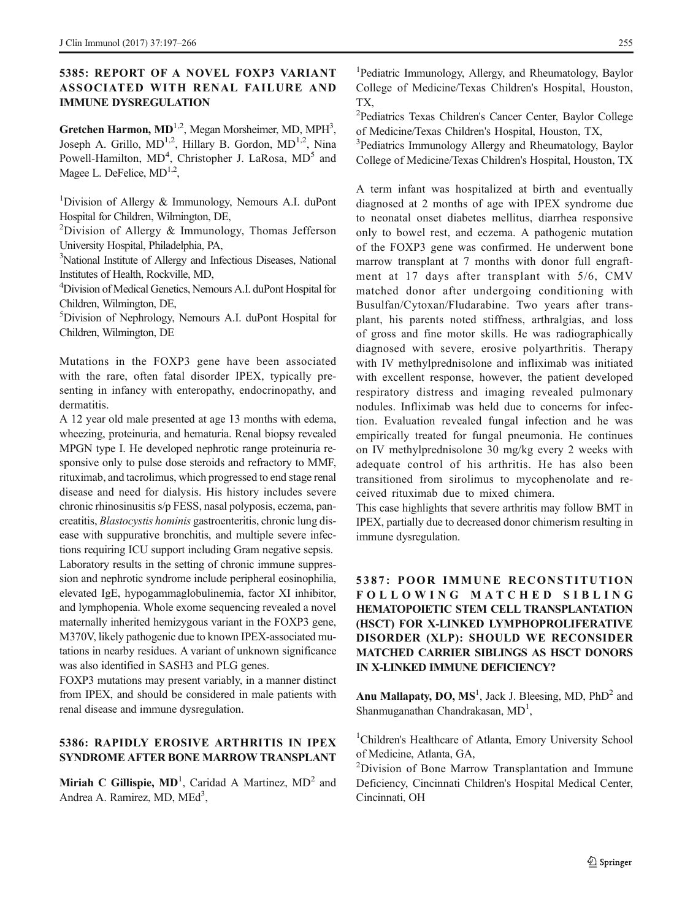## 5385: REPORT OF A NOVEL FOXP3 VARIANT ASSOCIATED WITH RENAL FAILURE AND IMMUNE DYSREGULATION

**Gretchen Harmon, MD**[1,2], Megan Morsheimer, MD, MPH[3], Joseph A. Grillo, MD[1,2], Hillary B. Gordon, MD[1,2], Nina Powell-Hamilton, MD[4], Christopher J. LaRosa, MD[5] and Magee L. DeFelice, MD[1,2],

[1]Division of Allergy & Immunology, Nemours A.I. duPont Hospital for Children, Wilmington, DE,

[2]Division of Allergy & Immunology, Thomas Jefferson University Hospital, Philadelphia, PA,

[3]National Institute of Allergy and Infectious Diseases, National Institutes of Health, Rockville, MD,

[4]Division of Medical Genetics, Nemours A.I. duPont Hospital for Children, Wilmington, DE,

[5]Division of Nephrology, Nemours A.I. duPont Hospital for Children, Wilmington, DE

Mutations in the FOXP3 gene have been associated with the rare, often fatal disorder IPEX, typically presenting in infancy with enteropathy, endocrinopathy, and dermatitis.

A 12 year old male presented at age 13 months with edema, wheezing, proteinuria, and hematuria. Renal biopsy revealed MPGN type I. He developed nephrotic range proteinuria responsive only to pulse dose steroids and refractory to MMF, rituximab, and tacrolimus, which progressed to end stage renal disease and need for dialysis. His history includes severe chronic rhinosinusitis s/p FESS, nasal polyposis, eczema, pancreatitis, *Blastocystis hominis* gastroenteritis, chronic lung disease with suppurative bronchitis, and multiple severe infections requiring ICU support including Gram negative sepsis.

Laboratory results in the setting of chronic immune suppression and nephrotic syndrome include peripheral eosinophilia, elevated IgE, hypogammaglobulinemia, factor XI inhibitor, and lymphopenia. Whole exome sequencing revealed a novel maternally inherited hemizygous variant in the FOXP3 gene, M370V, likely pathogenic due to known IPEX-associated mutations in nearby residues. A variant of unknown significance was also identified in SASH3 and PLG genes.

FOXP3 mutations may present variably, in a manner distinct from IPEX, and should be considered in male patients with renal disease and immune dysregulation.

## 5386: RAPIDLY EROSIVE ARTHRITIS IN IPEX SYNDROME AFTER BONE MARROW TRANSPLANT

**Miriah C Gillispie, MD**[1], Caridad A Martinez, MD[2] and Andrea A. Ramirez, MD, MEd[3],

[1]Pediatric Immunology, Allergy, and Rheumatology, Baylor College of Medicine/Texas Children's Hospital, Houston, TX,

[2]Pediatrics Texas Children's Cancer Center, Baylor College of Medicine/Texas Children's Hospital, Houston, TX,

[3]Pediatrics Immunology Allergy and Rheumatology, Baylor College of Medicine/Texas Children's Hospital, Houston, TX

A term infant was hospitalized at birth and eventually diagnosed at 2 months of age with IPEX syndrome due to neonatal onset diabetes mellitus, diarrhea responsive only to bowel rest, and eczema. A pathogenic mutation of the FOXP3 gene was confirmed. He underwent bone marrow transplant at 7 months with donor full engraftment at 17 days after transplant with 5/6, CMV matched donor after undergoing conditioning with Busulfan/Cytoxan/Fludarabine. Two years after transplant, his parents noted stiffness, arthralgias, and loss of gross and fine motor skills. He was radiographically diagnosed with severe, erosive polyarthritis. Therapy with IV methylprednisolone and infliximab was initiated with excellent response, however, the patient developed respiratory distress and imaging revealed pulmonary nodules. Infliximab was held due to concerns for infection. Evaluation revealed fungal infection and he was empirically treated for fungal pneumonia. He continues on IV methylprednisolone 30 mg/kg every 2 weeks with adequate control of his arthritis. He has also been transitioned from sirolimus to mycophenolate and received rituximab due to mixed chimera.

This case highlights that severe arthritis may follow BMT in IPEX, partially due to decreased donor chimerism resulting in immune dysregulation.

## 5387: POOR IMMUNE RECONSTITUTION FOLLOWING MATCHED SIBLING HEMATOPOIETIC STEM CELL TRANSPLANTATION (HSCT) FOR X-LINKED LYMPHOPROLIFERATIVE DISORDER (XLP): SHOULD WE RECONSIDER MATCHED CARRIER SIBLINGS AS HSCT DONORS IN X-LINKED IMMUNE DEFICIENCY?

**Anu Mallapaty, DO, MS**[1], Jack J. Bleesing, MD, PhD[2] and Shanmuganathan Chandrakasan, MD[1],

[1]Children's Healthcare of Atlanta, Emory University School of Medicine, Atlanta, GA,

[2]Division of Bone Marrow Transplantation and Immune Deficiency, Cincinnati Children's Hospital Medical Center, Cincinnati, OH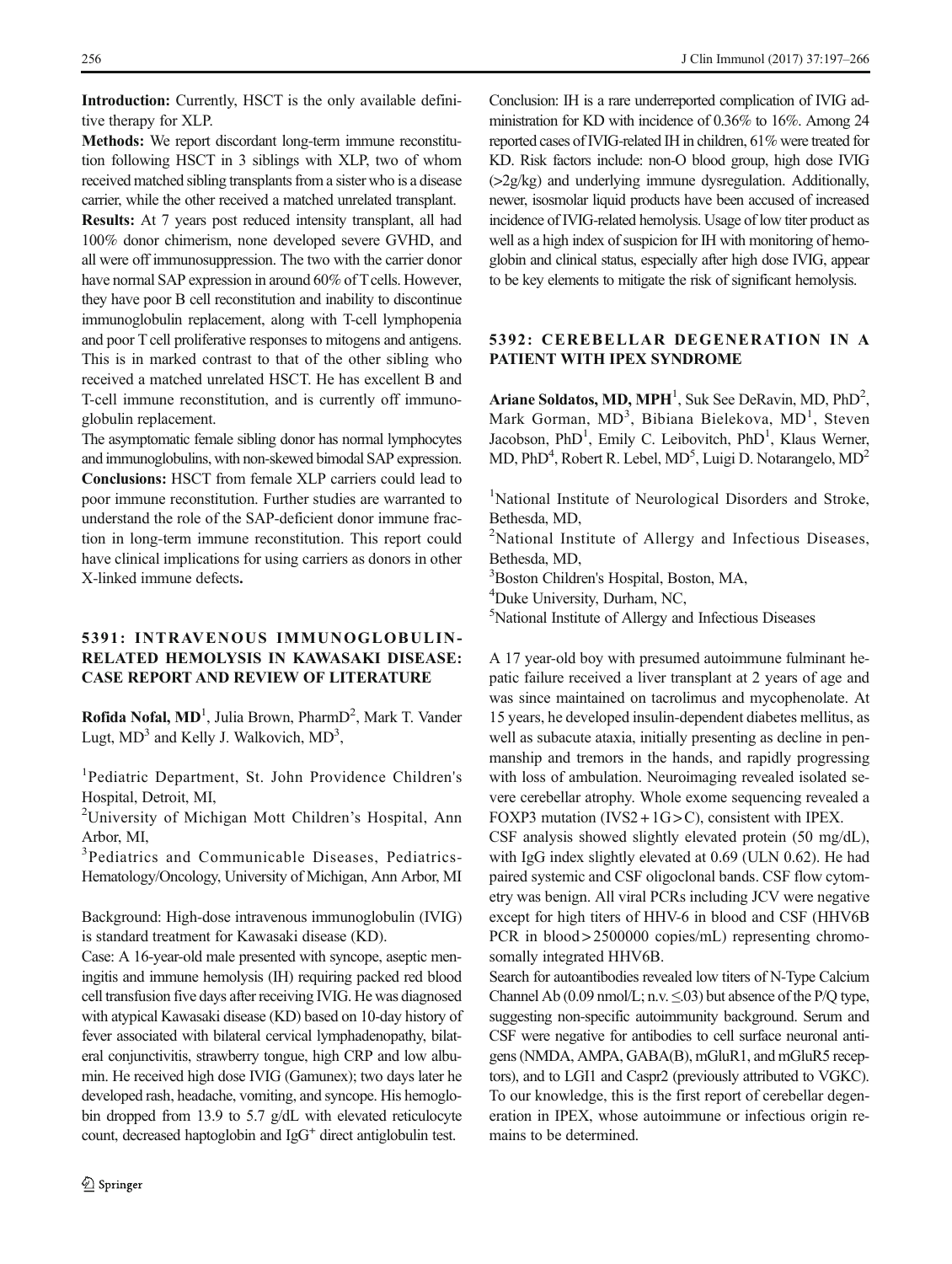**Introduction:** Currently, HSCT is the only available definitive therapy for XLP.

**Methods:** We report discordant long-term immune reconstitution following HSCT in 3 siblings with XLP, two of whom received matched sibling transplants from a sister who is a disease carrier, while the other received a matched unrelated transplant.

**Results:** At 7 years post reduced intensity transplant, all had 100% donor chimerism, none developed severe GVHD, and all were off immunosuppression. The two with the carrier donor have normal SAP expression in around 60% of T cells. However, they have poor B cell reconstitution and inability to discontinue immunoglobulin replacement, along with T-cell lymphopenia and poor T cell proliferative responses to mitogens and antigens. This is in marked contrast to that of the other sibling who received a matched unrelated HSCT. He has excellent B and T-cell immune reconstitution, and is currently off immunoglobulin replacement.

The asymptomatic female sibling donor has normal lymphocytes and immunoglobulins, with non-skewed bimodal SAP expression.

**Conclusions:** HSCT from female XLP carriers could lead to poor immune reconstitution. Further studies are warranted to understand the role of the SAP-deficient donor immune fraction in long-term immune reconstitution. This report could have clinical implications for using carriers as donors in other X-linked immune defects**.**

## 5391: INTRAVENOUS IMMUNOGLOBULIN-RELATED HEMOLYSIS IN KAWASAKI DISEASE: CASE REPORT AND REVIEW OF LITERATURE

**Rofida Nofal, MD**[1], Julia Brown, PharmD[2], Mark T. Vander Lugt, MD[3] and Kelly J. Walkovich, MD[3],

[1]Pediatric Department, St. John Providence Children's Hospital, Detroit, MI,

[2]University of Michigan Mott Children's Hospital, Ann Arbor, MI,

[3]Pediatrics and Communicable Diseases, Pediatrics-Hematology/Oncology, University of Michigan, Ann Arbor, MI

Background: High-dose intravenous immunoglobulin (IVIG) is standard treatment for Kawasaki disease (KD).

Case: A 16-year-old male presented with syncope, aseptic meningitis and immune hemolysis (IH) requiring packed red blood cell transfusion five days after receiving IVIG. He was diagnosed with atypical Kawasaki disease (KD) based on 10-day history of fever associated with bilateral cervical lymphadenopathy, bilateral conjunctivitis, strawberry tongue, high CRP and low albumin. He received high dose IVIG (Gamunex); two days later he developed rash, headache, vomiting, and syncope. His hemoglobin dropped from 13.9 to 5.7 g/dL with elevated reticulocyte count, decreased haptoglobin and $IgG^+$ direct antiglobulin test.

Conclusion: IH is a rare underreported complication of IVIG administration for KD with incidence of 0.36% to 16%. Among 24 reported cases of IVIG-related IH in children, 61% were treated for KD. Risk factors include: non-O blood group, high dose IVIG (>2g/kg) and underlying immune dysregulation. Additionally, newer, isosmolar liquid products have been accused of increased incidence of IVIG-related hemolysis. Usage of low titer product as well as a high index of suspicion for IH with monitoring of hemoglobin and clinical status, especially after high dose IVIG, appear to be key elements to mitigate the risk of significant hemolysis.

## 5392: CEREBELLAR DEGENERATION IN A PATIENT WITH IPEX SYNDROME

**Ariane Soldatos, MD, MPH**[1], Suk See DeRavin, MD, PhD[2], Mark Gorman, MD[3], Bibiana Bielekova, MD[1], Steven Jacobson, PhD[1], Emily C. Leibovitch, PhD[1], Klaus Werner, MD, PhD[4], Robert R. Lebel, MD[5], Luigi D. Notarangelo, MD[2]

[1]National Institute of Neurological Disorders and Stroke, Bethesda, MD,

[2]National Institute of Allergy and Infectious Diseases, Bethesda, MD,

[3]Boston Children's Hospital, Boston, MA,

[4]Duke University, Durham, NC,

[5]National Institute of Allergy and Infectious Diseases

A 17 year-old boy with presumed autoimmune fulminant hepatic failure received a liver transplant at 2 years of age and was since maintained on tacrolimus and mycophenolate. At 15 years, he developed insulin-dependent diabetes mellitus, as well as subacute ataxia, initially presenting as decline in penmanship and tremors in the hands, and rapidly progressing with loss of ambulation. Neuroimaging revealed isolated severe cerebellar atrophy. Whole exome sequencing revealed a FOXP3 mutation (IVS2 + 1G > C), consistent with IPEX.

CSF analysis showed slightly elevated protein (50 mg/dL), with IgG index slightly elevated at 0.69 (ULN 0.62). He had paired systemic and CSF oligoclonal bands. CSF flow cytometry was benign. All viral PCRs including JCV were negative except for high titers of HHV-6 in blood and CSF (HHV6B PCR in blood > 2500000 copies/mL) representing chromosomally integrated HHV6B.

Search for autoantibodies revealed low titers of N-Type Calcium Channel Ab (0.09 nmol/L; n.v. ≤.03) but absence of the P/Q type, suggesting non-specific autoimmunity background. Serum and CSF were negative for antibodies to cell surface neuronal antigens (NMDA, AMPA, GABA(B), mGluR1, and mGluR5 receptors), and to LGI1 and Caspr2 (previously attributed to VGKC). To our knowledge, this is the first report of cerebellar degeneration in IPEX, whose autoimmune or infectious origin remains to be determined.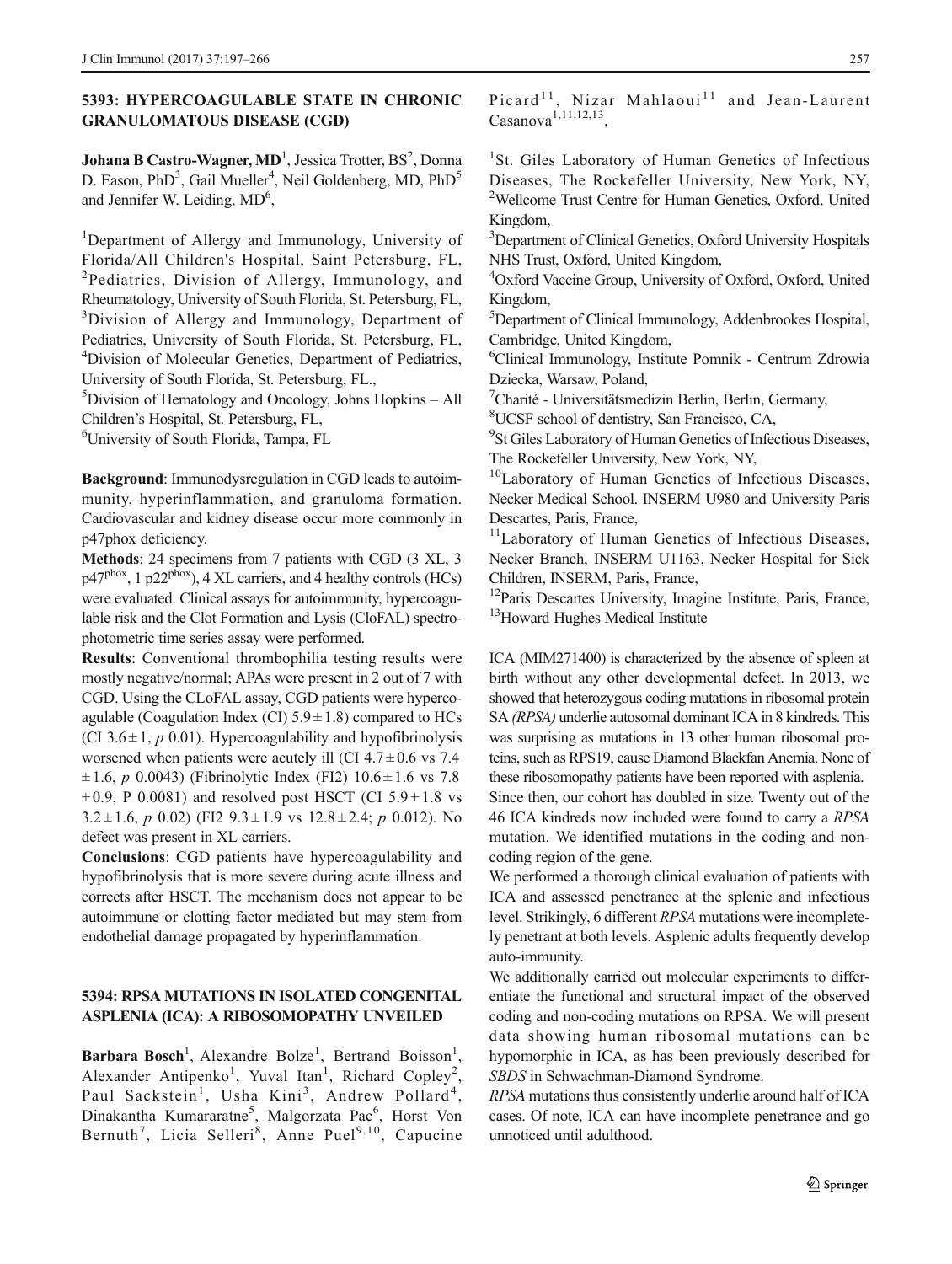## 5393: HYPERCOAGULABLE STATE IN CHRONIC GRANULOMATOUS DISEASE (CGD)

**Johana B Castro-Wagner, MD**[1], Jessica Trotter, BS[2], Donna D. Eason, PhD[3], Gail Mueller[4], Neil Goldenberg, MD, PhD[5] and Jennifer W. Leiding, MD[6],

[1]Department of Allergy and Immunology, University of Florida/All Children's Hospital, Saint Petersburg, FL, [2]Pediatrics, Division of Allergy, Immunology, and Rheumatology, University of South Florida, St. Petersburg, FL, [3]Division of Allergy and Immunology, Department of Pediatrics, University of South Florida, St. Petersburg, FL, [4]Division of Molecular Genetics, Department of Pediatrics, University of South Florida, St. Petersburg, FL.,
[5]Division of Hematology and Oncology, Johns Hopkins – All Children's Hospital, St. Petersburg, FL,
[6]University of South Florida, Tampa, FL

**Background**: Immunodysregulation in CGD leads to autoimmunity, hyperinflammation, and granuloma formation. Cardiovascular and kidney disease occur more commonly in p47phox deficiency.

**Methods**: 24 specimens from 7 patients with CGD (3 XL, 3 $p47^{phox}$, 1 $p22^{phox}$), 4 XL carriers, and 4 healthy controls (HCs) were evaluated. Clinical assays for autoimmunity, hypercoagulable risk and the Clot Formation and Lysis (CloFAL) spectrophotometric time series assay were performed.

**Results**: Conventional thrombophilia testing results were mostly negative/normal; APAs were present in 2 out of 7 with CGD. Using the CLoFAL assay, CGD patients were hypercoagulable (Coagulation Index (CI) $5.9 \pm 1.8$) compared to HCs (CI $3.6 \pm 1$, $p$ 0.01). Hypercoagulability and hypofibrinolysis worsened when patients were acutely ill (CI $4.7 \pm 0.6$ vs 7.4 $\pm 1.6$, $p$ 0.0043) (Fibrinolytic Index (FI2) $10.6 \pm 1.6$ vs 7.8 $\pm 0.9$, P 0.0081) and resolved post HSCT (CI $5.9 \pm 1.8$ vs $3.2 \pm 1.6$, $p$ 0.02) (FI2 $9.3 \pm 1.9$ vs $12.8 \pm 2.4$; $p$ 0.012). No defect was present in XL carriers.

**Conclusions**: CGD patients have hypercoagulability and hypofibrinolysis that is more severe during acute illness and corrects after HSCT. The mechanism does not appear to be autoimmune or clotting factor mediated but may stem from endothelial damage propagated by hyperinflammation.

## 5394: RPSA MUTATIONS IN ISOLATED CONGENITAL ASPLENIA (ICA): A RIBOSOMOPATHY UNVEILED

**Barbara Bosch**[1], Alexandre Bolze[1], Bertrand Boisson[1], Alexander Antipenko[1], Yuval Itan[1], Richard Copley[2], Paul Sackstein[1], Usha Kini[3], Andrew Pollard[4], Dinakantha Kumararatne[5], Malgorzata Pac[6], Horst Von Bernuth[7], Licia Selleri[8], Anne Puel[9,10], Capucine Picard[11], Nizar Mahlaoui[11] and Jean-Laurent Casanova[1,11,12,13],

[1]St. Giles Laboratory of Human Genetics of Infectious Diseases, The Rockefeller University, New York, NY, [2]Wellcome Trust Centre for Human Genetics, Oxford, United Kingdom,
[3]Department of Clinical Genetics, Oxford University Hospitals NHS Trust, Oxford, United Kingdom,
[4]Oxford Vaccine Group, University of Oxford, Oxford, United Kingdom,
[5]Department of Clinical Immunology, Addenbrookes Hospital, Cambridge, United Kingdom,
[6]Clinical Immunology, Institute Pomnik - Centrum Zdrowia Dziecka, Warsaw, Poland,
[7]Charité - Universitätsmedizin Berlin, Berlin, Germany,
[8]UCSF school of dentistry, San Francisco, CA,
[9]St Giles Laboratory of Human Genetics of Infectious Diseases, The Rockefeller University, New York, NY,
[10]Laboratory of Human Genetics of Infectious Diseases, Necker Medical School. INSERM U980 and University Paris Descartes, Paris, France,
[11]Laboratory of Human Genetics of Infectious Diseases, Necker Branch, INSERM U1163, Necker Hospital for Sick Children, INSERM, Paris, France,
[12]Paris Descartes University, Imagine Institute, Paris, France,
[13]Howard Hughes Medical Institute

ICA (MIM271400) is characterized by the absence of spleen at birth without any other developmental defect. In 2013, we showed that heterozygous coding mutations in ribosomal protein SA *(RPSA)* underlie autosomal dominant ICA in 8 kindreds. This was surprising as mutations in 13 other human ribosomal proteins, such as RPS19, cause Diamond Blackfan Anemia. None of these ribosomopathy patients have been reported with asplenia.

Since then, our cohort has doubled in size. Twenty out of the 46 ICA kindreds now included were found to carry a *RPSA* mutation. We identified mutations in the coding and non-coding region of the gene.

We performed a thorough clinical evaluation of patients with ICA and assessed penetrance at the splenic and infectious level. Strikingly, 6 different *RPSA* mutations were incompletely penetrant at both levels. Asplenic adults frequently develop auto-immunity.

We additionally carried out molecular experiments to differentiate the functional and structural impact of the observed coding and non-coding mutations on RPSA. We will present data showing human ribosomal mutations can be hypomorphic in ICA, as has been previously described for *SBDS* in Schwachman-Diamond Syndrome.

*RPSA* mutations thus consistently underlie around half of ICA cases. Of note, ICA can have incomplete penetrance and go unnoticed until adulthood.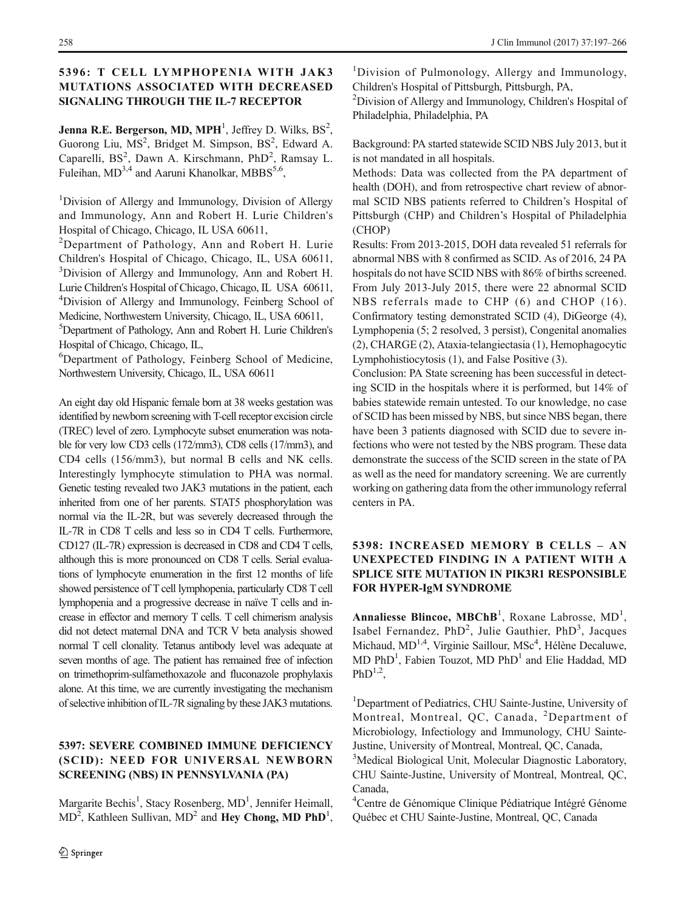## 5396: T CELL LYMPHOPENIA WITH JAK3 MUTATIONS ASSOCIATED WITH DECREASED SIGNALING THROUGH THE IL-7 RECEPTOR

**Jenna R.E. Bergerson, MD, MPH**[1], Jeffrey D. Wilks, BS[2], Guorong Liu, MS[2], Bridget M. Simpson, BS[2], Edward A. Caparelli, BS[2], Dawn A. Kirschmann, PhD[2], Ramsay L. Fuleihan, MD[3,4] and Aaruni Khanolkar, MBBS[5,6],

[1]Division of Allergy and Immunology, Division of Allergy and Immunology, Ann and Robert H. Lurie Children's Hospital of Chicago, Chicago, IL USA 60611,
[2]Department of Pathology, Ann and Robert H. Lurie Children's Hospital of Chicago, Chicago, IL, USA 60611,
[3]Division of Allergy and Immunology, Ann and Robert H. Lurie Children's Hospital of Chicago, Chicago, IL USA 60611,
[4]Division of Allergy and Immunology, Feinberg School of Medicine, Northwestern University, Chicago, IL, USA 60611,
[5]Department of Pathology, Ann and Robert H. Lurie Children's Hospital of Chicago, Chicago, IL,
[6]Department of Pathology, Feinberg School of Medicine, Northwestern University, Chicago, IL, USA 60611

An eight day old Hispanic female born at 38 weeks gestation was identified by newborn screening with T-cell receptor excision circle (TREC) level of zero. Lymphocyte subset enumeration was notable for very low CD3 cells (172/mm3), CD8 cells (17/mm3), and CD4 cells (156/mm3), but normal B cells and NK cells. Interestingly lymphocyte stimulation to PHA was normal. Genetic testing revealed two JAK3 mutations in the patient, each inherited from one of her parents. STAT5 phosphorylation was normal via the IL-2R, but was severely decreased through the IL-7R in CD8 T cells and less so in CD4 T cells. Furthermore, CD127 (IL-7R) expression is decreased in CD8 and CD4 T cells, although this is more pronounced on CD8 T cells. Serial evaluations of lymphocyte enumeration in the first 12 months of life showed persistence of T cell lymphopenia, particularly CD8 T cell lymphopenia and a progressive decrease in naïve T cells and increase in effector and memory T cells. T cell chimerism analysis did not detect maternal DNA and TCR V beta analysis showed normal T cell clonality. Tetanus antibody level was adequate at seven months of age. The patient has remained free of infection on trimethoprim-sulfamethoxazole and fluconazole prophylaxis alone. At this time, we are currently investigating the mechanism of selective inhibition of IL-7R signaling by these JAK3 mutations.

## 5397: SEVERE COMBINED IMMUNE DEFICIENCY (SCID): NEED FOR UNIVERSAL NEWBORN SCREENING (NBS) IN PENNSYLVANIA (PA)

Margarite Bechis[1], Stacy Rosenberg, MD[1], Jennifer Heimall, MD[2], Kathleen Sullivan, MD[2] and **Hey Chong, MD PhD**[1],

[1]Division of Pulmonology, Allergy and Immunology, Children's Hospital of Pittsburgh, Pittsburgh, PA,
[2]Division of Allergy and Immunology, Children's Hospital of Philadelphia, Philadelphia, PA

Background: PA started statewide SCID NBS July 2013, but it is not mandated in all hospitals.

Methods: Data was collected from the PA department of health (DOH), and from retrospective chart review of abnormal SCID NBS patients referred to Children's Hospital of Pittsburgh (CHP) and Children's Hospital of Philadelphia (CHOP)

Results: From 2013-2015, DOH data revealed 51 referrals for abnormal NBS with 8 confirmed as SCID. As of 2016, 24 PA hospitals do not have SCID NBS with 86% of births screened. From July 2013-July 2015, there were 22 abnormal SCID NBS referrals made to CHP (6) and CHOP (16). Confirmatory testing demonstrated SCID (4), DiGeorge (4), Lymphopenia (5; 2 resolved, 3 persist), Congenital anomalies (2), CHARGE (2), Ataxia-telangiectasia (1), Hemophagocytic Lymphohistiocytosis (1), and False Positive (3).

Conclusion: PA State screening has been successful in detecting SCID in the hospitals where it is performed, but 14% of babies statewide remain untested. To our knowledge, no case of SCID has been missed by NBS, but since NBS began, there have been 3 patients diagnosed with SCID due to severe infections who were not tested by the NBS program. These data demonstrate the success of the SCID screen in the state of PA as well as the need for mandatory screening. We are currently working on gathering data from the other immunology referral centers in PA.

## 5398: INCREASED MEMORY B CELLS – AN UNEXPECTED FINDING IN A PATIENT WITH A SPLICE SITE MUTATION IN PIK3R1 RESPONSIBLE FOR HYPER-IgM SYNDROME

**Annaliesse Blincoe, MBChB**[1], Roxane Labrosse, MD[1], Isabel Fernandez, PhD[2], Julie Gauthier, PhD[3], Jacques Michaud, MD[1,4], Virginie Saillour, MSc[4], Hélène Decaluwe, MD PhD[1], Fabien Touzot, MD PhD[1] and Elie Haddad, MD PhD[1,2],

[1]Department of Pediatrics, CHU Sainte-Justine, University of Montreal, Montreal, QC, Canada, [2]Department of Microbiology, Infectiology and Immunology, CHU Sainte-Justine, University of Montreal, Montreal, QC, Canada,
[3]Medical Biological Unit, Molecular Diagnostic Laboratory, CHU Sainte-Justine, University of Montreal, Montreal, QC, Canada,
[4]Centre de Génomique Clinique Pédiatrique Intégré Génome Québec et CHU Sainte-Justine, Montreal, QC, Canada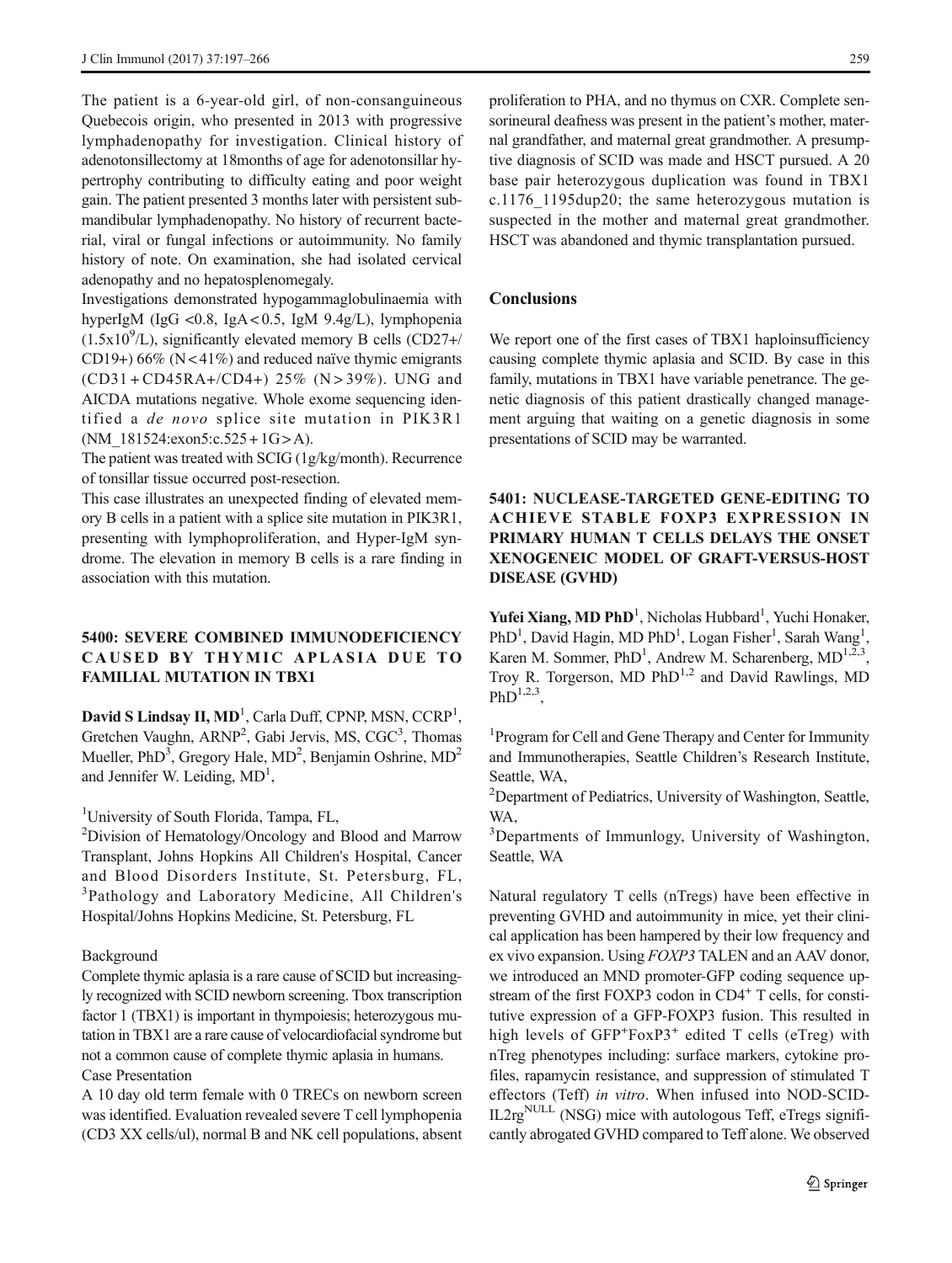The patient is a 6-year-old girl, of non-consanguineous Quebecois origin, who presented in 2013 with progressive lymphadenopathy for investigation. Clinical history of adenotonsillectomy at 18months of age for adenotonsillar hypertrophy contributing to difficulty eating and poor weight gain. The patient presented 3 months later with persistent submandibular lymphadenopathy. No history of recurrent bacterial, viral or fungal infections or autoimmunity. No family history of note. On examination, she had isolated cervical adenopathy and no hepatosplenomegaly.

Investigations demonstrated hypogammaglobulinaemia with hyperIgM (IgG <0.8, IgA < 0.5, IgM 9.4g/L), lymphopenia ($1.5x10^9$/L), significantly elevated memory B cells (CD27+/CD19+) 66% (N < 41%) and reduced naïve thymic emigrants (CD31 + CD45RA+/CD4+) 25% (N > 39%). UNG and AICDA mutations negative. Whole exome sequencing identified a *de novo* splice site mutation in PIK3R1 (NM_181524:exon5:c.525 + 1G > A).

The patient was treated with SCIG (1g/kg/month). Recurrence of tonsillar tissue occurred post-resection.

This case illustrates an unexpected finding of elevated memory B cells in a patient with a splice site mutation in PIK3R1, presenting with lymphoproliferation, and Hyper-IgM syndrome. The elevation in memory B cells is a rare finding in association with this mutation.

## 5400: SEVERE COMBINED IMMUNODEFICIENCY CAUSED BY THYMIC APLASIA DUE TO FAMILIAL MUTATION IN TBX1

**David S Lindsay II, MD**[1], Carla Duff, CPNP, MSN, CCRP[1], Gretchen Vaughn, ARNP[2], Gabi Jervis, MS, CGC[3], Thomas Mueller, PhD[3], Gregory Hale, MD[2], Benjamin Oshrine, MD[2] and Jennifer W. Leiding, MD[1],

[1]University of South Florida, Tampa, FL,
[2]Division of Hematology/Oncology and Blood and Marrow Transplant, Johns Hopkins All Children's Hospital, Cancer and Blood Disorders Institute, St. Petersburg, FL,
[3]Pathology and Laboratory Medicine, All Children's Hospital/Johns Hopkins Medicine, St. Petersburg, FL

Background

Complete thymic aplasia is a rare cause of SCID but increasingly recognized with SCID newborn screening. Tbox transcription factor 1 (TBX1) is important in thympoiesis; heterozygous mutation in TBX1 are a rare cause of velocardiofacial syndrome but not a common cause of complete thymic aplasia in humans.

Case Presentation

A 10 day old term female with 0 TRECs on newborn screen was identified. Evaluation revealed severe T cell lymphopenia (CD3 XX cells/ul), normal B and NK cell populations, absent proliferation to PHA, and no thymus on CXR. Complete sensorineural deafness was present in the patient's mother, maternal grandfather, and maternal great grandmother. A presumptive diagnosis of SCID was made and HSCT pursued. A 20 base pair heterozygous duplication was found in TBX1 c.1176_1195dup20; the same heterozygous mutation is suspected in the mother and maternal great grandmother. HSCT was abandoned and thymic transplantation pursued.

### Conclusions

We report one of the first cases of TBX1 haploinsufficiency causing complete thymic aplasia and SCID. By case in this family, mutations in TBX1 have variable penetrance. The genetic diagnosis of this patient drastically changed management arguing that waiting on a genetic diagnosis in some presentations of SCID may be warranted.

## 5401: NUCLEASE-TARGETED GENE-EDITING TO ACHIEVE STABLE FOXP3 EXPRESSION IN PRIMARY HUMAN T CELLS DELAYS THE ONSET XENOGENEIC MODEL OF GRAFT-VERSUS-HOST DISEASE (GVHD)

**Yufei Xiang, MD PhD**[1], Nicholas Hubbard[1], Yuchi Honaker, PhD[1], David Hagin, MD PhD[1], Logan Fisher[1], Sarah Wang[1], Karen M. Sommer, PhD[1], Andrew M. Scharenberg, MD[1,2,3], Troy R. Torgerson, MD PhD[1,2] and David Rawlings, MD PhD[1,2,3],

[1]Program for Cell and Gene Therapy and Center for Immunity and Immunotherapies, Seattle Children's Research Institute, Seattle, WA,
[2]Department of Pediatrics, University of Washington, Seattle, WA,
[3]Departments of Immunlogy, University of Washington, Seattle, WA

Natural regulatory T cells (nTregs) have been effective in preventing GVHD and autoimmunity in mice, yet their clinical application has been hampered by their low frequency and ex vivo expansion. Using *FOXP3* TALEN and an AAV donor, we introduced an MND promoter-GFP coding sequence upstream of the first FOXP3 codon in $CD4^+$ T cells, for constitutive expression of a GFP-FOXP3 fusion. This resulted in high levels of $GFP^+FoxP3^+$ edited T cells (eTreg) with nTreg phenotypes including: surface markers, cytokine profiles, rapamycin resistance, and suppression of stimulated T effectors (Teff) *in vitro*. When infused into NOD-SCID-$IL2rg^{NULL}$ (NSG) mice with autologous Teff, eTregs significantly abrogated GVHD compared to Teff alone. We observed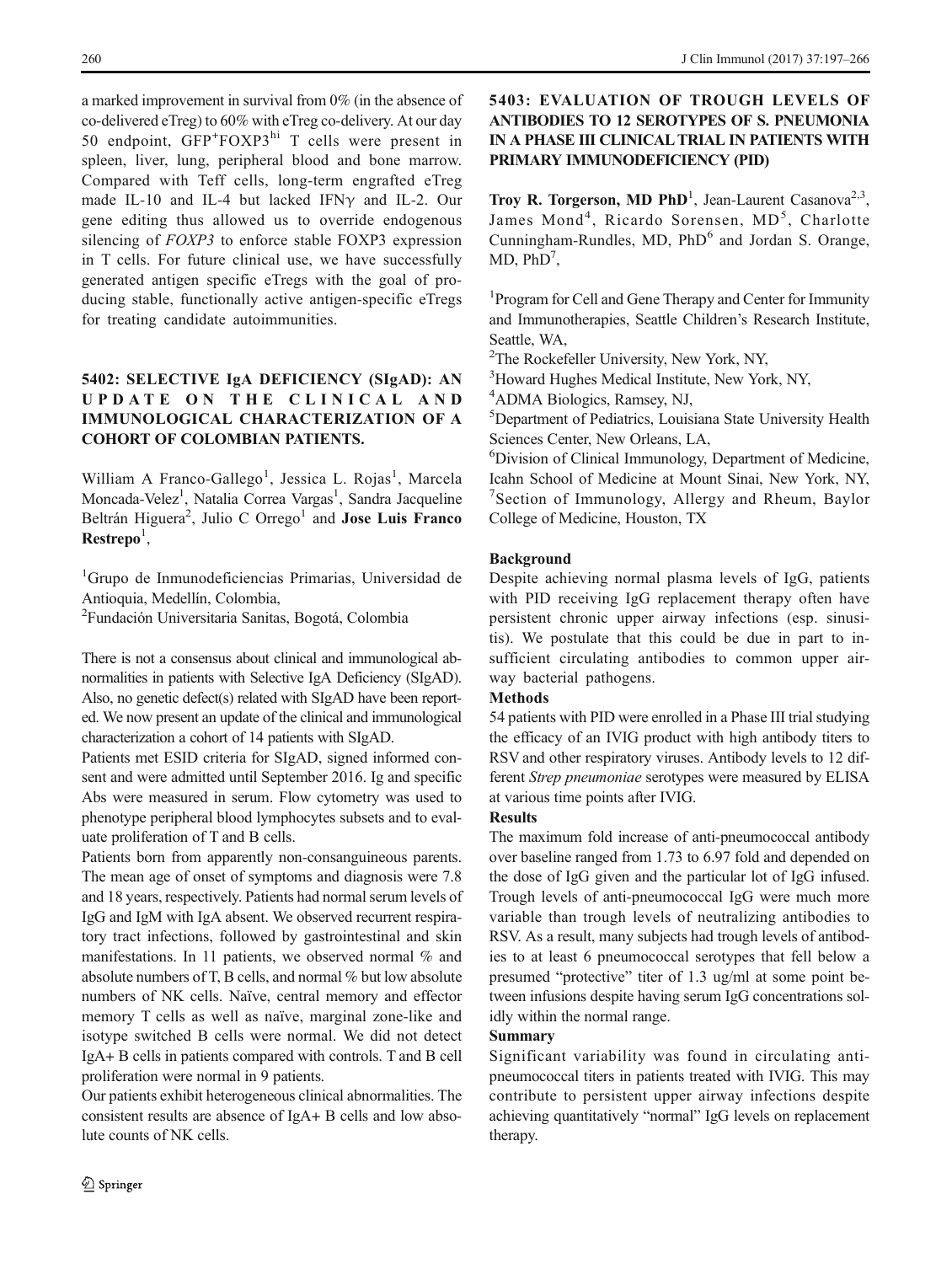a marked improvement in survival from 0% (in the absence of co-delivered eTreg) to 60% with eTreg co-delivery. At our day 50 endpoint, GFP$^+$FOXP3$^{hi}$ T cells were present in spleen, liver, lung, peripheral blood and bone marrow. Compared with Teff cells, long-term engrafted eTreg made IL-10 and IL-4 but lacked IFNγ and IL-2. Our gene editing thus allowed us to override endogenous silencing of *FOXP3* to enforce stable FOXP3 expression in T cells. For future clinical use, we have successfully generated antigen specific eTregs with the goal of producing stable, functionally active antigen-specific eTregs for treating candidate autoimmunities.

## 5402: SELECTIVE IgA DEFICIENCY (SIgAD): AN UPDATE ON THE CLINICAL AND IMMUNOLOGICAL CHARACTERIZATION OF A COHORT OF COLOMBIAN PATIENTS.

William A Franco-Gallego[1], Jessica L. Rojas[1], Marcela Moncada-Velez[1], Natalia Correa Vargas[1], Sandra Jacqueline Beltrán Higuera[2], Julio C Orrego[1] and **Jose Luis Franco Restrepo**[1],

[1]Grupo de Inmunodeficiencias Primarias, Universidad de Antioquia, Medellín, Colombia,

[2]Fundación Universitaria Sanitas, Bogotá, Colombia

There is not a consensus about clinical and immunological abnormalities in patients with Selective IgA Deficiency (SIgAD). Also, no genetic defect(s) related with SIgAD have been reported. We now present an update of the clinical and immunological characterization a cohort of 14 patients with SIgAD.

Patients met ESID criteria for SIgAD, signed informed consent and were admitted until September 2016. Ig and specific Abs were measured in serum. Flow cytometry was used to phenotype peripheral blood lymphocytes subsets and to evaluate proliferation of T and B cells.

Patients born from apparently non-consanguineous parents. The mean age of onset of symptoms and diagnosis were 7.8 and 18 years, respectively. Patients had normal serum levels of IgG and IgM with IgA absent. We observed recurrent respiratory tract infections, followed by gastrointestinal and skin manifestations. In 11 patients, we observed normal % and absolute numbers of T, B cells, and normal % but low absolute numbers of NK cells. Naïve, central memory and effector memory T cells as well as naïve, marginal zone-like and isotype switched B cells were normal. We did not detect IgA+ B cells in patients compared with controls. T and B cell proliferation were normal in 9 patients.

Our patients exhibit heterogeneous clinical abnormalities. The consistent results are absence of IgA+ B cells and low absolute counts of NK cells.

## 5403: EVALUATION OF TROUGH LEVELS OF ANTIBODIES TO 12 SEROTYPES OF S. PNEUMONIA IN A PHASE III CLINICAL TRIAL IN PATIENTS WITH PRIMARY IMMUNODEFICIENCY (PID)

**Troy R. Torgerson, MD PhD**[1], Jean-Laurent Casanova[2,3], James Mond[4], Ricardo Sorensen, MD[5], Charlotte Cunningham-Rundles, MD, PhD[6] and Jordan S. Orange, MD, PhD[7],

[1]Program for Cell and Gene Therapy and Center for Immunity and Immunotherapies, Seattle Children's Research Institute, Seattle, WA,

[2]The Rockefeller University, New York, NY,

[3]Howard Hughes Medical Institute, New York, NY,

[4]ADMA Biologics, Ramsey, NJ,

[5]Department of Pediatrics, Louisiana State University Health Sciences Center, New Orleans, LA,

[6]Division of Clinical Immunology, Department of Medicine, Icahn School of Medicine at Mount Sinai, New York, NY,

[7]Section of Immunology, Allergy and Rheum, Baylor College of Medicine, Houston, TX

**Background**

Despite achieving normal plasma levels of IgG, patients with PID receiving IgG replacement therapy often have persistent chronic upper airway infections (esp. sinusitis). We postulate that this could be due in part to insufficient circulating antibodies to common upper airway bacterial pathogens.

**Methods**

54 patients with PID were enrolled in a Phase III trial studying the efficacy of an IVIG product with high antibody titers to RSV and other respiratory viruses. Antibody levels to 12 different *Strep pneumoniae* serotypes were measured by ELISA at various time points after IVIG.

**Results**

The maximum fold increase of anti-pneumococcal antibody over baseline ranged from 1.73 to 6.97 fold and depended on the dose of IgG given and the particular lot of IgG infused. Trough levels of anti-pneumococcal IgG were much more variable than trough levels of neutralizing antibodies to RSV. As a result, many subjects had trough levels of antibodies to at least 6 pneumococcal serotypes that fell below a presumed "protective" titer of 1.3 ug/ml at some point between infusions despite having serum IgG concentrations solidly within the normal range.

**Summary**

Significant variability was found in circulating anti-pneumococcal titers in patients treated with IVIG. This may contribute to persistent upper airway infections despite achieving quantitatively "normal" IgG levels on replacement therapy.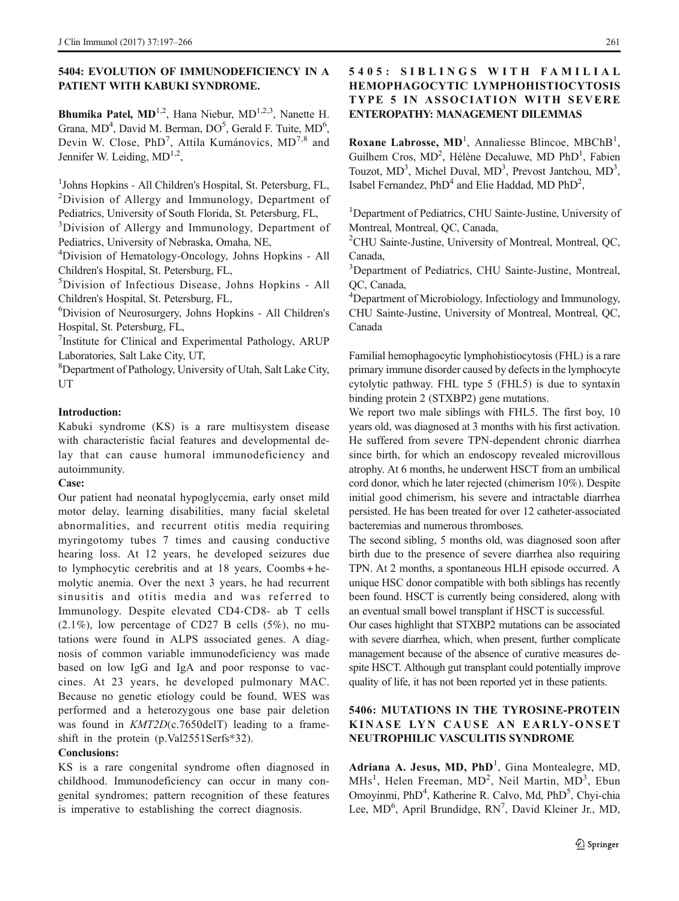## 5404: EVOLUTION OF IMMUNODEFICIENCY IN A PATIENT WITH KABUKI SYNDROME.

**Bhumika Patel, MD**[1,2], Hana Niebur, MD[1,2,3], Nanette H. Grana, MD[4], David M. Berman, DO[5], Gerald F. Tuite, MD[6], Devin W. Close, PhD[7], Attila Kumánovics, MD[7,8] and Jennifer W. Leiding, MD[1,2],

[1]Johns Hopkins - All Children's Hospital, St. Petersburg, FL,
[2]Division of Allergy and Immunology, Department of Pediatrics, University of South Florida, St. Petersburg, FL,
[3]Division of Allergy and Immunology, Department of Pediatrics, University of Nebraska, Omaha, NE,
[4]Division of Hematology-Oncology, Johns Hopkins - All Children's Hospital, St. Petersburg, FL,
[5]Division of Infectious Disease, Johns Hopkins - All Children's Hospital, St. Petersburg, FL,
[6]Division of Neurosurgery, Johns Hopkins - All Children's Hospital, St. Petersburg, FL,
[7]Institute for Clinical and Experimental Pathology, ARUP Laboratories, Salt Lake City, UT,
[8]Department of Pathology, University of Utah, Salt Lake City, UT

**Introduction:**

Kabuki syndrome (KS) is a rare multisystem disease with characteristic facial features and developmental delay that can cause humoral immunodeficiency and autoimmunity.

**Case:**

Our patient had neonatal hypoglycemia, early onset mild motor delay, learning disabilities, many facial skeletal abnormalities, and recurrent otitis media requiring myringotomy tubes 7 times and causing conductive hearing loss. At 12 years, he developed seizures due to lymphocytic cerebritis and at 18 years, Coombs + hemolytic anemia. Over the next 3 years, he had recurrent sinusitis and otitis media and was referred to Immunology. Despite elevated CD4-CD8- ab T cells (2.1%), low percentage of CD27 B cells (5%), no mutations were found in ALPS associated genes. A diagnosis of common variable immunodeficiency was made based on low IgG and IgA and poor response to vaccines. At 23 years, he developed pulmonary MAC. Because no genetic etiology could be found, WES was performed and a heterozygous one base pair deletion was found in *KMT2D*(c.7650delT) leading to a frameshift in the protein (p.Val2551Serfs*32).

**Conclusions:**

KS is a rare congenital syndrome often diagnosed in childhood. Immunodeficiency can occur in many congenital syndromes; pattern recognition of these features is imperative to establishing the correct diagnosis.

## 5405: SIBLINGS WITH FAMILIAL HEMOPHAGOCYTIC LYMPHOHISTIOCYTOSIS TYPE 5 IN ASSOCIATION WITH SEVERE ENTEROPATHY: MANAGEMENT DILEMMAS

**Roxane Labrosse, MD**[1], Annaliesse Blincoe, MBChB[1], Guilhem Cros, MD[2], Hélène Decaluwe, MD PhD[1], Fabien Touzot, MD[3], Michel Duval, MD[3], Prevost Jantchou, MD[3], Isabel Fernandez, PhD[4] and Elie Haddad, MD PhD[2],

[1]Department of Pediatrics, CHU Sainte-Justine, University of Montreal, Montreal, QC, Canada,
[2]CHU Sainte-Justine, University of Montreal, Montreal, QC, Canada,
[3]Department of Pediatrics, CHU Sainte-Justine, Montreal, QC, Canada,
[4]Department of Microbiology, Infectiology and Immunology, CHU Sainte-Justine, University of Montreal, Montreal, QC, Canada

Familial hemophagocytic lymphohistiocytosis (FHL) is a rare primary immune disorder caused by defects in the lymphocyte cytolytic pathway. FHL type 5 (FHL5) is due to syntaxin binding protein 2 (STXBP2) gene mutations.

We report two male siblings with FHL5. The first boy, 10 years old, was diagnosed at 3 months with his first activation. He suffered from severe TPN-dependent chronic diarrhea since birth, for which an endoscopy revealed microvillous atrophy. At 6 months, he underwent HSCT from an umbilical cord donor, which he later rejected (chimerism 10%). Despite initial good chimerism, his severe and intractable diarrhea persisted. He has been treated for over 12 catheter-associated bacteremias and numerous thromboses.

The second sibling, 5 months old, was diagnosed soon after birth due to the presence of severe diarrhea also requiring TPN. At 2 months, a spontaneous HLH episode occurred. A unique HSC donor compatible with both siblings has recently been found. HSCT is currently being considered, along with an eventual small bowel transplant if HSCT is successful.

Our cases highlight that STXBP2 mutations can be associated with severe diarrhea, which, when present, further complicate management because of the absence of curative measures despite HSCT. Although gut transplant could potentially improve quality of life, it has not been reported yet in these patients.

## 5406: MUTATIONS IN THE TYROSINE-PROTEIN KINASE LYN CAUSE AN EARLY-ONSET NEUTROPHILIC VASCULITIS SYNDROME

**Adriana A. Jesus, MD, PhD**[1], Gina Montealegre, MD, MHs[1], Helen Freeman, MD[2], Neil Martin, MD[3], Ebun Omoyinmi, PhD[4], Katherine R. Calvo, Md, PhD[5], Chyi-chia Lee, MD[6], April Brundidge, RN[7], David Kleiner Jr., MD,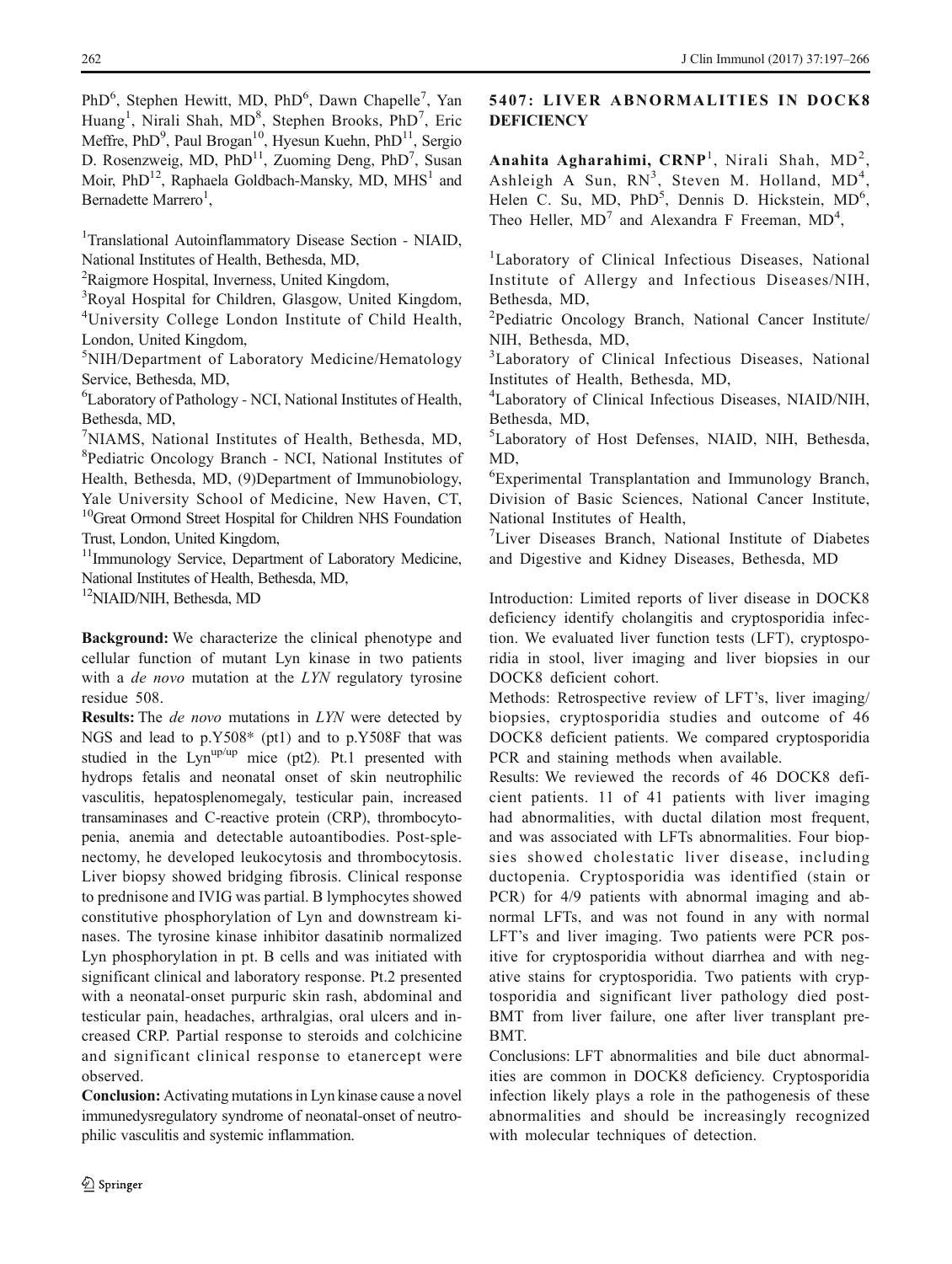PhD[6], Stephen Hewitt, MD, PhD[6], Dawn Chapelle[7], Yan Huang[1], Nirali Shah, MD[8], Stephen Brooks, PhD[7], Eric Meffre, PhD[9], Paul Brogan[10], Hyesun Kuehn, PhD[11], Sergio D. Rosenzweig, MD, PhD[11], Zuoming Deng, PhD[7], Susan Moir, PhD[12], Raphaela Goldbach-Mansky, MD, MHS[1] and Bernadette Marrero[1],

[1]Translational Autoinflammatory Disease Section - NIAID, National Institutes of Health, Bethesda, MD,
[2]Raigmore Hospital, Inverness, United Kingdom,
[3]Royal Hospital for Children, Glasgow, United Kingdom,
[4]University College London Institute of Child Health, London, United Kingdom,
[5]NIH/Department of Laboratory Medicine/Hematology Service, Bethesda, MD,
[6]Laboratory of Pathology - NCI, National Institutes of Health, Bethesda, MD,
[7]NIAMS, National Institutes of Health, Bethesda, MD,
[8]Pediatric Oncology Branch - NCI, National Institutes of Health, Bethesda, MD, (9)Department of Immunobiology, Yale University School of Medicine, New Haven, CT,
[10]Great Ormond Street Hospital for Children NHS Foundation Trust, London, United Kingdom,
[11]Immunology Service, Department of Laboratory Medicine, National Institutes of Health, Bethesda, MD,
[12]NIAID/NIH, Bethesda, MD

**Background:** We characterize the clinical phenotype and cellular function of mutant Lyn kinase in two patients with a *de novo* mutation at the *LYN* regulatory tyrosine residue 508.

**Results:** The *de novo* mutations in *LYN* were detected by NGS and lead to p.Y508* (pt1) and to p.Y508F that was studied in the $Lyn^{up/up}$ mice (pt2). Pt.1 presented with hydrops fetalis and neonatal onset of skin neutrophilic vasculitis, hepatosplenomegaly, testicular pain, increased transaminases and C-reactive protein (CRP), thrombocytopenia, anemia and detectable autoantibodies. Post-splenectomy, he developed leukocytosis and thrombocytosis. Liver biopsy showed bridging fibrosis. Clinical response to prednisone and IVIG was partial. B lymphocytes showed constitutive phosphorylation of Lyn and downstream kinases. The tyrosine kinase inhibitor dasatinib normalized Lyn phosphorylation in pt. B cells and was initiated with significant clinical and laboratory response. Pt.2 presented with a neonatal-onset purpuric skin rash, abdominal and testicular pain, headaches, arthralgias, oral ulcers and increased CRP. Partial response to steroids and colchicine and significant clinical response to etanercept were observed.

**Conclusion:** Activating mutations in Lyn kinase cause a novel immunedysregulatory syndrome of neonatal-onset of neutrophilic vasculitis and systemic inflammation.

## 5407: LIVER ABNORMALITIES IN DOCK8 DEFICIENCY

**Anahita Agharahimi, CRNP**[1], Nirali Shah, MD[2], Ashleigh A Sun, RN[3], Steven M. Holland, MD[4], Helen C. Su, MD, PhD[5], Dennis D. Hickstein, MD[6], Theo Heller, MD[7] and Alexandra F Freeman, MD[4],

[1]Laboratory of Clinical Infectious Diseases, National Institute of Allergy and Infectious Diseases/NIH, Bethesda, MD,
[2]Pediatric Oncology Branch, National Cancer Institute/NIH, Bethesda, MD,
[3]Laboratory of Clinical Infectious Diseases, National Institutes of Health, Bethesda, MD,
[4]Laboratory of Clinical Infectious Diseases, NIAID/NIH, Bethesda, MD,
[5]Laboratory of Host Defenses, NIAID, NIH, Bethesda, MD,
[6]Experimental Transplantation and Immunology Branch, Division of Basic Sciences, National Cancer Institute, National Institutes of Health,
[7]Liver Diseases Branch, National Institute of Diabetes and Digestive and Kidney Diseases, Bethesda, MD

Introduction: Limited reports of liver disease in DOCK8 deficiency identify cholangitis and cryptosporidia infection. We evaluated liver function tests (LFT), cryptosporidia in stool, liver imaging and liver biopsies in our DOCK8 deficient cohort.

Methods: Retrospective review of LFT's, liver imaging/biopsies, cryptosporidia studies and outcome of 46 DOCK8 deficient patients. We compared cryptosporidia PCR and staining methods when available.

Results: We reviewed the records of 46 DOCK8 deficient patients. 11 of 41 patients with liver imaging had abnormalities, with ductal dilation most frequent, and was associated with LFTs abnormalities. Four biopsies showed cholestatic liver disease, including ductopenia. Cryptosporidia was identified (stain or PCR) for 4/9 patients with abnormal imaging and abnormal LFTs, and was not found in any with normal LFT's and liver imaging. Two patients were PCR positive for cryptosporidia without diarrhea and with negative stains for cryptosporidia. Two patients with cryptosporidia and significant liver pathology died post-BMT from liver failure, one after liver transplant pre-BMT.

Conclusions: LFT abnormalities and bile duct abnormalities are common in DOCK8 deficiency. Cryptosporidia infection likely plays a role in the pathogenesis of these abnormalities and should be increasingly recognized with molecular techniques of detection.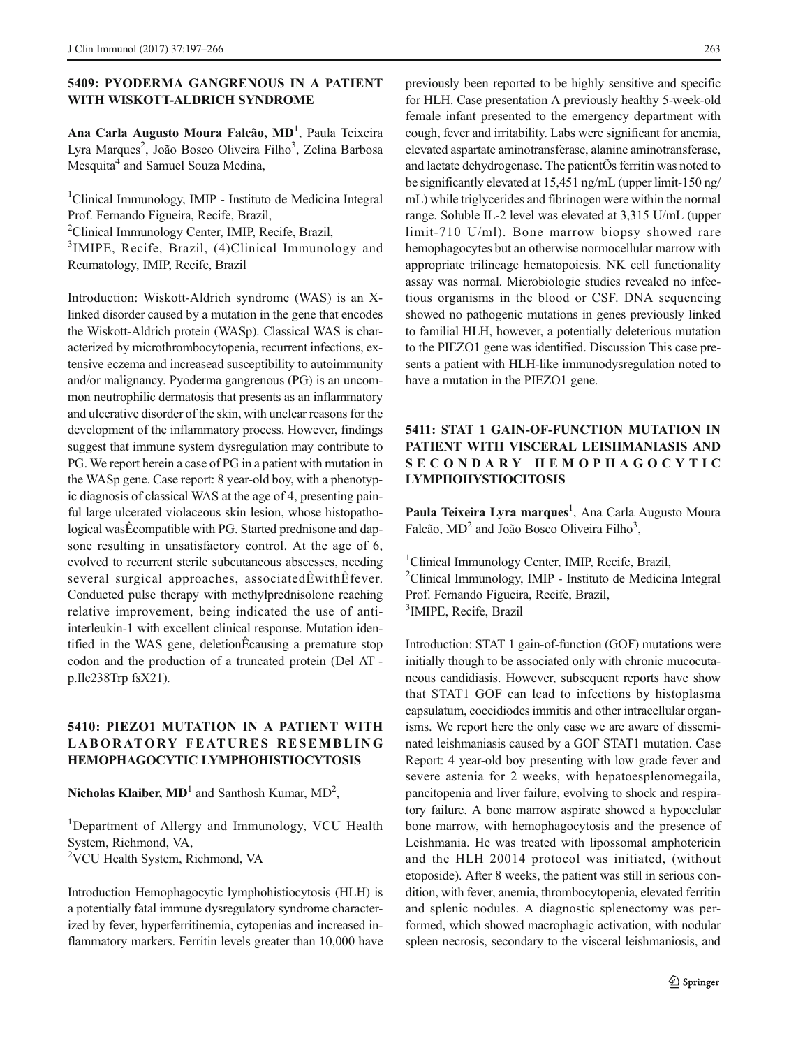## 5409: PYODERMA GANGRENOUS IN A PATIENT WITH WISKOTT-ALDRICH SYNDROME

**Ana Carla Augusto Moura Falcão, MD**[1], Paula Teixeira Lyra Marques[2], João Bosco Oliveira Filho[3], Zelina Barbosa Mesquita[4] and Samuel Souza Medina,

[1]Clinical Immunology, IMIP - Instituto de Medicina Integral Prof. Fernando Figueira, Recife, Brazil,
[2]Clinical Immunology Center, IMIP, Recife, Brazil,
[3]IMIPE, Recife, Brazil, (4)Clinical Immunology and Reumatology, IMIP, Recife, Brazil

Introduction: Wiskott-Aldrich syndrome (WAS) is an X-linked disorder caused by a mutation in the gene that encodes the Wiskott-Aldrich protein (WASp). Classical WAS is characterized by microthrombocytopenia, recurrent infections, extensive eczema and increasead susceptibility to autoimmunity and/or malignancy. Pyoderma gangrenous (PG) is an uncommon neutrophilic dermatosis that presents as an inflammatory and ulcerative disorder of the skin, with unclear reasons for the development of the inflammatory process. However, findings suggest that immune system dysregulation may contribute to PG. We report herein a case of PG in a patient with mutation in the WASp gene. Case report: 8 year-old boy, with a phenotypic diagnosis of classical WAS at the age of 4, presenting painful large ulcerated violaceous skin lesion, whose histopathological wasÊcompatible with PG. Started prednisone and dapsone resulting in unsatisfactory control. At the age of 6, evolved to recurrent sterile subcutaneous abscesses, needing several surgical approaches, associatedÊwithÊfever. Conducted pulse therapy with methylprednisolone reaching relative improvement, being indicated the use of anti-interleukin-1 with excellent clinical response. Mutation identified in the WAS gene, deletionÊcausing a premature stop codon and the production of a truncated protein (Del AT - p.Ile238Trp fsX21).

## 5410: PIEZO1 MUTATION IN A PATIENT WITH LABORATORY FEATURES RESEMBLING HEMOPHAGOCYTIC LYMPHOHISTIOCYTOSIS

**Nicholas Klaiber, MD**[1] and Santhosh Kumar, MD[2],

[1]Department of Allergy and Immunology, VCU Health System, Richmond, VA,
[2]VCU Health System, Richmond, VA

Introduction Hemophagocytic lymphohistiocytosis (HLH) is a potentially fatal immune dysregulatory syndrome characterized by fever, hyperferritinemia, cytopenias and increased inflammatory markers. Ferritin levels greater than 10,000 have previously been reported to be highly sensitive and specific for HLH. Case presentation A previously healthy 5-week-old female infant presented to the emergency department with cough, fever and irritability. Labs were significant for anemia, elevated aspartate aminotransferase, alanine aminotransferase, and lactate dehydrogenase. The patientÕs ferritin was noted to be significantly elevated at 15,451 ng/mL (upper limit-150 ng/mL) while triglycerides and fibrinogen were within the normal range. Soluble IL-2 level was elevated at 3,315 U/mL (upper limit-710 U/ml). Bone marrow biopsy showed rare hemophagocytes but an otherwise normocellular marrow with appropriate trilineage hematopoiesis. NK cell functionality assay was normal. Microbiologic studies revealed no infectious organisms in the blood or CSF. DNA sequencing showed no pathogenic mutations in genes previously linked to familial HLH, however, a potentially deleterious mutation to the PIEZO1 gene was identified. Discussion This case presents a patient with HLH-like immunodysregulation noted to have a mutation in the PIEZO1 gene.

## 5411: STAT 1 GAIN-OF-FUNCTION MUTATION IN PATIENT WITH VISCERAL LEISHMANIASIS AND SECONDARY HEMOPHAGOCYTIC LYMPHOHYSTIOCITOSIS

**Paula Teixeira Lyra marques**[1], Ana Carla Augusto Moura Falcão, MD[2] and João Bosco Oliveira Filho[3],

[1]Clinical Immunology Center, IMIP, Recife, Brazil,
[2]Clinical Immunology, IMIP - Instituto de Medicina Integral Prof. Fernando Figueira, Recife, Brazil,
[3]IMIPE, Recife, Brazil

Introduction: STAT 1 gain-of-function (GOF) mutations were initially though to be associated only with chronic mucocutaneous candidiasis. However, subsequent reports have show that STAT1 GOF can lead to infections by histoplasma capsulatum, coccidiodes immitis and other intracellular organisms. We report here the only case we are aware of disseminated leishmaniasis caused by a GOF STAT1 mutation. Case Report: 4 year-old boy presenting with low grade fever and severe astenia for 2 weeks, with hepatoesplenomegaila, pancitopenia and liver failure, evolving to shock and respiratory failure. A bone marrow aspirate showed a hypocelular bone marrow, with hemophagocytosis and the presence of Leishmania. He was treated with lipossomal amphotericin and the HLH 20014 protocol was initiated, (without etoposide). After 8 weeks, the patient was still in serious condition, with fever, anemia, thrombocytopenia, elevated ferritin and splenic nodules. A diagnostic splenectomy was performed, which showed macrophagic activation, with nodular spleen necrosis, secondary to the visceral leishmaniosis, and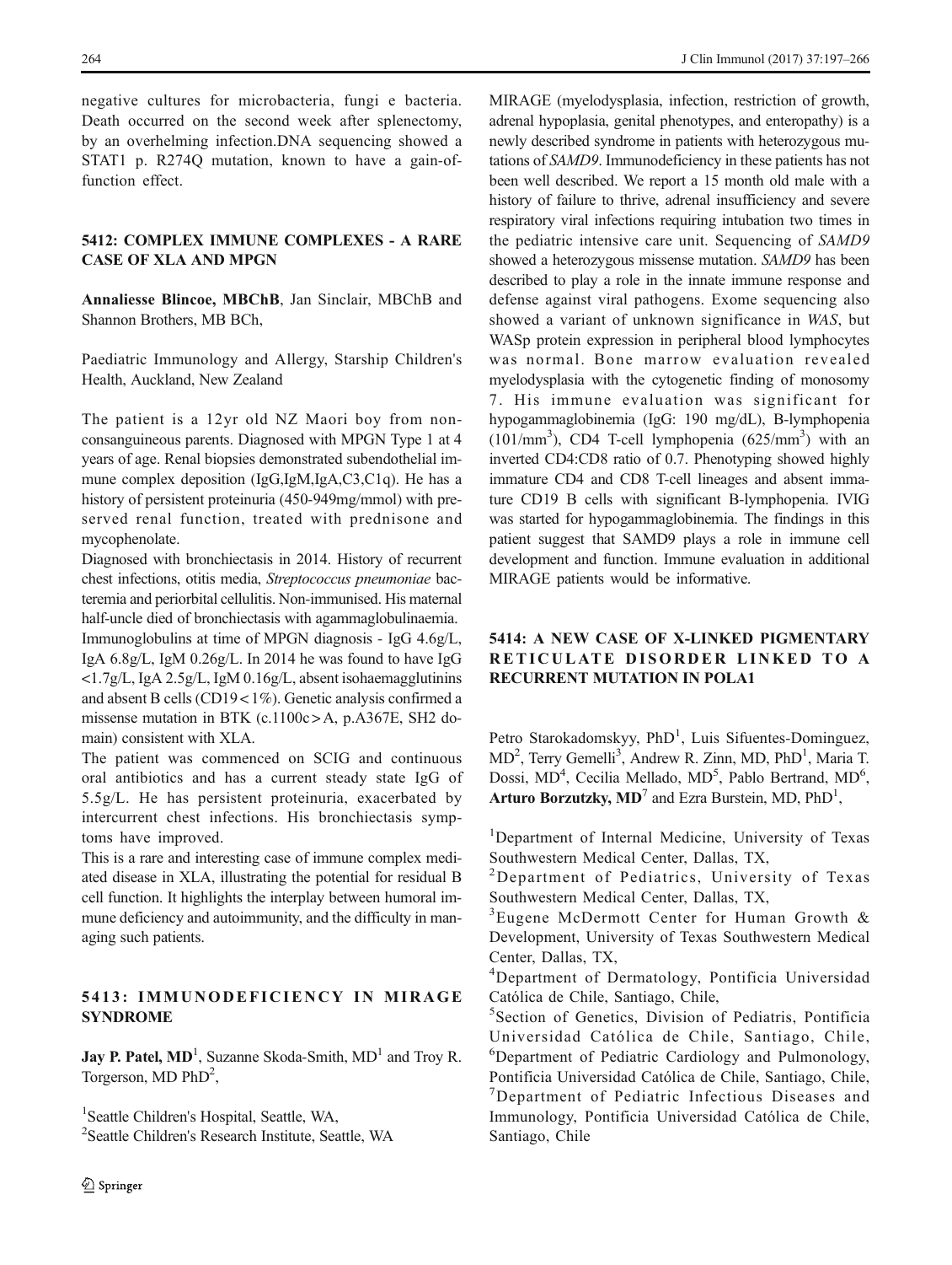negative cultures for microbacteria, fungi e bacteria. Death occurred on the second week after splenectomy, by an overhelming infection.DNA sequencing showed a STAT1 p. R274Q mutation, known to have a gain-of-function effect.

## 5412: COMPLEX IMMUNE COMPLEXES - A RARE CASE OF XLA AND MPGN

**Annaliesse Blincoe, MBChB**, Jan Sinclair, MBChB and Shannon Brothers, MB BCh,

Paediatric Immunology and Allergy, Starship Children's Health, Auckland, New Zealand

The patient is a 12yr old NZ Maori boy from non-consanguineous parents. Diagnosed with MPGN Type 1 at 4 years of age. Renal biopsies demonstrated subendothelial immune complex deposition (IgG,IgM,IgA,C3,C1q). He has a history of persistent proteinuria (450-949mg/mmol) with preserved renal function, treated with prednisone and mycophenolate.

Diagnosed with bronchiectasis in 2014. History of recurrent chest infections, otitis media, *Streptococcus pneumoniae* bacteremia and periorbital cellulitis. Non-immunised. His maternal half-uncle died of bronchiectasis with agammaglobulinaemia. Immunoglobulins at time of MPGN diagnosis - IgG 4.6g/L, IgA 6.8g/L, IgM 0.26g/L. In 2014 he was found to have IgG <1.7g/L, IgA 2.5g/L, IgM 0.16g/L, absent isohaemagglutinins and absent B cells (CD19 < 1%). Genetic analysis confirmed a missense mutation in BTK (c.1100c > A, p.A367E, SH2 domain) consistent with XLA.

The patient was commenced on SCIG and continuous oral antibiotics and has a current steady state IgG of 5.5g/L. He has persistent proteinuria, exacerbated by intercurrent chest infections. His bronchiectasis symptoms have improved.

This is a rare and interesting case of immune complex mediated disease in XLA, illustrating the potential for residual B cell function. It highlights the interplay between humoral immune deficiency and autoimmunity, and the difficulty in managing such patients.

## 5413: IMMUNODEFICIENCY IN MIRAGE SYNDROME

**Jay P. Patel, MD**[1], Suzanne Skoda-Smith, MD[1] and Troy R. Torgerson, MD PhD[2],

[1]Seattle Children's Hospital, Seattle, WA,
[2]Seattle Children's Research Institute, Seattle, WA

MIRAGE (myelodysplasia, infection, restriction of growth, adrenal hypoplasia, genital phenotypes, and enteropathy) is a newly described syndrome in patients with heterozygous mutations of *SAMD9*. Immunodeficiency in these patients has not been well described. We report a 15 month old male with a history of failure to thrive, adrenal insufficiency and severe respiratory viral infections requiring intubation two times in the pediatric intensive care unit. Sequencing of *SAMD9* showed a heterozygous missense mutation. *SAMD9* has been described to play a role in the innate immune response and defense against viral pathogens. Exome sequencing also showed a variant of unknown significance in *WAS*, but WASp protein expression in peripheral blood lymphocytes was normal. Bone marrow evaluation revealed myelodysplasia with the cytogenetic finding of monosomy 7. His immune evaluation was significant for hypogammaglobinemia (IgG: 190 mg/dL), B-lymphopenia ($101/mm^3$), CD4 T-cell lymphopenia ($625/mm^3$) with an inverted CD4:CD8 ratio of 0.7. Phenotyping showed highly immature CD4 and CD8 T-cell lineages and absent immature CD19 B cells with significant B-lymphopenia. IVIG was started for hypogammaglobinemia. The findings in this patient suggest that SAMD9 plays a role in immune cell development and function. Immune evaluation in additional MIRAGE patients would be informative.

## 5414: A NEW CASE OF X-LINKED PIGMENTARY RETICULATE DISORDER LINKED TO A RECURRENT MUTATION IN POLA1

Petro Starokadomskyy, PhD[1], Luis Sifuentes-Dominguez, MD[2], Terry Gemelli[3], Andrew R. Zinn, MD, PhD[1], Maria T. Dossi, MD[4], Cecilia Mellado, MD[5], Pablo Bertrand, MD[6], **Arturo Borzutzky, MD**[7] and Ezra Burstein, MD, PhD[1],

[1]Department of Internal Medicine, University of Texas Southwestern Medical Center, Dallas, TX,
[2]Department of Pediatrics, University of Texas Southwestern Medical Center, Dallas, TX,
[3]Eugene McDermott Center for Human Growth & Development, University of Texas Southwestern Medical Center, Dallas, TX,
[4]Department of Dermatology, Pontificia Universidad Católica de Chile, Santiago, Chile,
[5]Section of Genetics, Division of Pediatris, Pontificia Universidad Católica de Chile, Santiago, Chile,
[6]Department of Pediatric Cardiology and Pulmonology, Pontificia Universidad Católica de Chile, Santiago, Chile,
[7]Department of Pediatric Infectious Diseases and Immunology, Pontificia Universidad Católica de Chile, Santiago, Chile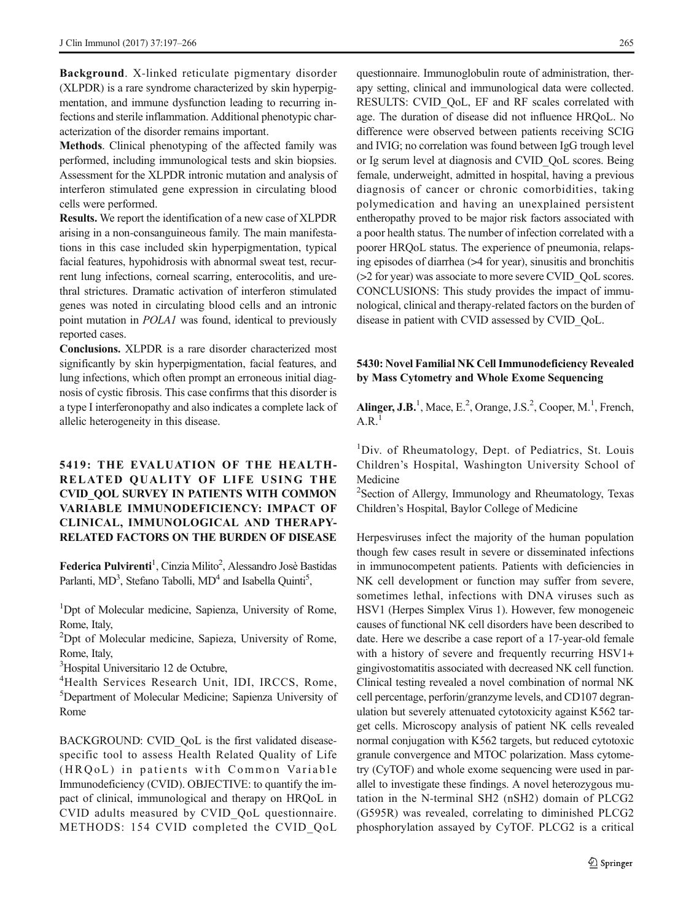**Background**. X-linked reticulate pigmentary disorder (XLPDR) is a rare syndrome characterized by skin hyperpigmentation, and immune dysfunction leading to recurring infections and sterile inflammation. Additional phenotypic characterization of the disorder remains important.

**Methods**. Clinical phenotyping of the affected family was performed, including immunological tests and skin biopsies. Assessment for the XLPDR intronic mutation and analysis of interferon stimulated gene expression in circulating blood cells were performed.

**Results.** We report the identification of a new case of XLPDR arising in a non-consanguineous family. The main manifestations in this case included skin hyperpigmentation, typical facial features, hypohidrosis with abnormal sweat test, recurrent lung infections, corneal scarring, enterocolitis, and urethral strictures. Dramatic activation of interferon stimulated genes was noted in circulating blood cells and an intronic point mutation in *POLA1* was found, identical to previously reported cases.

**Conclusions.** XLPDR is a rare disorder characterized most significantly by skin hyperpigmentation, facial features, and lung infections, which often prompt an erroneous initial diagnosis of cystic fibrosis. This case confirms that this disorder is a type I interferonopathy and also indicates a complete lack of allelic heterogeneity in this disease.

## 5419: THE EVALUATION OF THE HEALTH-RELATED QUALITY OF LIFE USING THE CVID_QOL SURVEY IN PATIENTS WITH COMMON VARIABLE IMMUNODEFICIENCY: IMPACT OF CLINICAL, IMMUNOLOGICAL AND THERAPY-RELATED FACTORS ON THE BURDEN OF DISEASE

**Federica Pulvirenti**[1], Cinzia Milito[2], Alessandro Josè Bastidas Parlanti, MD[3], Stefano Tabolli, MD[4] and Isabella Quinti[5],

[1]Dpt of Molecular medicine, Sapienza, University of Rome, Rome, Italy,

[2]Dpt of Molecular medicine, Sapieza, University of Rome, Rome, Italy,

[3]Hospital Universitario 12 de Octubre,

[4]Health Services Research Unit, IDI, IRCCS, Rome,

[5]Department of Molecular Medicine; Sapienza University of Rome

BACKGROUND: CVID_QoL is the first validated disease-specific tool to assess Health Related Quality of Life (HRQoL) in patients with Common Variable Immunodeficiency (CVID). OBJECTIVE: to quantify the impact of clinical, immunological and therapy on HRQoL in CVID adults measured by CVID_QoL questionnaire. METHODS: 154 CVID completed the CVID_QoL questionnaire. Immunoglobulin route of administration, therapy setting, clinical and immunological data were collected. RESULTS: CVID_QoL, EF and RF scales correlated with age. The duration of disease did not influence HRQoL. No difference were observed between patients receiving SCIG and IVIG; no correlation was found between IgG trough level or Ig serum level at diagnosis and CVID_QoL scores. Being female, underweight, admitted in hospital, having a previous diagnosis of cancer or chronic comorbidities, taking polymedication and having an unexplained persistent entheropathy proved to be major risk factors associated with a poor health status. The number of infection correlated with a poorer HRQoL status. The experience of pneumonia, relapsing episodes of diarrhea (>4 for year), sinusitis and bronchitis (>2 for year) was associate to more severe CVID_QoL scores. CONCLUSIONS: This study provides the impact of immunological, clinical and therapy-related factors on the burden of disease in patient with CVID assessed by CVID_QoL.

## 5430: Novel Familial NK Cell Immunodeficiency Revealed by Mass Cytometry and Whole Exome Sequencing

**Alinger, J.B.**[1], Mace, E.[2], Orange, J.S.[2], Cooper, M.[1], French, A.R.[1]

[1]Div. of Rheumatology, Dept. of Pediatrics, St. Louis Children's Hospital, Washington University School of Medicine

[2]Section of Allergy, Immunology and Rheumatology, Texas Children's Hospital, Baylor College of Medicine

Herpesviruses infect the majority of the human population though few cases result in severe or disseminated infections in immunocompetent patients. Patients with deficiencies in NK cell development or function may suffer from severe, sometimes lethal, infections with DNA viruses such as HSV1 (Herpes Simplex Virus 1). However, few monogeneic causes of functional NK cell disorders have been described to date. Here we describe a case report of a 17-year-old female with a history of severe and frequently recurring HSV1+ gingivostomatitis associated with decreased NK cell function. Clinical testing revealed a novel combination of normal NK cell percentage, perforin/granzyme levels, and CD107 degranulation but severely attenuated cytotoxicity against K562 target cells. Microscopy analysis of patient NK cells revealed normal conjugation with K562 targets, but reduced cytotoxic granule convergence and MTOC polarization. Mass cytometry (CyTOF) and whole exome sequencing were used in parallel to investigate these findings. A novel heterozygous mutation in the N-terminal SH2 (nSH2) domain of PLCG2 (G595R) was revealed, correlating to diminished PLCG2 phosphorylation assayed by CyTOF. PLCG2 is a critical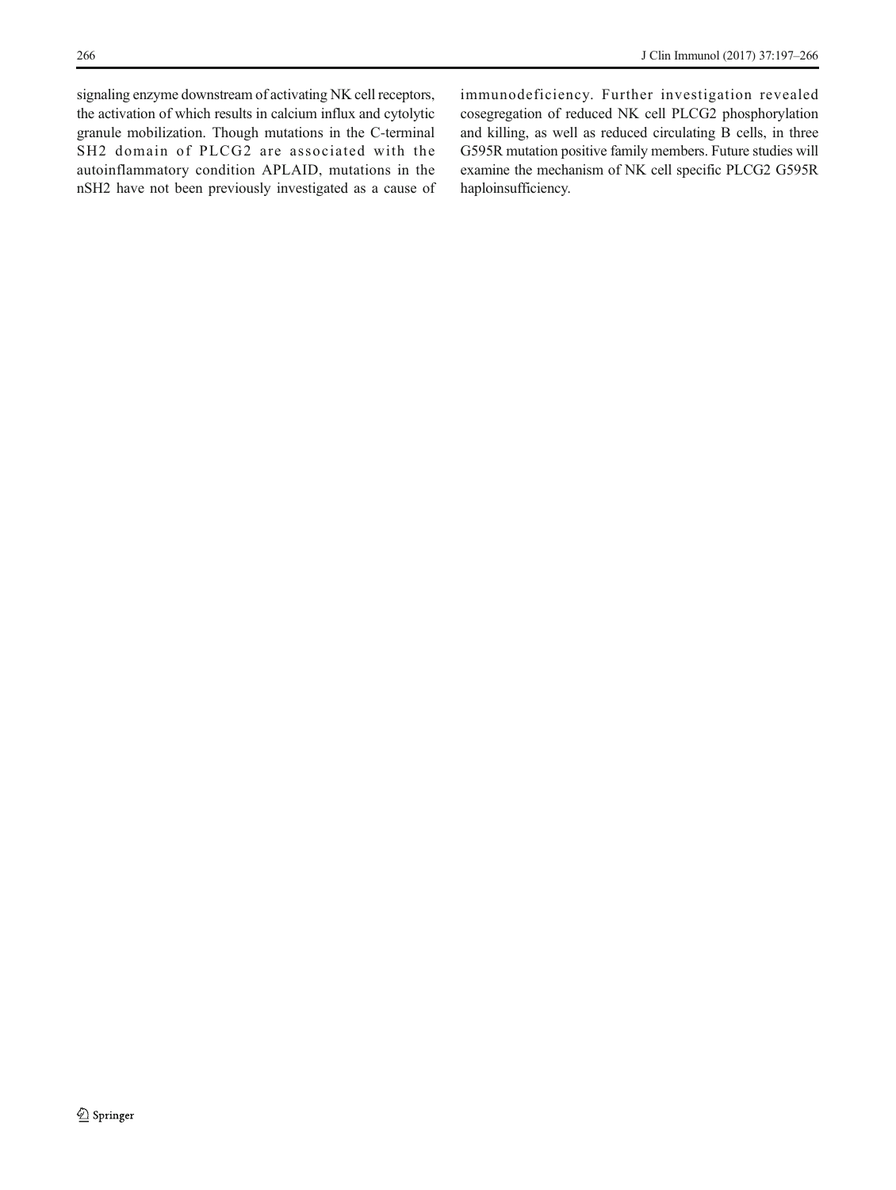signaling enzyme downstream of activating NK cell receptors, the activation of which results in calcium influx and cytolytic granule mobilization. Though mutations in the C-terminal SH2 domain of PLCG2 are associated with the autoinflammatory condition APLAID, mutations in the nSH2 have not been previously investigated as a cause of immunodeficiency. Further investigation revealed cosegregation of reduced NK cell PLCG2 phosphorylation and killing, as well as reduced circulating B cells, in three G595R mutation positive family members. Future studies will examine the mechanism of NK cell specific PLCG2 G595R haploinsufficiency.